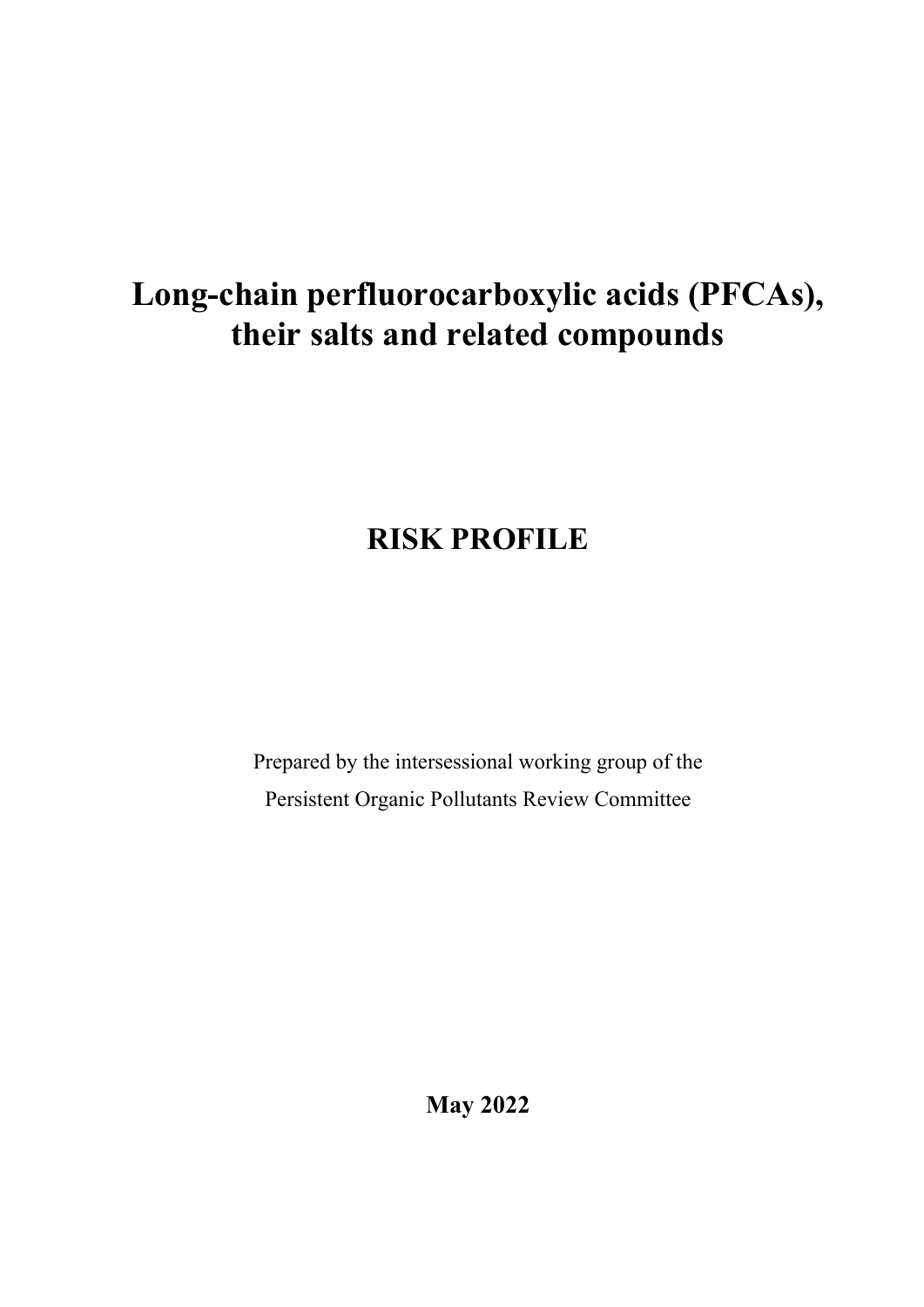# Long-chain perfluorocarboxylic acids (PFCAs), their salts and related compounds

# RISK PROFILE

Prepared by the intersessional working group of the
Persistent Organic Pollutants Review Committee

**May 2022**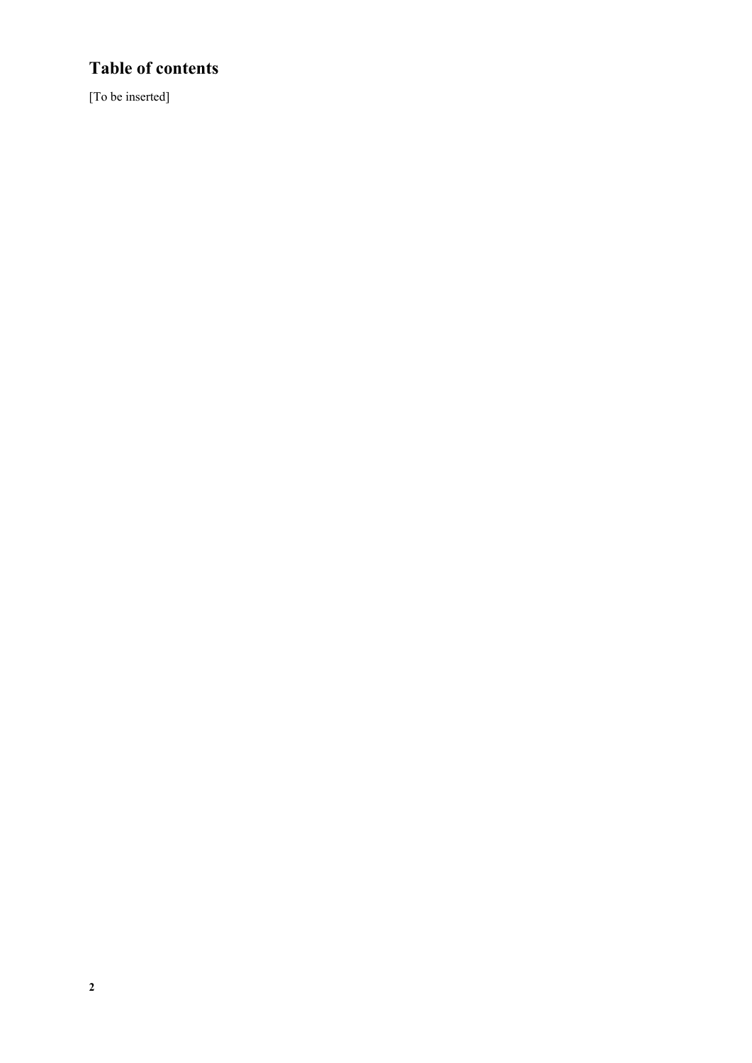# Table of contents

[To be inserted]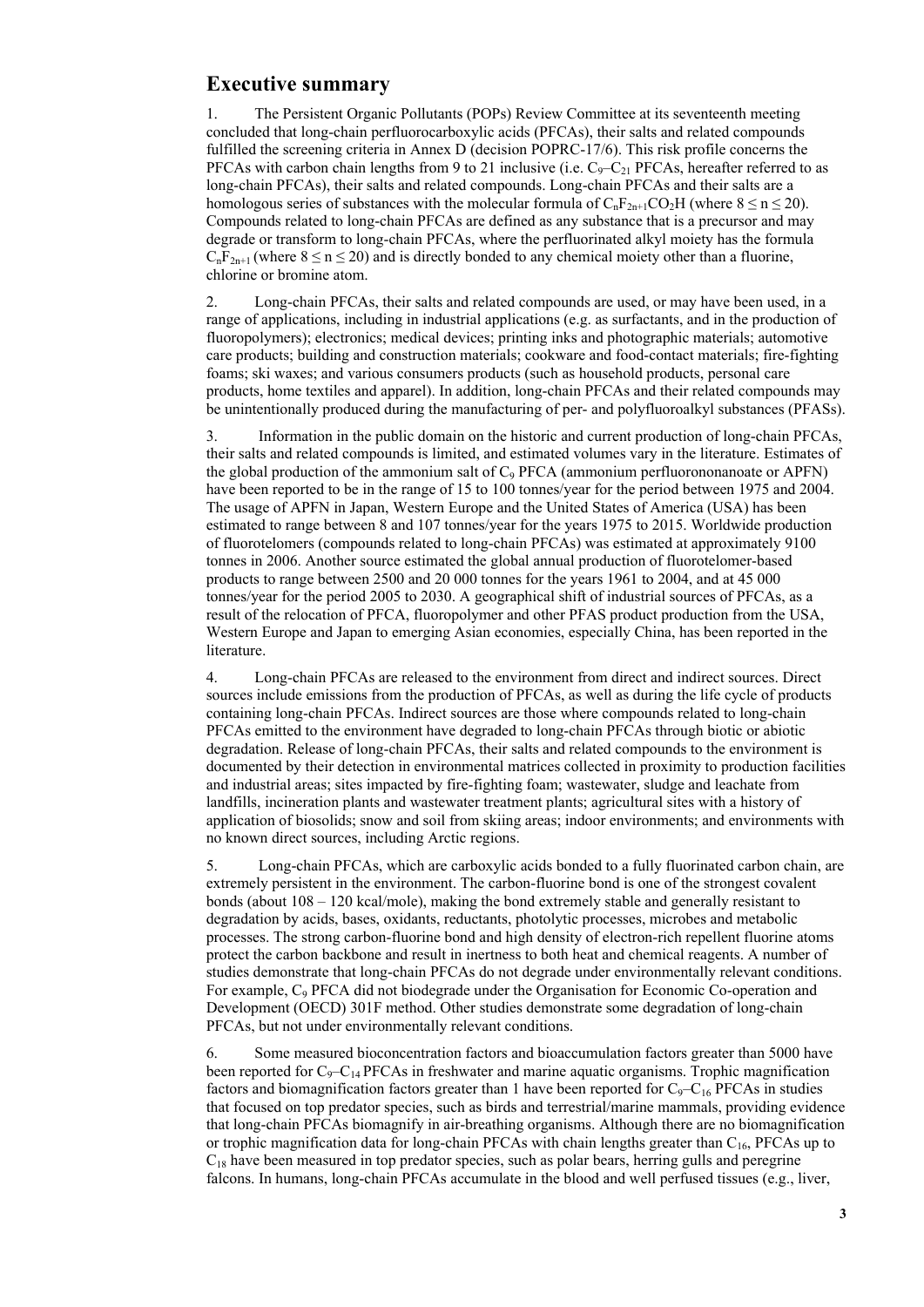## Executive summary

1. The Persistent Organic Pollutants (POPs) Review Committee at its seventeenth meeting concluded that long-chain perfluorocarboxylic acids (PFCAs), their salts and related compounds fulfilled the screening criteria in Annex D (decision POPRC-17/6). This risk profile concerns the PFCAs with carbon chain lengths from 9 to 21 inclusive (i.e. $C_9$–$C_{21}$ PFCAs, hereafter referred to as long-chain PFCAs), their salts and related compounds. Long-chain PFCAs and their salts are a homologous series of substances with the molecular formula of $C_nF_{2n+1}CO_2H$ (where $8 \leq n \leq 20$). Compounds related to long-chain PFCAs are defined as any substance that is a precursor and may degrade or transform to long-chain PFCAs, where the perfluorinated alkyl moiety has the formula $C_nF_{2n+1}$ (where $8 \leq n \leq 20$) and is directly bonded to any chemical moiety other than a fluorine, chlorine or bromine atom.

2. Long-chain PFCAs, their salts and related compounds are used, or may have been used, in a range of applications, including in industrial applications (e.g. as surfactants, and in the production of fluoropolymers); electronics; medical devices; printing inks and photographic materials; automotive care products; building and construction materials; cookware and food-contact materials; fire-fighting foams; ski waxes; and various consumers products (such as household products, personal care products, home textiles and apparel). In addition, long-chain PFCAs and their related compounds may be unintentionally produced during the manufacturing of per- and polyfluoroalkyl substances (PFASs).

3. Information in the public domain on the historic and current production of long-chain PFCAs, their salts and related compounds is limited, and estimated volumes vary in the literature. Estimates of the global production of the ammonium salt of $C_9$ PFCA (ammonium perfluorononanoate or APFN) have been reported to be in the range of 15 to 100 tonnes/year for the period between 1975 and 2004. The usage of APFN in Japan, Western Europe and the United States of America (USA) has been estimated to range between 8 and 107 tonnes/year for the years 1975 to 2015. Worldwide production of fluorotelomers (compounds related to long-chain PFCAs) was estimated at approximately 9100 tonnes in 2006. Another source estimated the global annual production of fluorotelomer-based products to range between 2500 and 20 000 tonnes for the years 1961 to 2004, and at 45 000 tonnes/year for the period 2005 to 2030. A geographical shift of industrial sources of PFCAs, as a result of the relocation of PFCA, fluoropolymer and other PFAS product production from the USA, Western Europe and Japan to emerging Asian economies, especially China, has been reported in the literature.

4. Long-chain PFCAs are released to the environment from direct and indirect sources. Direct sources include emissions from the production of PFCAs, as well as during the life cycle of products containing long-chain PFCAs. Indirect sources are those where compounds related to long-chain PFCAs emitted to the environment have degraded to long-chain PFCAs through biotic or abiotic degradation. Release of long-chain PFCAs, their salts and related compounds to the environment is documented by their detection in environmental matrices collected in proximity to production facilities and industrial areas; sites impacted by fire-fighting foam; wastewater, sludge and leachate from landfills, incineration plants and wastewater treatment plants; agricultural sites with a history of application of biosolids; snow and soil from skiing areas; indoor environments; and environments with no known direct sources, including Arctic regions.

5. Long-chain PFCAs, which are carboxylic acids bonded to a fully fluorinated carbon chain, are extremely persistent in the environment. The carbon-fluorine bond is one of the strongest covalent bonds (about 108 – 120 kcal/mole), making the bond extremely stable and generally resistant to degradation by acids, bases, oxidants, reductants, photolytic processes, microbes and metabolic processes. The strong carbon-fluorine bond and high density of electron-rich repellent fluorine atoms protect the carbon backbone and result in inertness to both heat and chemical reagents. A number of studies demonstrate that long-chain PFCAs do not degrade under environmentally relevant conditions. For example, $C_9$ PFCA did not biodegrade under the Organisation for Economic Co-operation and Development (OECD) 301F method. Other studies demonstrate some degradation of long-chain PFCAs, but not under environmentally relevant conditions.

6. Some measured bioconcentration factors and bioaccumulation factors greater than 5000 have been reported for $C_9$–$C_{14}$ PFCAs in freshwater and marine aquatic organisms. Trophic magnification factors and biomagnification factors greater than 1 have been reported for $C_9$–$C_{16}$ PFCAs in studies that focused on top predator species, such as birds and terrestrial/marine mammals, providing evidence that long-chain PFCAs biomagnify in air-breathing organisms. Although there are no biomagnification or trophic magnification data for long-chain PFCAs with chain lengths greater than $C_{16}$, PFCAs up to $C_{18}$ have been measured in top predator species, such as polar bears, herring gulls and peregrine falcons. In humans, long-chain PFCAs accumulate in the blood and well perfused tissues (e.g., liver,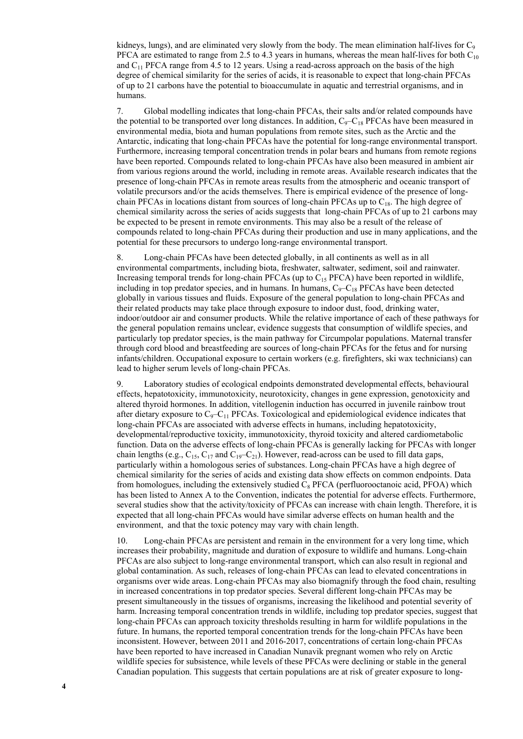kidneys, lungs), and are eliminated very slowly from the body. The mean elimination half-lives for $C_9$ PFCA are estimated to range from 2.5 to 4.3 years in humans, whereas the mean half-lives for both $C_{10}$ and $C_{11}$ PFCA range from 4.5 to 12 years. Using a read-across approach on the basis of the high degree of chemical similarity for the series of acids, it is reasonable to expect that long-chain PFCAs of up to 21 carbons have the potential to bioaccumulate in aquatic and terrestrial organisms, and in humans.

7. Global modelling indicates that long-chain PFCAs, their salts and/or related compounds have the potential to be transported over long distances. In addition, $C_9$–$C_{18}$ PFCAs have been measured in environmental media, biota and human populations from remote sites, such as the Arctic and the Antarctic, indicating that long-chain PFCAs have the potential for long-range environmental transport. Furthermore, increasing temporal concentration trends in polar bears and humans from remote regions have been reported. Compounds related to long-chain PFCAs have also been measured in ambient air from various regions around the world, including in remote areas. Available research indicates that the presence of long-chain PFCAs in remote areas results from the atmospheric and oceanic transport of volatile precursors and/or the acids themselves. There is empirical evidence of the presence of long-chain PFCAs in locations distant from sources of long-chain PFCAs up to $C_{18}$. The high degree of chemical similarity across the series of acids suggests that long-chain PFCAs of up to 21 carbons may be expected to be present in remote environments. This may also be a result of the release of compounds related to long-chain PFCAs during their production and use in many applications, and the potential for these precursors to undergo long-range environmental transport.

8. Long-chain PFCAs have been detected globally, in all continents as well as in all environmental compartments, including biota, freshwater, saltwater, sediment, soil and rainwater. Increasing temporal trends for long-chain PFCAs (up to $C_{15}$ PFCA) have been reported in wildlife, including in top predator species, and in humans. In humans, $C_9$–$C_{18}$ PFCAs have been detected globally in various tissues and fluids. Exposure of the general population to long-chain PFCAs and their related products may take place through exposure to indoor dust, food, drinking water, indoor/outdoor air and consumer products. While the relative importance of each of these pathways for the general population remains unclear, evidence suggests that consumption of wildlife species, and particularly top predator species, is the main pathway for Circumpolar populations. Maternal transfer through cord blood and breastfeeding are sources of long-chain PFCAs for the fetus and for nursing infants/children. Occupational exposure to certain workers (e.g. firefighters, ski wax technicians) can lead to higher serum levels of long-chain PFCAs.

9. Laboratory studies of ecological endpoints demonstrated developmental effects, behavioural effects, hepatotoxicity, immunotoxicity, neurotoxicity, changes in gene expression, genotoxicity and altered thyroid hormones. In addition, vitellogenin induction has occurred in juvenile rainbow trout after dietary exposure to $C_9$–$C_{11}$ PFCAs. Toxicological and epidemiological evidence indicates that long-chain PFCAs are associated with adverse effects in humans, including hepatotoxicity, developmental/reproductive toxicity, immunotoxicity, thyroid toxicity and altered cardiometabolic function. Data on the adverse effects of long-chain PFCAs is generally lacking for PFCAs with longer chain lengths (e.g., $C_{15}$, $C_{17}$ and $C_{19}$–$C_{21}$). However, read-across can be used to fill data gaps, particularly within a homologous series of substances. Long-chain PFCAs have a high degree of chemical similarity for the series of acids and existing data show effects on common endpoints. Data from homologues, including the extensively studied $C_8$ PFCA (perfluorooctanoic acid, PFOA) which has been listed to Annex A to the Convention, indicates the potential for adverse effects. Furthermore, several studies show that the activity/toxicity of PFCAs can increase with chain length. Therefore, it is expected that all long-chain PFCAs would have similar adverse effects on human health and the environment, and that the toxic potency may vary with chain length.

10. Long-chain PFCAs are persistent and remain in the environment for a very long time, which increases their probability, magnitude and duration of exposure to wildlife and humans. Long-chain PFCAs are also subject to long-range environmental transport, which can also result in regional and global contamination. As such, releases of long-chain PFCAs can lead to elevated concentrations in organisms over wide areas. Long-chain PFCAs may also biomagnify through the food chain, resulting in increased concentrations in top predator species. Several different long-chain PFCAs may be present simultaneously in the tissues of organisms, increasing the likelihood and potential severity of harm. Increasing temporal concentration trends in wildlife, including top predator species, suggest that long-chain PFCAs can approach toxicity thresholds resulting in harm for wildlife populations in the future. In humans, the reported temporal concentration trends for the long-chain PFCAs have been inconsistent. However, between 2011 and 2016-2017, concentrations of certain long-chain PFCAs have been reported to have increased in Canadian Nunavik pregnant women who rely on Arctic wildlife species for subsistence, while levels of these PFCAs were declining or stable in the general Canadian population. This suggests that certain populations are at risk of greater exposure to long-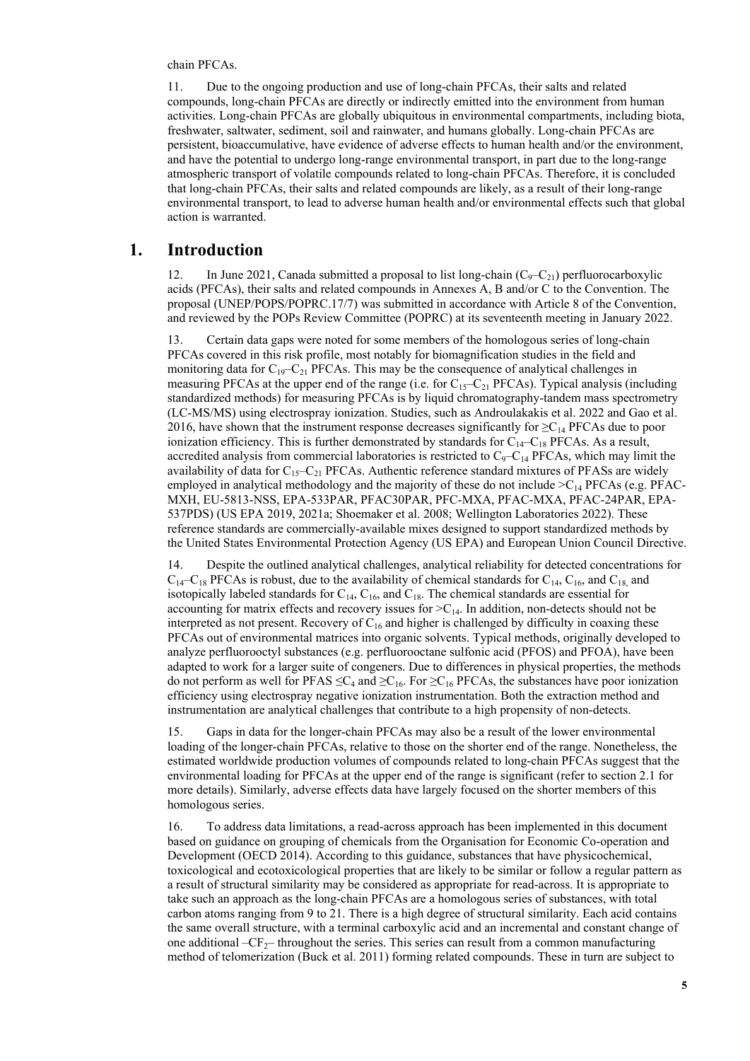chain PFCAs.

11. Due to the ongoing production and use of long-chain PFCAs, their salts and related compounds, long-chain PFCAs are directly or indirectly emitted into the environment from human activities. Long-chain PFCAs are globally ubiquitous in environmental compartments, including biota, freshwater, saltwater, sediment, soil and rainwater, and humans globally. Long-chain PFCAs are persistent, bioaccumulative, have evidence of adverse effects to human health and/or the environment, and have the potential to undergo long-range environmental transport, in part due to the long-range atmospheric transport of volatile compounds related to long-chain PFCAs. Therefore, it is concluded that long-chain PFCAs, their salts and related compounds are likely, as a result of their long-range environmental transport, to lead to adverse human health and/or environmental effects such that global action is warranted.

# 1. Introduction

12. In June 2021, Canada submitted a proposal to list long-chain ($C_9$–$C_{21}$) perfluorocarboxylic acids (PFCAs), their salts and related compounds in Annexes A, B and/or C to the Convention. The proposal (UNEP/POPS/POPRC.17/7) was submitted in accordance with Article 8 of the Convention, and reviewed by the POPs Review Committee (POPRC) at its seventeenth meeting in January 2022.

13. Certain data gaps were noted for some members of the homologous series of long-chain PFCAs covered in this risk profile, most notably for biomagnification studies in the field and monitoring data for $C_{19}$–$C_{21}$ PFCAs. This may be the consequence of analytical challenges in measuring PFCAs at the upper end of the range (i.e. for $C_{15}$–$C_{21}$ PFCAs). Typical analysis (including standardized methods) for measuring PFCAs is by liquid chromatography-tandem mass spectrometry (LC-MS/MS) using electrospray ionization. Studies, such as Androulakakis et al. 2022 and Gao et al. 2016, have shown that the instrument response decreases significantly for $\geq C_{14}$ PFCAs due to poor ionization efficiency. This is further demonstrated by standards for $C_{14}$–$C_{18}$ PFCAs. As a result, accredited analysis from commercial laboratories is restricted to $C_9$–$C_{14}$ PFCAs, which may limit the availability of data for $C_{15}$–$C_{21}$ PFCAs. Authentic reference standard mixtures of PFASs are widely employed in analytical methodology and the majority of these do not include $>C_{14}$ PFCAs (e.g. PFAC-MXH, EU-5813-NSS, EPA-533PAR, PFAC30PAR, PFC-MXA, PFAC-MXA, PFAC-24PAR, EPA-537PDS) (US EPA 2019, 2021a; Shoemaker et al. 2008; Wellington Laboratories 2022). These reference standards are commercially-available mixes designed to support standardized methods by the United States Environmental Protection Agency (US EPA) and European Union Council Directive.

14. Despite the outlined analytical challenges, analytical reliability for detected concentrations for $C_{14}$–$C_{18}$ PFCAs is robust, due to the availability of chemical standards for $C_{14}$, $C_{16}$, and $C_{18}$, and isotopically labeled standards for $C_{14}$, $C_{16}$, and $C_{18}$. The chemical standards are essential for accounting for matrix effects and recovery issues for $>C_{14}$. In addition, non-detects should not be interpreted as not present. Recovery of $C_{16}$ and higher is challenged by difficulty in coaxing these PFCAs out of environmental matrices into organic solvents. Typical methods, originally developed to analyze perfluorooctyl substances (e.g. perfluorooctane sulfonic acid (PFOS) and PFOA), have been adapted to work for a larger suite of congeners. Due to differences in physical properties, the methods do not perform as well for PFAS $\leq C_4$ and $\geq C_{16}$. For $\geq C_{16}$ PFCAs, the substances have poor ionization efficiency using electrospray negative ionization instrumentation. Both the extraction method and instrumentation are analytical challenges that contribute to a high propensity of non-detects.

15. Gaps in data for the longer-chain PFCAs may also be a result of the lower environmental loading of the longer-chain PFCAs, relative to those on the shorter end of the range. Nonetheless, the estimated worldwide production volumes of compounds related to long-chain PFCAs suggest that the environmental loading for PFCAs at the upper end of the range is significant (refer to section 2.1 for more details). Similarly, adverse effects data have largely focused on the shorter members of this homologous series.

16. To address data limitations, a read-across approach has been implemented in this document based on guidance on grouping of chemicals from the Organisation for Economic Co-operation and Development (OECD 2014). According to this guidance, substances that have physicochemical, toxicological and ecotoxicological properties that are likely to be similar or follow a regular pattern as a result of structural similarity may be considered as appropriate for read-across. It is appropriate to take such an approach as the long-chain PFCAs are a homologous series of substances, with total carbon atoms ranging from 9 to 21. There is a high degree of structural similarity. Each acid contains the same overall structure, with a terminal carboxylic acid and an incremental and constant change of one additional $–CF_2–$ throughout the series. This series can result from a common manufacturing method of telomerization (Buck et al. 2011) forming related compounds. These in turn are subject to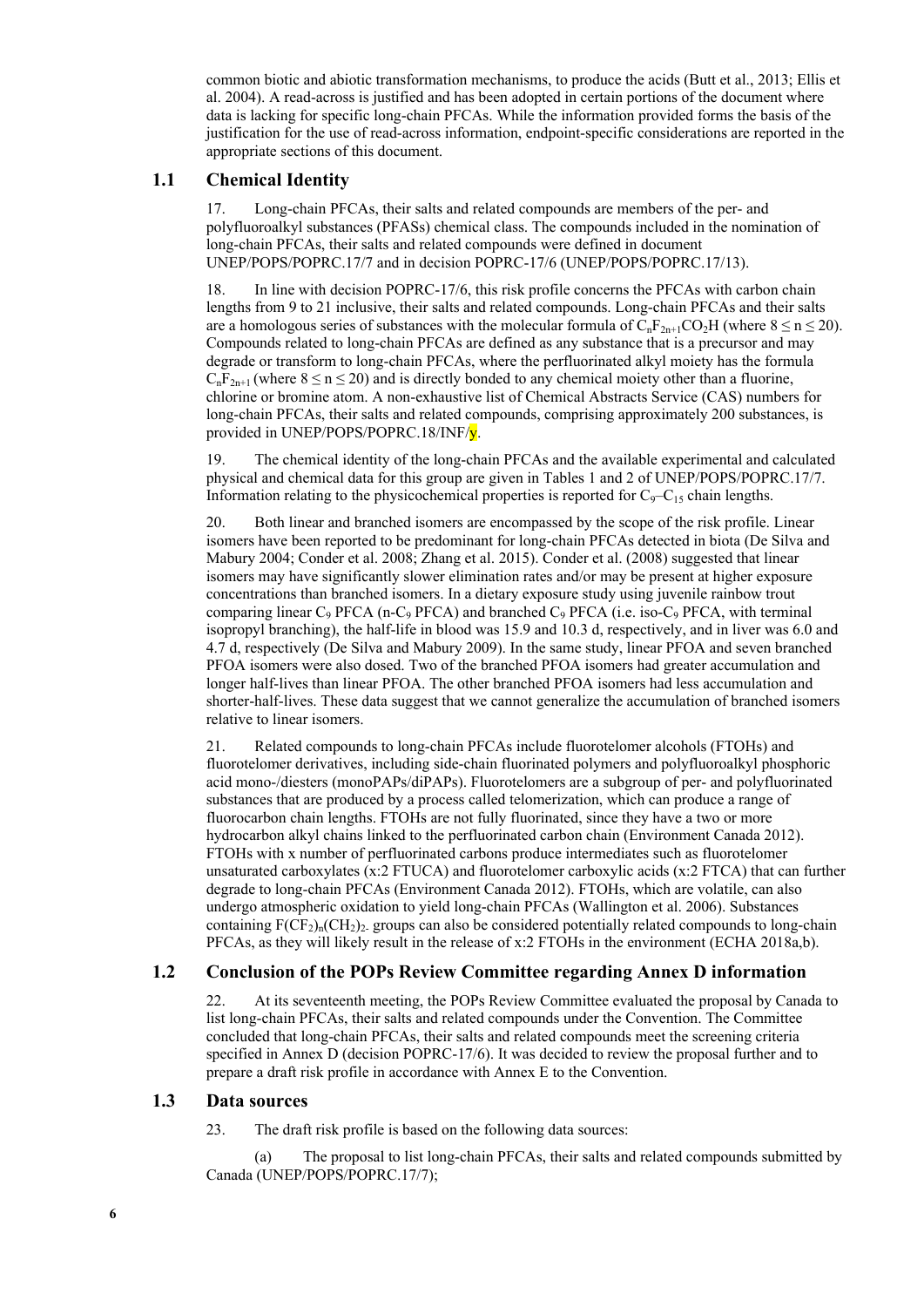common biotic and abiotic transformation mechanisms, to produce the acids (Butt et al., 2013; Ellis et al. 2004). A read-across is justified and has been adopted in certain portions of the document where data is lacking for specific long-chain PFCAs. While the information provided forms the basis of the justification for the use of read-across information, endpoint-specific considerations are reported in the appropriate sections of this document.

## 1.1 Chemical Identity

17. Long-chain PFCAs, their salts and related compounds are members of the per- and polyfluoroalkyl substances (PFASs) chemical class. The compounds included in the nomination of long-chain PFCAs, their salts and related compounds were defined in document UNEP/POPS/POPRC.17/7 and in decision POPRC-17/6 (UNEP/POPS/POPRC.17/13).

18. In line with decision POPRC-17/6, this risk profile concerns the PFCAs with carbon chain lengths from 9 to 21 inclusive, their salts and related compounds. Long-chain PFCAs and their salts are a homologous series of substances with the molecular formula of $C_nF_{2n+1}CO_2H$ (where $8 \leq n \leq 20$). Compounds related to long-chain PFCAs are defined as any substance that is a precursor and may degrade or transform to long-chain PFCAs, where the perfluorinated alkyl moiety has the formula $C_nF_{2n+1}$ (where $8 \leq n \leq 20$) and is directly bonded to any chemical moiety other than a fluorine, chlorine or bromine atom. A non-exhaustive list of Chemical Abstracts Service (CAS) numbers for long-chain PFCAs, their salts and related compounds, comprising approximately 200 substances, is provided in UNEP/POPS/POPRC.18/INF/y.

19. The chemical identity of the long-chain PFCAs and the available experimental and calculated physical and chemical data for this group are given in Tables 1 and 2 of UNEP/POPS/POPRC.17/7. Information relating to the physicochemical properties is reported for $C_9$–$C_{15}$ chain lengths.

20. Both linear and branched isomers are encompassed by the scope of the risk profile. Linear isomers have been reported to be predominant for long-chain PFCAs detected in biota (De Silva and Mabury 2004; Conder et al. 2008; Zhang et al. 2015). Conder et al. (2008) suggested that linear isomers may have significantly slower elimination rates and/or may be present at higher exposure concentrations than branched isomers. In a dietary exposure study using juvenile rainbow trout comparing linear $C_9$ PFCA (n-$C_9$ PFCA) and branched $C_9$ PFCA (i.e. iso-$C_9$ PFCA, with terminal isopropyl branching), the half-life in blood was 15.9 and 10.3 d, respectively, and in liver was 6.0 and 4.7 d, respectively (De Silva and Mabury 2009). In the same study, linear PFOA and seven branched PFOA isomers were also dosed. Two of the branched PFOA isomers had greater accumulation and longer half-lives than linear PFOA. The other branched PFOA isomers had less accumulation and shorter-half-lives. These data suggest that we cannot generalize the accumulation of branched isomers relative to linear isomers.

21. Related compounds to long-chain PFCAs include fluorotelomer alcohols (FTOHs) and fluorotelomer derivatives, including side-chain fluorinated polymers and polyfluoroalkyl phosphoric acid mono-/diesters (monoPAPs/diPAPs). Fluorotelomers are a subgroup of per- and polyfluorinated substances that are produced by a process called telomerization, which can produce a range of fluorocarbon chain lengths. FTOHs are not fully fluorinated, since they have a two or more hydrocarbon alkyl chains linked to the perfluorinated carbon chain (Environment Canada 2012). FTOHs with x number of perfluorinated carbons produce intermediates such as fluorotelomer unsaturated carboxylates (x:2 FTUCA) and fluorotelomer carboxylic acids (x:2 FTCA) that can further degrade to long-chain PFCAs (Environment Canada 2012). FTOHs, which are volatile, can also undergo atmospheric oxidation to yield long-chain PFCAs (Wallington et al. 2006). Substances containing $F(CF_2)_n(CH_2)_2$- groups can also be considered potentially related compounds to long-chain PFCAs, as they will likely result in the release of x:2 FTOHs in the environment (ECHA 2018a,b).

## 1.2 Conclusion of the POPs Review Committee regarding Annex D information

22. At its seventeenth meeting, the POPs Review Committee evaluated the proposal by Canada to list long-chain PFCAs, their salts and related compounds under the Convention. The Committee concluded that long-chain PFCAs, their salts and related compounds meet the screening criteria specified in Annex D (decision POPRC-17/6). It was decided to review the proposal further and to prepare a draft risk profile in accordance with Annex E to the Convention.

## 1.3 Data sources

23. The draft risk profile is based on the following data sources:

(a) The proposal to list long-chain PFCAs, their salts and related compounds submitted by Canada (UNEP/POPS/POPRC.17/7);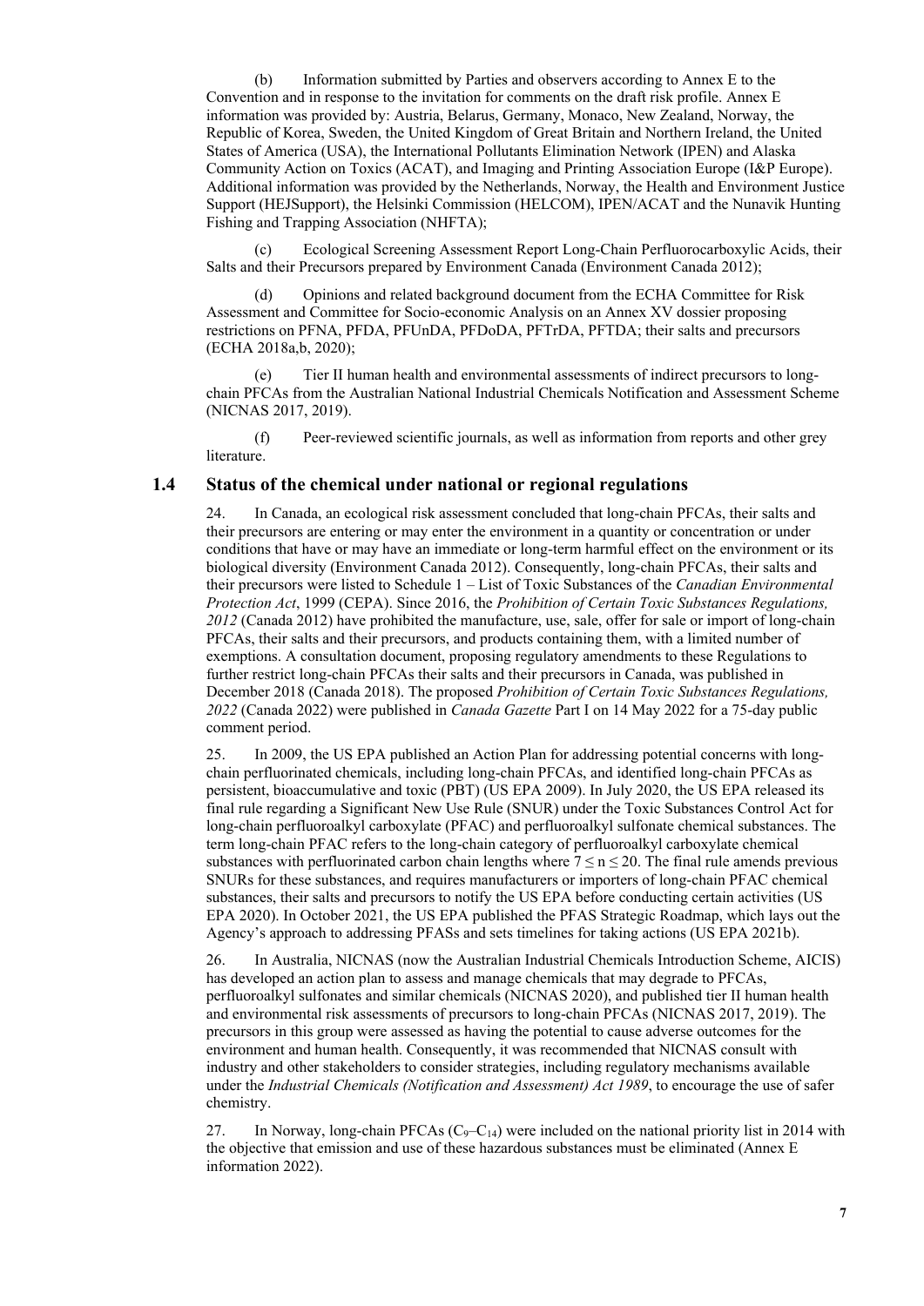(b) Information submitted by Parties and observers according to Annex E to the Convention and in response to the invitation for comments on the draft risk profile. Annex E information was provided by: Austria, Belarus, Germany, Monaco, New Zealand, Norway, the Republic of Korea, Sweden, the United Kingdom of Great Britain and Northern Ireland, the United States of America (USA), the International Pollutants Elimination Network (IPEN) and Alaska Community Action on Toxics (ACAT), and Imaging and Printing Association Europe (I&P Europe). Additional information was provided by the Netherlands, Norway, the Health and Environment Justice Support (HEJSupport), the Helsinki Commission (HELCOM), IPEN/ACAT and the Nunavik Hunting Fishing and Trapping Association (NHFTA);

(c) Ecological Screening Assessment Report Long-Chain Perfluorocarboxylic Acids, their Salts and their Precursors prepared by Environment Canada (Environment Canada 2012);

(d) Opinions and related background document from the ECHA Committee for Risk Assessment and Committee for Socio-economic Analysis on an Annex XV dossier proposing restrictions on PFNA, PFDA, PFUnDA, PFDoDA, PFTrDA, PFTDA; their salts and precursors (ECHA 2018a,b, 2020);

(e) Tier II human health and environmental assessments of indirect precursors to long-chain PFCAs from the Australian National Industrial Chemicals Notification and Assessment Scheme (NICNAS 2017, 2019).

(f) Peer-reviewed scientific journals, as well as information from reports and other grey literature.

## 1.4 Status of the chemical under national or regional regulations

24. In Canada, an ecological risk assessment concluded that long-chain PFCAs, their salts and their precursors are entering or may enter the environment in a quantity or concentration or under conditions that have or may have an immediate or long-term harmful effect on the environment or its biological diversity (Environment Canada 2012). Consequently, long-chain PFCAs, their salts and their precursors were listed to Schedule 1 – List of Toxic Substances of the *Canadian Environmental Protection Act*, 1999 (CEPA). Since 2016, the *Prohibition of Certain Toxic Substances Regulations, 2012* (Canada 2012) have prohibited the manufacture, use, sale, offer for sale or import of long-chain PFCAs, their salts and their precursors, and products containing them, with a limited number of exemptions. A consultation document, proposing regulatory amendments to these Regulations to further restrict long-chain PFCAs their salts and their precursors in Canada, was published in December 2018 (Canada 2018). The proposed *Prohibition of Certain Toxic Substances Regulations, 2022* (Canada 2022) were published in *Canada Gazette* Part I on 14 May 2022 for a 75-day public comment period.

25. In 2009, the US EPA published an Action Plan for addressing potential concerns with long-chain perfluorinated chemicals, including long-chain PFCAs, and identified long-chain PFCAs as persistent, bioaccumulative and toxic (PBT) (US EPA 2009). In July 2020, the US EPA released its final rule regarding a Significant New Use Rule (SNUR) under the Toxic Substances Control Act for long-chain perfluoroalkyl carboxylate (PFAC) and perfluoroalkyl sulfonate chemical substances. The term long-chain PFAC refers to the long-chain category of perfluoroalkyl carboxylate chemical substances with perfluorinated carbon chain lengths where $7 \leq n \leq 20$. The final rule amends previous SNURs for these substances, and requires manufacturers or importers of long-chain PFAC chemical substances, their salts and precursors to notify the US EPA before conducting certain activities (US EPA 2020). In October 2021, the US EPA published the PFAS Strategic Roadmap, which lays out the Agency's approach to addressing PFASs and sets timelines for taking actions (US EPA 2021b).

26. In Australia, NICNAS (now the Australian Industrial Chemicals Introduction Scheme, AICIS) has developed an action plan to assess and manage chemicals that may degrade to PFCAs, perfluoroalkyl sulfonates and similar chemicals (NICNAS 2020), and published tier II human health and environmental risk assessments of precursors to long-chain PFCAs (NICNAS 2017, 2019). The precursors in this group were assessed as having the potential to cause adverse outcomes for the environment and human health. Consequently, it was recommended that NICNAS consult with industry and other stakeholders to consider strategies, including regulatory mechanisms available under the *Industrial Chemicals (Notification and Assessment) Act 1989*, to encourage the use of safer chemistry.

27. In Norway, long-chain PFCAs ($C_9$–$C_{14}$) were included on the national priority list in 2014 with the objective that emission and use of these hazardous substances must be eliminated (Annex E information 2022).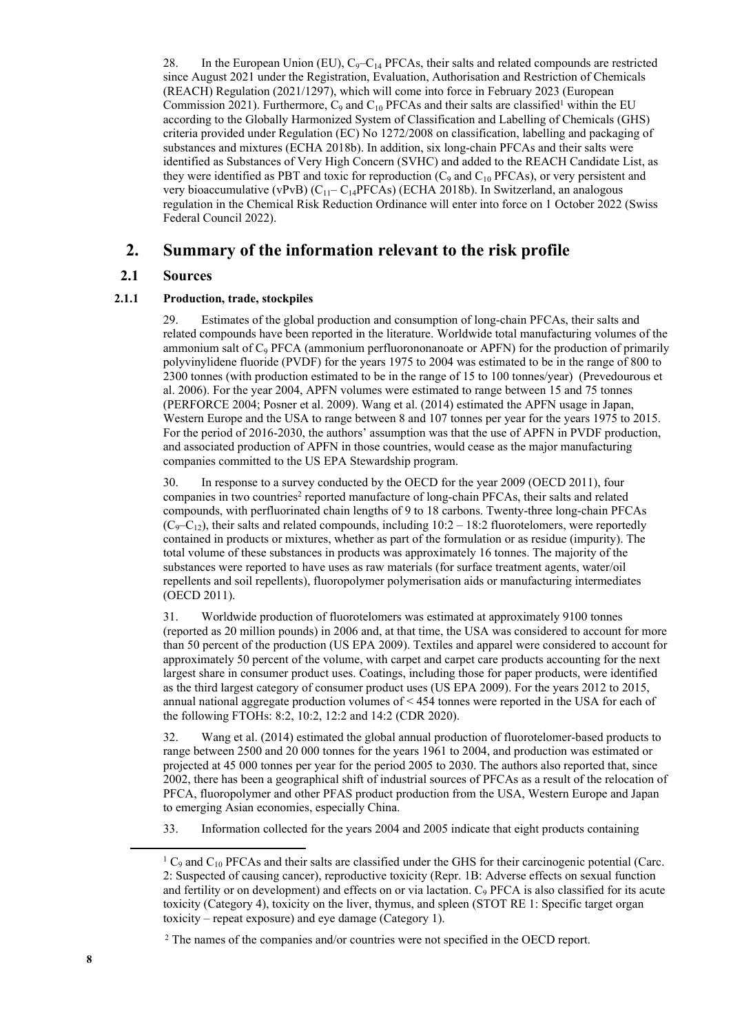28. In the European Union (EU), $C_9$–$C_{14}$ PFCAs, their salts and related compounds are restricted since August 2021 under the Registration, Evaluation, Authorisation and Restriction of Chemicals (REACH) Regulation (2021/1297), which will come into force in February 2023 (European Commission 2021). Furthermore, $C_9$ and $C_{10}$ PFCAs and their salts are classified[1] within the EU according to the Globally Harmonized System of Classification and Labelling of Chemicals (GHS) criteria provided under Regulation (EC) No 1272/2008 on classification, labelling and packaging of substances and mixtures (ECHA 2018b). In addition, six long-chain PFCAs and their salts were identified as Substances of Very High Concern (SVHC) and added to the REACH Candidate List, as they were identified as PBT and toxic for reproduction ($C_9$ and $C_{10}$ PFCAs), or very persistent and very bioaccumulative (vPvB) ($C_{11}$– $C_{14}$PFCAs) (ECHA 2018b). In Switzerland, an analogous regulation in the Chemical Risk Reduction Ordinance will enter into force on 1 October 2022 (Swiss Federal Council 2022).

# 2. Summary of the information relevant to the risk profile

## 2.1 Sources

### 2.1.1 Production, trade, stockpiles

29. Estimates of the global production and consumption of long-chain PFCAs, their salts and related compounds have been reported in the literature. Worldwide total manufacturing volumes of the ammonium salt of $C_9$ PFCA (ammonium perfluorononanoate or APFN) for the production of primarily polyvinylidene fluoride (PVDF) for the years 1975 to 2004 was estimated to be in the range of 800 to 2300 tonnes (with production estimated to be in the range of 15 to 100 tonnes/year) (Prevedourous et al. 2006). For the year 2004, APFN volumes were estimated to range between 15 and 75 tonnes (PERFORCE 2004; Posner et al. 2009). Wang et al. (2014) estimated the APFN usage in Japan, Western Europe and the USA to range between 8 and 107 tonnes per year for the years 1975 to 2015. For the period of 2016-2030, the authors' assumption was that the use of APFN in PVDF production, and associated production of APFN in those countries, would cease as the major manufacturing companies committed to the US EPA Stewardship program.

30. In response to a survey conducted by the OECD for the year 2009 (OECD 2011), four companies in two countries[2] reported manufacture of long-chain PFCAs, their salts and related compounds, with perfluorinated chain lengths of 9 to 18 carbons. Twenty-three long-chain PFCAs ($C_9$–$C_{12}$), their salts and related compounds, including 10:2 – 18:2 fluorotelomers, were reportedly contained in products or mixtures, whether as part of the formulation or as residue (impurity). The total volume of these substances in products was approximately 16 tonnes. The majority of the substances were reported to have uses as raw materials (for surface treatment agents, water/oil repellents and soil repellents), fluoropolymer polymerisation aids or manufacturing intermediates (OECD 2011).

31. Worldwide production of fluorotelomers was estimated at approximately 9100 tonnes (reported as 20 million pounds) in 2006 and, at that time, the USA was considered to account for more than 50 percent of the production (US EPA 2009). Textiles and apparel were considered to account for approximately 50 percent of the volume, with carpet and carpet care products accounting for the next largest share in consumer product uses. Coatings, including those for paper products, were identified as the third largest category of consumer product uses (US EPA 2009). For the years 2012 to 2015, annual national aggregate production volumes of < 454 tonnes were reported in the USA for each of the following FTOHs: 8:2, 10:2, 12:2 and 14:2 (CDR 2020).

32. Wang et al. (2014) estimated the global annual production of fluorotelomer-based products to range between 2500 and 20 000 tonnes for the years 1961 to 2004, and production was estimated or projected at 45 000 tonnes per year for the period 2005 to 2030. The authors also reported that, since 2002, there has been a geographical shift of industrial sources of PFCAs as a result of the relocation of PFCA, fluoropolymer and other PFAS product production from the USA, Western Europe and Japan to emerging Asian economies, especially China.

33. Information collected for the years 2004 and 2005 indicate that eight products containing

[1] $C_9$ and $C_{10}$ PFCAs and their salts are classified under the GHS for their carcinogenic potential (Carc. 2: Suspected of causing cancer), reproductive toxicity (Repr. 1B: Adverse effects on sexual function and fertility or on development) and effects on or via lactation. $C_9$ PFCA is also classified for its acute toxicity (Category 4), toxicity on the liver, thymus, and spleen (STOT RE 1: Specific target organ toxicity – repeat exposure) and eye damage (Category 1).

[2] The names of the companies and/or countries were not specified in the OECD report.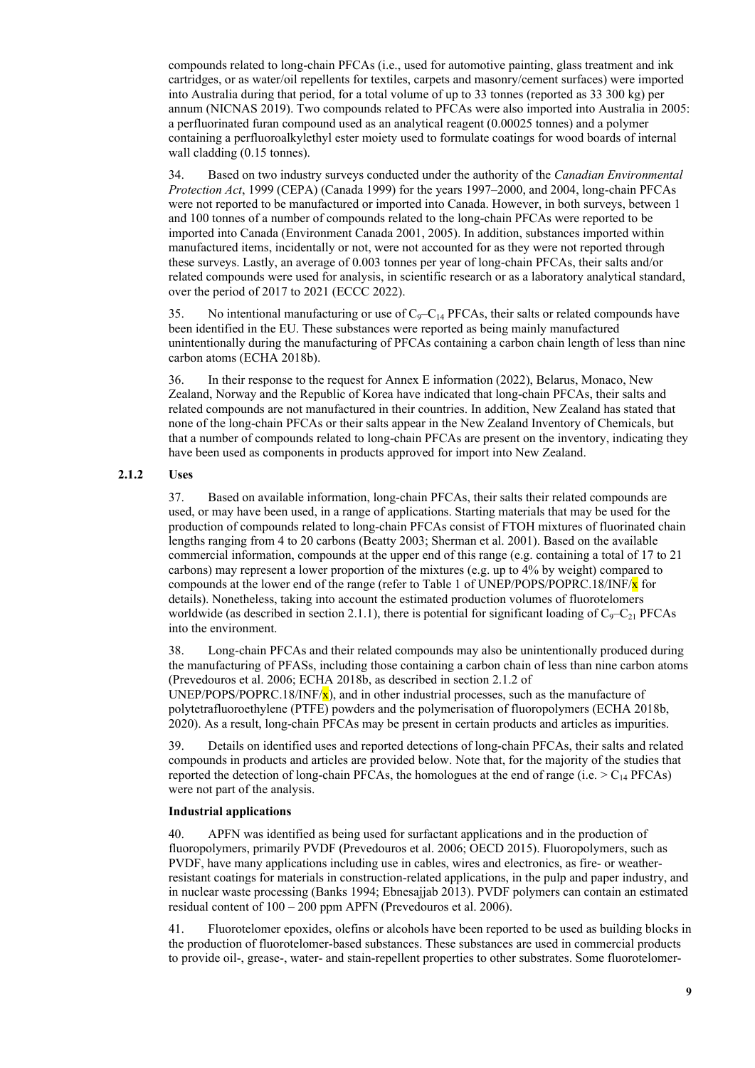compounds related to long-chain PFCAs (i.e., used for automotive painting, glass treatment and ink cartridges, or as water/oil repellents for textiles, carpets and masonry/cement surfaces) were imported into Australia during that period, for a total volume of up to 33 tonnes (reported as 33 300 kg) per annum (NICNAS 2019). Two compounds related to PFCAs were also imported into Australia in 2005: a perfluorinated furan compound used as an analytical reagent (0.00025 tonnes) and a polymer containing a perfluoroalkylethyl ester moiety used to formulate coatings for wood boards of internal wall cladding (0.15 tonnes).

34. Based on two industry surveys conducted under the authority of the *Canadian Environmental Protection Act*, 1999 (CEPA) (Canada 1999) for the years 1997–2000, and 2004, long-chain PFCAs were not reported to be manufactured or imported into Canada. However, in both surveys, between 1 and 100 tonnes of a number of compounds related to the long-chain PFCAs were reported to be imported into Canada (Environment Canada 2001, 2005). In addition, substances imported within manufactured items, incidentally or not, were not accounted for as they were not reported through these surveys. Lastly, an average of 0.003 tonnes per year of long-chain PFCAs, their salts and/or related compounds were used for analysis, in scientific research or as a laboratory analytical standard, over the period of 2017 to 2021 (ECCC 2022).

35. No intentional manufacturing or use of $C_9$–$C_{14}$ PFCAs, their salts or related compounds have been identified in the EU. These substances were reported as being mainly manufactured unintentionally during the manufacturing of PFCAs containing a carbon chain length of less than nine carbon atoms (ECHA 2018b).

36. In their response to the request for Annex E information (2022), Belarus, Monaco, New Zealand, Norway and the Republic of Korea have indicated that long-chain PFCAs, their salts and related compounds are not manufactured in their countries. In addition, New Zealand has stated that none of the long-chain PFCAs or their salts appear in the New Zealand Inventory of Chemicals, but that a number of compounds related to long-chain PFCAs are present on the inventory, indicating they have been used as components in products approved for import into New Zealand.

### 2.1.2 Uses

37. Based on available information, long-chain PFCAs, their salts their related compounds are used, or may have been used, in a range of applications. Starting materials that may be used for the production of compounds related to long-chain PFCAs consist of FTOH mixtures of fluorinated chain lengths ranging from 4 to 20 carbons (Beatty 2003; Sherman et al. 2001). Based on the available commercial information, compounds at the upper end of this range (e.g. containing a total of 17 to 21 carbons) may represent a lower proportion of the mixtures (e.g. up to 4% by weight) compared to compounds at the lower end of the range (refer to Table 1 of UNEP/POPS/POPRC.18/INF/x for details). Nonetheless, taking into account the estimated production volumes of fluorotelomers worldwide (as described in section 2.1.1), there is potential for significant loading of $C_9$–$C_{21}$ PFCAs into the environment.

38. Long-chain PFCAs and their related compounds may also be unintentionally produced during the manufacturing of PFASs, including those containing a carbon chain of less than nine carbon atoms (Prevedouros et al. 2006; ECHA 2018b, as described in section 2.1.2 of UNEP/POPS/POPRC.18/INF/x), and in other industrial processes, such as the manufacture of polytetrafluoroethylene (PTFE) powders and the polymerisation of fluoropolymers (ECHA 2018b, 2020). As a result, long-chain PFCAs may be present in certain products and articles as impurities.

39. Details on identified uses and reported detections of long-chain PFCAs, their salts and related compounds in products and articles are provided below. Note that, for the majority of the studies that reported the detection of long-chain PFCAs, the homologues at the end of range (i.e. > $C_{14}$ PFCAs) were not part of the analysis.

**Industrial applications**

40. APFN was identified as being used for surfactant applications and in the production of fluoropolymers, primarily PVDF (Prevedouros et al. 2006; OECD 2015). Fluoropolymers, such as PVDF, have many applications including use in cables, wires and electronics, as fire- or weather-resistant coatings for materials in construction-related applications, in the pulp and paper industry, and in nuclear waste processing (Banks 1994; Ebnesajjab 2013). PVDF polymers can contain an estimated residual content of 100 – 200 ppm APFN (Prevedouros et al. 2006).

41. Fluorotelomer epoxides, olefins or alcohols have been reported to be used as building blocks in the production of fluorotelomer-based substances. These substances are used in commercial products to provide oil-, grease-, water- and stain-repellent properties to other substrates. Some fluorotelomer-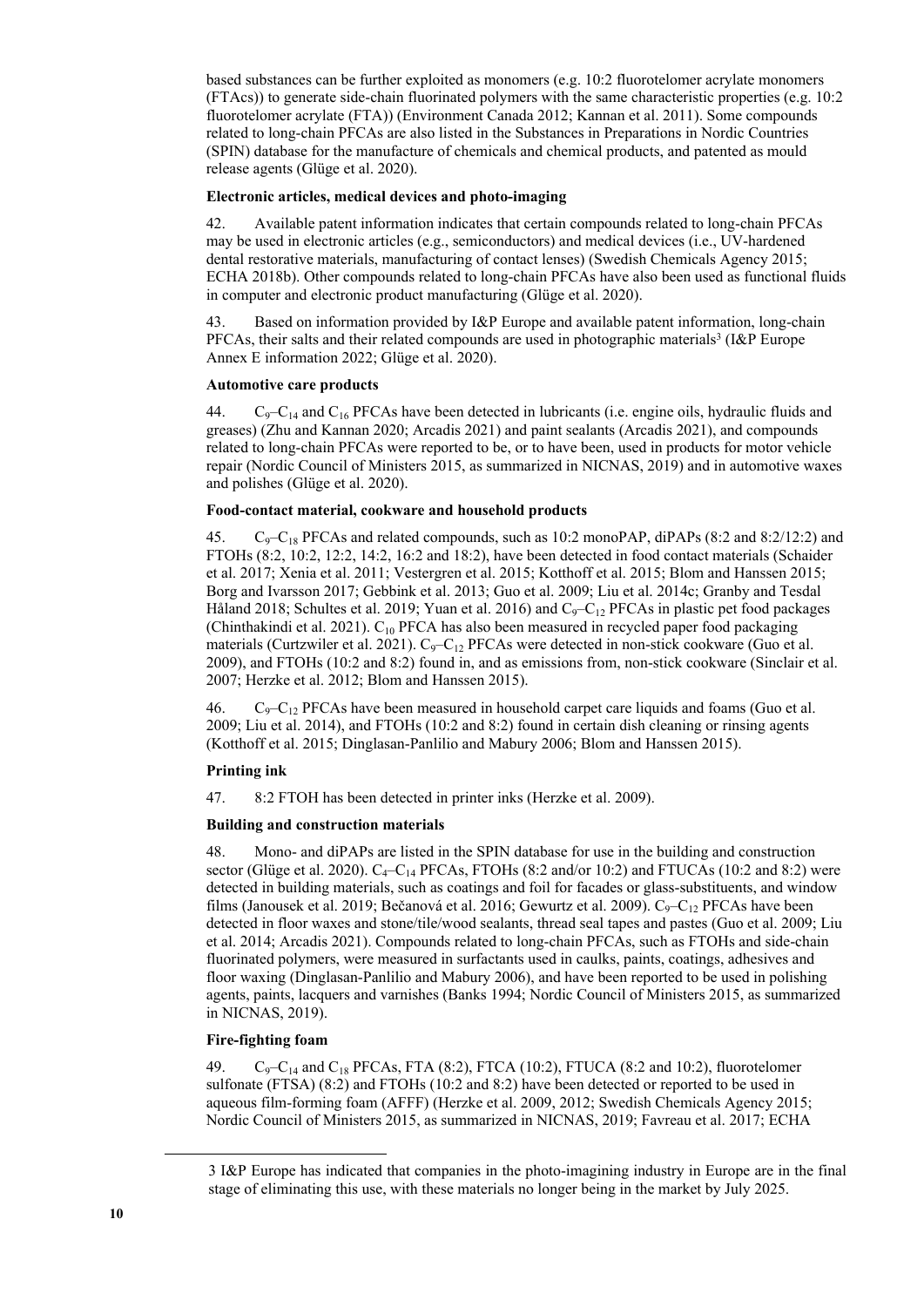based substances can be further exploited as monomers (e.g. 10:2 fluorotelomer acrylate monomers (FTAcs)) to generate side-chain fluorinated polymers with the same characteristic properties (e.g. 10:2 fluorotelomer acrylate (FTA)) (Environment Canada 2012; Kannan et al. 2011). Some compounds related to long-chain PFCAs are also listed in the Substances in Preparations in Nordic Countries (SPIN) database for the manufacture of chemicals and chemical products, and patented as mould release agents (Glüge et al. 2020).

**Electronic articles, medical devices and photo-imaging**

42. Available patent information indicates that certain compounds related to long-chain PFCAs may be used in electronic articles (e.g., semiconductors) and medical devices (i.e., UV-hardened dental restorative materials, manufacturing of contact lenses) (Swedish Chemicals Agency 2015; ECHA 2018b). Other compounds related to long-chain PFCAs have also been used as functional fluids in computer and electronic product manufacturing (Glüge et al. 2020).

43. Based on information provided by I&P Europe and available patent information, long-chain PFCAs, their salts and their related compounds are used in photographic materials[3] (I&P Europe Annex E information 2022; Glüge et al. 2020).

**Automotive care products**

44. $C_9$–$C_{14}$ and $C_{16}$ PFCAs have been detected in lubricants (i.e. engine oils, hydraulic fluids and greases) (Zhu and Kannan 2020; Arcadis 2021) and paint sealants (Arcadis 2021), and compounds related to long-chain PFCAs were reported to be, or to have been, used in products for motor vehicle repair (Nordic Council of Ministers 2015, as summarized in NICNAS, 2019) and in automotive waxes and polishes (Glüge et al. 2020).

**Food-contact material, cookware and household products**

45. $C_9$–$C_{18}$ PFCAs and related compounds, such as 10:2 monoPAP, diPAPs (8:2 and 8:2/12:2) and FTOHs (8:2, 10:2, 12:2, 14:2, 16:2 and 18:2), have been detected in food contact materials (Schaider et al. 2017; Xenia et al. 2011; Vestergren et al. 2015; Kotthoff et al. 2015; Blom and Hanssen 2015; Borg and Ivarsson 2017; Gebbink et al. 2013; Guo et al. 2009; Liu et al. 2014c; Granby and Tesdal Håland 2018; Schultes et al. 2019; Yuan et al. 2016) and $C_9$–$C_{12}$ PFCAs in plastic pet food packages (Chinthakindi et al. 2021). $C_{10}$ PFCA has also been measured in recycled paper food packaging materials (Curtzwiler et al. 2021). $C_9$–$C_{12}$ PFCAs were detected in non-stick cookware (Guo et al. 2009), and FTOHs (10:2 and 8:2) found in, and as emissions from, non-stick cookware (Sinclair et al. 2007; Herzke et al. 2012; Blom and Hanssen 2015).

46. $C_9$–$C_{12}$ PFCAs have been measured in household carpet care liquids and foams (Guo et al. 2009; Liu et al. 2014), and FTOHs (10:2 and 8:2) found in certain dish cleaning or rinsing agents (Kotthoff et al. 2015; Dinglasan-Panlilio and Mabury 2006; Blom and Hanssen 2015).

**Printing ink**

47. 8:2 FTOH has been detected in printer inks (Herzke et al. 2009).

**Building and construction materials**

48. Mono- and diPAPs are listed in the SPIN database for use in the building and construction sector (Glüge et al. 2020). $C_4$–$C_{14}$ PFCAs, FTOHs (8:2 and/or 10:2) and FTUCAs (10:2 and 8:2) were detected in building materials, such as coatings and foil for facades or glass-substituents, and window films (Janousek et al. 2019; Bečanová et al. 2016; Gewurtz et al. 2009). $C_9$–$C_{12}$ PFCAs have been detected in floor waxes and stone/tile/wood sealants, thread seal tapes and pastes (Guo et al. 2009; Liu et al. 2014; Arcadis 2021). Compounds related to long-chain PFCAs, such as FTOHs and side-chain fluorinated polymers, were measured in surfactants used in caulks, paints, coatings, adhesives and floor waxing (Dinglasan-Panlilio and Mabury 2006), and have been reported to be used in polishing agents, paints, lacquers and varnishes (Banks 1994; Nordic Council of Ministers 2015, as summarized in NICNAS, 2019).

**Fire-fighting foam**

49. $C_9$–$C_{14}$ and $C_{18}$ PFCAs, FTA (8:2), FTCA (10:2), FTUCA (8:2 and 10:2), fluorotelomer sulfonate (FTSA) (8:2) and FTOHs (10:2 and 8:2) have been detected or reported to be used in aqueous film-forming foam (AFFF) (Herzke et al. 2009, 2012; Swedish Chemicals Agency 2015; Nordic Council of Ministers 2015, as summarized in NICNAS, 2019; Favreau et al. 2017; ECHA

---

3 I&P Europe has indicated that companies in the photo-imagining industry in Europe are in the final stage of eliminating this use, with these materials no longer being in the market by July 2025.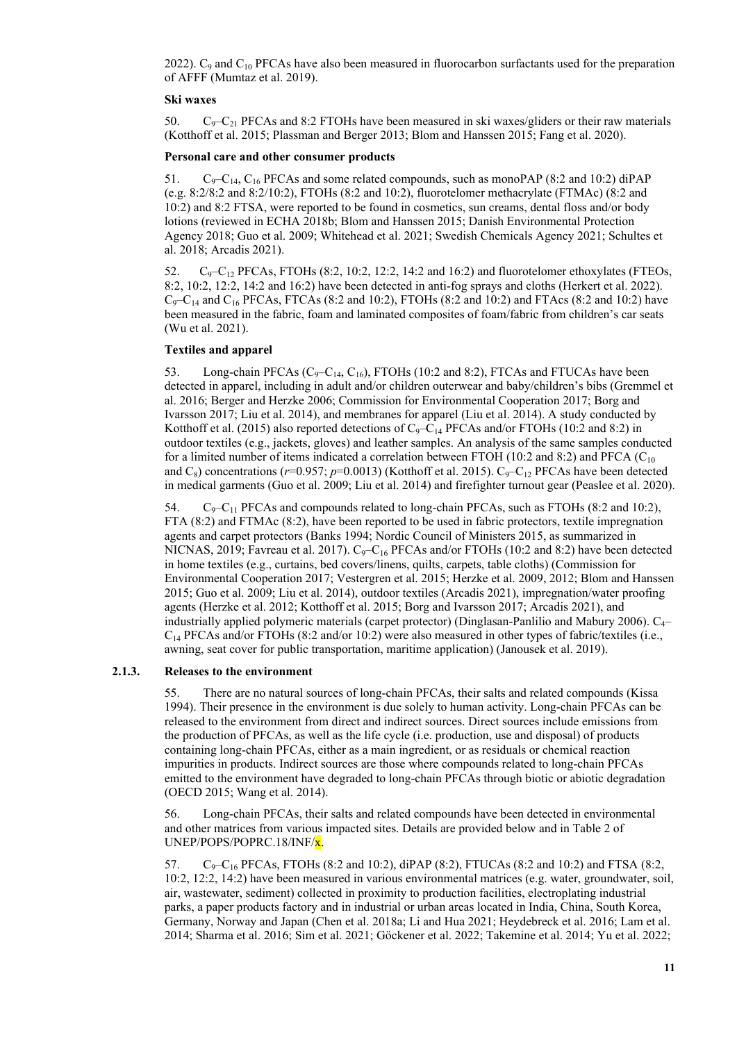2022). $C_9$ and $C_{10}$ PFCAs have also been measured in fluorocarbon surfactants used for the preparation of AFFF (Mumtaz et al. 2019).

**Ski waxes**

50. $C_9$–$C_{21}$ PFCAs and 8:2 FTOHs have been measured in ski waxes/gliders or their raw materials (Kotthoff et al. 2015; Plassman and Berger 2013; Blom and Hanssen 2015; Fang et al. 2020).

**Personal care and other consumer products**

51. $C_9$–$C_{14}$, $C_{16}$ PFCAs and some related compounds, such as monoPAP (8:2 and 10:2) diPAP (e.g. 8:2/8:2 and 8:2/10:2), FTOHs (8:2 and 10:2), fluorotelomer methacrylate (FTMAc) (8:2 and 10:2) and 8:2 FTSA, were reported to be found in cosmetics, sun creams, dental floss and/or body lotions (reviewed in ECHA 2018b; Blom and Hanssen 2015; Danish Environmental Protection Agency 2018; Guo et al. 2009; Whitehead et al. 2021; Swedish Chemicals Agency 2021; Schultes et al. 2018; Arcadis 2021).

52. $C_9$–$C_{12}$ PFCAs, FTOHs (8:2, 10:2, 12:2, 14:2 and 16:2) and fluorotelomer ethoxylates (FTEOs, 8:2, 10:2, 12:2, 14:2 and 16:2) have been detected in anti-fog sprays and cloths (Herkert et al. 2022). $C_9$–$C_{14}$ and $C_{16}$ PFCAs, FTCAs (8:2 and 10:2), FTOHs (8:2 and 10:2) and FTAcs (8:2 and 10:2) have been measured in the fabric, foam and laminated composites of foam/fabric from children's car seats (Wu et al. 2021).

**Textiles and apparel**

53. Long-chain PFCAs ($C_9$–$C_{14}$, $C_{16}$), FTOHs (10:2 and 8:2), FTCAs and FTUCAs have been detected in apparel, including in adult and/or children outerwear and baby/children's bibs (Gremmel et al. 2016; Berger and Herzke 2006; Commission for Environmental Cooperation 2017; Borg and Ivarsson 2017; Liu et al. 2014), and membranes for apparel (Liu et al. 2014). A study conducted by Kotthoff et al. (2015) also reported detections of $C_9$–$C_{14}$ PFCAs and/or FTOHs (10:2 and 8:2) in outdoor textiles (e.g., jackets, gloves) and leather samples. An analysis of the same samples conducted for a limited number of items indicated a correlation between FTOH (10:2 and 8:2) and PFCA ($C_{10}$ and $C_8$) concentrations ($r$=0.957; $p$=0.0013) (Kotthoff et al. 2015). $C_9$–$C_{12}$ PFCAs have been detected in medical garments (Guo et al. 2009; Liu et al. 2014) and firefighter turnout gear (Peaslee et al. 2020).

54. $C_9$–$C_{11}$ PFCAs and compounds related to long-chain PFCAs, such as FTOHs (8:2 and 10:2), FTA (8:2) and FTMAc (8:2), have been reported to be used in fabric protectors, textile impregnation agents and carpet protectors (Banks 1994; Nordic Council of Ministers 2015, as summarized in NICNAS, 2019; Favreau et al. 2017). $C_9$–$C_{16}$ PFCAs and/or FTOHs (10:2 and 8:2) have been detected in home textiles (e.g., curtains, bed covers/linens, quilts, carpets, table cloths) (Commission for Environmental Cooperation 2017; Vestergren et al. 2015; Herzke et al. 2009, 2012; Blom and Hanssen 2015; Guo et al. 2009; Liu et al. 2014), outdoor textiles (Arcadis 2021), impregnation/water proofing agents (Herzke et al. 2012; Kotthoff et al. 2015; Borg and Ivarsson 2017; Arcadis 2021), and industrially applied polymeric materials (carpet protector) (Dinglasan-Panlilio and Mabury 2006). $C_4$–$C_{14}$ PFCAs and/or FTOHs (8:2 and/or 10:2) were also measured in other types of fabric/textiles (i.e., awning, seat cover for public transportation, maritime application) (Janousek et al. 2019).

### 2.1.3. Releases to the environment

55. There are no natural sources of long-chain PFCAs, their salts and related compounds (Kissa 1994). Their presence in the environment is due solely to human activity. Long-chain PFCAs can be released to the environment from direct and indirect sources. Direct sources include emissions from the production of PFCAs, as well as the life cycle (i.e. production, use and disposal) of products containing long-chain PFCAs, either as a main ingredient, or as residuals or chemical reaction impurities in products. Indirect sources are those where compounds related to long-chain PFCAs emitted to the environment have degraded to long-chain PFCAs through biotic or abiotic degradation (OECD 2015; Wang et al. 2014).

56. Long-chain PFCAs, their salts and related compounds have been detected in environmental and other matrices from various impacted sites. Details are provided below and in Table 2 of UNEP/POPS/POPRC.18/INF/x.

57. $C_9$–$C_{16}$ PFCAs, FTOHs (8:2 and 10:2), diPAP (8:2), FTUCAs (8:2 and 10:2) and FTSA (8:2, 10:2, 12:2, 14:2) have been measured in various environmental matrices (e.g. water, groundwater, soil, air, wastewater, sediment) collected in proximity to production facilities, electroplating industrial parks, a paper products factory and in industrial or urban areas located in India, China, South Korea, Germany, Norway and Japan (Chen et al. 2018a; Li and Hua 2021; Heydebreck et al. 2016; Lam et al. 2014; Sharma et al. 2016; Sim et al. 2021; Göckener et al. 2022; Takemine et al. 2014; Yu et al. 2022;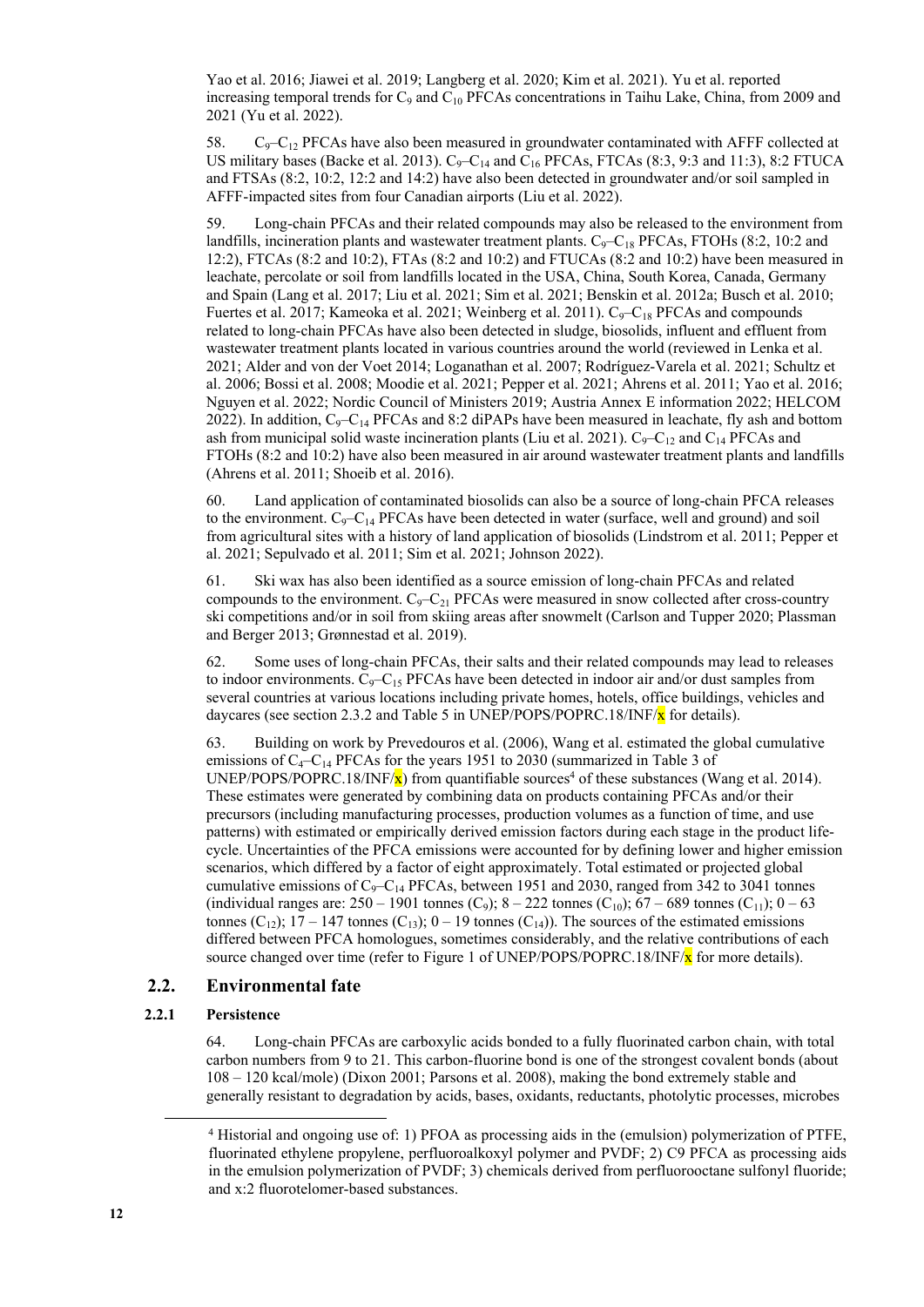Yao et al. 2016; Jiawei et al. 2019; Langberg et al. 2020; Kim et al. 2021). Yu et al. reported increasing temporal trends for $C_9$ and $C_{10}$ PFCAs concentrations in Taihu Lake, China, from 2009 and 2021 (Yu et al. 2022).

58. $C_9$–$C_{12}$ PFCAs have also been measured in groundwater contaminated with AFFF collected at US military bases (Backe et al. 2013). $C_9$–$C_{14}$ and $C_{16}$ PFCAs, FTCAs (8:3, 9:3 and 11:3), 8:2 FTUCA and FTSAs (8:2, 10:2, 12:2 and 14:2) have also been detected in groundwater and/or soil sampled in AFFF-impacted sites from four Canadian airports (Liu et al. 2022).

59. Long-chain PFCAs and their related compounds may also be released to the environment from landfills, incineration plants and wastewater treatment plants. $C_9$–$C_{18}$ PFCAs, FTOHs (8:2, 10:2 and 12:2), FTCAs (8:2 and 10:2), FTAs (8:2 and 10:2) and FTUCAs (8:2 and 10:2) have been measured in leachate, percolate or soil from landfills located in the USA, China, South Korea, Canada, Germany and Spain (Lang et al. 2017; Liu et al. 2021; Sim et al. 2021; Benskin et al. 2012a; Busch et al. 2010; Fuertes et al. 2017; Kameoka et al. 2021; Weinberg et al. 2011). $C_9$–$C_{18}$ PFCAs and compounds related to long-chain PFCAs have also been detected in sludge, biosolids, influent and effluent from wastewater treatment plants located in various countries around the world (reviewed in Lenka et al. 2021; Alder and von der Voet 2014; Loganathan et al. 2007; Rodríguez-Varela et al. 2021; Schultz et al. 2006; Bossi et al. 2008; Moodie et al. 2021; Pepper et al. 2021; Ahrens et al. 2011; Yao et al. 2016; Nguyen et al. 2022; Nordic Council of Ministers 2019; Austria Annex E information 2022; HELCOM 2022). In addition, $C_9$–$C_{14}$ PFCAs and 8:2 diPAPs have been measured in leachate, fly ash and bottom ash from municipal solid waste incineration plants (Liu et al. 2021). $C_9$–$C_{12}$ and $C_{14}$ PFCAs and FTOHs (8:2 and 10:2) have also been measured in air around wastewater treatment plants and landfills (Ahrens et al. 2011; Shoeib et al. 2016).

60. Land application of contaminated biosolids can also be a source of long-chain PFCA releases to the environment. $C_9$–$C_{14}$ PFCAs have been detected in water (surface, well and ground) and soil from agricultural sites with a history of land application of biosolids (Lindstrom et al. 2011; Pepper et al. 2021; Sepulvado et al. 2011; Sim et al. 2021; Johnson 2022).

61. Ski wax has also been identified as a source emission of long-chain PFCAs and related compounds to the environment. $C_9$–$C_{21}$ PFCAs were measured in snow collected after cross-country ski competitions and/or in soil from skiing areas after snowmelt (Carlson and Tupper 2020; Plassman and Berger 2013; Grønnestad et al. 2019).

62. Some uses of long-chain PFCAs, their salts and their related compounds may lead to releases to indoor environments. $C_9$–$C_{15}$ PFCAs have been detected in indoor air and/or dust samples from several countries at various locations including private homes, hotels, office buildings, vehicles and daycares (see section 2.3.2 and Table 5 in UNEP/POPS/POPRC.18/INF/x for details).

63. Building on work by Prevedouros et al. (2006), Wang et al. estimated the global cumulative emissions of $C_4$–$C_{14}$ PFCAs for the years 1951 to 2030 (summarized in Table 3 of UNEP/POPS/POPRC.18/INF/x) from quantifiable sources[4] of these substances (Wang et al. 2014). These estimates were generated by combining data on products containing PFCAs and/or their precursors (including manufacturing processes, production volumes as a function of time, and use patterns) with estimated or empirically derived emission factors during each stage in the product life-cycle. Uncertainties of the PFCA emissions were accounted for by defining lower and higher emission scenarios, which differed by a factor of eight approximately. Total estimated or projected global cumulative emissions of $C_9$–$C_{14}$ PFCAs, between 1951 and 2030, ranged from 342 to 3041 tonnes (individual ranges are: 250 – 1901 tonnes ($C_9$); 8 – 222 tonnes ($C_{10}$); 67 – 689 tonnes ($C_{11}$); 0 – 63 tonnes ($C_{12}$); 17 – 147 tonnes ($C_{13}$); 0 – 19 tonnes ($C_{14}$)). The sources of the estimated emissions differed between PFCA homologues, sometimes considerably, and the relative contributions of each source changed over time (refer to Figure 1 of UNEP/POPS/POPRC.18/INF/x for more details).

## 2.2. Environmental fate

### 2.2.1 Persistence

64. Long-chain PFCAs are carboxylic acids bonded to a fully fluorinated carbon chain, with total carbon numbers from 9 to 21. This carbon-fluorine bond is one of the strongest covalent bonds (about 108 – 120 kcal/mole) (Dixon 2001; Parsons et al. 2008), making the bond extremely stable and generally resistant to degradation by acids, bases, oxidants, reductants, photolytic processes, microbes

[4] Historial and ongoing use of: 1) PFOA as processing aids in the (emulsion) polymerization of PTFE, fluorinated ethylene propylene, perfluoroalkoxyl polymer and PVDF; 2) C9 PFCA as processing aids in the emulsion polymerization of PVDF; 3) chemicals derived from perfluorooctane sulfonyl fluoride; and x:2 fluorotelomer-based substances.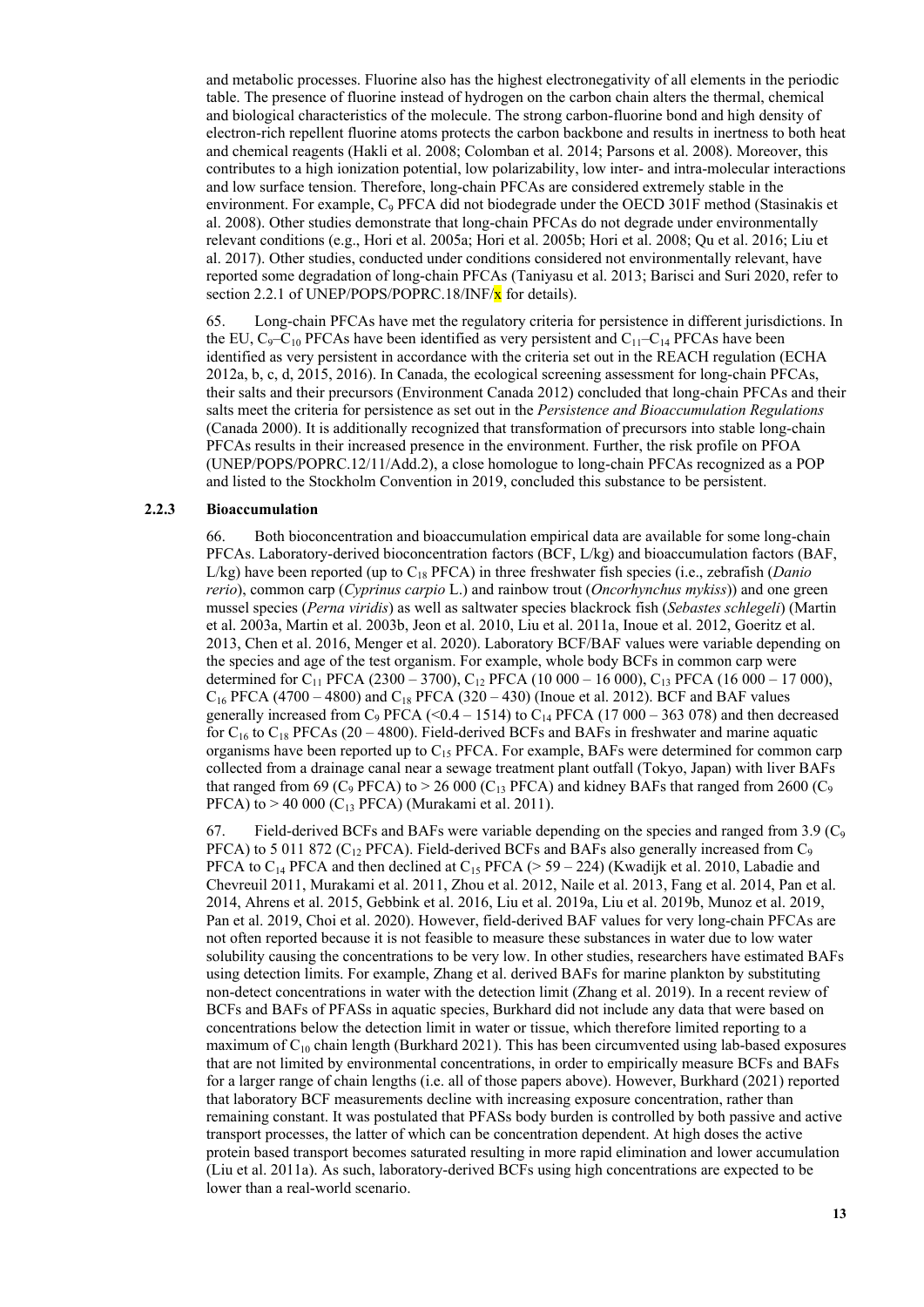and metabolic processes. Fluorine also has the highest electronegativity of all elements in the periodic table. The presence of fluorine instead of hydrogen on the carbon chain alters the thermal, chemical and biological characteristics of the molecule. The strong carbon-fluorine bond and high density of electron-rich repellent fluorine atoms protects the carbon backbone and results in inertness to both heat and chemical reagents (Hakli et al. 2008; Colomban et al. 2014; Parsons et al. 2008). Moreover, this contributes to a high ionization potential, low polarizability, low inter- and intra-molecular interactions and low surface tension. Therefore, long-chain PFCAs are considered extremely stable in the environment. For example, $C_9$ PFCA did not biodegrade under the OECD 301F method (Stasinakis et al. 2008). Other studies demonstrate that long-chain PFCAs do not degrade under environmentally relevant conditions (e.g., Hori et al. 2005a; Hori et al. 2005b; Hori et al. 2008; Qu et al. 2016; Liu et al. 2017). Other studies, conducted under conditions considered not environmentally relevant, have reported some degradation of long-chain PFCAs (Taniyasu et al. 2013; Barisci and Suri 2020, refer to section 2.2.1 of UNEP/POPS/POPRC.18/INF/x for details).

65. Long-chain PFCAs have met the regulatory criteria for persistence in different jurisdictions. In the EU, $C_9$–$C_{10}$ PFCAs have been identified as very persistent and $C_{11}$–$C_{14}$ PFCAs have been identified as very persistent in accordance with the criteria set out in the REACH regulation (ECHA 2012a, b, c, d, 2015, 2016). In Canada, the ecological screening assessment for long-chain PFCAs, their salts and their precursors (Environment Canada 2012) concluded that long-chain PFCAs and their salts meet the criteria for persistence as set out in the *Persistence and Bioaccumulation Regulations* (Canada 2000). It is additionally recognized that transformation of precursors into stable long-chain PFCAs results in their increased presence in the environment. Further, the risk profile on PFOA (UNEP/POPS/POPRC.12/11/Add.2), a close homologue to long-chain PFCAs recognized as a POP and listed to the Stockholm Convention in 2019, concluded this substance to be persistent.

### 2.2.3 Bioaccumulation

66. Both bioconcentration and bioaccumulation empirical data are available for some long-chain PFCAs. Laboratory-derived bioconcentration factors (BCF, L/kg) and bioaccumulation factors (BAF, L/kg) have been reported (up to $C_{18}$ PFCA) in three freshwater fish species (i.e., zebrafish (*Danio rerio*), common carp (*Cyprinus carpio* L.) and rainbow trout (*Oncorhynchus mykiss*)) and one green mussel species (*Perna viridis*) as well as saltwater species blackrock fish (*Sebastes schlegeli*) (Martin et al. 2003a, Martin et al. 2003b, Jeon et al. 2010, Liu et al. 2011a, Inoue et al. 2012, Goeritz et al. 2013, Chen et al. 2016, Menger et al. 2020). Laboratory BCF/BAF values were variable depending on the species and age of the test organism. For example, whole body BCFs in common carp were determined for $C_{11}$ PFCA (2300 – 3700), $C_{12}$ PFCA (10 000 – 16 000), $C_{13}$ PFCA (16 000 – 17 000), $C_{16}$ PFCA (4700 – 4800) and $C_{18}$ PFCA (320 – 430) (Inoue et al. 2012). BCF and BAF values generally increased from $C_9$ PFCA (<0.4 – 1514) to $C_{14}$ PFCA (17 000 – 363 078) and then decreased for $C_{16}$ to $C_{18}$ PFCAs (20 – 4800). Field-derived BCFs and BAFs in freshwater and marine aquatic organisms have been reported up to $C_{15}$ PFCA. For example, BAFs were determined for common carp collected from a drainage canal near a sewage treatment plant outfall (Tokyo, Japan) with liver BAFs that ranged from 69 ($C_9$ PFCA) to > 26 000 ($C_{13}$ PFCA) and kidney BAFs that ranged from 2600 ($C_9$ PFCA) to > 40 000 ($C_{13}$ PFCA) (Murakami et al. 2011).

67. Field-derived BCFs and BAFs were variable depending on the species and ranged from 3.9 ($C_9$ PFCA) to 5 011 872 ($C_{12}$ PFCA). Field-derived BCFs and BAFs also generally increased from $C_9$ PFCA to $C_{14}$ PFCA and then declined at $C_{15}$ PFCA (> 59 – 224) (Kwadijk et al. 2010, Labadie and Chevreuil 2011, Murakami et al. 2011, Zhou et al. 2012, Naile et al. 2013, Fang et al. 2014, Pan et al. 2014, Ahrens et al. 2015, Gebbink et al. 2016, Liu et al. 2019a, Liu et al. 2019b, Munoz et al. 2019, Pan et al. 2019, Choi et al. 2020). However, field-derived BAF values for very long-chain PFCAs are not often reported because it is not feasible to measure these substances in water due to low water solubility causing the concentrations to be very low. In other studies, researchers have estimated BAFs using detection limits. For example, Zhang et al. derived BAFs for marine plankton by substituting non-detect concentrations in water with the detection limit (Zhang et al. 2019). In a recent review of BCFs and BAFs of PFASs in aquatic species, Burkhard did not include any data that were based on concentrations below the detection limit in water or tissue, which therefore limited reporting to a maximum of $C_{10}$ chain length (Burkhard 2021). This has been circumvented using lab-based exposures that are not limited by environmental concentrations, in order to empirically measure BCFs and BAFs for a larger range of chain lengths (i.e. all of those papers above). However, Burkhard (2021) reported that laboratory BCF measurements decline with increasing exposure concentration, rather than remaining constant. It was postulated that PFASs body burden is controlled by both passive and active transport processes, the latter of which can be concentration dependent. At high doses the active protein based transport becomes saturated resulting in more rapid elimination and lower accumulation (Liu et al. 2011a). As such, laboratory-derived BCFs using high concentrations are expected to be lower than a real-world scenario.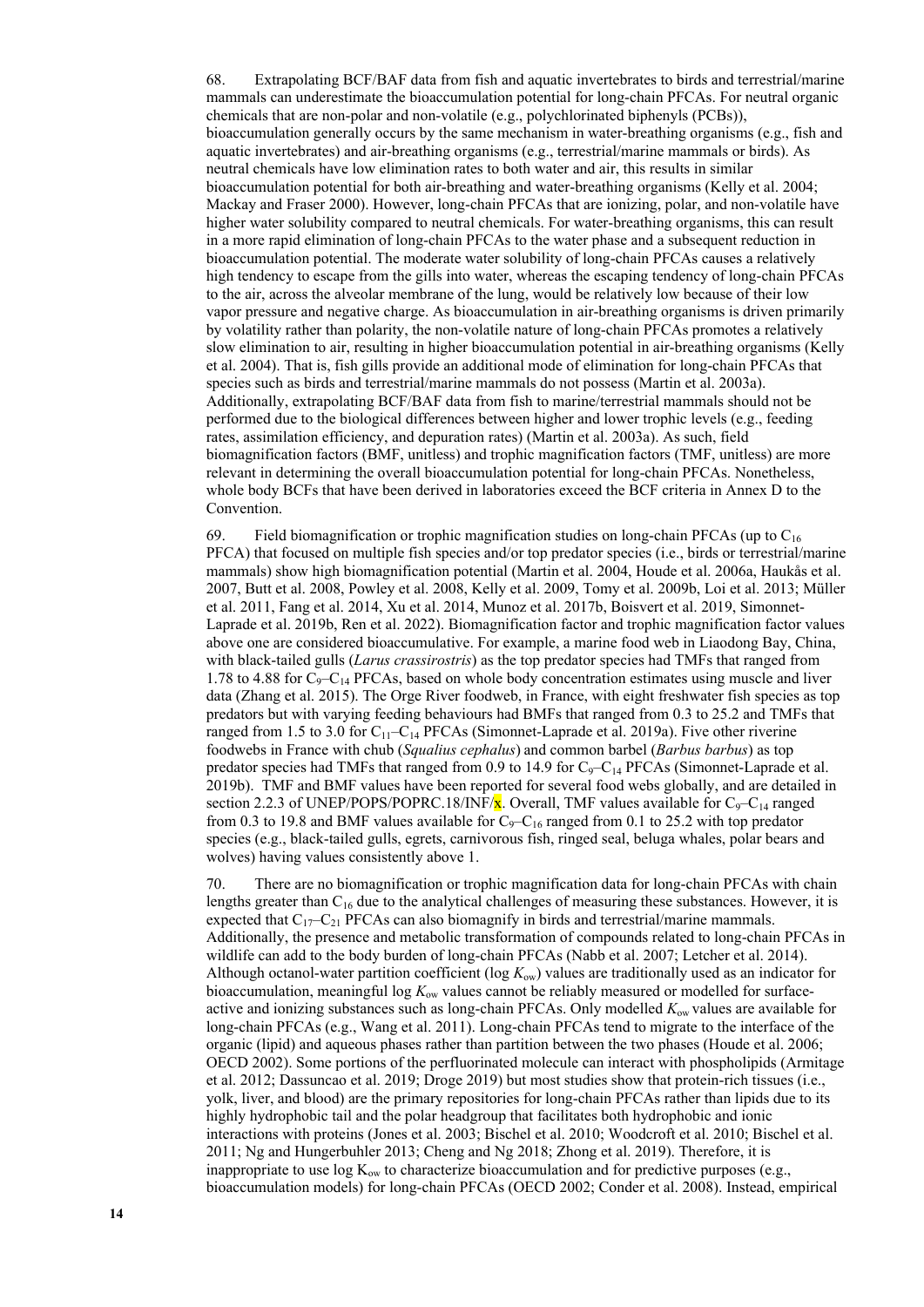68. Extrapolating BCF/BAF data from fish and aquatic invertebrates to birds and terrestrial/marine mammals can underestimate the bioaccumulation potential for long-chain PFCAs. For neutral organic chemicals that are non-polar and non-volatile (e.g., polychlorinated biphenyls (PCBs)), bioaccumulation generally occurs by the same mechanism in water-breathing organisms (e.g., fish and aquatic invertebrates) and air-breathing organisms (e.g., terrestrial/marine mammals or birds). As neutral chemicals have low elimination rates to both water and air, this results in similar bioaccumulation potential for both air-breathing and water-breathing organisms (Kelly et al. 2004; Mackay and Fraser 2000). However, long-chain PFCAs that are ionizing, polar, and non-volatile have higher water solubility compared to neutral chemicals. For water-breathing organisms, this can result in a more rapid elimination of long-chain PFCAs to the water phase and a subsequent reduction in bioaccumulation potential. The moderate water solubility of long-chain PFCAs causes a relatively high tendency to escape from the gills into water, whereas the escaping tendency of long-chain PFCAs to the air, across the alveolar membrane of the lung, would be relatively low because of their low vapor pressure and negative charge. As bioaccumulation in air-breathing organisms is driven primarily by volatility rather than polarity, the non-volatile nature of long-chain PFCAs promotes a relatively slow elimination to air, resulting in higher bioaccumulation potential in air-breathing organisms (Kelly et al. 2004). That is, fish gills provide an additional mode of elimination for long-chain PFCAs that species such as birds and terrestrial/marine mammals do not possess (Martin et al. 2003a). Additionally, extrapolating BCF/BAF data from fish to marine/terrestrial mammals should not be performed due to the biological differences between higher and lower trophic levels (e.g., feeding rates, assimilation efficiency, and depuration rates) (Martin et al. 2003a). As such, field biomagnification factors (BMF, unitless) and trophic magnification factors (TMF, unitless) are more relevant in determining the overall bioaccumulation potential for long-chain PFCAs. Nonetheless, whole body BCFs that have been derived in laboratories exceed the BCF criteria in Annex D to the Convention.

69. Field biomagnification or trophic magnification studies on long-chain PFCAs (up to $C_{16}$ PFCA) that focused on multiple fish species and/or top predator species (i.e., birds or terrestrial/marine mammals) show high biomagnification potential (Martin et al. 2004, Houde et al. 2006a, Haukås et al. 2007, Butt et al. 2008, Powley et al. 2008, Kelly et al. 2009, Tomy et al. 2009b, Loi et al. 2013; Müller et al. 2011, Fang et al. 2014, Xu et al. 2014, Munoz et al. 2017b, Boisvert et al. 2019, Simonnet-Laprade et al. 2019b, Ren et al. 2022). Biomagnification factor and trophic magnification factor values above one are considered bioaccumulative. For example, a marine food web in Liaodong Bay, China, with black-tailed gulls (*Larus crassirostris*) as the top predator species had TMFs that ranged from 1.78 to 4.88 for $C_9$–$C_{14}$ PFCAs, based on whole body concentration estimates using muscle and liver data (Zhang et al. 2015). The Orge River foodweb, in France, with eight freshwater fish species as top predators but with varying feeding behaviours had BMFs that ranged from 0.3 to 25.2 and TMFs that ranged from 1.5 to 3.0 for $C_{11}$–$C_{14}$ PFCAs (Simonnet-Laprade et al. 2019a). Five other riverine foodwebs in France with chub (*Squalius cephalus*) and common barbel (*Barbus barbus*) as top predator species had TMFs that ranged from 0.9 to 14.9 for $C_9$–$C_{14}$ PFCAs (Simonnet-Laprade et al. 2019b). TMF and BMF values have been reported for several food webs globally, and are detailed in section 2.2.3 of UNEP/POPS/POPRC.18/INF/x. Overall, TMF values available for $C_9$–$C_{14}$ ranged from 0.3 to 19.8 and BMF values available for $C_9$–$C_{16}$ ranged from 0.1 to 25.2 with top predator species (e.g., black-tailed gulls, egrets, carnivorous fish, ringed seal, beluga whales, polar bears and wolves) having values consistently above 1.

70. There are no biomagnification or trophic magnification data for long-chain PFCAs with chain lengths greater than $C_{16}$ due to the analytical challenges of measuring these substances. However, it is expected that $C_{17}$–$C_{21}$ PFCAs can also biomagnify in birds and terrestrial/marine mammals. Additionally, the presence and metabolic transformation of compounds related to long-chain PFCAs in wildlife can add to the body burden of long-chain PFCAs (Nabb et al. 2007; Letcher et al. 2014). Although octanol-water partition coefficient (log $K_{ow}$) values are traditionally used as an indicator for bioaccumulation, meaningful log $K_{ow}$ values cannot be reliably measured or modelled for surface-active and ionizing substances such as long-chain PFCAs. Only modelled $K_{ow}$ values are available for long-chain PFCAs (e.g., Wang et al. 2011). Long-chain PFCAs tend to migrate to the interface of the organic (lipid) and aqueous phases rather than partition between the two phases (Houde et al. 2006; OECD 2002). Some portions of the perfluorinated molecule can interact with phospholipids (Armitage et al. 2012; Dassuncao et al. 2019; Droge 2019) but most studies show that protein-rich tissues (i.e., yolk, liver, and blood) are the primary repositories for long-chain PFCAs rather than lipids due to its highly hydrophobic tail and the polar headgroup that facilitates both hydrophobic and ionic interactions with proteins (Jones et al. 2003; Bischel et al. 2010; Woodcroft et al. 2010; Bischel et al. 2011; Ng and Hungerbuhler 2013; Cheng and Ng 2018; Zhong et al. 2019). Therefore, it is inappropriate to use log $K_{ow}$ to characterize bioaccumulation and for predictive purposes (e.g., bioaccumulation models) for long-chain PFCAs (OECD 2002; Conder et al. 2008). Instead, empirical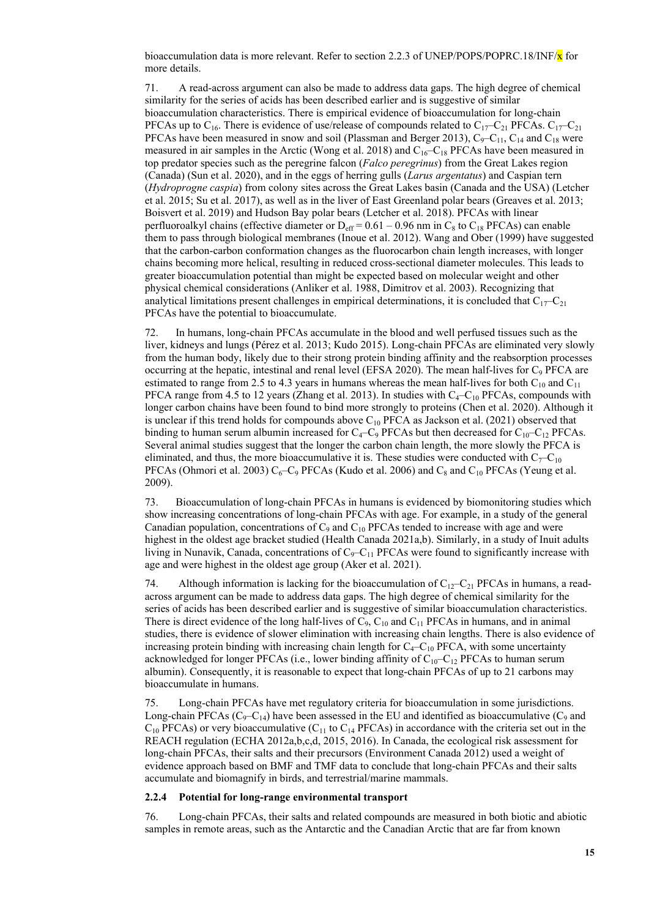bioaccumulation data is more relevant. Refer to section 2.2.3 of UNEP/POPS/POPRC.18/INF/x for more details.

71. A read-across argument can also be made to address data gaps. The high degree of chemical similarity for the series of acids has been described earlier and is suggestive of similar bioaccumulation characteristics. There is empirical evidence of bioaccumulation for long-chain PFCAs up to $C_{16}$. There is evidence of use/release of compounds related to $C_{17}$–$C_{21}$ PFCAs. $C_{17}$–$C_{21}$ PFCAs have been measured in snow and soil (Plassman and Berger 2013), $C_9$–$C_{11}$, $C_{14}$ and $C_{18}$ were measured in air samples in the Arctic (Wong et al. 2018) and $C_{16}$–$C_{18}$ PFCAs have been measured in top predator species such as the peregrine falcon (*Falco peregrinus*) from the Great Lakes region (Canada) (Sun et al. 2020), and in the eggs of herring gulls (*Larus argentatus*) and Caspian tern (*Hydroprogne caspia*) from colony sites across the Great Lakes basin (Canada and the USA) (Letcher et al. 2015; Su et al. 2017), as well as in the liver of East Greenland polar bears (Greaves et al. 2013; Boisvert et al. 2019) and Hudson Bay polar bears (Letcher et al. 2018). PFCAs with linear perfluoroalkyl chains (effective diameter or $D_{eff} = 0.61 – 0.96$ nm in $C_8$ to $C_{18}$ PFCAs) can enable them to pass through biological membranes (Inoue et al. 2012). Wang and Ober (1999) have suggested that the carbon-carbon conformation changes as the fluorocarbon chain length increases, with longer chains becoming more helical, resulting in reduced cross-sectional diameter molecules. This leads to greater bioaccumulation potential than might be expected based on molecular weight and other physical chemical considerations (Anliker et al. 1988, Dimitrov et al. 2003). Recognizing that analytical limitations present challenges in empirical determinations, it is concluded that $C_{17}$–$C_{21}$ PFCAs have the potential to bioaccumulate.

72. In humans, long-chain PFCAs accumulate in the blood and well perfused tissues such as the liver, kidneys and lungs (Pérez et al. 2013; Kudo 2015). Long-chain PFCAs are eliminated very slowly from the human body, likely due to their strong protein binding affinity and the reabsorption processes occurring at the hepatic, intestinal and renal level (EFSA 2020). The mean half-lives for $C_9$ PFCA are estimated to range from 2.5 to 4.3 years in humans whereas the mean half-lives for both $C_{10}$ and $C_{11}$ PFCA range from 4.5 to 12 years (Zhang et al. 2013). In studies with $C_4$–$C_{10}$ PFCAs, compounds with longer carbon chains have been found to bind more strongly to proteins (Chen et al. 2020). Although it is unclear if this trend holds for compounds above $C_{10}$ PFCA as Jackson et al. (2021) observed that binding to human serum albumin increased for $C_4$–$C_9$ PFCAs but then decreased for $C_{10}$–$C_{12}$ PFCAs. Several animal studies suggest that the longer the carbon chain length, the more slowly the PFCA is eliminated, and thus, the more bioaccumulative it is. These studies were conducted with $C_7$–$C_{10}$ PFCAs (Ohmori et al. 2003) $C_6$–$C_9$ PFCAs (Kudo et al. 2006) and $C_8$ and $C_{10}$ PFCAs (Yeung et al. 2009).

73. Bioaccumulation of long-chain PFCAs in humans is evidenced by biomonitoring studies which show increasing concentrations of long-chain PFCAs with age. For example, in a study of the general Canadian population, concentrations of $C_9$ and $C_{10}$ PFCAs tended to increase with age and were highest in the oldest age bracket studied (Health Canada 2021a,b). Similarly, in a study of Inuit adults living in Nunavik, Canada, concentrations of $C_9$–$C_{11}$ PFCAs were found to significantly increase with age and were highest in the oldest age group (Aker et al. 2021).

74. Although information is lacking for the bioaccumulation of $C_{12}$–$C_{21}$ PFCAs in humans, a read-across argument can be made to address data gaps. The high degree of chemical similarity for the series of acids has been described earlier and is suggestive of similar bioaccumulation characteristics. There is direct evidence of the long half-lives of $C_9$, $C_{10}$ and $C_{11}$ PFCAs in humans, and in animal studies, there is evidence of slower elimination with increasing chain lengths. There is also evidence of increasing protein binding with increasing chain length for $C_4$–$C_{10}$ PFCA, with some uncertainty acknowledged for longer PFCAs (i.e., lower binding affinity of $C_{10}$–$C_{12}$ PFCAs to human serum albumin). Consequently, it is reasonable to expect that long-chain PFCAs of up to 21 carbons may bioaccumulate in humans.

75. Long-chain PFCAs have met regulatory criteria for bioaccumulation in some jurisdictions. Long-chain PFCAs ($C_9$–$C_{14}$) have been assessed in the EU and identified as bioaccumulative ($C_9$ and $C_{10}$ PFCAs) or very bioaccumulative ($C_{11}$ to $C_{14}$ PFCAs) in accordance with the criteria set out in the REACH regulation (ECHA 2012a,b,c,d, 2015, 2016). In Canada, the ecological risk assessment for long-chain PFCAs, their salts and their precursors (Environment Canada 2012) used a weight of evidence approach based on BMF and TMF data to conclude that long-chain PFCAs and their salts accumulate and biomagnify in birds, and terrestrial/marine mammals.

### 2.2.4 Potential for long-range environmental transport

76. Long-chain PFCAs, their salts and related compounds are measured in both biotic and abiotic samples in remote areas, such as the Antarctic and the Canadian Arctic that are far from known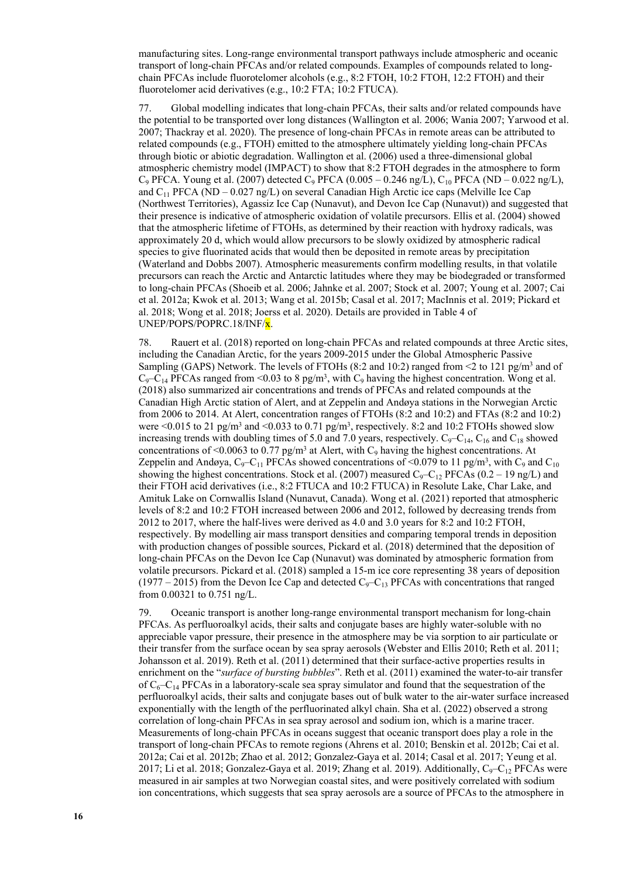manufacturing sites. Long-range environmental transport pathways include atmospheric and oceanic transport of long-chain PFCAs and/or related compounds. Examples of compounds related to long-chain PFCAs include fluorotelomer alcohols (e.g., 8:2 FTOH, 10:2 FTOH, 12:2 FTOH) and their fluorotelomer acid derivatives (e.g., 10:2 FTA; 10:2 FTUCA).

77. Global modelling indicates that long-chain PFCAs, their salts and/or related compounds have the potential to be transported over long distances (Wallington et al. 2006; Wania 2007; Yarwood et al. 2007; Thackray et al. 2020). The presence of long-chain PFCAs in remote areas can be attributed to related compounds (e.g., FTOH) emitted to the atmosphere ultimately yielding long-chain PFCAs through biotic or abiotic degradation. Wallington et al. (2006) used a three-dimensional global atmospheric chemistry model (IMPACT) to show that 8:2 FTOH degrades in the atmosphere to form $C_9$ PFCA. Young et al. (2007) detected $C_9$ PFCA (0.005 – 0.246 ng/L), $C_{10}$ PFCA (ND – 0.022 ng/L), and $C_{11}$ PFCA (ND – 0.027 ng/L) on several Canadian High Arctic ice caps (Melville Ice Cap (Northwest Territories), Agassiz Ice Cap (Nunavut), and Devon Ice Cap (Nunavut)) and suggested that their presence is indicative of atmospheric oxidation of volatile precursors. Ellis et al. (2004) showed that the atmospheric lifetime of FTOHs, as determined by their reaction with hydroxy radicals, was approximately 20 d, which would allow precursors to be slowly oxidized by atmospheric radical species to give fluorinated acids that would then be deposited in remote areas by precipitation (Waterland and Dobbs 2007). Atmospheric measurements confirm modelling results, in that volatile precursors can reach the Arctic and Antarctic latitudes where they may be biodegraded or transformed to long-chain PFCAs (Shoeib et al. 2006; Jahnke et al. 2007; Stock et al. 2007; Young et al. 2007; Cai et al. 2012a; Kwok et al. 2013; Wang et al. 2015b; Casal et al. 2017; MacInnis et al. 2019; Pickard et al. 2018; Wong et al. 2018; Joerss et al. 2020). Details are provided in Table 4 of UNEP/POPS/POPRC.18/INF/x.

78. Rauert et al. (2018) reported on long-chain PFCAs and related compounds at three Arctic sites, including the Canadian Arctic, for the years 2009-2015 under the Global Atmospheric Passive Sampling (GAPS) Network. The levels of FTOHs (8:2 and 10:2) ranged from <2 to 121 pg/m$^3$ and of $C_9$–$C_{14}$ PFCAs ranged from <0.03 to 8 pg/m$^3$, with $C_9$ having the highest concentration. Wong et al. (2018) also summarized air concentrations and trends of PFCAs and related compounds at the Canadian High Arctic station of Alert, and at Zeppelin and Andøya stations in the Norwegian Arctic from 2006 to 2014. At Alert, concentration ranges of FTOHs (8:2 and 10:2) and FTAs (8:2 and 10:2) were <0.015 to 21 pg/m$^3$ and <0.033 to 0.71 pg/m$^3$, respectively. 8:2 and 10:2 FTOHs showed slow increasing trends with doubling times of 5.0 and 7.0 years, respectively. $C_9$–$C_{14}$, $C_{16}$ and $C_{18}$ showed concentrations of <0.0063 to 0.77 pg/m$^3$ at Alert, with $C_9$ having the highest concentrations. At Zeppelin and Andøya, $C_9$–$C_{11}$ PFCAs showed concentrations of <0.079 to 11 pg/m$^3$, with $C_9$ and $C_{10}$ showing the highest concentrations. Stock et al. (2007) measured $C_9$–$C_{12}$ PFCAs (0.2 – 19 ng/L) and their FTOH acid derivatives (i.e., 8:2 FTUCA and 10:2 FTUCA) in Resolute Lake, Char Lake, and Amituk Lake on Cornwallis Island (Nunavut, Canada). Wong et al. (2021) reported that atmospheric levels of 8:2 and 10:2 FTOH increased between 2006 and 2012, followed by decreasing trends from 2012 to 2017, where the half-lives were derived as 4.0 and 3.0 years for 8:2 and 10:2 FTOH, respectively. By modelling air mass transport densities and comparing temporal trends in deposition with production changes of possible sources, Pickard et al. (2018) determined that the deposition of long-chain PFCAs on the Devon Ice Cap (Nunavut) was dominated by atmospheric formation from volatile precursors. Pickard et al. (2018) sampled a 15-m ice core representing 38 years of deposition (1977 – 2015) from the Devon Ice Cap and detected $C_9$–$C_{13}$ PFCAs with concentrations that ranged from 0.00321 to 0.751 ng/L.

79. Oceanic transport is another long-range environmental transport mechanism for long-chain PFCAs. As perfluoroalkyl acids, their salts and conjugate bases are highly water-soluble with no appreciable vapor pressure, their presence in the atmosphere may be via sorption to air particulate or their transfer from the surface ocean by sea spray aerosols (Webster and Ellis 2010; Reth et al. 2011; Johansson et al. 2019). Reth et al. (2011) determined that their surface-active properties results in enrichment on the "*surface of bursting bubbles*". Reth et al. (2011) examined the water-to-air transfer of $C_6$–$C_{14}$ PFCAs in a laboratory-scale sea spray simulator and found that the sequestration of the perfluoroalkyl acids, their salts and conjugate bases out of bulk water to the air-water surface increased exponentially with the length of the perfluorinated alkyl chain. Sha et al. (2022) observed a strong correlation of long-chain PFCAs in sea spray aerosol and sodium ion, which is a marine tracer. Measurements of long-chain PFCAs in oceans suggest that oceanic transport does play a role in the transport of long-chain PFCAs to remote regions (Ahrens et al. 2010; Benskin et al. 2012b; Cai et al. 2012a; Cai et al. 2012b; Zhao et al. 2012; Gonzalez-Gaya et al. 2014; Casal et al. 2017; Yeung et al. 2017; Li et al. 2018; Gonzalez-Gaya et al. 2019; Zhang et al. 2019). Additionally, $C_9$–$C_{12}$ PFCAs were measured in air samples at two Norwegian coastal sites, and were positively correlated with sodium ion concentrations, which suggests that sea spray aerosols are a source of PFCAs to the atmosphere in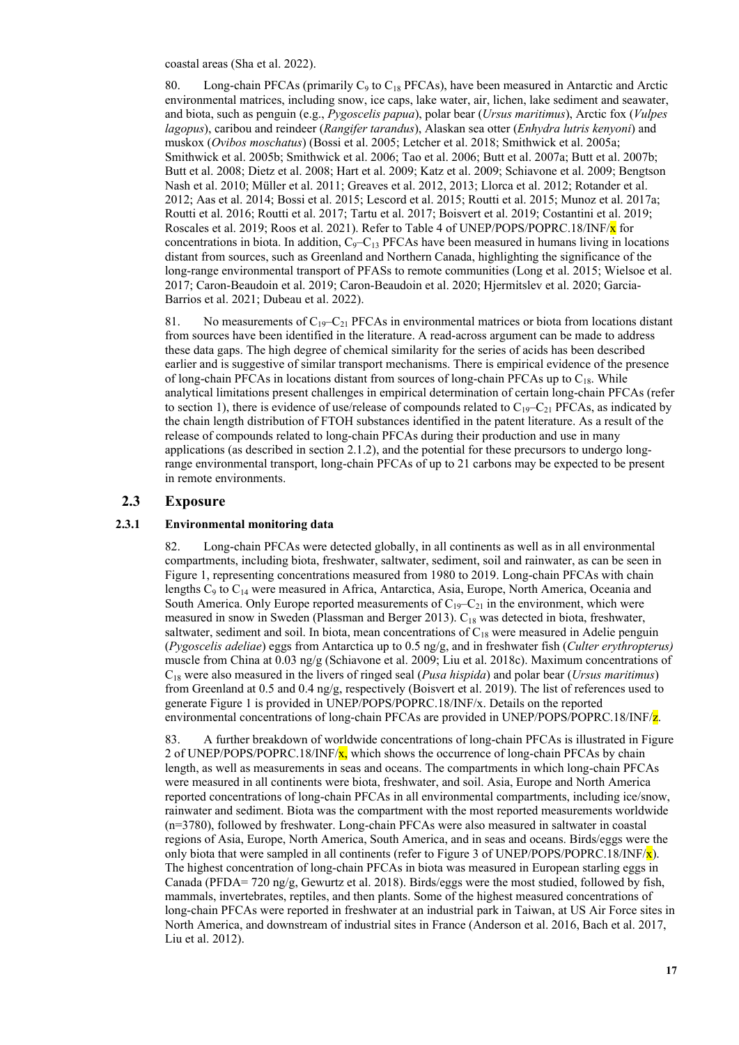coastal areas (Sha et al. 2022).

80. Long-chain PFCAs (primarily $C_9$ to $C_{18}$ PFCAs), have been measured in Antarctic and Arctic environmental matrices, including snow, ice caps, lake water, air, lichen, lake sediment and seawater, and biota, such as penguin (e.g., *Pygoscelis papua*), polar bear (*Ursus maritimus*), Arctic fox (*Vulpes lagopus*), caribou and reindeer (*Rangifer tarandus*), Alaskan sea otter (*Enhydra lutris kenyoni*) and muskox (*Ovibos moschatus*) (Bossi et al. 2005; Letcher et al. 2018; Smithwick et al. 2005a; Smithwick et al. 2005b; Smithwick et al. 2006; Tao et al. 2006; Butt et al. 2007a; Butt et al. 2007b; Butt et al. 2008; Dietz et al. 2008; Hart et al. 2009; Katz et al. 2009; Schiavone et al. 2009; Bengtson Nash et al. 2010; Müller et al. 2011; Greaves et al. 2012, 2013; Llorca et al. 2012; Rotander et al. 2012; Aas et al. 2014; Bossi et al. 2015; Lescord et al. 2015; Routti et al. 2015; Munoz et al. 2017a; Routti et al. 2016; Routti et al. 2017; Tartu et al. 2017; Boisvert et al. 2019; Costantini et al. 2019; Roscales et al. 2019; Roos et al. 2021). Refer to Table 4 of UNEP/POPS/POPRC.18/INF/x for concentrations in biota. In addition, $C_9$–$C_{13}$ PFCAs have been measured in humans living in locations distant from sources, such as Greenland and Northern Canada, highlighting the significance of the long-range environmental transport of PFASs to remote communities (Long et al. 2015; Wielsoe et al. 2017; Caron-Beaudoin et al. 2019; Caron-Beaudoin et al. 2020; Hjermitslev et al. 2020; Garcia-Barrios et al. 2021; Dubeau et al. 2022).

81. No measurements of $C_{19}$–$C_{21}$ PFCAs in environmental matrices or biota from locations distant from sources have been identified in the literature. A read-across argument can be made to address these data gaps. The high degree of chemical similarity for the series of acids has been described earlier and is suggestive of similar transport mechanisms. There is empirical evidence of the presence of long-chain PFCAs in locations distant from sources of long-chain PFCAs up to $C_{18}$. While analytical limitations present challenges in empirical determination of certain long-chain PFCAs (refer to section 1), there is evidence of use/release of compounds related to $C_{19}$–$C_{21}$ PFCAs, as indicated by the chain length distribution of FTOH substances identified in the patent literature. As a result of the release of compounds related to long-chain PFCAs during their production and use in many applications (as described in section 2.1.2), and the potential for these precursors to undergo long-range environmental transport, long-chain PFCAs of up to 21 carbons may be expected to be present in remote environments.

## 2.3 Exposure

### 2.3.1 Environmental monitoring data

82. Long-chain PFCAs were detected globally, in all continents as well as in all environmental compartments, including biota, freshwater, saltwater, sediment, soil and rainwater, as can be seen in Figure 1, representing concentrations measured from 1980 to 2019. Long-chain PFCAs with chain lengths $C_9$ to $C_{14}$ were measured in Africa, Antarctica, Asia, Europe, North America, Oceania and South America. Only Europe reported measurements of $C_{19}$–$C_{21}$ in the environment, which were measured in snow in Sweden (Plassman and Berger 2013). $C_{18}$ was detected in biota, freshwater, saltwater, sediment and soil. In biota, mean concentrations of $C_{18}$ were measured in Adelie penguin (*Pygoscelis adeliae*) eggs from Antarctica up to 0.5 ng/g, and in freshwater fish (*Culter erythropterus)* muscle from China at 0.03 ng/g (Schiavone et al. 2009; Liu et al. 2018c). Maximum concentrations of $C_{18}$ were also measured in the livers of ringed seal (*Pusa hispida*) and polar bear (*Ursus maritimus*) from Greenland at 0.5 and 0.4 ng/g, respectively (Boisvert et al. 2019). The list of references used to generate Figure 1 is provided in UNEP/POPS/POPRC.18/INF/x. Details on the reported environmental concentrations of long-chain PFCAs are provided in UNEP/POPS/POPRC.18/INF/z.

83. A further breakdown of worldwide concentrations of long-chain PFCAs is illustrated in Figure 2 of UNEP/POPS/POPRC.18/INF/x, which shows the occurrence of long-chain PFCAs by chain length, as well as measurements in seas and oceans. The compartments in which long-chain PFCAs were measured in all continents were biota, freshwater, and soil. Asia, Europe and North America reported concentrations of long-chain PFCAs in all environmental compartments, including ice/snow, rainwater and sediment. Biota was the compartment with the most reported measurements worldwide (n=3780), followed by freshwater. Long-chain PFCAs were also measured in saltwater in coastal regions of Asia, Europe, North America, South America, and in seas and oceans. Birds/eggs were the only biota that were sampled in all continents (refer to Figure 3 of UNEP/POPS/POPRC.18/INF/x). The highest concentration of long-chain PFCAs in biota was measured in European starling eggs in Canada (PFDA= 720 ng/g, Gewurtz et al. 2018). Birds/eggs were the most studied, followed by fish, mammals, invertebrates, reptiles, and then plants. Some of the highest measured concentrations of long-chain PFCAs were reported in freshwater at an industrial park in Taiwan, at US Air Force sites in North America, and downstream of industrial sites in France (Anderson et al. 2016, Bach et al. 2017, Liu et al. 2012).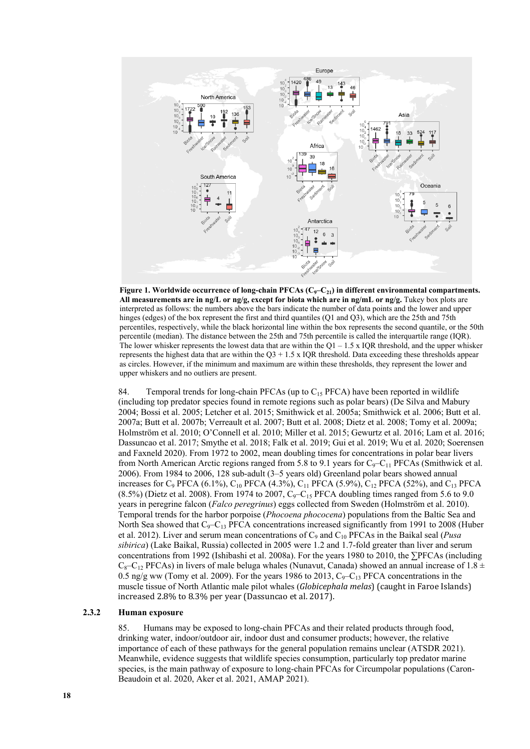**Figure 1. Worldwide occurrence of long-chain PFCAs ($C_9$–$C_{21}$) in different environmental compartments. All measurements are in ng/L or ng/g, except for biota which are in ng/mL or ng/g.** Tukey box plots are interpreted as follows: the numbers above the bars indicate the number of data points and the lower and upper hinges (edges) of the box represent the first and third quantiles (Q1 and Q3), which are the 25th and 75th percentiles, respectively, while the black horizontal line within the box represents the second quantile, or the 50th percentile (median). The distance between the 25th and 75th percentile is called the interquartile range (IQR). The lower whisker represents the lowest data that are within the Q1 – 1.5 x IQR threshold, and the upper whisker represents the highest data that are within the Q3 + 1.5 x IQR threshold. Data exceeding these thresholds appear as circles. However, if the minimum and maximum are within these thresholds, they represent the lower and upper whiskers and no outliers are present.

84. Temporal trends for long-chain PFCAs (up to $C_{15}$ PFCA) have been reported in wildlife (including top predator species found in remote regions such as polar bears) (De Silva and Mabury 2004; Bossi et al. 2005; Letcher et al. 2015; Smithwick et al. 2005a; Smithwick et al. 2006; Butt et al. 2007a; Butt et al. 2007b; Verreault et al. 2007; Butt et al. 2008; Dietz et al. 2008; Tomy et al. 2009a; Holmström et al. 2010; O'Connell et al. 2010; Miller et al. 2015; Gewurtz et al. 2016; Lam et al. 2016; Dassuncao et al. 2017; Smythe et al. 2018; Falk et al. 2019; Gui et al. 2019; Wu et al. 2020; Soerensen and Faxneld 2020). From 1972 to 2002, mean doubling times for concentrations in polar bear livers from North American Arctic regions ranged from 5.8 to 9.1 years for $C_9$–$C_{11}$ PFCAs (Smithwick et al. 2006). From 1984 to 2006, 128 sub-adult (3–5 years old) Greenland polar bears showed annual increases for $C_9$ PFCA (6.1%), $C_{10}$ PFCA (4.3%), $C_{11}$ PFCA (5.9%), $C_{12}$ PFCA (52%), and $C_{13}$ PFCA (8.5%) (Dietz et al. 2008). From 1974 to 2007, $C_9$–$C_{15}$ PFCA doubling times ranged from 5.6 to 9.0 years in peregrine falcon (*Falco peregrinus*) eggs collected from Sweden (Holmström et al. 2010). Temporal trends for the harbor porpoise (*Phocoena phocoena*) populations from the Baltic Sea and North Sea showed that $C_9$–$C_{13}$ PFCA concentrations increased significantly from 1991 to 2008 (Huber et al. 2012). Liver and serum mean concentrations of $C_9$ and $C_{10}$ PFCAs in the Baikal seal (*Pusa sibirica*) (Lake Baikal, Russia) collected in 2005 were 1.2 and 1.7-fold greater than liver and serum concentrations from 1992 (Ishibashi et al. 2008a). For the years 1980 to 2010, the ∑PFCAs (including $C_8$–$C_{12}$ PFCAs) in livers of male beluga whales (Nunavut, Canada) showed an annual increase of 1.8 ± 0.5 ng/g ww (Tomy et al. 2009). For the years 1986 to 2013, $C_9$–$C_{13}$ PFCA concentrations in the muscle tissue of North Atlantic male pilot whales (*Globicephala melas*) (caught in Faroe Islands) increased 2.8% to 8.3% per year (Dassuncao et al. 2017).

### 2.3.2 Human exposure

85. Humans may be exposed to long-chain PFCAs and their related products through food, drinking water, indoor/outdoor air, indoor dust and consumer products; however, the relative importance of each of these pathways for the general population remains unclear (ATSDR 2021). Meanwhile, evidence suggests that wildlife species consumption, particularly top predator marine species, is the main pathway of exposure to long-chain PFCAs for Circumpolar populations (Caron-Beaudoin et al. 2020, Aker et al. 2021, AMAP 2021).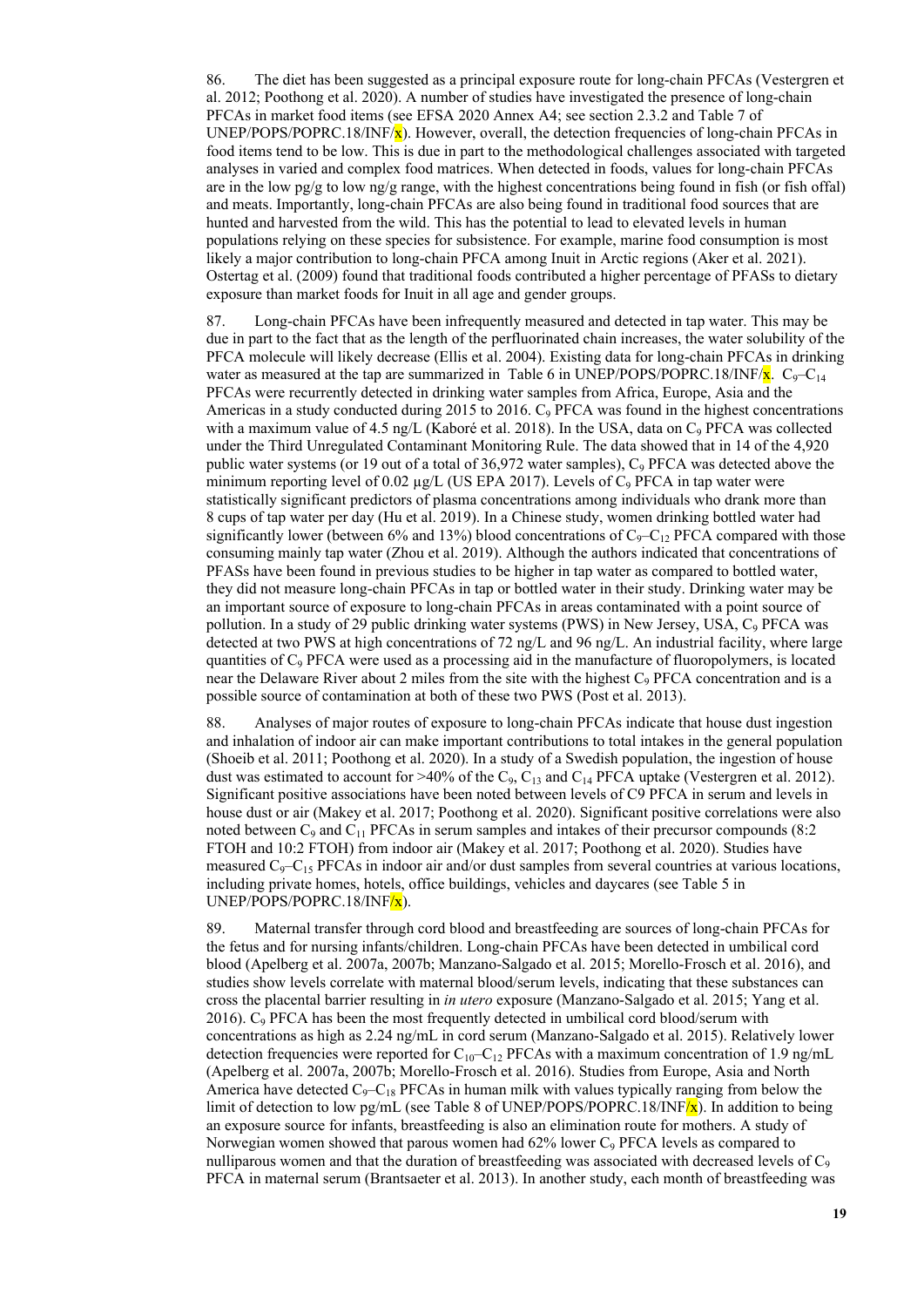86. The diet has been suggested as a principal exposure route for long-chain PFCAs (Vestergren et al. 2012; Poothong et al. 2020). A number of studies have investigated the presence of long-chain PFCAs in market food items (see EFSA 2020 Annex A4; see section 2.3.2 and Table 7 of UNEP/POPS/POPRC.18/INF/x). However, overall, the detection frequencies of long-chain PFCAs in food items tend to be low. This is due in part to the methodological challenges associated with targeted analyses in varied and complex food matrices. When detected in foods, values for long-chain PFCAs are in the low pg/g to low ng/g range, with the highest concentrations being found in fish (or fish offal) and meats. Importantly, long-chain PFCAs are also being found in traditional food sources that are hunted and harvested from the wild. This has the potential to lead to elevated levels in human populations relying on these species for subsistence. For example, marine food consumption is most likely a major contribution to long-chain PFCA among Inuit in Arctic regions (Aker et al. 2021). Ostertag et al. (2009) found that traditional foods contributed a higher percentage of PFASs to dietary exposure than market foods for Inuit in all age and gender groups.

87. Long-chain PFCAs have been infrequently measured and detected in tap water. This may be due in part to the fact that as the length of the perfluorinated chain increases, the water solubility of the PFCA molecule will likely decrease (Ellis et al. 2004). Existing data for long-chain PFCAs in drinking water as measured at the tap are summarized in Table 6 in UNEP/POPS/POPRC.18/INF/x. $C_9$–$C_{14}$ PFCAs were recurrently detected in drinking water samples from Africa, Europe, Asia and the Americas in a study conducted during 2015 to 2016. $C_9$ PFCA was found in the highest concentrations with a maximum value of 4.5 ng/L (Kaboré et al. 2018). In the USA, data on $C_9$ PFCA was collected under the Third Unregulated Contaminant Monitoring Rule. The data showed that in 14 of the 4,920 public water systems (or 19 out of a total of 36,972 water samples), $C_9$ PFCA was detected above the minimum reporting level of 0.02 µg/L (US EPA 2017). Levels of $C_9$ PFCA in tap water were statistically significant predictors of plasma concentrations among individuals who drank more than 8 cups of tap water per day (Hu et al. 2019). In a Chinese study, women drinking bottled water had significantly lower (between 6% and 13%) blood concentrations of $C_9$–$C_{12}$ PFCA compared with those consuming mainly tap water (Zhou et al. 2019). Although the authors indicated that concentrations of PFASs have been found in previous studies to be higher in tap water as compared to bottled water, they did not measure long-chain PFCAs in tap or bottled water in their study. Drinking water may be an important source of exposure to long-chain PFCAs in areas contaminated with a point source of pollution. In a study of 29 public drinking water systems (PWS) in New Jersey, USA, $C_9$ PFCA was detected at two PWS at high concentrations of 72 ng/L and 96 ng/L. An industrial facility, where large quantities of $C_9$ PFCA were used as a processing aid in the manufacture of fluoropolymers, is located near the Delaware River about 2 miles from the site with the highest $C_9$ PFCA concentration and is a possible source of contamination at both of these two PWS (Post et al. 2013).

88. Analyses of major routes of exposure to long-chain PFCAs indicate that house dust ingestion and inhalation of indoor air can make important contributions to total intakes in the general population (Shoeib et al. 2011; Poothong et al. 2020). In a study of a Swedish population, the ingestion of house dust was estimated to account for >40% of the $C_9$, $C_{13}$ and $C_{14}$ PFCA uptake (Vestergren et al. 2012). Significant positive associations have been noted between levels of C9 PFCA in serum and levels in house dust or air (Makey et al. 2017; Poothong et al. 2020). Significant positive correlations were also noted between $C_9$ and $C_{11}$ PFCAs in serum samples and intakes of their precursor compounds (8:2 FTOH and 10:2 FTOH) from indoor air (Makey et al. 2017; Poothong et al. 2020). Studies have measured $C_9$–$C_{15}$ PFCAs in indoor air and/or dust samples from several countries at various locations, including private homes, hotels, office buildings, vehicles and daycares (see Table 5 in UNEP/POPS/POPRC.18/INF/x).

89. Maternal transfer through cord blood and breastfeeding are sources of long-chain PFCAs for the fetus and for nursing infants/children. Long-chain PFCAs have been detected in umbilical cord blood (Apelberg et al. 2007a, 2007b; Manzano-Salgado et al. 2015; Morello-Frosch et al. 2016), and studies show levels correlate with maternal blood/serum levels, indicating that these substances can cross the placental barrier resulting in *in utero* exposure (Manzano-Salgado et al. 2015; Yang et al. 2016). $C_9$ PFCA has been the most frequently detected in umbilical cord blood/serum with concentrations as high as 2.24 ng/mL in cord serum (Manzano-Salgado et al. 2015). Relatively lower detection frequencies were reported for $C_{10}$–$C_{12}$ PFCAs with a maximum concentration of 1.9 ng/mL (Apelberg et al. 2007a, 2007b; Morello-Frosch et al. 2016). Studies from Europe, Asia and North America have detected $C_9$–$C_{18}$ PFCAs in human milk with values typically ranging from below the limit of detection to low pg/mL (see Table 8 of UNEP/POPS/POPRC.18/INF/x). In addition to being an exposure source for infants, breastfeeding is also an elimination route for mothers. A study of Norwegian women showed that parous women had 62% lower $C_9$ PFCA levels as compared to nulliparous women and that the duration of breastfeeding was associated with decreased levels of $C_9$ PFCA in maternal serum (Brantsaeter et al. 2013). In another study, each month of breastfeeding was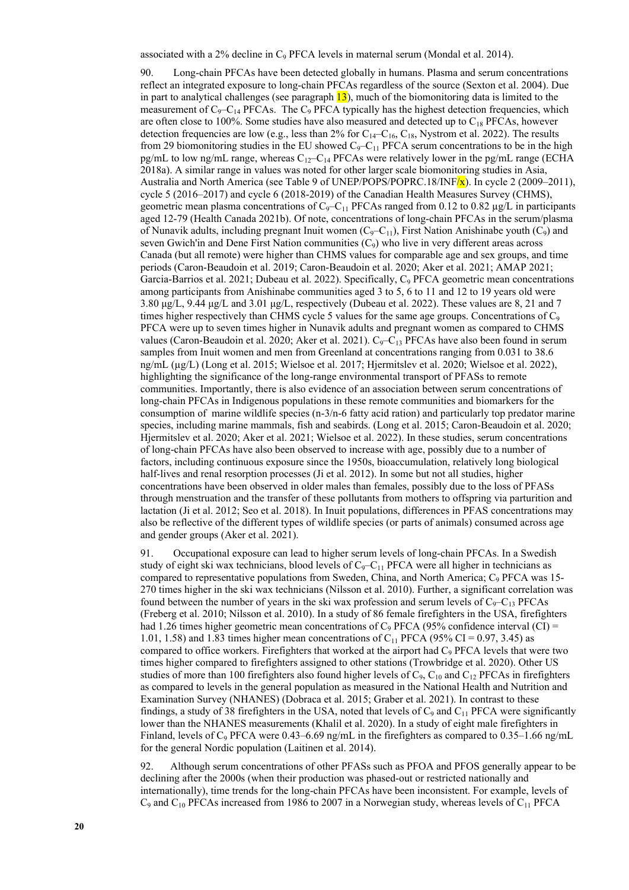associated with a 2% decline in $C_9$ PFCA levels in maternal serum (Mondal et al. 2014).

90. Long-chain PFCAs have been detected globally in humans. Plasma and serum concentrations reflect an integrated exposure to long-chain PFCAs regardless of the source (Sexton et al. 2004). Due in part to analytical challenges (see paragraph 13), much of the biomonitoring data is limited to the measurement of $C_9$–$C_{14}$ PFCAs. The $C_9$ PFCA typically has the highest detection frequencies, which are often close to 100%. Some studies have also measured and detected up to $C_{18}$ PFCAs, however detection frequencies are low (e.g., less than 2% for $C_{14}$–$C_{16}$, $C_{18}$, Nystrom et al. 2022). The results from 29 biomonitoring studies in the EU showed $C_9$–$C_{11}$ PFCA serum concentrations to be in the high pg/mL to low ng/mL range, whereas $C_{12}$–$C_{14}$ PFCAs were relatively lower in the pg/mL range (ECHA 2018a). A similar range in values was noted for other larger scale biomonitoring studies in Asia, Australia and North America (see Table 9 of UNEP/POPS/POPRC.18/INF/x). In cycle 2 (2009–2011), cycle 5 (2016–2017) and cycle 6 (2018-2019) of the Canadian Health Measures Survey (CHMS), geometric mean plasma concentrations of $C_9$–$C_{11}$ PFCAs ranged from 0.12 to 0.82 µg/L in participants aged 12-79 (Health Canada 2021b). Of note, concentrations of long-chain PFCAs in the serum/plasma of Nunavik adults, including pregnant Inuit women ($C_9$–$C_{11}$), First Nation Anishinabe youth ($C_9$) and seven Gwich'in and Dene First Nation communities ($C_9$) who live in very different areas across Canada (but all remote) were higher than CHMS values for comparable age and sex groups, and time periods (Caron-Beaudoin et al. 2019; Caron-Beaudoin et al. 2020; Aker et al. 2021; AMAP 2021; Garcia-Barrios et al. 2021; Dubeau et al. 2022). Specifically, $C_9$ PFCA geometric mean concentrations among participants from Anishinabe communities aged 3 to 5, 6 to 11 and 12 to 19 years old were 3.80 µg/L, 9.44 µg/L and 3.01 µg/L, respectively (Dubeau et al. 2022). These values are 8, 21 and 7 times higher respectively than CHMS cycle 5 values for the same age groups. Concentrations of $C_9$ PFCA were up to seven times higher in Nunavik adults and pregnant women as compared to CHMS values (Caron-Beaudoin et al. 2020; Aker et al. 2021). $C_9$–$C_{13}$ PFCAs have also been found in serum samples from Inuit women and men from Greenland at concentrations ranging from 0.031 to 38.6 ng/mL (µg/L) (Long et al. 2015; Wielsoe et al. 2017; Hjermitslev et al. 2020; Wielsoe et al. 2022), highlighting the significance of the long-range environmental transport of PFASs to remote communities. Importantly, there is also evidence of an association between serum concentrations of long-chain PFCAs in Indigenous populations in these remote communities and biomarkers for the consumption of marine wildlife species (n-3/n-6 fatty acid ration) and particularly top predator marine species, including marine mammals, fish and seabirds. (Long et al. 2015; Caron-Beaudoin et al. 2020; Hjermitslev et al. 2020; Aker et al. 2021; Wielsoe et al. 2022). In these studies, serum concentrations of long-chain PFCAs have also been observed to increase with age, possibly due to a number of factors, including continuous exposure since the 1950s, bioaccumulation, relatively long biological half-lives and renal resorption processes (Ji et al. 2012). In some but not all studies, higher concentrations have been observed in older males than females, possibly due to the loss of PFASs through menstruation and the transfer of these pollutants from mothers to offspring via parturition and lactation (Ji et al. 2012; Seo et al. 2018). In Inuit populations, differences in PFAS concentrations may also be reflective of the different types of wildlife species (or parts of animals) consumed across age and gender groups (Aker et al. 2021).

91. Occupational exposure can lead to higher serum levels of long-chain PFCAs. In a Swedish study of eight ski wax technicians, blood levels of $C_9$–$C_{11}$ PFCA were all higher in technicians as compared to representative populations from Sweden, China, and North America; $C_9$ PFCA was 15-270 times higher in the ski wax technicians (Nilsson et al. 2010). Further, a significant correlation was found between the number of years in the ski wax profession and serum levels of $C_9$–$C_{13}$ PFCAs (Freberg et al. 2010; Nilsson et al. 2010). In a study of 86 female firefighters in the USA, firefighters had 1.26 times higher geometric mean concentrations of $C_9$ PFCA (95% confidence interval (CI) = 1.01, 1.58) and 1.83 times higher mean concentrations of $C_{11}$ PFCA (95% CI = 0.97, 3.45) as compared to office workers. Firefighters that worked at the airport had $C_9$ PFCA levels that were two times higher compared to firefighters assigned to other stations (Trowbridge et al. 2020). Other US studies of more than 100 firefighters also found higher levels of $C_9$, $C_{10}$ and $C_{12}$ PFCAs in firefighters as compared to levels in the general population as measured in the National Health and Nutrition and Examination Survey (NHANES) (Dobraca et al. 2015; Graber et al. 2021). In contrast to these findings, a study of 38 firefighters in the USA, noted that levels of $C_9$ and $C_{11}$ PFCA were significantly lower than the NHANES measurements (Khalil et al. 2020). In a study of eight male firefighters in Finland, levels of $C_9$ PFCA were 0.43–6.69 ng/mL in the firefighters as compared to 0.35–1.66 ng/mL for the general Nordic population (Laitinen et al. 2014).

92. Although serum concentrations of other PFASs such as PFOA and PFOS generally appear to be declining after the 2000s (when their production was phased-out or restricted nationally and internationally), time trends for the long-chain PFCAs have been inconsistent. For example, levels of $C_9$ and $C_{10}$ PFCAs increased from 1986 to 2007 in a Norwegian study, whereas levels of $C_{11}$ PFCA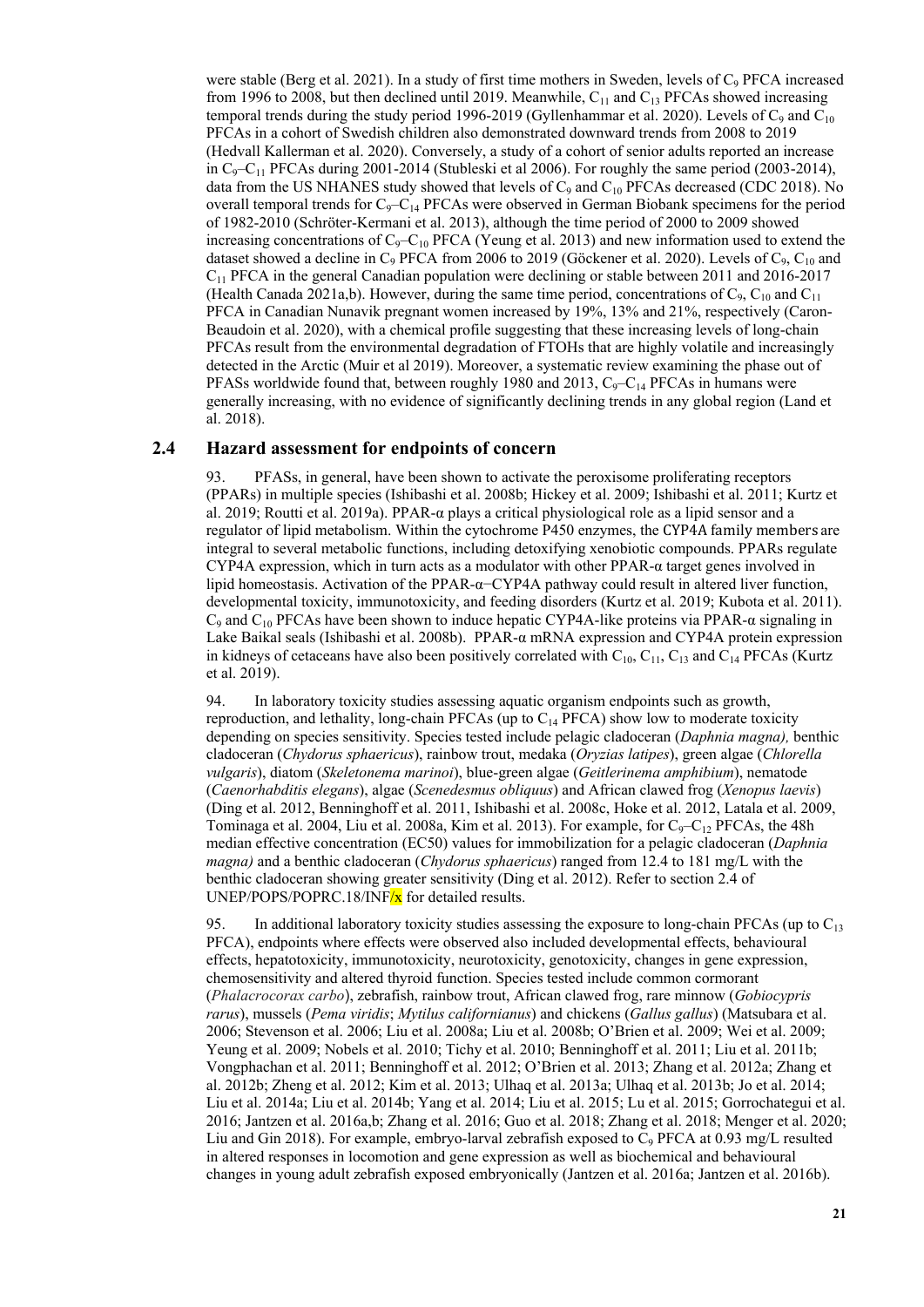were stable (Berg et al. 2021). In a study of first time mothers in Sweden, levels of $C_9$ PFCA increased from 1996 to 2008, but then declined until 2019. Meanwhile, $C_{11}$ and $C_{13}$ PFCAs showed increasing temporal trends during the study period 1996-2019 (Gyllenhammar et al. 2020). Levels of $C_9$ and $C_{10}$ PFCAs in a cohort of Swedish children also demonstrated downward trends from 2008 to 2019 (Hedvall Kallerman et al. 2020). Conversely, a study of a cohort of senior adults reported an increase in $C_9$–$C_{11}$ PFCAs during 2001-2014 (Stubleski et al 2006). For roughly the same period (2003-2014), data from the US NHANES study showed that levels of $C_9$ and $C_{10}$ PFCAs decreased (CDC 2018). No overall temporal trends for $C_9$–$C_{14}$ PFCAs were observed in German Biobank specimens for the period of 1982-2010 (Schröter-Kermani et al. 2013), although the time period of 2000 to 2009 showed increasing concentrations of $C_9$–$C_{10}$ PFCA (Yeung et al. 2013) and new information used to extend the dataset showed a decline in $C_9$ PFCA from 2006 to 2019 (Göckener et al. 2020). Levels of $C_9$, $C_{10}$ and $C_{11}$ PFCA in the general Canadian population were declining or stable between 2011 and 2016-2017 (Health Canada 2021a,b). However, during the same time period, concentrations of $C_9$, $C_{10}$ and $C_{11}$ PFCA in Canadian Nunavik pregnant women increased by 19%, 13% and 21%, respectively (Caron-Beaudoin et al. 2020), with a chemical profile suggesting that these increasing levels of long-chain PFCAs result from the environmental degradation of FTOHs that are highly volatile and increasingly detected in the Arctic (Muir et al 2019). Moreover, a systematic review examining the phase out of PFASs worldwide found that, between roughly 1980 and 2013, $C_9$–$C_{14}$ PFCAs in humans were generally increasing, with no evidence of significantly declining trends in any global region (Land et al. 2018).

## 2.4 Hazard assessment for endpoints of concern

93. PFASs, in general, have been shown to activate the peroxisome proliferating receptors (PPARs) in multiple species (Ishibashi et al. 2008b; Hickey et al. 2009; Ishibashi et al. 2011; Kurtz et al. 2019; Routti et al. 2019a). PPAR-α plays a critical physiological role as a lipid sensor and a regulator of lipid metabolism. Within the cytochrome P450 enzymes, the CYP4A family members are integral to several metabolic functions, including detoxifying xenobiotic compounds. PPARs regulate CYP4A expression, which in turn acts as a modulator with other PPAR-α target genes involved in lipid homeostasis. Activation of the PPAR-α−CYP4A pathway could result in altered liver function, developmental toxicity, immunotoxicity, and feeding disorders (Kurtz et al. 2019; Kubota et al. 2011). $C_9$ and $C_{10}$ PFCAs have been shown to induce hepatic CYP4A-like proteins via PPAR-α signaling in Lake Baikal seals (Ishibashi et al. 2008b). PPAR-α mRNA expression and CYP4A protein expression in kidneys of cetaceans have also been positively correlated with $C_{10}$, $C_{11}$, $C_{13}$ and $C_{14}$ PFCAs (Kurtz et al. 2019).

94. In laboratory toxicity studies assessing aquatic organism endpoints such as growth, reproduction, and lethality, long-chain PFCAs (up to $C_{14}$ PFCA) show low to moderate toxicity depending on species sensitivity. Species tested include pelagic cladoceran (*Daphnia magna),* benthic cladoceran (*Chydorus sphaericus*), rainbow trout, medaka (*Oryzias latipes*), green algae (*Chlorella vulgaris*), diatom (*Skeletonema marinoi*), blue-green algae (*Geitlerinema amphibium*), nematode (*Caenorhabditis elegans*), algae (*Scenedesmus obliquus*) and African clawed frog (*Xenopus laevis*) (Ding et al. 2012, Benninghoff et al. 2011, Ishibashi et al. 2008c, Hoke et al. 2012, Latala et al. 2009, Tominaga et al. 2004, Liu et al. 2008a, Kim et al. 2013). For example, for $C_9$–$C_{12}$ PFCAs, the 48h median effective concentration (EC50) values for immobilization for a pelagic cladoceran (*Daphnia magna)* and a benthic cladoceran (*Chydorus sphaericus*) ranged from 12.4 to 181 mg/L with the benthic cladoceran showing greater sensitivity (Ding et al. 2012). Refer to section 2.4 of UNEP/POPS/POPRC.18/INF/x for detailed results.

95. In additional laboratory toxicity studies assessing the exposure to long-chain PFCAs (up to $C_{13}$ PFCA), endpoints where effects were observed also included developmental effects, behavioural effects, hepatotoxicity, immunotoxicity, neurotoxicity, genotoxicity, changes in gene expression, chemosensitivity and altered thyroid function. Species tested include common cormorant (*Phalacrocorax carbo*), zebrafish, rainbow trout, African clawed frog, rare minnow (*Gobiocypris rarus*), mussels (*Pema viridis*; *Mytilus californianus*) and chickens (*Gallus gallus*) (Matsubara et al. 2006; Stevenson et al. 2006; Liu et al. 2008a; Liu et al. 2008b; O'Brien et al. 2009; Wei et al. 2009; Yeung et al. 2009; Nobels et al. 2010; Tichy et al. 2010; Benninghoff et al. 2011; Liu et al. 2011b; Vongphachan et al. 2011; Benninghoff et al. 2012; O'Brien et al. 2013; Zhang et al. 2012a; Zhang et al. 2012b; Zheng et al. 2012; Kim et al. 2013; Ulhaq et al. 2013a; Ulhaq et al. 2013b; Jo et al. 2014; Liu et al. 2014a; Liu et al. 2014b; Yang et al. 2014; Liu et al. 2015; Lu et al. 2015; Gorrochategui et al. 2016; Jantzen et al. 2016a,b; Zhang et al. 2016; Guo et al. 2018; Zhang et al. 2018; Menger et al. 2020; Liu and Gin 2018). For example, embryo-larval zebrafish exposed to $C_9$ PFCA at 0.93 mg/L resulted in altered responses in locomotion and gene expression as well as biochemical and behavioural changes in young adult zebrafish exposed embryonically (Jantzen et al. 2016a; Jantzen et al. 2016b).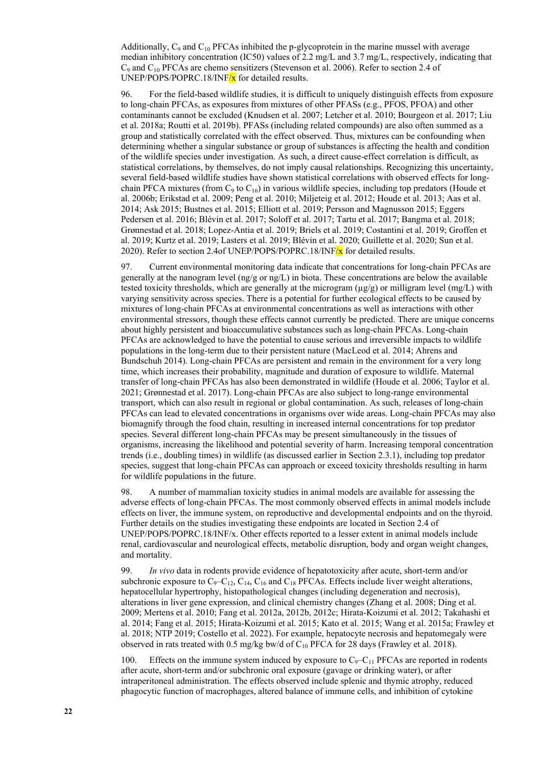Additionally, $C_9$ and $C_{10}$ PFCAs inhibited the p-glycoprotein in the marine mussel with average median inhibitory concentration (IC50) values of 2.2 mg/L and 3.7 mg/L, respectively, indicating that $C_9$ and $C_{10}$ PFCAs are chemo sensitizers (Stevenson et al. 2006). Refer to section 2.4 of UNEP/POPS/POPRC.18/INF/x for detailed results.

96. For the field-based wildlife studies, it is difficult to uniquely distinguish effects from exposure to long-chain PFCAs, as exposures from mixtures of other PFASs (e.g., PFOS, PFOA) and other contaminants cannot be excluded (Knudsen et al. 2007; Letcher et al. 2010; Bourgeon et al. 2017; Liu et al. 2018a; Routti et al. 2019b). PFASs (including related compounds) are also often summed as a group and statistically correlated with the effect observed. Thus, mixtures can be confounding when determining whether a singular substance or group of substances is affecting the health and condition of the wildlife species under investigation. As such, a direct cause-effect correlation is difficult, as statistical correlations, by themselves, do not imply causal relationships. Recognizing this uncertainty, several field-based wildlife studies have shown statistical correlations with observed effects for long-chain PFCA mixtures (from $C_9$ to $C_{16}$) in various wildlife species, including top predators (Houde et al. 2006b; Erikstad et al. 2009; Peng et al. 2010; Miljeteig et al. 2012; Houde et al. 2013; Aas et al. 2014; Ask 2015; Bustnes et al. 2015; Elliott et al. 2019; Persson and Magnusson 2015; Eggers Pedersen et al. 2016; Blévin et al. 2017; Soloff et al. 2017; Tartu et al. 2017; Bangma et al. 2018; Grønnestad et al. 2018; Lopez-Antia et al. 2019; Briels et al. 2019; Costantini et al. 2019; Groffen et al. 2019; Kurtz et al. 2019; Lasters et al. 2019; Blévin et al. 2020; Guillette et al. 2020; Sun et al. 2020). Refer to section 2.4of UNEP/POPS/POPRC.18/INF/x for detailed results.

97. Current environmental monitoring data indicate that concentrations for long-chain PFCAs are generally at the nanogram level (ng/g or ng/L) in biota. These concentrations are below the available tested toxicity thresholds, which are generally at the microgram (µg/g) or milligram level (mg/L) with varying sensitivity across species. There is a potential for further ecological effects to be caused by mixtures of long-chain PFCAs at environmental concentrations as well as interactions with other environmental stressors, though these effects cannot currently be predicted. There are unique concerns about highly persistent and bioaccumulative substances such as long-chain PFCAs. Long-chain PFCAs are acknowledged to have the potential to cause serious and irreversible impacts to wildlife populations in the long-term due to their persistent nature (MacLeod et al. 2014; Ahrens and Bundschuh 2014). Long-chain PFCAs are persistent and remain in the environment for a very long time, which increases their probability, magnitude and duration of exposure to wildlife. Maternal transfer of long-chain PFCAs has also been demonstrated in wildlife (Houde et al. 2006; Taylor et al. 2021; Grønnestad et al. 2017). Long-chain PFCAs are also subject to long-range environmental transport, which can also result in regional or global contamination. As such, releases of long-chain PFCAs can lead to elevated concentrations in organisms over wide areas. Long-chain PFCAs may also biomagnify through the food chain, resulting in increased internal concentrations for top predator species. Several different long-chain PFCAs may be present simultaneously in the tissues of organisms, increasing the likelihood and potential severity of harm. Increasing temporal concentration trends (i.e., doubling times) in wildlife (as discussed earlier in Section 2.3.1), including top predator species, suggest that long-chain PFCAs can approach or exceed toxicity thresholds resulting in harm for wildlife populations in the future.

98. A number of mammalian toxicity studies in animal models are available for assessing the adverse effects of long-chain PFCAs. The most commonly observed effects in animal models include effects on liver, the immune system, on reproductive and developmental endpoints and on the thyroid. Further details on the studies investigating these endpoints are located in Section 2.4 of UNEP/POPS/POPRC.18/INF/x. Other effects reported to a lesser extent in animal models include renal, cardiovascular and neurological effects, metabolic disruption, body and organ weight changes, and mortality.

99. *In vivo* data in rodents provide evidence of hepatotoxicity after acute, short-term and/or subchronic exposure to $C_9$–$C_{12}$, $C_{14}$, $C_{16}$ and $C_{18}$ PFCAs. Effects include liver weight alterations, hepatocellular hypertrophy, histopathological changes (including degeneration and necrosis), alterations in liver gene expression, and clinical chemistry changes (Zhang et al. 2008; Ding et al. 2009; Mertens et al. 2010; Fang et al. 2012a, 2012b, 2012c; Hirata-Koizumi et al. 2012; Takahashi et al. 2014; Fang et al. 2015; Hirata-Koizumi et al. 2015; Kato et al. 2015; Wang et al. 2015a; Frawley et al. 2018; NTP 2019; Costello et al. 2022). For example, hepatocyte necrosis and hepatomegaly were observed in rats treated with 0.5 mg/kg bw/d of $C_{10}$ PFCA for 28 days (Frawley et al. 2018).

100. Effects on the immune system induced by exposure to $C_9$–$C_{11}$ PFCAs are reported in rodents after acute, short-term and/or subchronic oral exposure (gavage or drinking water), or after intraperitoneal administration. The effects observed include splenic and thymic atrophy, reduced phagocytic function of macrophages, altered balance of immune cells, and inhibition of cytokine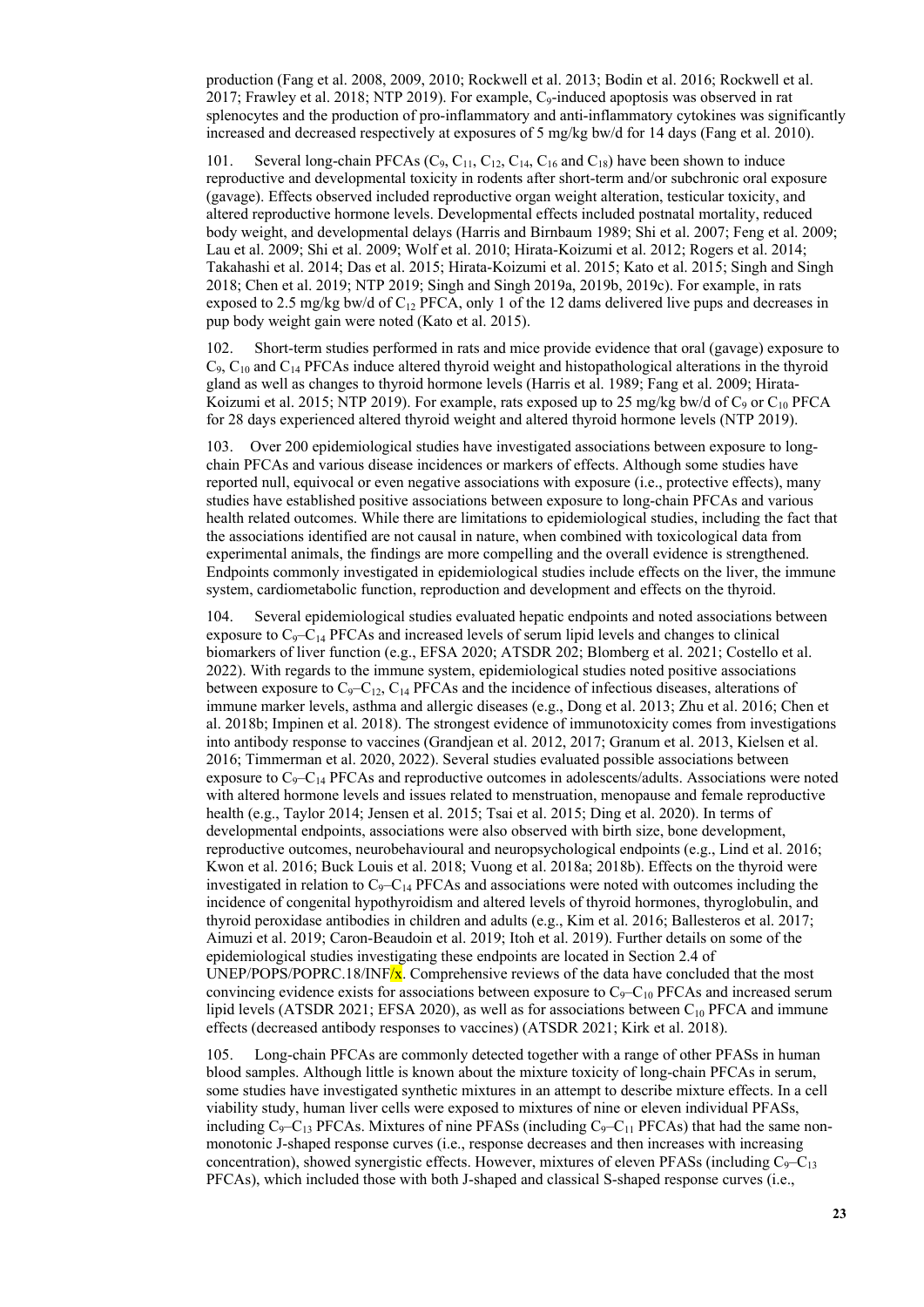production (Fang et al. 2008, 2009, 2010; Rockwell et al. 2013; Bodin et al. 2016; Rockwell et al. 2017; Frawley et al. 2018; NTP 2019). For example, $C_9$-induced apoptosis was observed in rat splenocytes and the production of pro-inflammatory and anti-inflammatory cytokines was significantly increased and decreased respectively at exposures of 5 mg/kg bw/d for 14 days (Fang et al. 2010).

101. Several long-chain PFCAs ($C_9$, $C_{11}$, $C_{12}$, $C_{14}$, $C_{16}$ and $C_{18}$) have been shown to induce reproductive and developmental toxicity in rodents after short-term and/or subchronic oral exposure (gavage). Effects observed included reproductive organ weight alteration, testicular toxicity, and altered reproductive hormone levels. Developmental effects included postnatal mortality, reduced body weight, and developmental delays (Harris and Birnbaum 1989; Shi et al. 2007; Feng et al. 2009; Lau et al. 2009; Shi et al. 2009; Wolf et al. 2010; Hirata-Koizumi et al. 2012; Rogers et al. 2014; Takahashi et al. 2014; Das et al. 2015; Hirata-Koizumi et al. 2015; Kato et al. 2015; Singh and Singh 2018; Chen et al. 2019; NTP 2019; Singh and Singh 2019a, 2019b, 2019c). For example, in rats exposed to 2.5 mg/kg bw/d of $C_{12}$ PFCA, only 1 of the 12 dams delivered live pups and decreases in pup body weight gain were noted (Kato et al. 2015).

102. Short-term studies performed in rats and mice provide evidence that oral (gavage) exposure to $C_9$, $C_{10}$ and $C_{14}$ PFCAs induce altered thyroid weight and histopathological alterations in the thyroid gland as well as changes to thyroid hormone levels (Harris et al. 1989; Fang et al. 2009; Hirata-Koizumi et al. 2015; NTP 2019). For example, rats exposed up to 25 mg/kg bw/d of $C_9$ or $C_{10}$ PFCA for 28 days experienced altered thyroid weight and altered thyroid hormone levels (NTP 2019).

103. Over 200 epidemiological studies have investigated associations between exposure to long-chain PFCAs and various disease incidences or markers of effects. Although some studies have reported null, equivocal or even negative associations with exposure (i.e., protective effects), many studies have established positive associations between exposure to long-chain PFCAs and various health related outcomes. While there are limitations to epidemiological studies, including the fact that the associations identified are not causal in nature, when combined with toxicological data from experimental animals, the findings are more compelling and the overall evidence is strengthened. Endpoints commonly investigated in epidemiological studies include effects on the liver, the immune system, cardiometabolic function, reproduction and development and effects on the thyroid.

104. Several epidemiological studies evaluated hepatic endpoints and noted associations between exposure to $C_9$–$C_{14}$ PFCAs and increased levels of serum lipid levels and changes to clinical biomarkers of liver function (e.g., EFSA 2020; ATSDR 202; Blomberg et al. 2021; Costello et al. 2022). With regards to the immune system, epidemiological studies noted positive associations between exposure to $C_9$–$C_{12}$, $C_{14}$ PFCAs and the incidence of infectious diseases, alterations of immune marker levels, asthma and allergic diseases (e.g., Dong et al. 2013; Zhu et al. 2016; Chen et al. 2018b; Impinen et al. 2018). The strongest evidence of immunotoxicity comes from investigations into antibody response to vaccines (Grandjean et al. 2012, 2017; Granum et al. 2013, Kielsen et al. 2016; Timmerman et al. 2020, 2022). Several studies evaluated possible associations between exposure to $C_9$–$C_{14}$ PFCAs and reproductive outcomes in adolescents/adults. Associations were noted with altered hormone levels and issues related to menstruation, menopause and female reproductive health (e.g., Taylor 2014; Jensen et al. 2015; Tsai et al. 2015; Ding et al. 2020). In terms of developmental endpoints, associations were also observed with birth size, bone development, reproductive outcomes, neurobehavioural and neuropsychological endpoints (e.g., Lind et al. 2016; Kwon et al. 2016; Buck Louis et al. 2018; Vuong et al. 2018a; 2018b). Effects on the thyroid were investigated in relation to $C_9$–$C_{14}$ PFCAs and associations were noted with outcomes including the incidence of congenital hypothyroidism and altered levels of thyroid hormones, thyroglobulin, and thyroid peroxidase antibodies in children and adults (e.g., Kim et al. 2016; Ballesteros et al. 2017; Aimuzi et al. 2019; Caron-Beaudoin et al. 2019; Itoh et al. 2019). Further details on some of the epidemiological studies investigating these endpoints are located in Section 2.4 of UNEP/POPS/POPRC.18/INF/x. Comprehensive reviews of the data have concluded that the most convincing evidence exists for associations between exposure to $C_9$–$C_{10}$ PFCAs and increased serum lipid levels (ATSDR 2021; EFSA 2020), as well as for associations between $C_{10}$ PFCA and immune effects (decreased antibody responses to vaccines) (ATSDR 2021; Kirk et al. 2018).

105. Long-chain PFCAs are commonly detected together with a range of other PFASs in human blood samples. Although little is known about the mixture toxicity of long-chain PFCAs in serum, some studies have investigated synthetic mixtures in an attempt to describe mixture effects. In a cell viability study, human liver cells were exposed to mixtures of nine or eleven individual PFASs, including $C_9$–$C_{13}$ PFCAs. Mixtures of nine PFASs (including $C_9$–$C_{11}$ PFCAs) that had the same non-monotonic J-shaped response curves (i.e., response decreases and then increases with increasing concentration), showed synergistic effects. However, mixtures of eleven PFASs (including $C_9$–$C_{13}$ PFCAs), which included those with both J-shaped and classical S-shaped response curves (i.e.,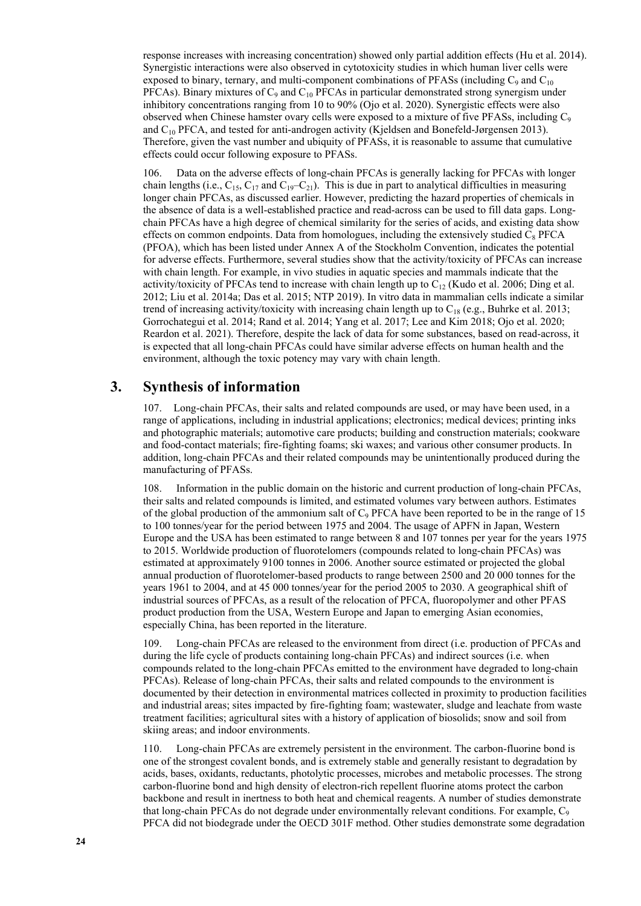response increases with increasing concentration) showed only partial addition effects (Hu et al. 2014). Synergistic interactions were also observed in cytotoxicity studies in which human liver cells were exposed to binary, ternary, and multi-component combinations of PFASs (including $C_9$ and $C_{10}$ PFCAs). Binary mixtures of $C_9$ and $C_{10}$ PFCAs in particular demonstrated strong synergism under inhibitory concentrations ranging from 10 to 90% (Ojo et al. 2020). Synergistic effects were also observed when Chinese hamster ovary cells were exposed to a mixture of five PFASs, including $C_9$ and $C_{10}$ PFCA, and tested for anti-androgen activity (Kjeldsen and Bonefeld-Jørgensen 2013). Therefore, given the vast number and ubiquity of PFASs, it is reasonable to assume that cumulative effects could occur following exposure to PFASs.

106. Data on the adverse effects of long-chain PFCAs is generally lacking for PFCAs with longer chain lengths (i.e., $C_{15}$, $C_{17}$ and $C_{19}$–$C_{21}$). This is due in part to analytical difficulties in measuring longer chain PFCAs, as discussed earlier. However, predicting the hazard properties of chemicals in the absence of data is a well-established practice and read-across can be used to fill data gaps. Long-chain PFCAs have a high degree of chemical similarity for the series of acids, and existing data show effects on common endpoints. Data from homologues, including the extensively studied $C_8$ PFCA (PFOA), which has been listed under Annex A of the Stockholm Convention, indicates the potential for adverse effects. Furthermore, several studies show that the activity/toxicity of PFCAs can increase with chain length. For example, in vivo studies in aquatic species and mammals indicate that the activity/toxicity of PFCAs tend to increase with chain length up to $C_{12}$ (Kudo et al. 2006; Ding et al. 2012; Liu et al. 2014a; Das et al. 2015; NTP 2019). In vitro data in mammalian cells indicate a similar trend of increasing activity/toxicity with increasing chain length up to $C_{18}$ (e.g., Buhrke et al. 2013; Gorrochategui et al. 2014; Rand et al. 2014; Yang et al. 2017; Lee and Kim 2018; Ojo et al. 2020; Reardon et al. 2021). Therefore, despite the lack of data for some substances, based on read-across, it is expected that all long-chain PFCAs could have similar adverse effects on human health and the environment, although the toxic potency may vary with chain length.

## 3. Synthesis of information

107. Long-chain PFCAs, their salts and related compounds are used, or may have been used, in a range of applications, including in industrial applications; electronics; medical devices; printing inks and photographic materials; automotive care products; building and construction materials; cookware and food-contact materials; fire-fighting foams; ski waxes; and various other consumer products. In addition, long-chain PFCAs and their related compounds may be unintentionally produced during the manufacturing of PFASs.

108. Information in the public domain on the historic and current production of long-chain PFCAs, their salts and related compounds is limited, and estimated volumes vary between authors. Estimates of the global production of the ammonium salt of $C_9$ PFCA have been reported to be in the range of 15 to 100 tonnes/year for the period between 1975 and 2004. The usage of APFN in Japan, Western Europe and the USA has been estimated to range between 8 and 107 tonnes per year for the years 1975 to 2015. Worldwide production of fluorotelomers (compounds related to long-chain PFCAs) was estimated at approximately 9100 tonnes in 2006. Another source estimated or projected the global annual production of fluorotelomer-based products to range between 2500 and 20 000 tonnes for the years 1961 to 2004, and at 45 000 tonnes/year for the period 2005 to 2030. A geographical shift of industrial sources of PFCAs, as a result of the relocation of PFCA, fluoropolymer and other PFAS product production from the USA, Western Europe and Japan to emerging Asian economies, especially China, has been reported in the literature.

109. Long-chain PFCAs are released to the environment from direct (i.e. production of PFCAs and during the life cycle of products containing long-chain PFCAs) and indirect sources (i.e. when compounds related to the long-chain PFCAs emitted to the environment have degraded to long-chain PFCAs). Release of long-chain PFCAs, their salts and related compounds to the environment is documented by their detection in environmental matrices collected in proximity to production facilities and industrial areas; sites impacted by fire-fighting foam; wastewater, sludge and leachate from waste treatment facilities; agricultural sites with a history of application of biosolids; snow and soil from skiing areas; and indoor environments.

110. Long-chain PFCAs are extremely persistent in the environment. The carbon-fluorine bond is one of the strongest covalent bonds, and is extremely stable and generally resistant to degradation by acids, bases, oxidants, reductants, photolytic processes, microbes and metabolic processes. The strong carbon-fluorine bond and high density of electron-rich repellent fluorine atoms protect the carbon backbone and result in inertness to both heat and chemical reagents. A number of studies demonstrate that long-chain PFCAs do not degrade under environmentally relevant conditions. For example, $C_9$ PFCA did not biodegrade under the OECD 301F method. Other studies demonstrate some degradation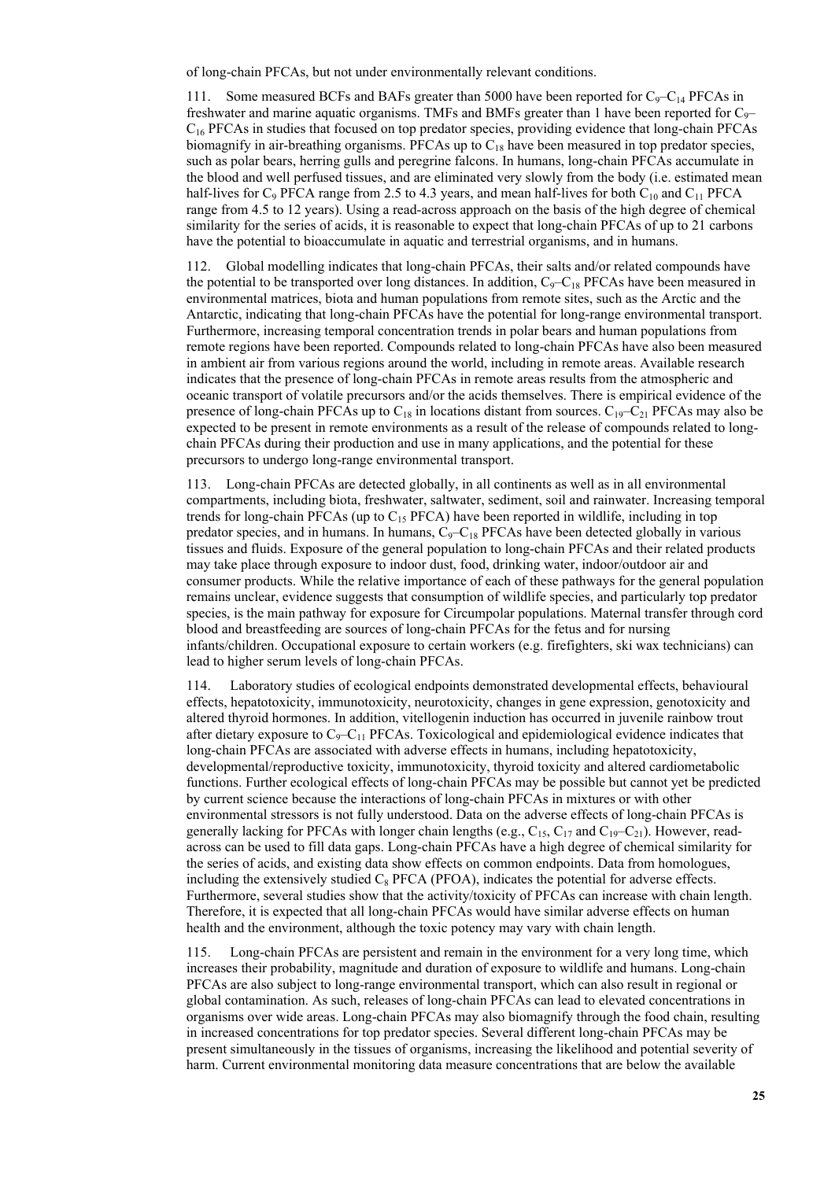of long-chain PFCAs, but not under environmentally relevant conditions.

111. Some measured BCFs and BAFs greater than 5000 have been reported for $C_9$–$C_{14}$ PFCAs in freshwater and marine aquatic organisms. TMFs and BMFs greater than 1 have been reported for $C_9$–$C_{16}$ PFCAs in studies that focused on top predator species, providing evidence that long-chain PFCAs biomagnify in air-breathing organisms. PFCAs up to $C_{18}$ have been measured in top predator species, such as polar bears, herring gulls and peregrine falcons. In humans, long-chain PFCAs accumulate in the blood and well perfused tissues, and are eliminated very slowly from the body (i.e. estimated mean half-lives for $C_9$ PFCA range from 2.5 to 4.3 years, and mean half-lives for both $C_{10}$ and $C_{11}$ PFCA range from 4.5 to 12 years). Using a read-across approach on the basis of the high degree of chemical similarity for the series of acids, it is reasonable to expect that long-chain PFCAs of up to 21 carbons have the potential to bioaccumulate in aquatic and terrestrial organisms, and in humans.

112. Global modelling indicates that long-chain PFCAs, their salts and/or related compounds have the potential to be transported over long distances. In addition, $C_9$–$C_{18}$ PFCAs have been measured in environmental matrices, biota and human populations from remote sites, such as the Arctic and the Antarctic, indicating that long-chain PFCAs have the potential for long-range environmental transport. Furthermore, increasing temporal concentration trends in polar bears and human populations from remote regions have been reported. Compounds related to long-chain PFCAs have also been measured in ambient air from various regions around the world, including in remote areas. Available research indicates that the presence of long-chain PFCAs in remote areas results from the atmospheric and oceanic transport of volatile precursors and/or the acids themselves. There is empirical evidence of the presence of long-chain PFCAs up to $C_{18}$ in locations distant from sources. $C_{19}$–$C_{21}$ PFCAs may also be expected to be present in remote environments as a result of the release of compounds related to long-chain PFCAs during their production and use in many applications, and the potential for these precursors to undergo long-range environmental transport.

113. Long-chain PFCAs are detected globally, in all continents as well as in all environmental compartments, including biota, freshwater, saltwater, sediment, soil and rainwater. Increasing temporal trends for long-chain PFCAs (up to $C_{15}$ PFCA) have been reported in wildlife, including in top predator species, and in humans. In humans, $C_9$–$C_{18}$ PFCAs have been detected globally in various tissues and fluids. Exposure of the general population to long-chain PFCAs and their related products may take place through exposure to indoor dust, food, drinking water, indoor/outdoor air and consumer products. While the relative importance of each of these pathways for the general population remains unclear, evidence suggests that consumption of wildlife species, and particularly top predator species, is the main pathway for exposure for Circumpolar populations. Maternal transfer through cord blood and breastfeeding are sources of long-chain PFCAs for the fetus and for nursing infants/children. Occupational exposure to certain workers (e.g. firefighters, ski wax technicians) can lead to higher serum levels of long-chain PFCAs.

114. Laboratory studies of ecological endpoints demonstrated developmental effects, behavioural effects, hepatotoxicity, immunotoxicity, neurotoxicity, changes in gene expression, genotoxicity and altered thyroid hormones. In addition, vitellogenin induction has occurred in juvenile rainbow trout after dietary exposure to $C_9$–$C_{11}$ PFCAs. Toxicological and epidemiological evidence indicates that long-chain PFCAs are associated with adverse effects in humans, including hepatotoxicity, developmental/reproductive toxicity, immunotoxicity, thyroid toxicity and altered cardiometabolic functions. Further ecological effects of long-chain PFCAs may be possible but cannot yet be predicted by current science because the interactions of long-chain PFCAs in mixtures or with other environmental stressors is not fully understood. Data on the adverse effects of long-chain PFCAs is generally lacking for PFCAs with longer chain lengths (e.g., $C_{15}$, $C_{17}$ and $C_{19}$–$C_{21}$). However, read-across can be used to fill data gaps. Long-chain PFCAs have a high degree of chemical similarity for the series of acids, and existing data show effects on common endpoints. Data from homologues, including the extensively studied $C_8$ PFCA (PFOA), indicates the potential for adverse effects. Furthermore, several studies show that the activity/toxicity of PFCAs can increase with chain length. Therefore, it is expected that all long-chain PFCAs would have similar adverse effects on human health and the environment, although the toxic potency may vary with chain length.

115. Long-chain PFCAs are persistent and remain in the environment for a very long time, which increases their probability, magnitude and duration of exposure to wildlife and humans. Long-chain PFCAs are also subject to long-range environmental transport, which can also result in regional or global contamination. As such, releases of long-chain PFCAs can lead to elevated concentrations in organisms over wide areas. Long-chain PFCAs may also biomagnify through the food chain, resulting in increased concentrations for top predator species. Several different long-chain PFCAs may be present simultaneously in the tissues of organisms, increasing the likelihood and potential severity of harm. Current environmental monitoring data measure concentrations that are below the available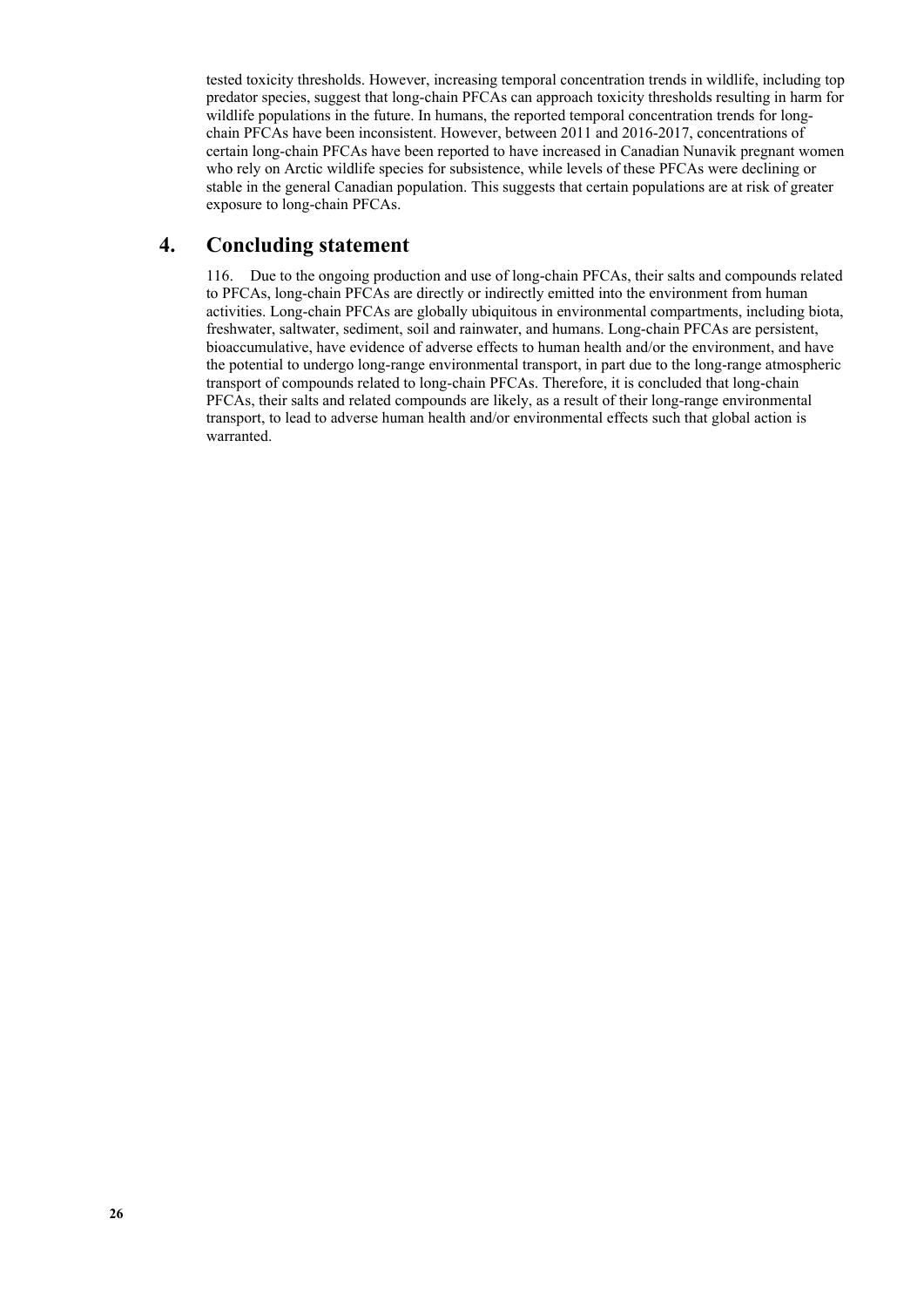tested toxicity thresholds. However, increasing temporal concentration trends in wildlife, including top predator species, suggest that long-chain PFCAs can approach toxicity thresholds resulting in harm for wildlife populations in the future. In humans, the reported temporal concentration trends for long-chain PFCAs have been inconsistent. However, between 2011 and 2016-2017, concentrations of certain long-chain PFCAs have been reported to have increased in Canadian Nunavik pregnant women who rely on Arctic wildlife species for subsistence, while levels of these PFCAs were declining or stable in the general Canadian population. This suggests that certain populations are at risk of greater exposure to long-chain PFCAs.

## 4. Concluding statement

116. Due to the ongoing production and use of long-chain PFCAs, their salts and compounds related to PFCAs, long-chain PFCAs are directly or indirectly emitted into the environment from human activities. Long-chain PFCAs are globally ubiquitous in environmental compartments, including biota, freshwater, saltwater, sediment, soil and rainwater, and humans. Long-chain PFCAs are persistent, bioaccumulative, have evidence of adverse effects to human health and/or the environment, and have the potential to undergo long-range environmental transport, in part due to the long-range atmospheric transport of compounds related to long-chain PFCAs. Therefore, it is concluded that long-chain PFCAs, their salts and related compounds are likely, as a result of their long-range environmental transport, to lead to adverse human health and/or environmental effects such that global action is warranted.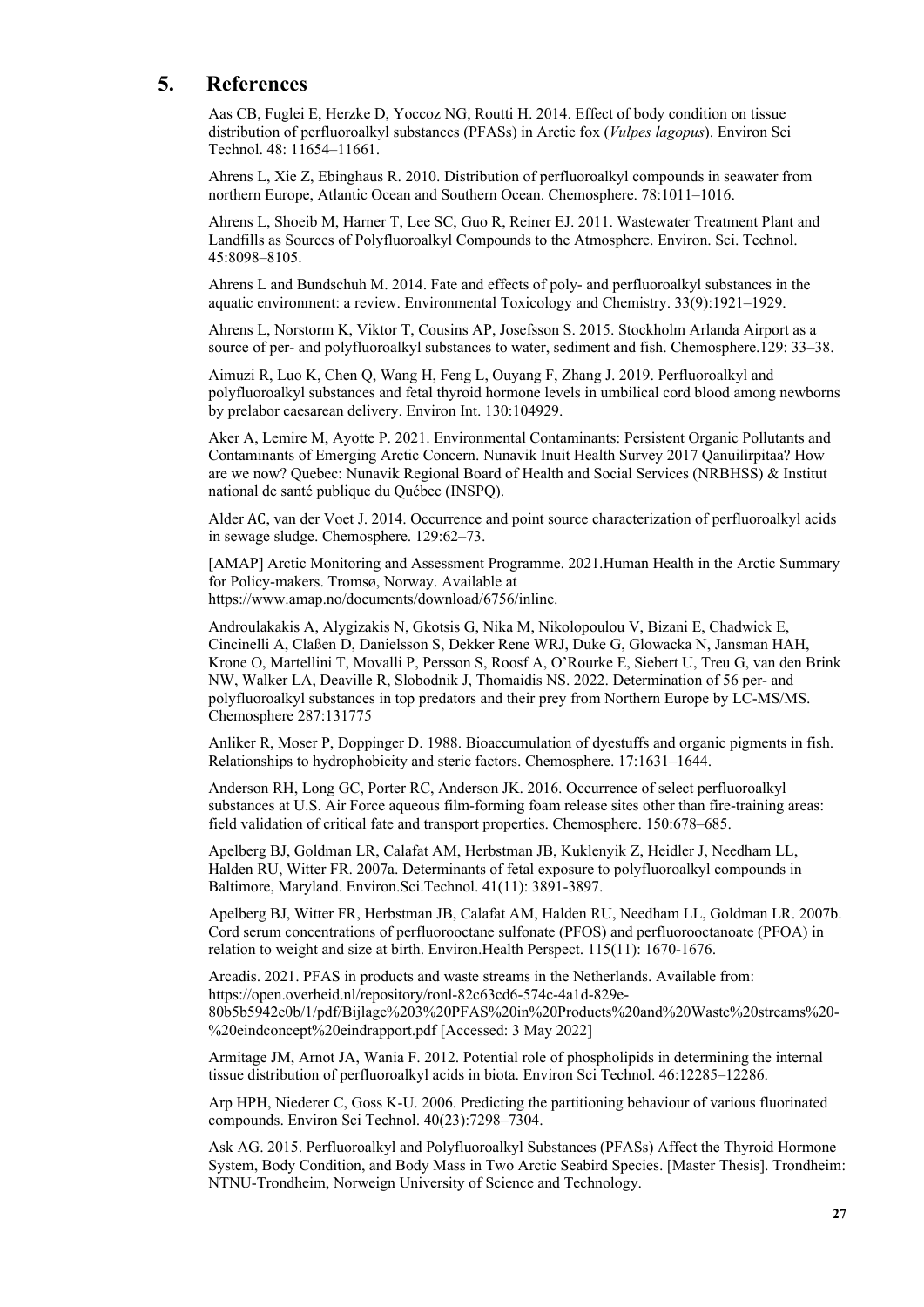## 5. References

Aas CB, Fuglei E, Herzke D, Yoccoz NG, Routti H. 2014. Effect of body condition on tissue distribution of perfluoroalkyl substances (PFASs) in Arctic fox (*Vulpes lagopus*). Environ Sci Technol. 48: 11654–11661.

Ahrens L, Xie Z, Ebinghaus R. 2010. Distribution of perfluoroalkyl compounds in seawater from northern Europe, Atlantic Ocean and Southern Ocean. Chemosphere. 78:1011–1016.

Ahrens L, Shoeib M, Harner T, Lee SC, Guo R, Reiner EJ. 2011. Wastewater Treatment Plant and Landfills as Sources of Polyfluoroalkyl Compounds to the Atmosphere. Environ. Sci. Technol. 45:8098–8105.

Ahrens L and Bundschuh M. 2014. Fate and effects of poly- and perfluoroalkyl substances in the aquatic environment: a review. Environmental Toxicology and Chemistry. 33(9):1921–1929.

Ahrens L, Norstorm K, Viktor T, Cousins AP, Josefsson S. 2015. Stockholm Arlanda Airport as a source of per- and polyfluoroalkyl substances to water, sediment and fish. Chemosphere.129: 33–38.

Aimuzi R, Luo K, Chen Q, Wang H, Feng L, Ouyang F, Zhang J. 2019. Perfluoroalkyl and polyfluoroalkyl substances and fetal thyroid hormone levels in umbilical cord blood among newborns by prelabor caesarean delivery. Environ Int. 130:104929.

Aker A, Lemire M, Ayotte P. 2021. Environmental Contaminants: Persistent Organic Pollutants and Contaminants of Emerging Arctic Concern. Nunavik Inuit Health Survey 2017 Qanuilirpitaa? How are we now? Quebec: Nunavik Regional Board of Health and Social Services (NRBHSS) & Institut national de santé publique du Québec (INSPQ).

Alder AC, van der Voet J. 2014. Occurrence and point source characterization of perfluoroalkyl acids in sewage sludge. Chemosphere. 129:62–73.

[AMAP] Arctic Monitoring and Assessment Programme. 2021.Human Health in the Arctic Summary for Policy-makers. Tromsø, Norway. Available at https://www.amap.no/documents/download/6756/inline.

Androulakakis A, Alygizakis N, Gkotsis G, Nika M, Nikolopoulou V, Bizani E, Chadwick E, Cincinelli A, Claßen D, Danielsson S, Dekker Rene WRJ, Duke G, Glowacka N, Jansman HAH, Krone O, Martellini T, Movalli P, Persson S, Roosf A, O'Rourke E, Siebert U, Treu G, van den Brink NW, Walker LA, Deaville R, Slobodnik J, Thomaidis NS. 2022. Determination of 56 per- and polyfluoroalkyl substances in top predators and their prey from Northern Europe by LC-MS/MS. Chemosphere 287:131775

Anliker R, Moser P, Doppinger D. 1988. Bioaccumulation of dyestuffs and organic pigments in fish. Relationships to hydrophobicity and steric factors. Chemosphere. 17:1631–1644.

Anderson RH, Long GC, Porter RC, Anderson JK. 2016. Occurrence of select perfluoroalkyl substances at U.S. Air Force aqueous film-forming foam release sites other than fire-training areas: field validation of critical fate and transport properties. Chemosphere. 150:678–685.

Apelberg BJ, Goldman LR, Calafat AM, Herbstman JB, Kuklenyik Z, Heidler J, Needham LL, Halden RU, Witter FR. 2007a. Determinants of fetal exposure to polyfluoroalkyl compounds in Baltimore, Maryland. Environ.Sci.Technol. 41(11): 3891-3897.

Apelberg BJ, Witter FR, Herbstman JB, Calafat AM, Halden RU, Needham LL, Goldman LR. 2007b. Cord serum concentrations of perfluorooctane sulfonate (PFOS) and perfluorooctanoate (PFOA) in relation to weight and size at birth. Environ.Health Perspect. 115(11): 1670-1676.

Arcadis. 2021. PFAS in products and waste streams in the Netherlands. Available from: https://open.overheid.nl/repository/ronl-82c63cd6-574c-4a1d-829e-80b5b5942e0b/1/pdf/Bijlage%203%20PFAS%20in%20Products%20and%20Waste%20streams%20-%20eindconcept%20eindrapport.pdf [Accessed: 3 May 2022]

Armitage JM, Arnot JA, Wania F. 2012. Potential role of phospholipids in determining the internal tissue distribution of perfluoroalkyl acids in biota. Environ Sci Technol. 46:12285–12286.

Arp HPH, Niederer C, Goss K-U. 2006. Predicting the partitioning behaviour of various fluorinated compounds. Environ Sci Technol. 40(23):7298–7304.

Ask AG. 2015. Perfluoroalkyl and Polyfluoroalkyl Substances (PFASs) Affect the Thyroid Hormone System, Body Condition, and Body Mass in Two Arctic Seabird Species. [Master Thesis]. Trondheim: NTNU-Trondheim, Norweign University of Science and Technology.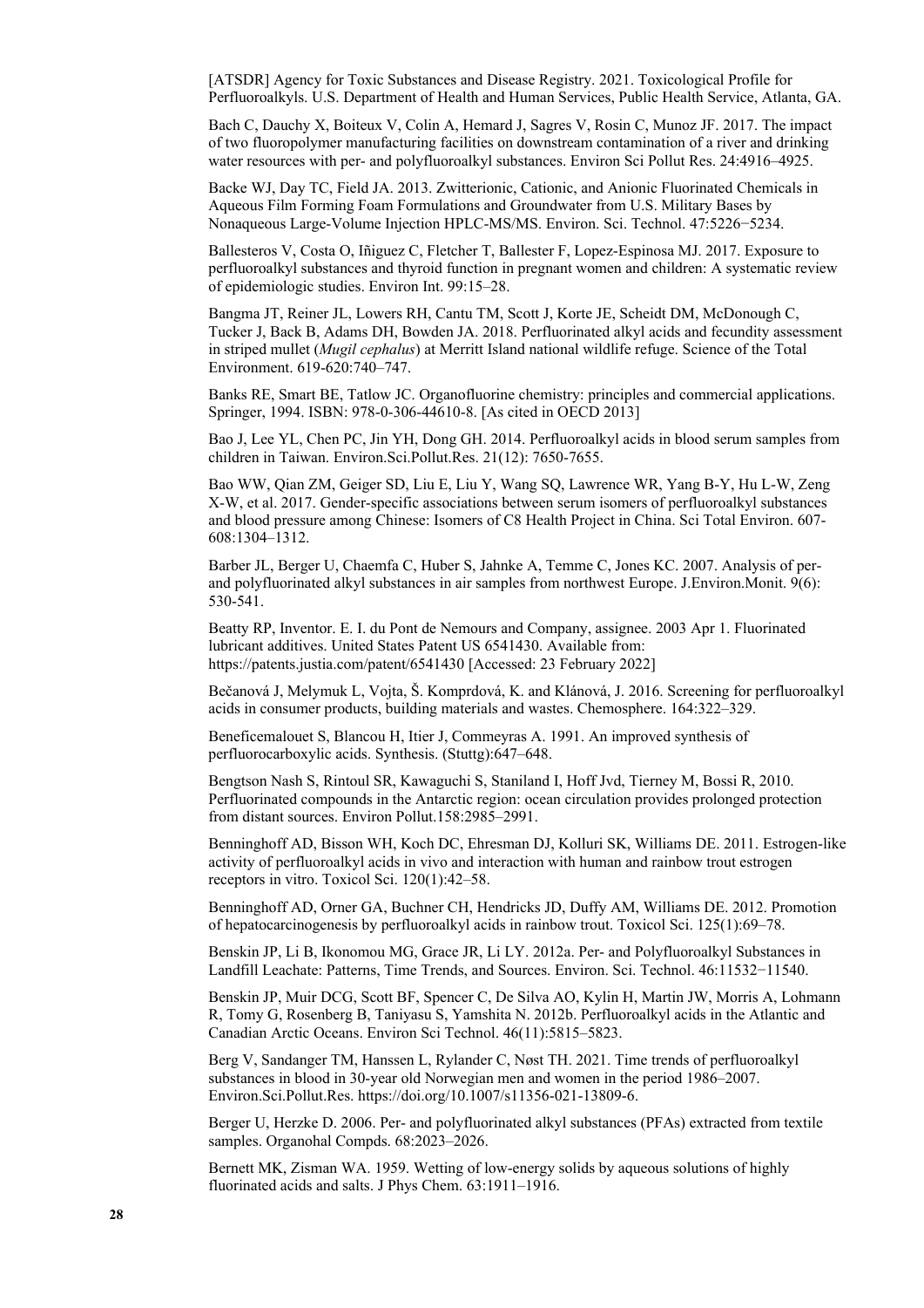[ATSDR] Agency for Toxic Substances and Disease Registry. 2021. Toxicological Profile for Perfluoroalkyls. U.S. Department of Health and Human Services, Public Health Service, Atlanta, GA.

Bach C, Dauchy X, Boiteux V, Colin A, Hemard J, Sagres V, Rosin C, Munoz JF. 2017. The impact of two fluoropolymer manufacturing facilities on downstream contamination of a river and drinking water resources with per- and polyfluoroalkyl substances. Environ Sci Pollut Res. 24:4916–4925.

Backe WJ, Day TC, Field JA. 2013. Zwitterionic, Cationic, and Anionic Fluorinated Chemicals in Aqueous Film Forming Foam Formulations and Groundwater from U.S. Military Bases by Nonaqueous Large-Volume Injection HPLC-MS/MS. Environ. Sci. Technol. 47:5226−5234.

Ballesteros V, Costa O, Iñiguez C, Fletcher T, Ballester F, Lopez-Espinosa MJ. 2017. Exposure to perfluoroalkyl substances and thyroid function in pregnant women and children: A systematic review of epidemiologic studies. Environ Int. 99:15–28.

Bangma JT, Reiner JL, Lowers RH, Cantu TM, Scott J, Korte JE, Scheidt DM, McDonough C, Tucker J, Back B, Adams DH, Bowden JA. 2018. Perfluorinated alkyl acids and fecundity assessment in striped mullet (*Mugil cephalus*) at Merritt Island national wildlife refuge. Science of the Total Environment. 619-620:740–747.

Banks RE, Smart BE, Tatlow JC. Organofluorine chemistry: principles and commercial applications. Springer, 1994. ISBN: 978-0-306-44610-8. [As cited in OECD 2013]

Bao J, Lee YL, Chen PC, Jin YH, Dong GH. 2014. Perfluoroalkyl acids in blood serum samples from children in Taiwan. Environ.Sci.Pollut.Res. 21(12): 7650-7655.

Bao WW, Qian ZM, Geiger SD, Liu E, Liu Y, Wang SQ, Lawrence WR, Yang B-Y, Hu L-W, Zeng X-W, et al. 2017. Gender-specific associations between serum isomers of perfluoroalkyl substances and blood pressure among Chinese: Isomers of C8 Health Project in China. Sci Total Environ. 607-608:1304–1312.

Barber JL, Berger U, Chaemfa C, Huber S, Jahnke A, Temme C, Jones KC. 2007. Analysis of per- and polyfluorinated alkyl substances in air samples from northwest Europe. J.Environ.Monit. 9(6): 530-541.

Beatty RP, Inventor. E. I. du Pont de Nemours and Company, assignee. 2003 Apr 1. Fluorinated lubricant additives. United States Patent US 6541430. Available from: https://patents.justia.com/patent/6541430 [Accessed: 23 February 2022]

Bečanová J, Melymuk L, Vojta, Š. Komprdová, K. and Klánová, J. 2016. Screening for perfluoroalkyl acids in consumer products, building materials and wastes. Chemosphere. 164:322–329.

Beneficemalouet S, Blancou H, Itier J, Commeyras A. 1991. An improved synthesis of perfluorocarboxylic acids. Synthesis. (Stuttg):647–648.

Bengtson Nash S, Rintoul SR, Kawaguchi S, Staniland I, Hoff Jvd, Tierney M, Bossi R, 2010. Perfluorinated compounds in the Antarctic region: ocean circulation provides prolonged protection from distant sources. Environ Pollut.158:2985–2991.

Benninghoff AD, Bisson WH, Koch DC, Ehresman DJ, Kolluri SK, Williams DE. 2011. Estrogen-like activity of perfluoroalkyl acids in vivo and interaction with human and rainbow trout estrogen receptors in vitro. Toxicol Sci. 120(1):42–58.

Benninghoff AD, Orner GA, Buchner CH, Hendricks JD, Duffy AM, Williams DE. 2012. Promotion of hepatocarcinogenesis by perfluoroalkyl acids in rainbow trout. Toxicol Sci. 125(1):69–78.

Benskin JP, Li B, Ikonomou MG, Grace JR, Li LY. 2012a. Per- and Polyfluoroalkyl Substances in Landfill Leachate: Patterns, Time Trends, and Sources. Environ. Sci. Technol. 46:11532−11540.

Benskin JP, Muir DCG, Scott BF, Spencer C, De Silva AO, Kylin H, Martin JW, Morris A, Lohmann R, Tomy G, Rosenberg B, Taniyasu S, Yamshita N. 2012b. Perfluoroalkyl acids in the Atlantic and Canadian Arctic Oceans. Environ Sci Technol. 46(11):5815–5823.

Berg V, Sandanger TM, Hanssen L, Rylander C, Nøst TH. 2021. Time trends of perfluoroalkyl substances in blood in 30-year old Norwegian men and women in the period 1986–2007. Environ.Sci.Pollut.Res. https://doi.org/10.1007/s11356-021-13809-6.

Berger U, Herzke D. 2006. Per- and polyfluorinated alkyl substances (PFAs) extracted from textile samples. Organohal Compds. 68:2023–2026.

Bernett MK, Zisman WA. 1959. Wetting of low-energy solids by aqueous solutions of highly fluorinated acids and salts. J Phys Chem. 63:1911–1916.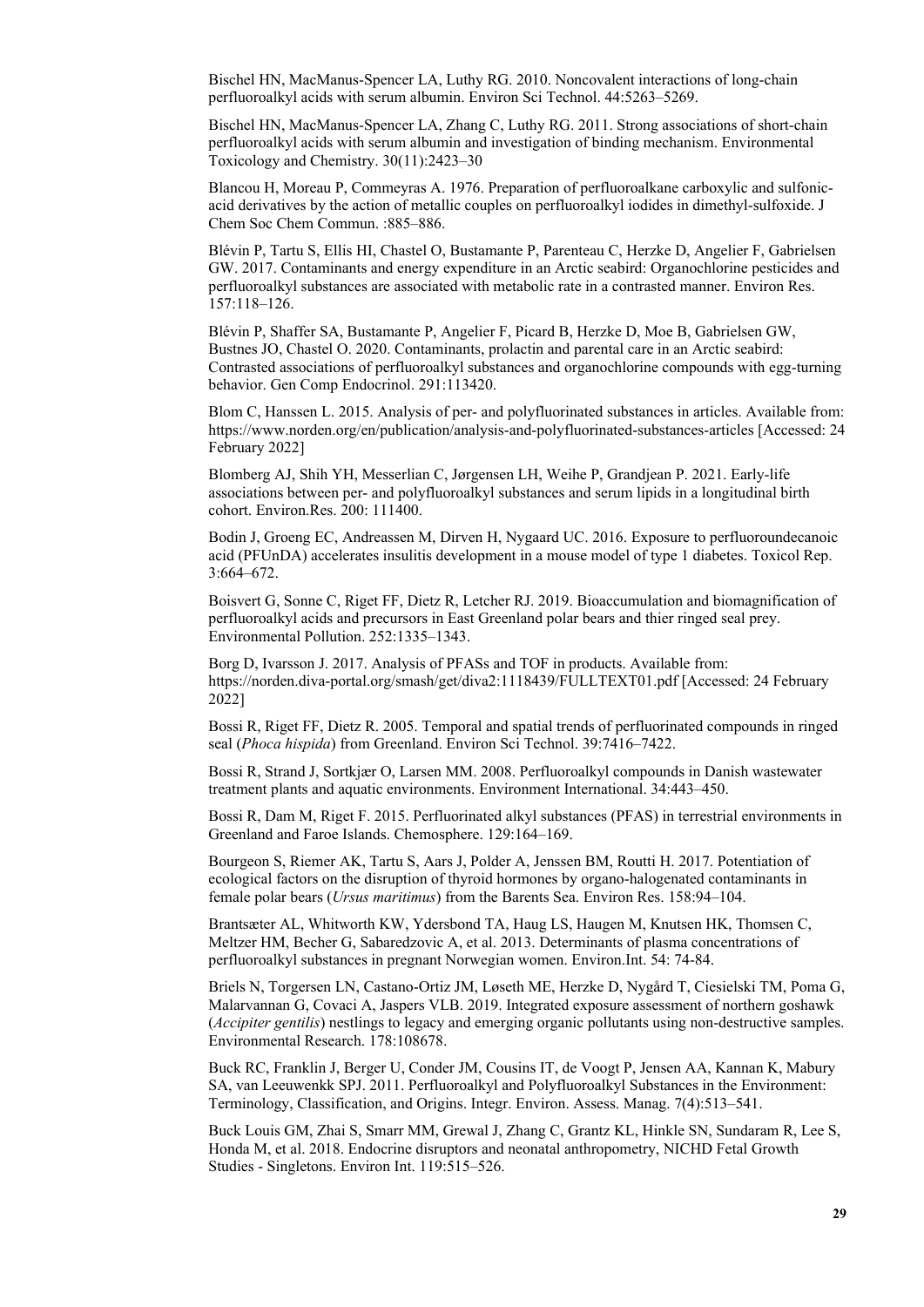Bischel HN, MacManus-Spencer LA, Luthy RG. 2010. Noncovalent interactions of long-chain perfluoroalkyl acids with serum albumin. Environ Sci Technol. 44:5263–5269.

Bischel HN, MacManus-Spencer LA, Zhang C, Luthy RG. 2011. Strong associations of short-chain perfluoroalkyl acids with serum albumin and investigation of binding mechanism. Environmental Toxicology and Chemistry. 30(11):2423–30

Blancou H, Moreau P, Commeyras A. 1976. Preparation of perfluoroalkane carboxylic and sulfonic-acid derivatives by the action of metallic couples on perfluoroalkyl iodides in dimethyl-sulfoxide. J Chem Soc Chem Commun. :885–886.

Blévin P, Tartu S, Ellis HI, Chastel O, Bustamante P, Parenteau C, Herzke D, Angelier F, Gabrielsen GW. 2017. Contaminants and energy expenditure in an Arctic seabird: Organochlorine pesticides and perfluoroalkyl substances are associated with metabolic rate in a contrasted manner. Environ Res. 157:118–126.

Blévin P, Shaffer SA, Bustamante P, Angelier F, Picard B, Herzke D, Moe B, Gabrielsen GW, Bustnes JO, Chastel O. 2020. Contaminants, prolactin and parental care in an Arctic seabird: Contrasted associations of perfluoroalkyl substances and organochlorine compounds with egg-turning behavior. Gen Comp Endocrinol. 291:113420.

Blom C, Hanssen L. 2015. Analysis of per- and polyfluorinated substances in articles. Available from: https://www.norden.org/en/publication/analysis-and-polyfluorinated-substances-articles [Accessed: 24 February 2022]

Blomberg AJ, Shih YH, Messerlian C, Jørgensen LH, Weihe P, Grandjean P. 2021. Early-life associations between per- and polyfluoroalkyl substances and serum lipids in a longitudinal birth cohort. Environ.Res. 200: 111400.

Bodin J, Groeng EC, Andreassen M, Dirven H, Nygaard UC. 2016. Exposure to perfluoroundecanoic acid (PFUnDA) accelerates insulitis development in a mouse model of type 1 diabetes. Toxicol Rep. 3:664–672.

Boisvert G, Sonne C, Riget FF, Dietz R, Letcher RJ. 2019. Bioaccumulation and biomagnification of perfluoroalkyl acids and precursors in East Greenland polar bears and thier ringed seal prey. Environmental Pollution. 252:1335–1343.

Borg D, Ivarsson J. 2017. Analysis of PFASs and TOF in products. Available from: https://norden.diva-portal.org/smash/get/diva2:1118439/FULLTEXT01.pdf [Accessed: 24 February 2022]

Bossi R, Riget FF, Dietz R. 2005. Temporal and spatial trends of perfluorinated compounds in ringed seal (*Phoca hispida*) from Greenland. Environ Sci Technol. 39:7416–7422.

Bossi R, Strand J, Sortkjær O, Larsen MM. 2008. Perfluoroalkyl compounds in Danish wastewater treatment plants and aquatic environments. Environment International. 34:443–450.

Bossi R, Dam M, Riget F. 2015. Perfluorinated alkyl substances (PFAS) in terrestrial environments in Greenland and Faroe Islands. Chemosphere. 129:164–169.

Bourgeon S, Riemer AK, Tartu S, Aars J, Polder A, Jenssen BM, Routti H. 2017. Potentiation of ecological factors on the disruption of thyroid hormones by organo-halogenated contaminants in female polar bears (*Ursus maritimus*) from the Barents Sea. Environ Res. 158:94–104.

Brantsæter AL, Whitworth KW, Ydersbond TA, Haug LS, Haugen M, Knutsen HK, Thomsen C, Meltzer HM, Becher G, Sabaredzovic A, et al. 2013. Determinants of plasma concentrations of perfluoroalkyl substances in pregnant Norwegian women. Environ.Int. 54: 74-84.

Briels N, Torgersen LN, Castano-Ortiz JM, Løseth ME, Herzke D, Nygård T, Ciesielski TM, Poma G, Malarvannan G, Covaci A, Jaspers VLB. 2019. Integrated exposure assessment of northern goshawk (*Accipiter gentilis*) nestlings to legacy and emerging organic pollutants using non-destructive samples. Environmental Research. 178:108678.

Buck RC, Franklin J, Berger U, Conder JM, Cousins IT, de Voogt P, Jensen AA, Kannan K, Mabury SA, van Leeuwenkk SPJ. 2011. Perfluoroalkyl and Polyfluoroalkyl Substances in the Environment: Terminology, Classification, and Origins. Integr. Environ. Assess. Manag. 7(4):513–541.

Buck Louis GM, Zhai S, Smarr MM, Grewal J, Zhang C, Grantz KL, Hinkle SN, Sundaram R, Lee S, Honda M, et al. 2018. Endocrine disruptors and neonatal anthropometry, NICHD Fetal Growth Studies - Singletons. Environ Int. 119:515–526.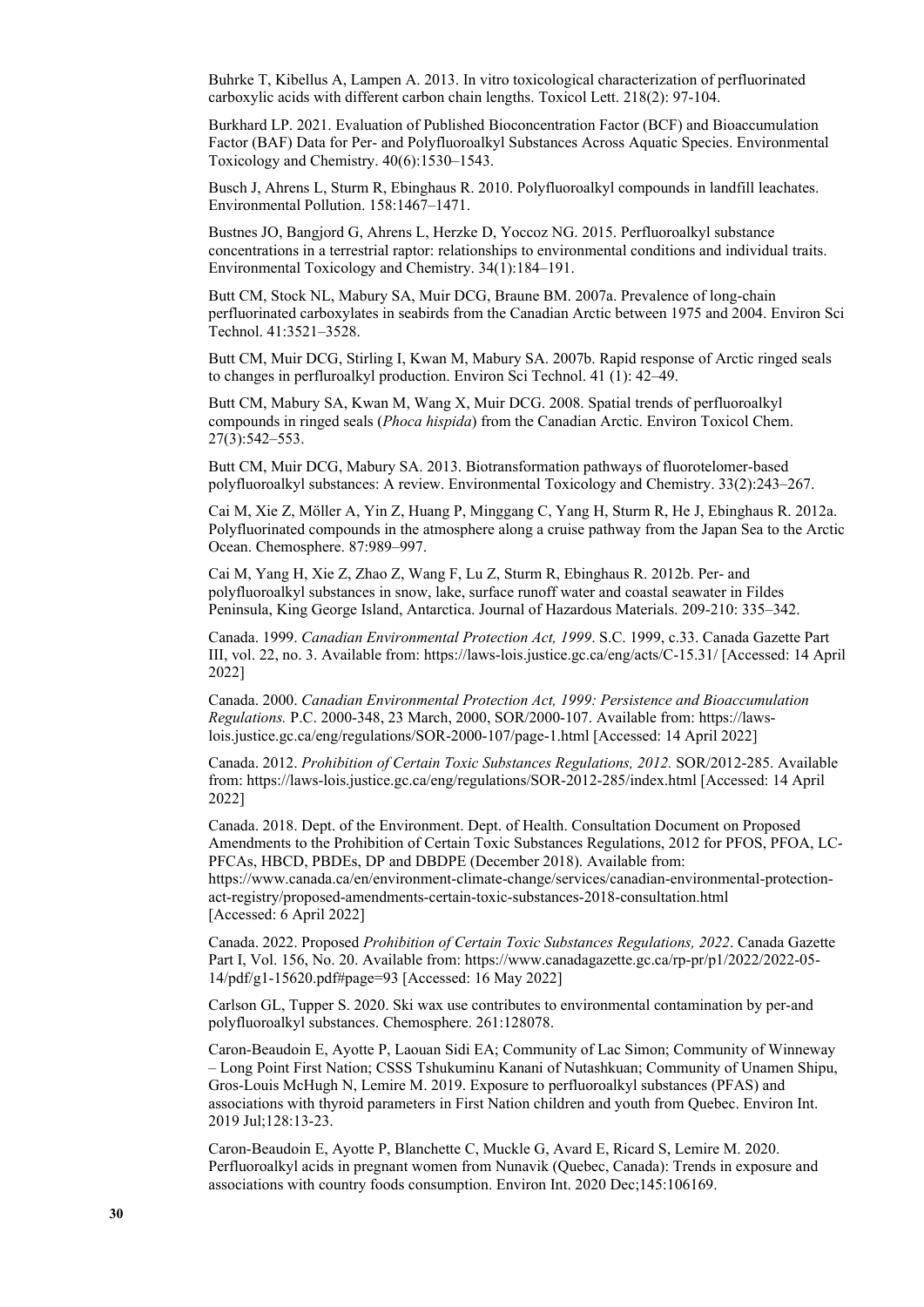Buhrke T, Kibellus A, Lampen A. 2013. In vitro toxicological characterization of perfluorinated carboxylic acids with different carbon chain lengths. Toxicol Lett. 218(2): 97-104.

Burkhard LP. 2021. Evaluation of Published Bioconcentration Factor (BCF) and Bioaccumulation Factor (BAF) Data for Per- and Polyfluoroalkyl Substances Across Aquatic Species. Environmental Toxicology and Chemistry. 40(6):1530–1543.

Busch J, Ahrens L, Sturm R, Ebinghaus R. 2010. Polyfluoroalkyl compounds in landfill leachates. Environmental Pollution. 158:1467–1471.

Bustnes JO, Bangjord G, Ahrens L, Herzke D, Yoccoz NG. 2015. Perfluoroalkyl substance concentrations in a terrestrial raptor: relationships to environmental conditions and individual traits. Environmental Toxicology and Chemistry. 34(1):184–191.

Butt CM, Stock NL, Mabury SA, Muir DCG, Braune BM. 2007a. Prevalence of long-chain perfluorinated carboxylates in seabirds from the Canadian Arctic between 1975 and 2004. Environ Sci Technol. 41:3521–3528.

Butt CM, Muir DCG, Stirling I, Kwan M, Mabury SA. 2007b. Rapid response of Arctic ringed seals to changes in perfluroalkyl production. Environ Sci Technol. 41 (1): 42–49.

Butt CM, Mabury SA, Kwan M, Wang X, Muir DCG. 2008. Spatial trends of perfluoroalkyl compounds in ringed seals (*Phoca hispida*) from the Canadian Arctic. Environ Toxicol Chem. 27(3):542–553.

Butt CM, Muir DCG, Mabury SA. 2013. Biotransformation pathways of fluorotelomer-based polyfluoroalkyl substances: A review. Environmental Toxicology and Chemistry. 33(2):243–267.

Cai M, Xie Z, Möller A, Yin Z, Huang P, Minggang C, Yang H, Sturm R, He J, Ebinghaus R. 2012a. Polyfluorinated compounds in the atmosphere along a cruise pathway from the Japan Sea to the Arctic Ocean. Chemosphere. 87:989–997.

Cai M, Yang H, Xie Z, Zhao Z, Wang F, Lu Z, Sturm R, Ebinghaus R. 2012b. Per- and polyfluoroalkyl substances in snow, lake, surface runoff water and coastal seawater in Fildes Peninsula, King George Island, Antarctica. Journal of Hazardous Materials. 209-210: 335–342.

Canada. 1999. *Canadian Environmental Protection Act, 1999*. S.C. 1999, c.33. Canada Gazette Part III, vol. 22, no. 3. Available from: https://laws-lois.justice.gc.ca/eng/acts/C-15.31/ [Accessed: 14 April 2022]

Canada. 2000. *Canadian Environmental Protection Act, 1999: Persistence and Bioaccumulation Regulations.* P.C. 2000-348, 23 March, 2000, SOR/2000-107. Available from: https://laws-lois.justice.gc.ca/eng/regulations/SOR-2000-107/page-1.html [Accessed: 14 April 2022]

Canada. 2012. *Prohibition of Certain Toxic Substances Regulations, 2012.* SOR/2012-285. Available from: https://laws-lois.justice.gc.ca/eng/regulations/SOR-2012-285/index.html [Accessed: 14 April 2022]

Canada. 2018. Dept. of the Environment. Dept. of Health. Consultation Document on Proposed Amendments to the Prohibition of Certain Toxic Substances Regulations, 2012 for PFOS, PFOA, LC-PFCAs, HBCD, PBDEs, DP and DBDPE (December 2018). Available from: https://www.canada.ca/en/environment-climate-change/services/canadian-environmental-protection-act-registry/proposed-amendments-certain-toxic-substances-2018-consultation.html [Accessed: 6 April 2022]

Canada. 2022. Proposed *Prohibition of Certain Toxic Substances Regulations, 2022*. Canada Gazette Part I, Vol. 156, No. 20. Available from: https://www.canadagazette.gc.ca/rp-pr/p1/2022/2022-05-14/pdf/g1-15620.pdf#page=93 [Accessed: 16 May 2022]

Carlson GL, Tupper S. 2020. Ski wax use contributes to environmental contamination by per-and polyfluoroalkyl substances. Chemosphere. 261:128078.

Caron-Beaudoin E, Ayotte P, Laouan Sidi EA; Community of Lac Simon; Community of Winneway – Long Point First Nation; CSSS Tshukuminu Kanani of Nutashkuan; Community of Unamen Shipu, Gros-Louis McHugh N, Lemire M. 2019. Exposure to perfluoroalkyl substances (PFAS) and associations with thyroid parameters in First Nation children and youth from Quebec. Environ Int. 2019 Jul;128:13-23.

Caron-Beaudoin E, Ayotte P, Blanchette C, Muckle G, Avard E, Ricard S, Lemire M. 2020. Perfluoroalkyl acids in pregnant women from Nunavik (Quebec, Canada): Trends in exposure and associations with country foods consumption. Environ Int. 2020 Dec;145:106169.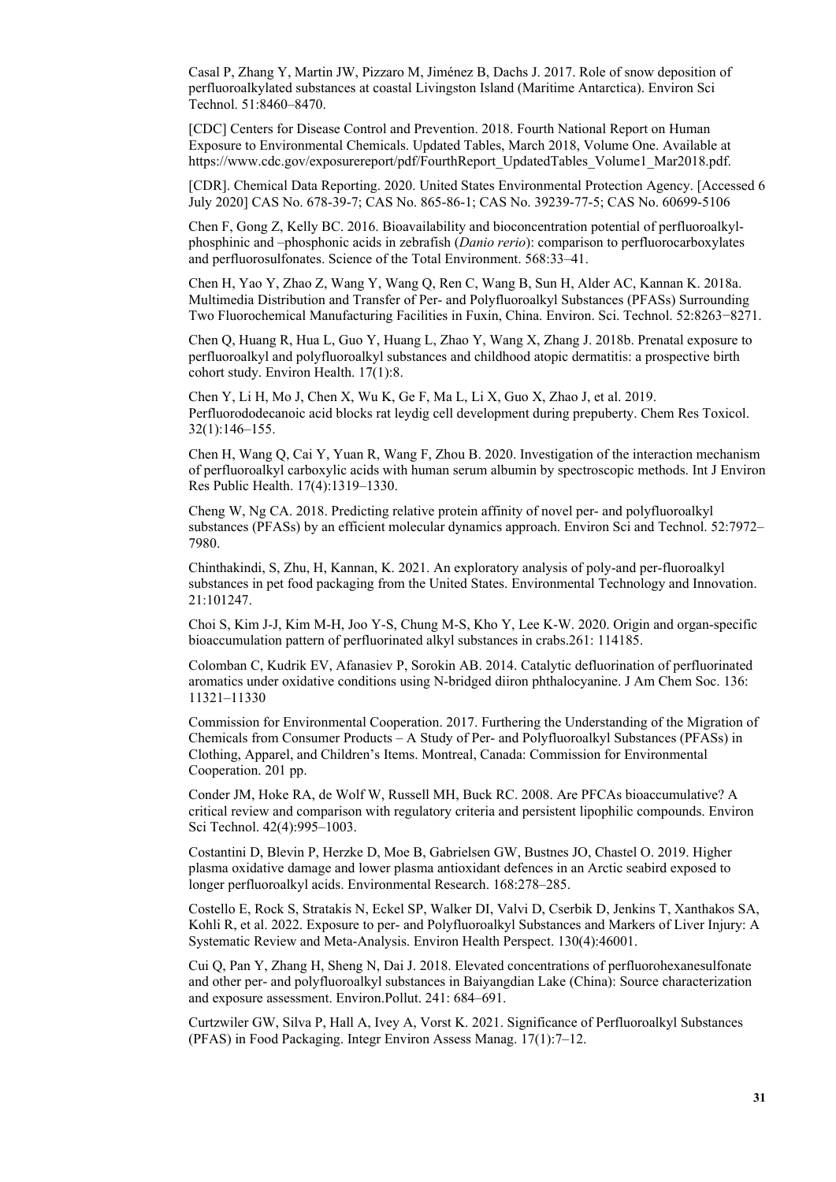Casal P, Zhang Y, Martin JW, Pizzaro M, Jiménez B, Dachs J. 2017. Role of snow deposition of perfluoroalkylated substances at coastal Livingston Island (Maritime Antarctica). Environ Sci Technol. 51:8460–8470.

[CDC] Centers for Disease Control and Prevention. 2018. Fourth National Report on Human Exposure to Environmental Chemicals. Updated Tables, March 2018, Volume One. Available at https://www.cdc.gov/exposurereport/pdf/FourthReport_UpdatedTables_Volume1_Mar2018.pdf.

[CDR]. Chemical Data Reporting. 2020. United States Environmental Protection Agency. [Accessed 6 July 2020] CAS No. 678-39-7; CAS No. 865-86-1; CAS No. 39239-77-5; CAS No. 60699-5106

Chen F, Gong Z, Kelly BC. 2016. Bioavailability and bioconcentration potential of perfluoroalkyl-phosphinic and –phosphonic acids in zebrafish (*Danio rerio*): comparison to perfluorocarboxylates and perfluorosulfonates. Science of the Total Environment. 568:33–41.

Chen H, Yao Y, Zhao Z, Wang Y, Wang Q, Ren C, Wang B, Sun H, Alder AC, Kannan K. 2018a. Multimedia Distribution and Transfer of Per- and Polyfluoroalkyl Substances (PFASs) Surrounding Two Fluorochemical Manufacturing Facilities in Fuxin, China. Environ. Sci. Technol. 52:8263−8271.

Chen Q, Huang R, Hua L, Guo Y, Huang L, Zhao Y, Wang X, Zhang J. 2018b. Prenatal exposure to perfluoroalkyl and polyfluoroalkyl substances and childhood atopic dermatitis: a prospective birth cohort study. Environ Health. 17(1):8.

Chen Y, Li H, Mo J, Chen X, Wu K, Ge F, Ma L, Li X, Guo X, Zhao J, et al. 2019. Perfluorododecanoic acid blocks rat leydig cell development during prepuberty. Chem Res Toxicol. 32(1):146–155.

Chen H, Wang Q, Cai Y, Yuan R, Wang F, Zhou B. 2020. Investigation of the interaction mechanism of perfluoroalkyl carboxylic acids with human serum albumin by spectroscopic methods. Int J Environ Res Public Health. 17(4):1319–1330.

Cheng W, Ng CA. 2018. Predicting relative protein affinity of novel per- and polyfluoroalkyl substances (PFASs) by an efficient molecular dynamics approach. Environ Sci and Technol. 52:7972–7980.

Chinthakindi, S, Zhu, H, Kannan, K. 2021. An exploratory analysis of poly-and per-fluoroalkyl substances in pet food packaging from the United States. Environmental Technology and Innovation. 21:101247.

Choi S, Kim J-J, Kim M-H, Joo Y-S, Chung M-S, Kho Y, Lee K-W. 2020. Origin and organ-specific bioaccumulation pattern of perfluorinated alkyl substances in crabs.261: 114185.

Colomban C, Kudrik EV, Afanasiev P, Sorokin AB. 2014. Catalytic defluorination of perfluorinated aromatics under oxidative conditions using N-bridged diiron phthalocyanine. J Am Chem Soc. 136: 11321–11330

Commission for Environmental Cooperation. 2017. Furthering the Understanding of the Migration of Chemicals from Consumer Products – A Study of Per- and Polyfluoroalkyl Substances (PFASs) in Clothing, Apparel, and Children's Items. Montreal, Canada: Commission for Environmental Cooperation. 201 pp.

Conder JM, Hoke RA, de Wolf W, Russell MH, Buck RC. 2008. Are PFCAs bioaccumulative? A critical review and comparison with regulatory criteria and persistent lipophilic compounds. Environ Sci Technol. 42(4):995–1003.

Costantini D, Blevin P, Herzke D, Moe B, Gabrielsen GW, Bustnes JO, Chastel O. 2019. Higher plasma oxidative damage and lower plasma antioxidant defences in an Arctic seabird exposed to longer perfluoroalkyl acids. Environmental Research. 168:278–285.

Costello E, Rock S, Stratakis N, Eckel SP, Walker DI, Valvi D, Cserbik D, Jenkins T, Xanthakos SA, Kohli R, et al. 2022. Exposure to per- and Polyfluoroalkyl Substances and Markers of Liver Injury: A Systematic Review and Meta-Analysis. Environ Health Perspect. 130(4):46001.

Cui Q, Pan Y, Zhang H, Sheng N, Dai J. 2018. Elevated concentrations of perfluorohexanesulfonate and other per- and polyfluoroalkyl substances in Baiyangdian Lake (China): Source characterization and exposure assessment. Environ.Pollut. 241: 684–691.

Curtzwiler GW, Silva P, Hall A, Ivey A, Vorst K. 2021. Significance of Perfluoroalkyl Substances (PFAS) in Food Packaging. Integr Environ Assess Manag. 17(1):7–12.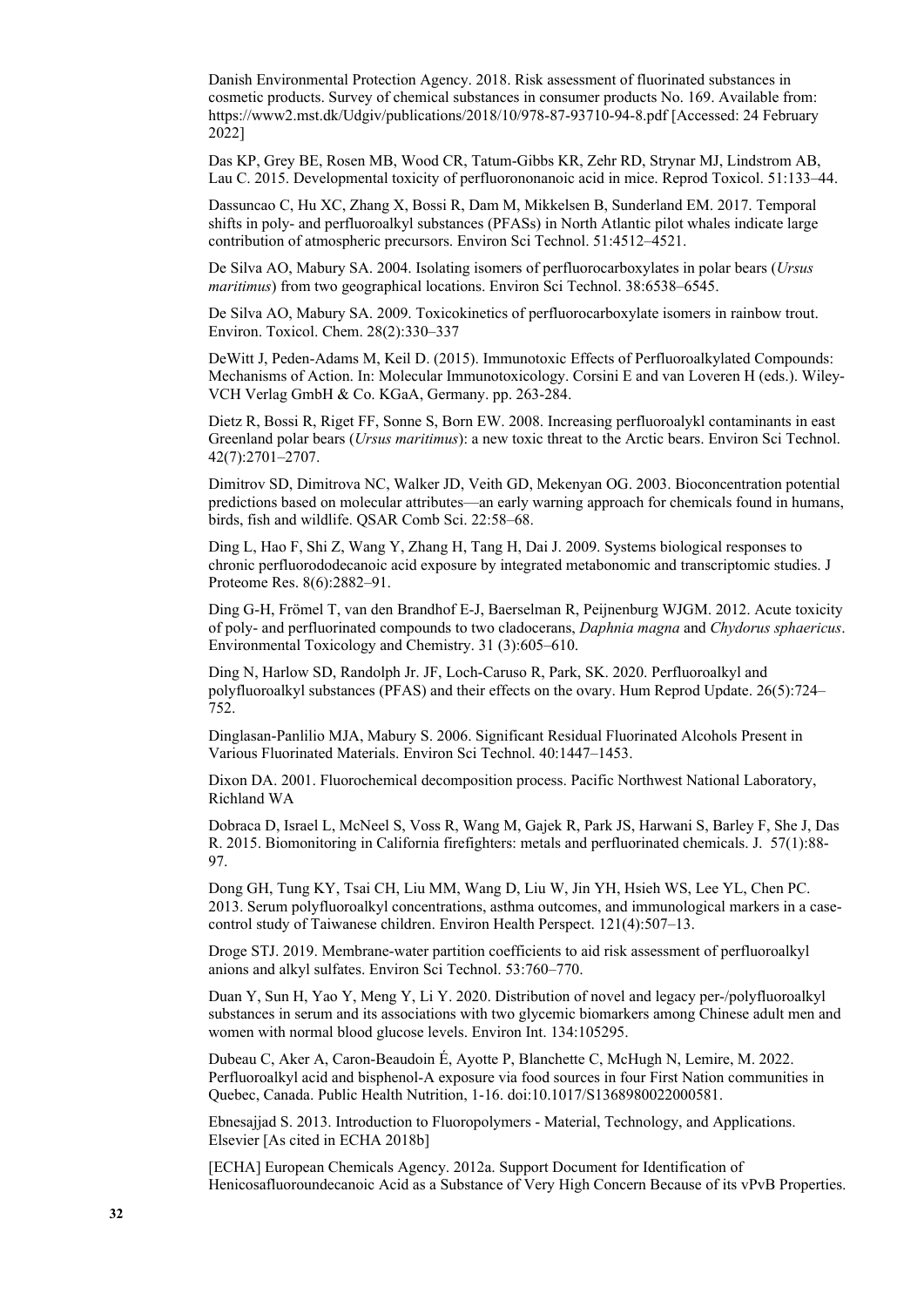Danish Environmental Protection Agency. 2018. Risk assessment of fluorinated substances in cosmetic products. Survey of chemical substances in consumer products No. 169. Available from: https://www2.mst.dk/Udgiv/publications/2018/10/978-87-93710-94-8.pdf [Accessed: 24 February 2022]

Das KP, Grey BE, Rosen MB, Wood CR, Tatum-Gibbs KR, Zehr RD, Strynar MJ, Lindstrom AB, Lau C. 2015. Developmental toxicity of perfluorononanoic acid in mice. Reprod Toxicol. 51:133–44.

Dassuncao C, Hu XC, Zhang X, Bossi R, Dam M, Mikkelsen B, Sunderland EM. 2017. Temporal shifts in poly- and perfluoroalkyl substances (PFASs) in North Atlantic pilot whales indicate large contribution of atmospheric precursors. Environ Sci Technol. 51:4512–4521.

De Silva AO, Mabury SA. 2004. Isolating isomers of perfluorocarboxylates in polar bears (*Ursus maritimus*) from two geographical locations. Environ Sci Technol. 38:6538–6545.

De Silva AO, Mabury SA. 2009. Toxicokinetics of perfluorocarboxylate isomers in rainbow trout. Environ. Toxicol. Chem. 28(2):330–337

DeWitt J, Peden-Adams M, Keil D. (2015). Immunotoxic Effects of Perfluoroalkylated Compounds: Mechanisms of Action. In: Molecular Immunotoxicology. Corsini E and van Loveren H (eds.). Wiley-VCH Verlag GmbH & Co. KGaA, Germany. pp. 263-284.

Dietz R, Bossi R, Riget FF, Sonne S, Born EW. 2008. Increasing perfluoroalykl contaminants in east Greenland polar bears (*Ursus maritimus*): a new toxic threat to the Arctic bears. Environ Sci Technol. 42(7):2701–2707.

Dimitrov SD, Dimitrova NC, Walker JD, Veith GD, Mekenyan OG. 2003. Bioconcentration potential predictions based on molecular attributes—an early warning approach for chemicals found in humans, birds, fish and wildlife. QSAR Comb Sci. 22:58–68.

Ding L, Hao F, Shi Z, Wang Y, Zhang H, Tang H, Dai J. 2009. Systems biological responses to chronic perfluorododecanoic acid exposure by integrated metabonomic and transcriptomic studies. J Proteome Res. 8(6):2882–91.

Ding G-H, Frömel T, van den Brandhof E-J, Baerselman R, Peijnenburg WJGM. 2012. Acute toxicity of poly- and perfluorinated compounds to two cladocerans, *Daphnia magna* and *Chydorus sphaericus*. Environmental Toxicology and Chemistry. 31 (3):605–610.

Ding N, Harlow SD, Randolph Jr. JF, Loch-Caruso R, Park, SK. 2020. Perfluoroalkyl and polyfluoroalkyl substances (PFAS) and their effects on the ovary. Hum Reprod Update. 26(5):724–752.

Dinglasan-Panlilio MJA, Mabury S. 2006. Significant Residual Fluorinated Alcohols Present in Various Fluorinated Materials. Environ Sci Technol. 40:1447–1453.

Dixon DA. 2001. Fluorochemical decomposition process. Pacific Northwest National Laboratory, Richland WA

Dobraca D, Israel L, McNeel S, Voss R, Wang M, Gajek R, Park JS, Harwani S, Barley F, She J, Das R. 2015. Biomonitoring in California firefighters: metals and perfluorinated chemicals. J. 57(1):88-97.

Dong GH, Tung KY, Tsai CH, Liu MM, Wang D, Liu W, Jin YH, Hsieh WS, Lee YL, Chen PC. 2013. Serum polyfluoroalkyl concentrations, asthma outcomes, and immunological markers in a case-control study of Taiwanese children. Environ Health Perspect. 121(4):507–13.

Droge STJ. 2019. Membrane-water partition coefficients to aid risk assessment of perfluoroalkyl anions and alkyl sulfates. Environ Sci Technol. 53:760–770.

Duan Y, Sun H, Yao Y, Meng Y, Li Y. 2020. Distribution of novel and legacy per-/polyfluoroalkyl substances in serum and its associations with two glycemic biomarkers among Chinese adult men and women with normal blood glucose levels. Environ Int. 134:105295.

Dubeau C, Aker A, Caron-Beaudoin É, Ayotte P, Blanchette C, McHugh N, Lemire, M. 2022. Perfluoroalkyl acid and bisphenol-A exposure via food sources in four First Nation communities in Quebec, Canada. Public Health Nutrition, 1-16. doi:10.1017/S1368980022000581.

Ebnesajjad S. 2013. Introduction to Fluoropolymers - Material, Technology, and Applications. Elsevier [As cited in ECHA 2018b]

[ECHA] European Chemicals Agency. 2012a. Support Document for Identification of Henicosafluoroundecanoic Acid as a Substance of Very High Concern Because of its vPvB Properties.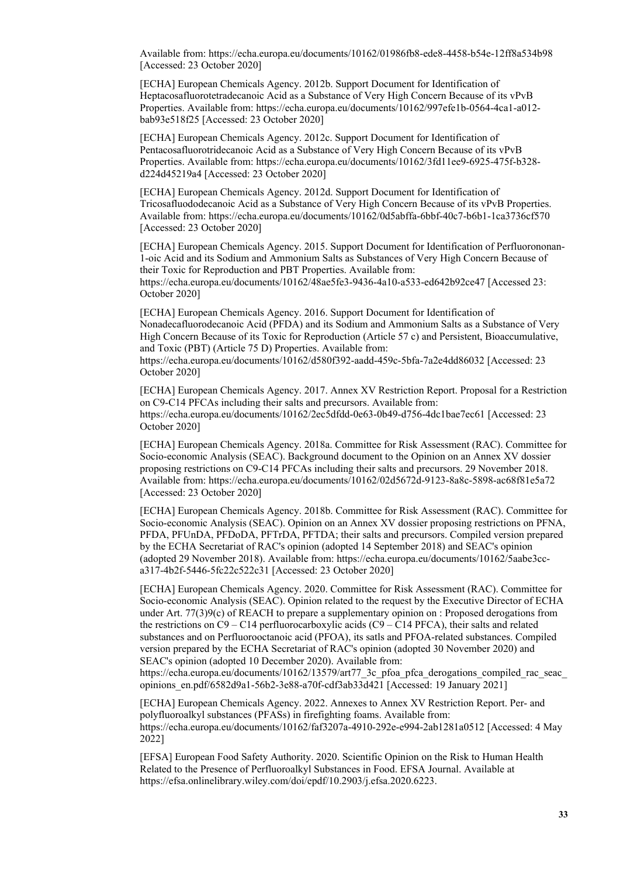Available from: https://echa.europa.eu/documents/10162/01986fb8-ede8-4458-b54e-12ff8a534b98 [Accessed: 23 October 2020]

[ECHA] European Chemicals Agency. 2012b. Support Document for Identification of Heptacosafluorotetradecanoic Acid as a Substance of Very High Concern Because of its vPvB Properties. Available from: https://echa.europa.eu/documents/10162/997efe1b-0564-4ca1-a012-bab93e518f25 [Accessed: 23 October 2020]

[ECHA] European Chemicals Agency. 2012c. Support Document for Identification of Pentacosafluorotridecanoic Acid as a Substance of Very High Concern Because of its vPvB Properties. Available from: https://echa.europa.eu/documents/10162/3fd11ee9-6925-475f-b328-d224d45219a4 [Accessed: 23 October 2020]

[ECHA] European Chemicals Agency. 2012d. Support Document for Identification of Tricosafluododecanoic Acid as a Substance of Very High Concern Because of its vPvB Properties. Available from: https://echa.europa.eu/documents/10162/0d5abffa-6bbf-40c7-b6b1-1ca3736cf570 [Accessed: 23 October 2020]

[ECHA] European Chemicals Agency. 2015. Support Document for Identification of Perfluorononan-1-oic Acid and its Sodium and Ammonium Salts as Substances of Very High Concern Because of their Toxic for Reproduction and PBT Properties. Available from: https://echa.europa.eu/documents/10162/48ae5fe3-9436-4a10-a533-ed642b92ce47 [Accessed 23: October 2020]

[ECHA] European Chemicals Agency. 2016. Support Document for Identification of Nonadecafluorodecanoic Acid (PFDA) and its Sodium and Ammonium Salts as a Substance of Very High Concern Because of its Toxic for Reproduction (Article 57 c) and Persistent, Bioaccumulative, and Toxic (PBT) (Article 75 D) Properties. Available from: https://echa.europa.eu/documents/10162/d580f392-aadd-459c-5bfa-7a2e4dd86032 [Accessed: 23 October 2020]

[ECHA] European Chemicals Agency. 2017. Annex XV Restriction Report. Proposal for a Restriction on C9-C14 PFCAs including their salts and precursors. Available from: https://echa.europa.eu/documents/10162/2ec5dfdd-0e63-0b49-d756-4dc1bae7ec61 [Accessed: 23 October 2020]

[ECHA] European Chemicals Agency. 2018a. Committee for Risk Assessment (RAC). Committee for Socio-economic Analysis (SEAC). Background document to the Opinion on an Annex XV dossier proposing restrictions on C9-C14 PFCAs including their salts and precursors. 29 November 2018. Available from: https://echa.europa.eu/documents/10162/02d5672d-9123-8a8c-5898-ac68f81e5a72 [Accessed: 23 October 2020]

[ECHA] European Chemicals Agency. 2018b. Committee for Risk Assessment (RAC). Committee for Socio-economic Analysis (SEAC). Opinion on an Annex XV dossier proposing restrictions on PFNA, PFDA, PFUnDA, PFDoDA, PFTrDA, PFTDA; their salts and precursors. Compiled version prepared by the ECHA Secretariat of RAC's opinion (adopted 14 September 2018) and SEAC's opinion (adopted 29 November 2018). Available from: https://echa.europa.eu/documents/10162/5aabe3cc-a317-4b2f-5446-5fc22c522c31 [Accessed: 23 October 2020]

[ECHA] European Chemicals Agency. 2020. Committee for Risk Assessment (RAC). Committee for Socio-economic Analysis (SEAC). Opinion related to the request by the Executive Director of ECHA under Art. 77(3)9(c) of REACH to prepare a supplementary opinion on : Proposed derogations from the restrictions on C9 – C14 perfluorocarboxylic acids (C9 – C14 PFCA), their salts and related substances and on Perfluorooctanoic acid (PFOA), its satls and PFOA-related substances. Compiled version prepared by the ECHA Secretariat of RAC's opinion (adopted 30 November 2020) and SEAC's opinion (adopted 10 December 2020). Available from: https://echa.europa.eu/documents/10162/13579/art77_3c_pfoa_pfca_derogations_compiled_rac_seac_opinions_en.pdf/6582d9a1-56b2-3e88-a70f-cdf3ab33d421 [Accessed: 19 January 2021]

[ECHA] European Chemicals Agency. 2022. Annexes to Annex XV Restriction Report. Per- and polyfluoroalkyl substances (PFASs) in firefighting foams. Available from: https://echa.europa.eu/documents/10162/faf3207a-4910-292e-e994-2ab1281a0512 [Accessed: 4 May 2022]

[EFSA] European Food Safety Authority. 2020. Scientific Opinion on the Risk to Human Health Related to the Presence of Perfluoroalkyl Substances in Food. EFSA Journal. Available at https://efsa.onlinelibrary.wiley.com/doi/epdf/10.2903/j.efsa.2020.6223.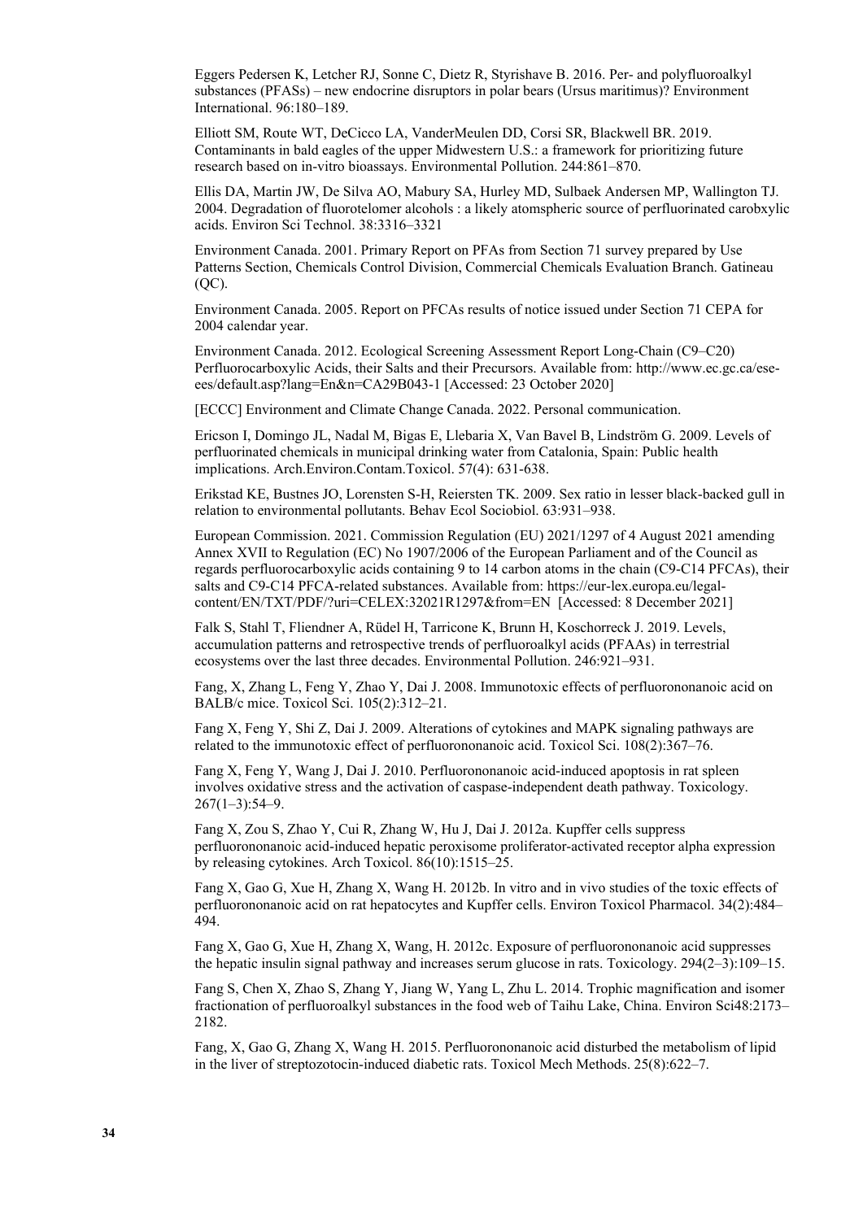Eggers Pedersen K, Letcher RJ, Sonne C, Dietz R, Styrishave B. 2016. Per- and polyfluoroalkyl substances (PFASs) – new endocrine disruptors in polar bears (Ursus maritimus)? Environment International. 96:180–189.

Elliott SM, Route WT, DeCicco LA, VanderMeulen DD, Corsi SR, Blackwell BR. 2019. Contaminants in bald eagles of the upper Midwestern U.S.: a framework for prioritizing future research based on in-vitro bioassays. Environmental Pollution. 244:861–870.

Ellis DA, Martin JW, De Silva AO, Mabury SA, Hurley MD, Sulbaek Andersen MP, Wallington TJ. 2004. Degradation of fluorotelomer alcohols : a likely atomspheric source of perfluorinated carobxylic acids. Environ Sci Technol. 38:3316–3321

Environment Canada. 2001. Primary Report on PFAs from Section 71 survey prepared by Use Patterns Section, Chemicals Control Division, Commercial Chemicals Evaluation Branch. Gatineau (QC).

Environment Canada. 2005. Report on PFCAs results of notice issued under Section 71 CEPA for 2004 calendar year.

Environment Canada. 2012. Ecological Screening Assessment Report Long-Chain (C9–C20) Perfluorocarboxylic Acids, their Salts and their Precursors. Available from: http://www.ec.gc.ca/ese-ees/default.asp?lang=En&n=CA29B043-1 [Accessed: 23 October 2020]

[ECCC] Environment and Climate Change Canada. 2022. Personal communication.

Ericson I, Domingo JL, Nadal M, Bigas E, Llebaria X, Van Bavel B, Lindström G. 2009. Levels of perfluorinated chemicals in municipal drinking water from Catalonia, Spain: Public health implications. Arch.Environ.Contam.Toxicol. 57(4): 631-638.

Erikstad KE, Bustnes JO, Lorenstsen S-H, Reiersten TK. 2009. Sex ratio in lesser black-backed gull in relation to environmental pollutants. Behav Ecol Sociobiol. 63:931–938.

European Commission. 2021. Commission Regulation (EU) 2021/1297 of 4 August 2021 amending Annex XVII to Regulation (EC) No 1907/2006 of the European Parliament and of the Council as regards perfluorocarboxylic acids containing 9 to 14 carbon atoms in the chain (C9-C14 PFCAs), their salts and C9-C14 PFCA-related substances. Available from: https://eur-lex.europa.eu/legal-content/EN/TXT/PDF/?uri=CELEX:32021R1297&from=EN [Accessed: 8 December 2021]

Falk S, Stahl T, Fliendner A, Rüdel H, Tarricone K, Brunn H, Koschorreck J. 2019. Levels, accumulation patterns and retrospective trends of perfluoroalkyl acids (PFAAs) in terrestrial ecosystems over the last three decades. Environmental Pollution. 246:921–931.

Fang X, Zhang L, Feng Y, Zhao Y, Dai J. 2008. Immunotoxic effects of perfluorononanoic acid on BALB/c mice. Toxicol Sci. 105(2):312–21.

Fang X, Feng Y, Shi Z, Dai J. 2009. Alterations of cytokines and MAPK signaling pathways are related to the immunotoxic effect of perfluorononanoic acid. Toxicol Sci. 108(2):367–76.

Fang X, Feng Y, Wang J, Dai J. 2010. Perfluorononanoic acid-induced apoptosis in rat spleen involves oxidative stress and the activation of caspase-independent death pathway. Toxicology. 267(1–3):54–9.

Fang X, Zou S, Zhao Y, Cui R, Zhang W, Hu J, Dai J. 2012a. Kupffer cells suppress perfluorononanoic acid-induced hepatic peroxisome proliferator-activated receptor alpha expression by releasing cytokines. Arch Toxicol. 86(10):1515–25.

Fang X, Gao G, Xue H, Zhang X, Wang H. 2012b. In vitro and in vivo studies of the toxic effects of perfluorononanoic acid on rat hepatocytes and Kupffer cells. Environ Toxicol Pharmacol. 34(2):484–494.

Fang X, Gao G, Xue H, Zhang X, Wang, H. 2012c. Exposure of perfluorononanoic acid suppresses the hepatic insulin signal pathway and increases serum glucose in rats. Toxicology. 294(2–3):109–15.

Fang S, Chen X, Zhao S, Zhang Y, Jiang W, Yang L, Zhu L. 2014. Trophic magnification and isomer fractionation of perfluoroalkyl substances in the food web of Taihu Lake, China. Environ Sci48:2173–2182.

Fang, X, Gao G, Zhang X, Wang H. 2015. Perfluorononanoic acid disturbed the metabolism of lipid in the liver of streptozotocin-induced diabetic rats. Toxicol Mech Methods. 25(8):622–7.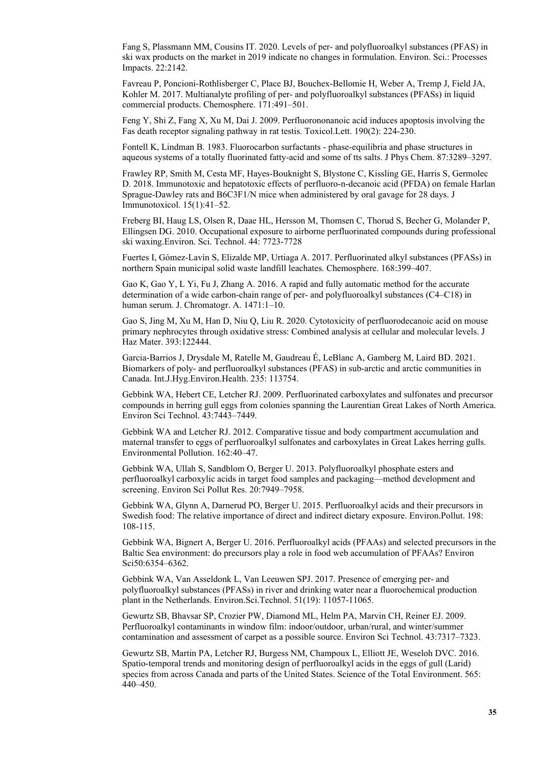Fang S, Plassmann MM, Cousins IT. 2020. Levels of per- and polyfluoroalkyl substances (PFAS) in ski wax products on the market in 2019 indicate no changes in formulation. Environ. Sci.: Processes Impacts. 22:2142.

Favreau P, Poncioni-Rothlisberger C, Place BJ, Bouchex-Bellomie H, Weber A, Tremp J, Field JA, Kohler M. 2017. Multianalyte profiling of per- and polyfluoroalkyl substances (PFASs) in liquid commercial products. Chemosphere. 171:491–501.

Feng Y, Shi Z, Fang X, Xu M, Dai J. 2009. Perfluorononanoic acid induces apoptosis involving the Fas death receptor signaling pathway in rat testis. Toxicol.Lett. 190(2): 224-230.

Fontell K, Lindman B. 1983. Fluorocarbon surfactants - phase-equilibria and phase structures in aqueous systems of a totally fluorinated fatty-acid and some of tts salts. J Phys Chem. 87:3289–3297.

Frawley RP, Smith M, Cesta MF, Hayes-Bouknight S, Blystone C, Kissling GE, Harris S, Germolec D. 2018. Immunotoxic and hepatotoxic effects of perfluoro-n-decanoic acid (PFDA) on female Harlan Sprague-Dawley rats and B6C3F1/N mice when administered by oral gavage for 28 days. J Immunotoxicol. 15(1):41–52.

Freberg BI, Haug LS, Olsen R, Daae HL, Hersson M, Thomsen C, Thorud S, Becher G, Molander P, Ellingsen DG. 2010. Occupational exposure to airborne perfluorinated compounds during professional ski waxing.Environ. Sci. Technol. 44: 7723-7728

Fuertes I, Gómez-Lavín S, Elizalde MP, Urtiaga A. 2017. Perfluorinated alkyl substances (PFASs) in northern Spain municipal solid waste landfill leachates. Chemosphere. 168:399–407.

Gao K, Gao Y, L Yi, Fu J, Zhang A. 2016. A rapid and fully automatic method for the accurate determination of a wide carbon-chain range of per- and polyfluoroalkyl substances (C4–C18) in human serum. J. Chromatogr. A. 1471:1–10.

Gao S, Jing M, Xu M, Han D, Niu Q, Liu R. 2020. Cytotoxicity of perfluorodecanoic acid on mouse primary nephrocytes through oxidative stress: Combined analysis at cellular and molecular levels. J Haz Mater. 393:122444.

Garcia-Barrios J, Drysdale M, Ratelle M, Gaudreau É, LeBlanc A, Gamberg M, Laird BD. 2021. Biomarkers of poly- and perfluoroalkyl substances (PFAS) in sub-arctic and arctic communities in Canada. Int.J.Hyg.Environ.Health. 235: 113754.

Gebbink WA, Hebert CE, Letcher RJ. 2009. Perfluorinated carboxylates and sulfonates and precursor compounds in herring gull eggs from colonies spanning the Laurentian Great Lakes of North America. Environ Sci Technol. 43:7443–7449.

Gebbink WA and Letcher RJ. 2012. Comparative tissue and body compartment accumulation and maternal transfer to eggs of perfluoroalkyl sulfonates and carboxylates in Great Lakes herring gulls. Environmental Pollution. 162:40–47.

Gebbink WA, Ullah S, Sandblom O, Berger U. 2013. Polyfluoroalkyl phosphate esters and perfluoroalkyl carboxylic acids in target food samples and packaging—method development and screening. Environ Sci Pollut Res. 20:7949–7958.

Gebbink WA, Glynn A, Darnerud PO, Berger U. 2015. Perfluoroalkyl acids and their precursors in Swedish food: The relative importance of direct and indirect dietary exposure. Environ.Pollut. 198: 108-115.

Gebbink WA, Bignert A, Berger U. 2016. Perfluoroalkyl acids (PFAAs) and selected precursors in the Baltic Sea environment: do precursors play a role in food web accumulation of PFAAs? Environ Sci50:6354–6362.

Gebbink WA, Van Asseldonk L, Van Leeuwen SPJ. 2017. Presence of emerging per- and polyfluoroalkyl substances (PFASs) in river and drinking water near a fluorochemical production plant in the Netherlands. Environ.Sci.Technol. 51(19): 11057-11065.

Gewurtz SB, Bhavsar SP, Crozier PW, Diamond ML, Helm PA, Marvin CH, Reiner EJ. 2009. Perfluoroalkyl contaminants in window film: indoor/outdoor, urban/rural, and winter/summer contamination and assessment of carpet as a possible source. Environ Sci Technol. 43:7317–7323.

Gewurtz SB, Martin PA, Letcher RJ, Burgess NM, Champoux L, Elliott JE, Weseloh DVC. 2016. Spatio-temporal trends and monitoring design of perfluoroalkyl acids in the eggs of gull (Larid) species from across Canada and parts of the United States. Science of the Total Environment. 565: 440–450.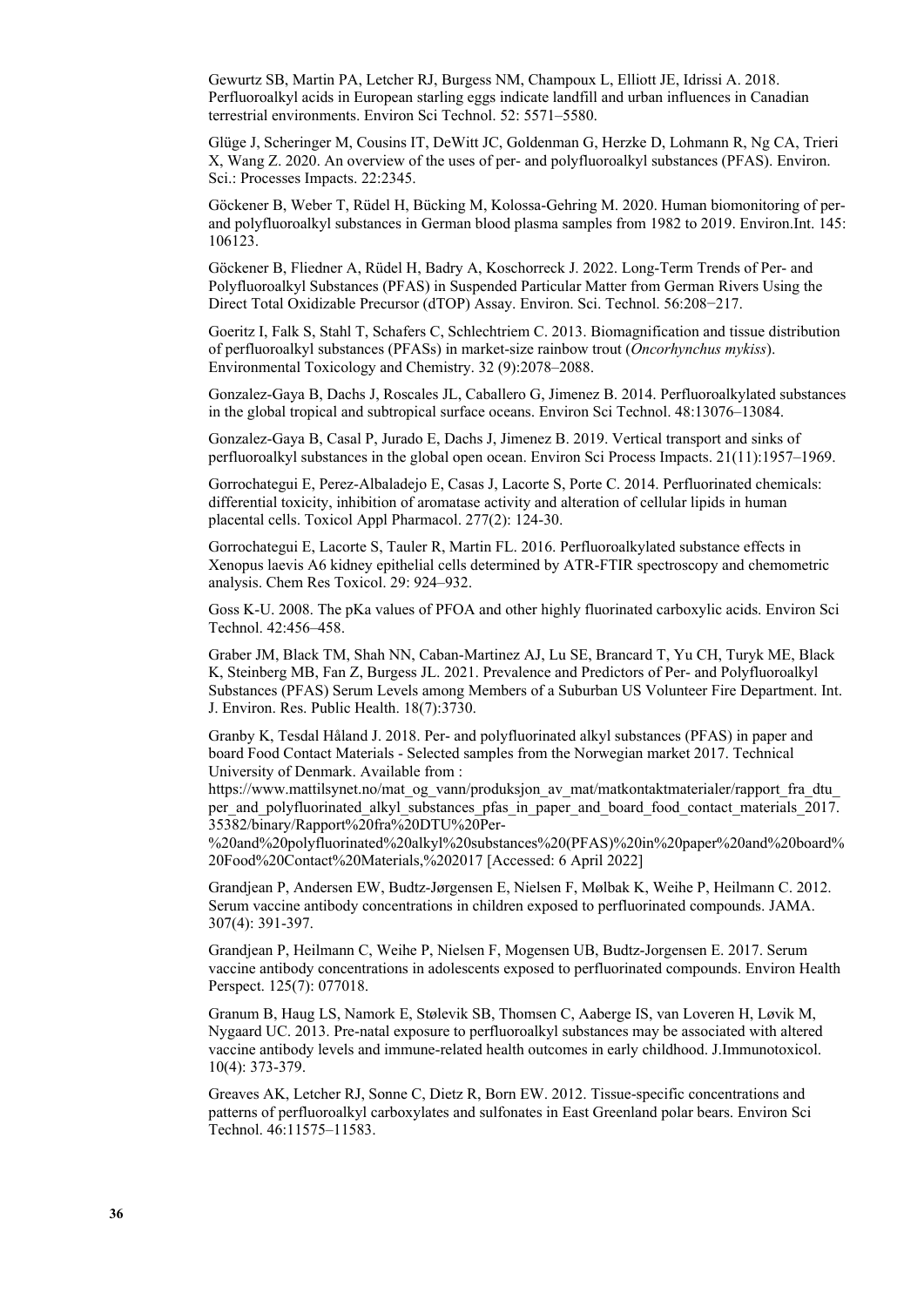Gewurtz SB, Martin PA, Letcher RJ, Burgess NM, Champoux L, Elliott JE, Idrissi A. 2018. Perfluoroalkyl acids in European starling eggs indicate landfill and urban influences in Canadian terrestrial environments. Environ Sci Technol. 52: 5571–5580.

Glüge J, Scheringer M, Cousins IT, DeWitt JC, Goldenman G, Herzke D, Lohmann R, Ng CA, Trieri X, Wang Z. 2020. An overview of the uses of per- and polyfluoroalkyl substances (PFAS). Environ. Sci.: Processes Impacts. 22:2345.

Göckener B, Weber T, Rüdel H, Bücking M, Kolossa-Gehring M. 2020. Human biomonitoring of per- and polyfluoroalkyl substances in German blood plasma samples from 1982 to 2019. Environ.Int. 145: 106123.

Göckener B, Fliedner A, Rüdel H, Badry A, Koschorreck J. 2022. Long-Term Trends of Per- and Polyfluoroalkyl Substances (PFAS) in Suspended Particular Matter from German Rivers Using the Direct Total Oxidizable Precursor (dTOP) Assay. Environ. Sci. Technol. 56:208−217.

Goeritz I, Falk S, Stahl T, Schafers C, Schlechtriem C. 2013. Biomagnification and tissue distribution of perfluoroalkyl substances (PFASs) in market-size rainbow trout (*Oncorhynchus mykiss*). Environmental Toxicology and Chemistry. 32 (9):2078–2088.

Gonzalez-Gaya B, Dachs J, Roscales JL, Caballero G, Jimenez B. 2014. Perfluoroalkylated substances in the global tropical and subtropical surface oceans. Environ Sci Technol. 48:13076–13084.

Gonzalez-Gaya B, Casal P, Jurado E, Dachs J, Jimenez B. 2019. Vertical transport and sinks of perfluoroalkyl substances in the global open ocean. Environ Sci Process Impacts. 21(11):1957–1969.

Gorrochategui E, Perez-Albaladejo E, Casas J, Lacorte S, Porte C. 2014. Perfluorinated chemicals: differential toxicity, inhibition of aromatase activity and alteration of cellular lipids in human placental cells. Toxicol Appl Pharmacol. 277(2): 124-30.

Gorrochategui E, Lacorte S, Tauler R, Martin FL. 2016. Perfluoroalkylated substance effects in Xenopus laevis A6 kidney epithelial cells determined by ATR-FTIR spectroscopy and chemometric analysis. Chem Res Toxicol. 29: 924–932.

Goss K-U. 2008. The pKa values of PFOA and other highly fluorinated carboxylic acids. Environ Sci Technol. 42:456–458.

Graber JM, Black TM, Shah NN, Caban-Martinez AJ, Lu SE, Brancard T, Yu CH, Turyk ME, Black K, Steinberg MB, Fan Z, Burgess JL. 2021. Prevalence and Predictors of Per- and Polyfluoroalkyl Substances (PFAS) Serum Levels among Members of a Suburban US Volunteer Fire Department. Int. J. Environ. Res. Public Health. 18(7):3730.

Granby K, Tesdal Håland J. 2018. Per- and polyfluorinated alkyl substances (PFAS) in paper and board Food Contact Materials - Selected samples from the Norwegian market 2017. Technical University of Denmark. Available from : https://www.mattilsynet.no/mat_og_vann/produksjon_av_mat/matkontaktmaterialer/rapport_fra_dtu_per_and_polyfluorinated_alkyl_substances_pfas_in_paper_and_board_food_contact_materials_2017.35382/binary/Rapport%20fra%20DTU%20Per-%20and%20polyfluorinated%20alkyl%20substances%20(PFAS)%20in%20paper%20and%20board%20Food%20Contact%20Materials,%202017 [Accessed: 6 April 2022]

Grandjean P, Andersen EW, Budtz-Jørgensen E, Nielsen F, Mølbak K, Weihe P, Heilmann C. 2012. Serum vaccine antibody concentrations in children exposed to perfluorinated compounds. JAMA. 307(4): 391-397.

Grandjean P, Heilmann C, Weihe P, Nielsen F, Mogensen UB, Budtz-Jorgensen E. 2017. Serum vaccine antibody concentrations in adolescents exposed to perfluorinated compounds. Environ Health Perspect. 125(7): 077018.

Granum B, Haug LS, Namork E, Stølevik SB, Thomsen C, Aaberge IS, van Loveren H, Løvik M, Nygaard UC. 2013. Pre-natal exposure to perfluoroalkyl substances may be associated with altered vaccine antibody levels and immune-related health outcomes in early childhood. J.Immunotoxicol. 10(4): 373-379.

Greaves AK, Letcher RJ, Sonne C, Dietz R, Born EW. 2012. Tissue-specific concentrations and patterns of perfluoroalkyl carboxylates and sulfonates in East Greenland polar bears. Environ Sci Technol. 46:11575–11583.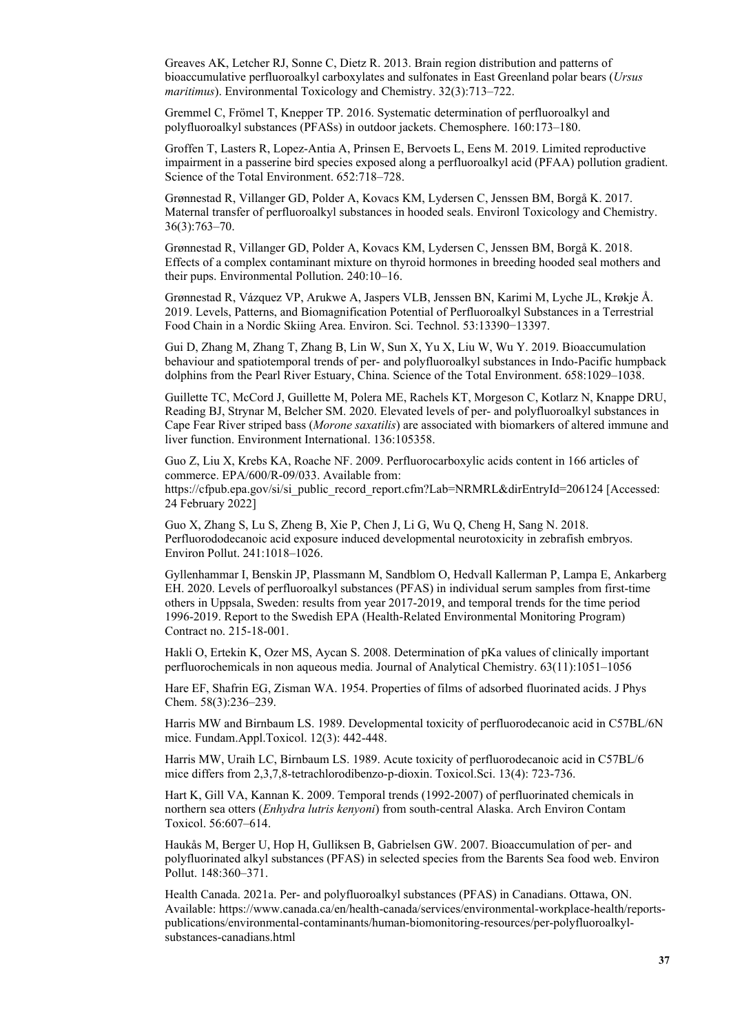Greaves AK, Letcher RJ, Sonne C, Dietz R. 2013. Brain region distribution and patterns of bioaccumulative perfluoroalkyl carboxylates and sulfonates in East Greenland polar bears (*Ursus maritimus*). Environmental Toxicology and Chemistry. 32(3):713–722.

Gremmel C, Frömel T, Knepper TP. 2016. Systematic determination of perfluoroalkyl and polyfluoroalkyl substances (PFASs) in outdoor jackets. Chemosphere. 160:173–180.

Groffen T, Lasters R, Lopez-Antia A, Prinsen E, Bervoets L, Eens M. 2019. Limited reproductive impairment in a passerine bird species exposed along a perfluoroalkyl acid (PFAA) pollution gradient. Science of the Total Environment. 652:718–728.

Grønnestad R, Villanger GD, Polder A, Kovacs KM, Lydersen C, Jenssen BM, Borgå K. 2017. Maternal transfer of perfluoroalkyl substances in hooded seals. Environl Toxicology and Chemistry. 36(3):763–70.

Grønnestad R, Villanger GD, Polder A, Kovacs KM, Lydersen C, Jenssen BM, Borgå K. 2018. Effects of a complex contaminant mixture on thyroid hormones in breeding hooded seal mothers and their pups. Environmental Pollution. 240:10–16.

Grønnestad R, Vázquez VP, Arukwe A, Jaspers VLB, Jenssen BN, Karimi M, Lyche JL, Krøkje Å. 2019. Levels, Patterns, and Biomagnification Potential of Perfluoroalkyl Substances in a Terrestrial Food Chain in a Nordic Skiing Area. Environ. Sci. Technol. 53:13390−13397.

Gui D, Zhang M, Zhang T, Zhang B, Lin W, Sun X, Yu X, Liu W, Wu Y. 2019. Bioaccumulation behaviour and spatiotemporal trends of per- and polyfluoroalkyl substances in Indo-Pacific humpback dolphins from the Pearl River Estuary, China. Science of the Total Environment. 658:1029–1038.

Guillette TC, McCord J, Guillette M, Polera ME, Rachels KT, Morgeson C, Kotlarz N, Knappe DRU, Reading BJ, Strynar M, Belcher SM. 2020. Elevated levels of per- and polyfluoroalkyl substances in Cape Fear River striped bass (*Morone saxatilis*) are associated with biomarkers of altered immune and liver function. Environment International. 136:105358.

Guo Z, Liu X, Krebs KA, Roache NF. 2009. Perfluorocarboxylic acids content in 166 articles of commerce. EPA/600/R-09/033. Available from: https://cfpub.epa.gov/si/si_public_record_report.cfm?Lab=NRMRL&dirEntryId=206124 [Accessed: 24 February 2022]

Guo X, Zhang S, Lu S, Zheng B, Xie P, Chen J, Li G, Wu Q, Cheng H, Sang N. 2018. Perfluorododecanoic acid exposure induced developmental neurotoxicity in zebrafish embryos. Environ Pollut. 241:1018–1026.

Gyllenhammar I, Benskin JP, Plassmann M, Sandblom O, Hedvall Kallerman P, Lampa E, Ankarberg EH. 2020. Levels of perfluoroalkyl substances (PFAS) in individual serum samples from first-time others in Uppsala, Sweden: results from year 2017-2019, and temporal trends for the time period 1996-2019. Report to the Swedish EPA (Health-Related Environmental Monitoring Program) Contract no. 215-18-001.

Hakli O, Ertekin K, Ozer MS, Aycan S. 2008. Determination of pKa values of clinically important perfluorochemicals in non aqueous media. Journal of Analytical Chemistry. 63(11):1051–1056

Hare EF, Shafrin EG, Zisman WA. 1954. Properties of films of adsorbed fluorinated acids. J Phys Chem. 58(3):236–239.

Harris MW and Birnbaum LS. 1989. Developmental toxicity of perfluorodecanoic acid in C57BL/6N mice. Fundam.Appl.Toxicol. 12(3): 442-448.

Harris MW, Uraih LC, Birnbaum LS. 1989. Acute toxicity of perfluorodecanoic acid in C57BL/6 mice differs from 2,3,7,8-tetrachlorodibenzo-p-dioxin. Toxicol.Sci. 13(4): 723-736.

Hart K, Gill VA, Kannan K. 2009. Temporal trends (1992-2007) of perfluorinated chemicals in northern sea otters (*Enhydra lutris kenyoni*) from south-central Alaska. Arch Environ Contam Toxicol. 56:607–614.

Haukås M, Berger U, Hop H, Gulliksen B, Gabrielsen GW. 2007. Bioaccumulation of per- and polyfluorinated alkyl substances (PFAS) in selected species from the Barents Sea food web. Environ Pollut. 148:360–371.

Health Canada. 2021a. Per- and polyfluoroalkyl substances (PFAS) in Canadians. Ottawa, ON. Available: https://www.canada.ca/en/health-canada/services/environmental-workplace-health/reports-publications/environmental-contaminants/human-biomonitoring-resources/per-polyfluoroalkyl-substances-canadians.html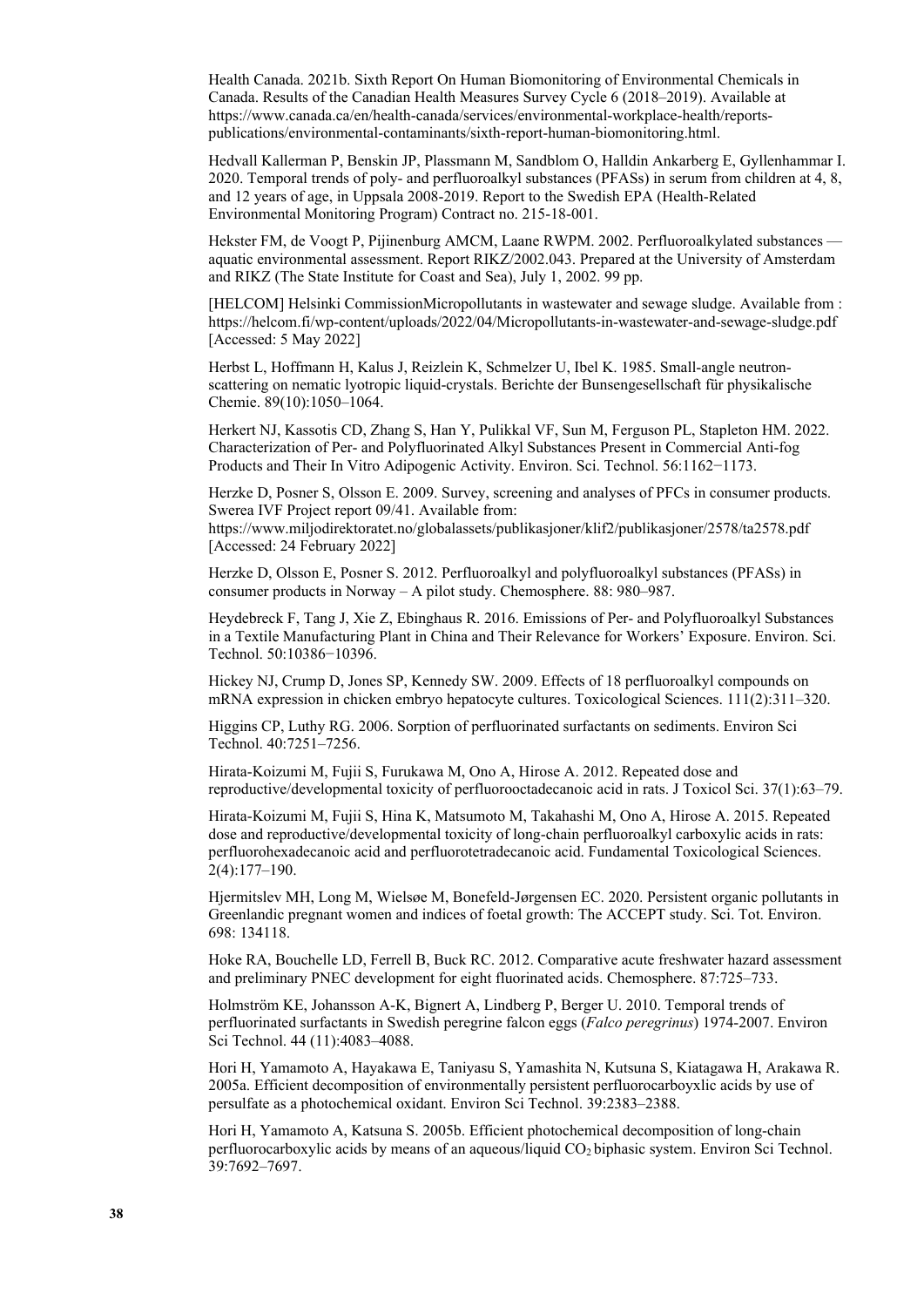Health Canada. 2021b. Sixth Report On Human Biomonitoring of Environmental Chemicals in Canada. Results of the Canadian Health Measures Survey Cycle 6 (2018–2019). Available at https://www.canada.ca/en/health-canada/services/environmental-workplace-health/reports-publications/environmental-contaminants/sixth-report-human-biomonitoring.html.

Hedvall Kallerman P, Benskin JP, Plassmann M, Sandblom O, Halldin Ankarberg E, Gyllenhammar I. 2020. Temporal trends of poly- and perfluoroalkyl substances (PFASs) in serum from children at 4, 8, and 12 years of age, in Uppsala 2008-2019. Report to the Swedish EPA (Health-Related Environmental Monitoring Program) Contract no. 215-18-001.

Hekster FM, de Voogt P, Pijinenburg AMCM, Laane RWPM. 2002. Perfluoroalkylated substances — aquatic environmental assessment. Report RIKZ/2002.043. Prepared at the University of Amsterdam and RIKZ (The State Institute for Coast and Sea), July 1, 2002. 99 pp.

[HELCOM] Helsinki CommissionMicropollutants in wastewater and sewage sludge. Available from : https://helcom.fi/wp-content/uploads/2022/04/Micropollutants-in-wastewater-and-sewage-sludge.pdf [Accessed: 5 May 2022]

Herbst L, Hoffmann H, Kalus J, Reizlein K, Schmelzer U, Ibel K. 1985. Small-angle neutron-scattering on nematic lyotropic liquid-crystals. Berichte der Bunsengesellschaft für physikalische Chemie. 89(10):1050–1064.

Herkert NJ, Kassotis CD, Zhang S, Han Y, Pulikkal VF, Sun M, Ferguson PL, Stapleton HM. 2022. Characterization of Per- and Polyfluorinated Alkyl Substances Present in Commercial Anti-fog Products and Their In Vitro Adipogenic Activity. Environ. Sci. Technol. 56:1162−1173.

Herzke D, Posner S, Olsson E. 2009. Survey, screening and analyses of PFCs in consumer products. Swerea IVF Project report 09/41. Available from: https://www.miljodirektoratet.no/globalassets/publikasjoner/klif2/publikasjoner/2578/ta2578.pdf [Accessed: 24 February 2022]

Herzke D, Olsson E, Posner S. 2012. Perfluoroalkyl and polyfluoroalkyl substances (PFASs) in consumer products in Norway – A pilot study. Chemosphere. 88: 980–987.

Heydebreck F, Tang J, Xie Z, Ebinghaus R. 2016. Emissions of Per- and Polyfluoroalkyl Substances in a Textile Manufacturing Plant in China and Their Relevance for Workers' Exposure. Environ. Sci. Technol. 50:10386−10396.

Hickey NJ, Crump D, Jones SP, Kennedy SW. 2009. Effects of 18 perfluoroalkyl compounds on mRNA expression in chicken embryo hepatocyte cultures. Toxicological Sciences. 111(2):311–320.

Higgins CP, Luthy RG. 2006. Sorption of perfluorinated surfactants on sediments. Environ Sci Technol. 40:7251–7256.

Hirata-Koizumi M, Fujii S, Furukawa M, Ono A, Hirose A. 2012. Repeated dose and reproductive/developmental toxicity of perfluorooctadecanoic acid in rats. J Toxicol Sci. 37(1):63–79.

Hirata-Koizumi M, Fujii S, Hina K, Matsumoto M, Takahashi M, Ono A, Hirose A. 2015. Repeated dose and reproductive/developmental toxicity of long-chain perfluoroalkyl carboxylic acids in rats: perfluorohexadecanoic acid and perfluorotetradecanoic acid. Fundamental Toxicological Sciences. 2(4):177–190.

Hjermitslev MH, Long M, Wielsøe M, Bonefeld-Jørgensen EC. 2020. Persistent organic pollutants in Greenlandic pregnant women and indices of foetal growth: The ACCEPT study. Sci. Tot. Environ. 698: 134118.

Hoke RA, Bouchelle LD, Ferrell B, Buck RC. 2012. Comparative acute freshwater hazard assessment and preliminary PNEC development for eight fluorinated acids. Chemosphere. 87:725–733.

Holmström KE, Johansson A-K, Bignert A, Lindberg P, Berger U. 2010. Temporal trends of perfluorinated surfactants in Swedish peregrine falcon eggs (*Falco peregrinus*) 1974-2007. Environ Sci Technol. 44 (11):4083–4088.

Hori H, Yamamoto A, Hayakawa E, Taniyasu S, Yamashita N, Kutsuna S, Kiatagawa H, Arakawa R. 2005a. Efficient decomposition of environmentally persistent perfluorocarboyxlic acids by use of persulfate as a photochemical oxidant. Environ Sci Technol. 39:2383–2388.

Hori H, Yamamoto A, Katsuna S. 2005b. Efficient photochemical decomposition of long-chain perfluorocarboxylic acids by means of an aqueous/liquid $CO_2$ biphasic system. Environ Sci Technol. 39:7692–7697.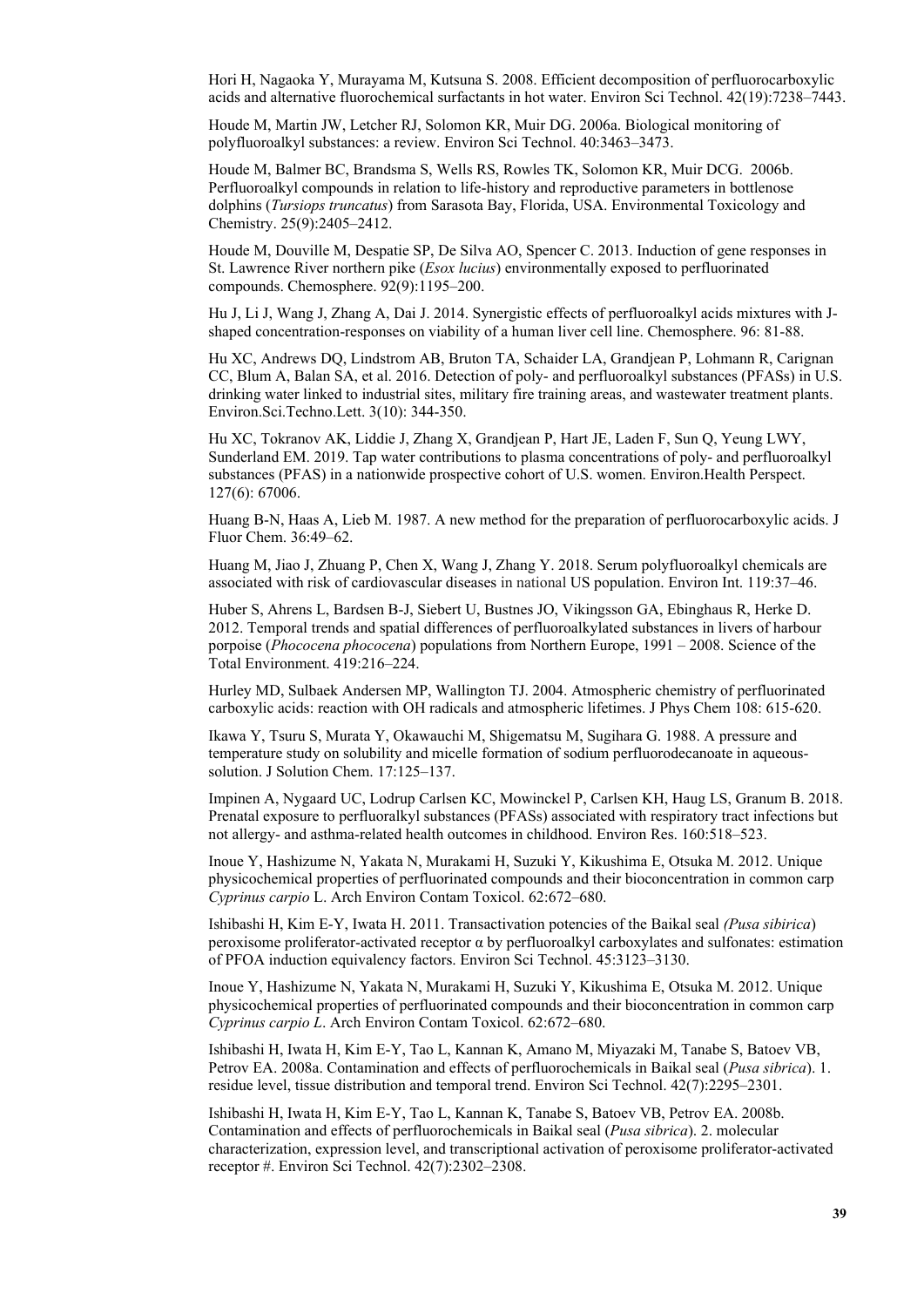Hori H, Nagaoka Y, Murayama M, Kutsuna S. 2008. Efficient decomposition of perfluorocarboxylic acids and alternative fluorochemical surfactants in hot water. Environ Sci Technol. 42(19):7238–7443.

Houde M, Martin JW, Letcher RJ, Solomon KR, Muir DG. 2006a. Biological monitoring of polyfluoroalkyl substances: a review. Environ Sci Technol. 40:3463–3473.

Houde M, Balmer BC, Brandsma S, Wells RS, Rowles TK, Solomon KR, Muir DCG. 2006b. Perfluoroalkyl compounds in relation to life-history and reproductive parameters in bottlenose dolphins (*Tursiops truncatus*) from Sarasota Bay, Florida, USA. Environmental Toxicology and Chemistry. 25(9):2405–2412.

Houde M, Douville M, Despatie SP, De Silva AO, Spencer C. 2013. Induction of gene responses in St. Lawrence River northern pike (*Esox lucius*) environmentally exposed to perfluorinated compounds. Chemosphere. 92(9):1195–200.

Hu J, Li J, Wang J, Zhang A, Dai J. 2014. Synergistic effects of perfluoroalkyl acids mixtures with J-shaped concentration-responses on viability of a human liver cell line. Chemosphere. 96: 81-88.

Hu XC, Andrews DQ, Lindstrom AB, Bruton TA, Schaider LA, Grandjean P, Lohmann R, Carignan CC, Blum A, Balan SA, et al. 2016. Detection of poly- and perfluoroalkyl substances (PFASs) in U.S. drinking water linked to industrial sites, military fire training areas, and wastewater treatment plants. Environ.Sci.Techno.Lett. 3(10): 344-350.

Hu XC, Tokranov AK, Liddie J, Zhang X, Grandjean P, Hart JE, Laden F, Sun Q, Yeung LWY, Sunderland EM. 2019. Tap water contributions to plasma concentrations of poly- and perfluoroalkyl substances (PFAS) in a nationwide prospective cohort of U.S. women. Environ.Health Perspect. 127(6): 67006.

Huang B-N, Haas A, Lieb M. 1987. A new method for the preparation of perfluorocarboxylic acids. J Fluor Chem. 36:49–62.

Huang M, Jiao J, Zhuang P, Chen X, Wang J, Zhang Y. 2018. Serum polyfluoroalkyl chemicals are associated with risk of cardiovascular diseases in national US population. Environ Int. 119:37–46.

Huber S, Ahrens L, Bardsen B-J, Siebert U, Bustnes JO, Vikingsson GA, Ebinghaus R, Herke D. 2012. Temporal trends and spatial differences of perfluoroalkylated substances in livers of harbour porpoise (*Phococena phococena*) populations from Northern Europe, 1991 – 2008. Science of the Total Environment. 419:216–224.

Hurley MD, Sulbaek Andersen MP, Wallington TJ. 2004. Atmospheric chemistry of perfluorinated carboxylic acids: reaction with OH radicals and atmospheric lifetimes. J Phys Chem 108: 615-620.

Ikawa Y, Tsuru S, Murata Y, Okawauchi M, Shigematsu M, Sugihara G. 1988. A pressure and temperature study on solubility and micelle formation of sodium perfluorodecanoate in aqueous-solution. J Solution Chem. 17:125–137.

Impinen A, Nygaard UC, Lodrup Carlsen KC, Mowinckel P, Carlsen KH, Haug LS, Granum B. 2018. Prenatal exposure to perfluoralkyl substances (PFASs) associated with respiratory tract infections but not allergy- and asthma-related health outcomes in childhood. Environ Res. 160:518–523.

Inoue Y, Hashizume N, Yakata N, Murakami H, Suzuki Y, Kikushima E, Otsuka M. 2012. Unique physicochemical properties of perfluorinated compounds and their bioconcentration in common carp *Cyprinus carpio* L. Arch Environ Contam Toxicol. 62:672–680.

Ishibashi H, Kim E-Y, Iwata H. 2011. Transactivation potencies of the Baikal seal *(Pusa sibirica*) peroxisome proliferator-activated receptor α by perfluoroalkyl carboxylates and sulfonates: estimation of PFOA induction equivalency factors. Environ Sci Technol. 45:3123–3130.

Inoue Y, Hashizume N, Yakata N, Murakami H, Suzuki Y, Kikushima E, Otsuka M. 2012. Unique physicochemical properties of perfluorinated compounds and their bioconcentration in common carp *Cyprinus carpio L*. Arch Environ Contam Toxicol. 62:672–680.

Ishibashi H, Iwata H, Kim E-Y, Tao L, Kannan K, Amano M, Miyazaki M, Tanabe S, Batoev VB, Petrov EA. 2008a. Contamination and effects of perfluorochemicals in Baikal seal (*Pusa sibrica*). 1. residue level, tissue distribution and temporal trend. Environ Sci Technol. 42(7):2295–2301.

Ishibashi H, Iwata H, Kim E-Y, Tao L, Kannan K, Tanabe S, Batoev VB, Petrov EA. 2008b. Contamination and effects of perfluorochemicals in Baikal seal (*Pusa sibrica*). 2. molecular characterization, expression level, and transcriptional activation of peroxisome proliferator-activated receptor #. Environ Sci Technol. 42(7):2302–2308.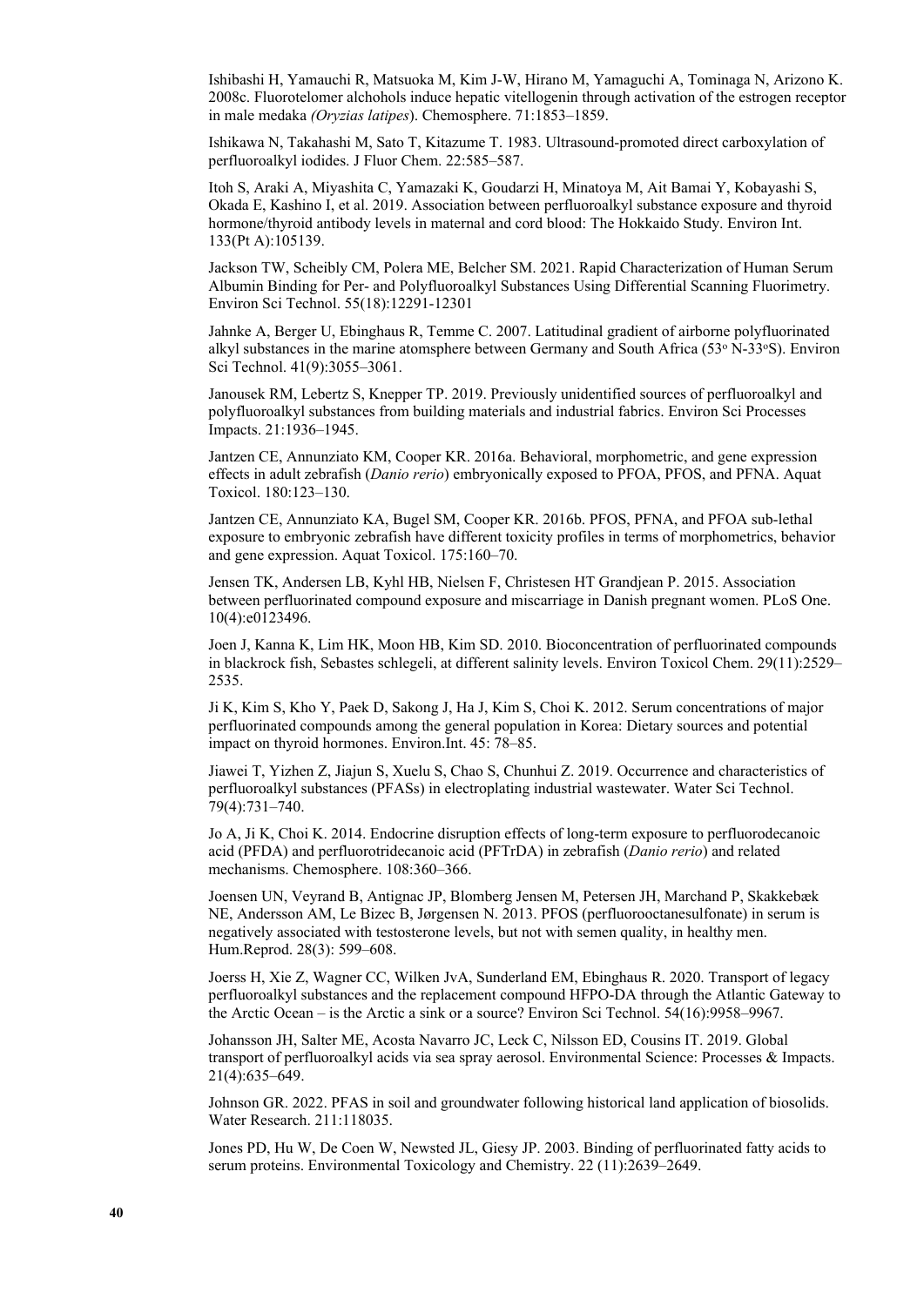Ishibashi H, Yamauchi R, Matsuoka M, Kim J-W, Hirano M, Yamaguchi A, Tominaga N, Arizono K. 2008c. Fluorotelomer alchohols induce hepatic vitellogenin through activation of the estrogen receptor in male medaka *(Oryzias latipes*). Chemosphere. 71:1853–1859.

Ishikawa N, Takahashi M, Sato T, Kitazume T. 1983. Ultrasound-promoted direct carboxylation of perfluoroalkyl iodides. J Fluor Chem. 22:585–587.

Itoh S, Araki A, Miyashita C, Yamazaki K, Goudarzi H, Minatoya M, Ait Bamai Y, Kobayashi S, Okada E, Kashino I, et al. 2019. Association between perfluoroalkyl substance exposure and thyroid hormone/thyroid antibody levels in maternal and cord blood: The Hokkaido Study. Environ Int. 133(Pt A):105139.

Jackson TW, Scheibly CM, Polera ME, Belcher SM. 2021. Rapid Characterization of Human Serum Albumin Binding for Per- and Polyfluoroalkyl Substances Using Differential Scanning Fluorimetry. Environ Sci Technol. 55(18):12291-12301

Jahnke A, Berger U, Ebinghaus R, Temme C. 2007. Latitudinal gradient of airborne polyfluorinated alkyl substances in the marine atomsphere between Germany and South Africa (53º N-33ºS). Environ Sci Technol. 41(9):3055–3061.

Janousek RM, Lebertz S, Knepper TP. 2019. Previously unidentified sources of perfluoroalkyl and polyfluoroalkyl substances from building materials and industrial fabrics. Environ Sci Processes Impacts. 21:1936–1945.

Jantzen CE, Annunziato KM, Cooper KR. 2016a. Behavioral, morphometric, and gene expression effects in adult zebrafish (*Danio rerio*) embryonically exposed to PFOA, PFOS, and PFNA. Aquat Toxicol. 180:123–130.

Jantzen CE, Annunziato KA, Bugel SM, Cooper KR. 2016b. PFOS, PFNA, and PFOA sub-lethal exposure to embryonic zebrafish have different toxicity profiles in terms of morphometrics, behavior and gene expression. Aquat Toxicol. 175:160–70.

Jensen TK, Andersen LB, Kyhl HB, Nielsen F, Christesen HT Grandjean P. 2015. Association between perfluorinated compound exposure and miscarriage in Danish pregnant women. PLoS One. 10(4):e0123496.

Joen J, Kanna K, Lim HK, Moon HB, Kim SD. 2010. Bioconcentration of perfluorinated compounds in blackrock fish, Sebastes schlegeli, at different salinity levels. Environ Toxicol Chem. 29(11):2529–2535.

Ji K, Kim S, Kho Y, Paek D, Sakong J, Ha J, Kim S, Choi K. 2012. Serum concentrations of major perfluorinated compounds among the general population in Korea: Dietary sources and potential impact on thyroid hormones. Environ.Int. 45: 78–85.

Jiawei T, Yizhen Z, Jiajun S, Xuelu S, Chao S, Chunhui Z. 2019. Occurrence and characteristics of perfluoroalkyl substances (PFASs) in electroplating industrial wastewater. Water Sci Technol. 79(4):731–740.

Jo A, Ji K, Choi K. 2014. Endocrine disruption effects of long-term exposure to perfluorodecanoic acid (PFDA) and perfluorotridecanoic acid (PFTrDA) in zebrafish (*Danio rerio*) and related mechanisms. Chemosphere. 108:360–366.

Joensen UN, Veyrand B, Antignac JP, Blomberg Jensen M, Petersen JH, Marchand P, Skakkebæk NE, Andersson AM, Le Bizec B, Jørgensen N. 2013. PFOS (perfluorooctanesulfonate) in serum is negatively associated with testosterone levels, but not with semen quality, in healthy men. Hum.Reprod. 28(3): 599–608.

Joerss H, Xie Z, Wagner CC, Wilken JvA, Sunderland EM, Ebinghaus R. 2020. Transport of legacy perfluoroalkyl substances and the replacement compound HFPO-DA through the Atlantic Gateway to the Arctic Ocean – is the Arctic a sink or a source? Environ Sci Technol. 54(16):9958–9967.

Johansson JH, Salter ME, Acosta Navarro JC, Leck C, Nilsson ED, Cousins IT. 2019. Global transport of perfluoroalkyl acids via sea spray aerosol. Environmental Science: Processes & Impacts. 21(4):635–649.

Johnson GR. 2022. PFAS in soil and groundwater following historical land application of biosolids. Water Research. 211:118035.

Jones PD, Hu W, De Coen W, Newsted JL, Giesy JP. 2003. Binding of perfluorinated fatty acids to serum proteins. Environmental Toxicology and Chemistry. 22 (11):2639–2649.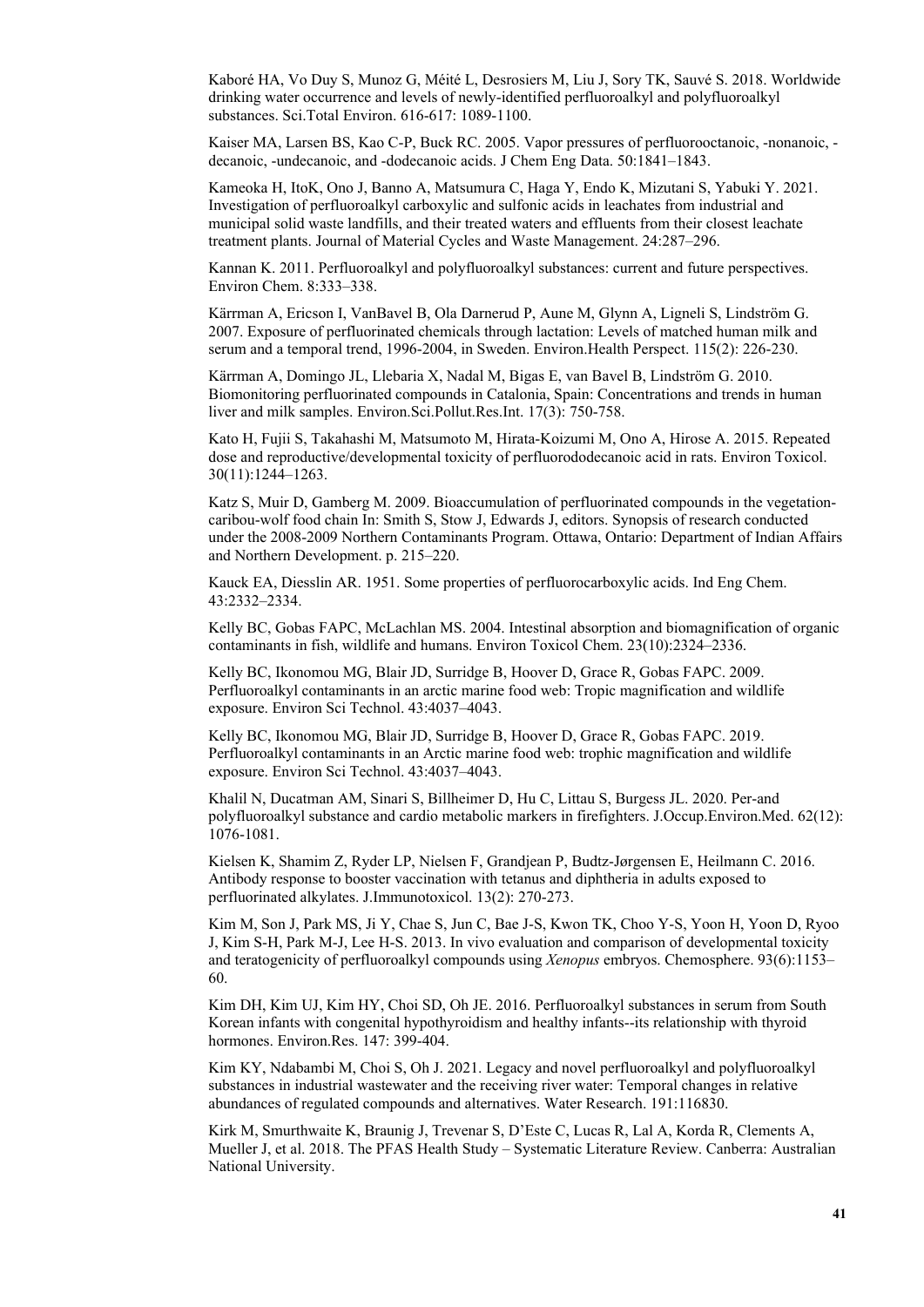Kaboré HA, Vo Duy S, Munoz G, Méité L, Desrosiers M, Liu J, Sory TK, Sauvé S. 2018. Worldwide drinking water occurrence and levels of newly-identified perfluoroalkyl and polyfluoroalkyl substances. Sci.Total Environ. 616-617: 1089-1100.

Kaiser MA, Larsen BS, Kao C-P, Buck RC. 2005. Vapor pressures of perfluorooctanoic, -nonanoic, -decanoic, -undecanoic, and -dodecanoic acids. J Chem Eng Data. 50:1841–1843.

Kameoka H, ItoK, Ono J, Banno A, Matsumura C, Haga Y, Endo K, Mizutani S, Yabuki Y. 2021. Investigation of perfluoroalkyl carboxylic and sulfonic acids in leachates from industrial and municipal solid waste landfills, and their treated waters and effluents from their closest leachate treatment plants. Journal of Material Cycles and Waste Management. 24:287–296.

Kannan K. 2011. Perfluoroalkyl and polyfluoroalkyl substances: current and future perspectives. Environ Chem. 8:333–338.

Kärrman A, Ericson I, VanBavel B, Ola Darnerud P, Aune M, Glynn A, Ligneli S, Lindström G. 2007. Exposure of perfluorinated chemicals through lactation: Levels of matched human milk and serum and a temporal trend, 1996-2004, in Sweden. Environ.Health Perspect. 115(2): 226-230.

Kärrman A, Domingo JL, Llebaria X, Nadal M, Bigas E, van Bavel B, Lindström G. 2010. Biomonitoring perfluorinated compounds in Catalonia, Spain: Concentrations and trends in human liver and milk samples. Environ.Sci.Pollut.Res.Int. 17(3): 750-758.

Kato H, Fujii S, Takahashi M, Matsumoto M, Hirata-Koizumi M, Ono A, Hirose A. 2015. Repeated dose and reproductive/developmental toxicity of perfluorododecanoic acid in rats. Environ Toxicol. 30(11):1244–1263.

Katz S, Muir D, Gamberg M. 2009. Bioaccumulation of perfluorinated compounds in the vegetation-caribou-wolf food chain In: Smith S, Stow J, Edwards J, editors. Synopsis of research conducted under the 2008-2009 Northern Contaminants Program. Ottawa, Ontario: Department of Indian Affairs and Northern Development. p. 215–220.

Kauck EA, Diesslin AR. 1951. Some properties of perfluorocarboxylic acids. Ind Eng Chem. 43:2332–2334.

Kelly BC, Gobas FAPC, McLachlan MS. 2004. Intestinal absorption and biomagnification of organic contaminants in fish, wildlife and humans. Environ Toxicol Chem. 23(10):2324–2336.

Kelly BC, Ikonomou MG, Blair JD, Surridge B, Hoover D, Grace R, Gobas FAPC. 2009. Perfluoroalkyl contaminants in an arctic marine food web: Tropic magnification and wildlife exposure. Environ Sci Technol. 43:4037–4043.

Kelly BC, Ikonomou MG, Blair JD, Surridge B, Hoover D, Grace R, Gobas FAPC. 2019. Perfluoroalkyl contaminants in an Arctic marine food web: trophic magnification and wildlife exposure. Environ Sci Technol. 43:4037–4043.

Khalil N, Ducatman AM, Sinari S, Billheimer D, Hu C, Littau S, Burgess JL. 2020. Per-and polyfluoroalkyl substance and cardio metabolic markers in firefighters. J.Occup.Environ.Med. 62(12): 1076-1081.

Kielsen K, Shamim Z, Ryder LP, Nielsen F, Grandjean P, Budtz-Jørgensen E, Heilmann C. 2016. Antibody response to booster vaccination with tetanus and diphtheria in adults exposed to perfluorinated alkylates. J.Immunotoxicol. 13(2): 270-273.

Kim M, Son J, Park MS, Ji Y, Chae S, Jun C, Bae J-S, Kwon TK, Choo Y-S, Yoon H, Yoon D, Ryoo J, Kim S-H, Park M-J, Lee H-S. 2013. In vivo evaluation and comparison of developmental toxicity and teratogenicity of perfluoroalkyl compounds using *Xenopus* embryos. Chemosphere. 93(6):1153–60.

Kim DH, Kim UJ, Kim HY, Choi SD, Oh JE. 2016. Perfluoroalkyl substances in serum from South Korean infants with congenital hypothyroidism and healthy infants--its relationship with thyroid hormones. Environ.Res. 147: 399-404.

Kim KY, Ndabambi M, Choi S, Oh J. 2021. Legacy and novel perfluoroalkyl and polyfluoroalkyl substances in industrial wastewater and the receiving river water: Temporal changes in relative abundances of regulated compounds and alternatives. Water Research. 191:116830.

Kirk M, Smurthwaite K, Braunig J, Trevenar S, D'Este C, Lucas R, Lal A, Korda R, Clements A, Mueller J, et al. 2018. The PFAS Health Study – Systematic Literature Review. Canberra: Australian National University.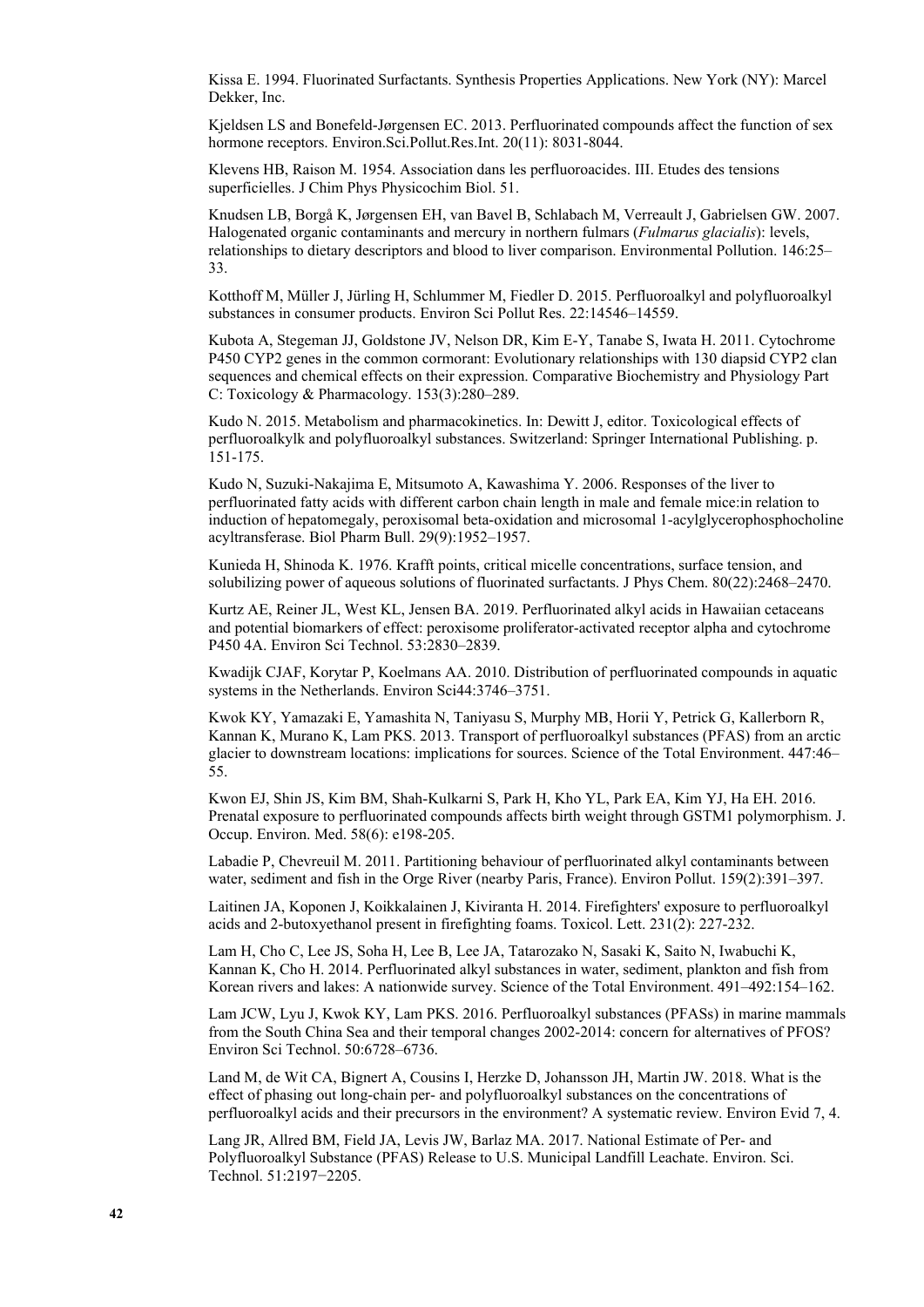Kissa E. 1994. Fluorinated Surfactants. Synthesis Properties Applications. New York (NY): Marcel Dekker, Inc.

Kjeldsen LS and Bonefeld-Jørgensen EC. 2013. Perfluorinated compounds affect the function of sex hormone receptors. Environ.Sci.Pollut.Res.Int. 20(11): 8031-8044.

Klevens HB, Raison M. 1954. Association dans les perfluoroacides. III. Etudes des tensions superficielles. J Chim Phys Physicochim Biol. 51.

Knudsen LB, Borgå K, Jørgensen EH, van Bavel B, Schlabach M, Verreault J, Gabrielsen GW. 2007. Halogenated organic contaminants and mercury in northern fulmars (*Fulmarus glacialis*): levels, relationships to dietary descriptors and blood to liver comparison. Environmental Pollution. 146:25–33.

Kotthoff M, Müller J, Jürling H, Schlummer M, Fiedler D. 2015. Perfluoroalkyl and polyfluoroalkyl substances in consumer products. Environ Sci Pollut Res. 22:14546–14559.

Kubota A, Stegeman JJ, Goldstone JV, Nelson DR, Kim E-Y, Tanabe S, Iwata H. 2011. Cytochrome P450 CYP2 genes in the common cormorant: Evolutionary relationships with 130 diapsid CYP2 clan sequences and chemical effects on their expression. Comparative Biochemistry and Physiology Part C: Toxicology & Pharmacology. 153(3):280–289.

Kudo N. 2015. Metabolism and pharmacokinetics. In: Dewitt J, editor. Toxicological effects of perfluoroalkylk and polyfluoroalkyl substances. Switzerland: Springer International Publishing. p. 151-175.

Kudo N, Suzuki-Nakajima E, Mitsumoto A, Kawashima Y. 2006. Responses of the liver to perfluorinated fatty acids with different carbon chain length in male and female mice:in relation to induction of hepatomegaly, peroxisomal beta-oxidation and microsomal 1-acylglycerophosphocholine acyltransferase. Biol Pharm Bull. 29(9):1952–1957.

Kunieda H, Shinoda K. 1976. Krafft points, critical micelle concentrations, surface tension, and solubilizing power of aqueous solutions of fluorinated surfactants. J Phys Chem. 80(22):2468–2470.

Kurtz AE, Reiner JL, West KL, Jensen BA. 2019. Perfluorinated alkyl acids in Hawaiian cetaceans and potential biomarkers of effect: peroxisome proliferator-activated receptor alpha and cytochrome P450 4A. Environ Sci Technol. 53:2830–2839.

Kwadijk CJAF, Korytar P, Koelmans AA. 2010. Distribution of perfluorinated compounds in aquatic systems in the Netherlands. Environ Sci44:3746–3751.

Kwok KY, Yamazaki E, Yamashita N, Taniyasu S, Murphy MB, Horii Y, Petrick G, Kallerborn R, Kannan K, Murano K, Lam PKS. 2013. Transport of perfluoroalkyl substances (PFAS) from an arctic glacier to downstream locations: implications for sources. Science of the Total Environment. 447:46–55.

Kwon EJ, Shin JS, Kim BM, Shah-Kulkarni S, Park H, Kho YL, Park EA, Kim YJ, Ha EH. 2016. Prenatal exposure to perfluorinated compounds affects birth weight through GSTM1 polymorphism. J. Occup. Environ. Med. 58(6): e198-205.

Labadie P, Chevreuil M. 2011. Partitioning behaviour of perfluorinated alkyl contaminants between water, sediment and fish in the Orge River (nearby Paris, France). Environ Pollut. 159(2):391–397.

Laitinen JA, Koponen J, Koikkalainen J, Kiviranta H. 2014. Firefighters' exposure to perfluoroalkyl acids and 2-butoxyethanol present in firefighting foams. Toxicol. Lett. 231(2): 227-232.

Lam H, Cho C, Lee JS, Soha H, Lee B, Lee JA, Tatarozako N, Sasaki K, Saito N, Iwabuchi K, Kannan K, Cho H. 2014. Perfluorinated alkyl substances in water, sediment, plankton and fish from Korean rivers and lakes: A nationwide survey. Science of the Total Environment. 491–492:154–162.

Lam JCW, Lyu J, Kwok KY, Lam PKS. 2016. Perfluoroalkyl substances (PFASs) in marine mammals from the South China Sea and their temporal changes 2002-2014: concern for alternatives of PFOS? Environ Sci Technol. 50:6728–6736.

Land M, de Wit CA, Bignert A, Cousins I, Herzke D, Johansson JH, Martin JW. 2018. What is the effect of phasing out long-chain per- and polyfluoroalkyl substances on the concentrations of perfluoroalkyl acids and their precursors in the environment? A systematic review. Environ Evid 7, 4.

Lang JR, Allred BM, Field JA, Levis JW, Barlaz MA. 2017. National Estimate of Per- and Polyfluoroalkyl Substance (PFAS) Release to U.S. Municipal Landfill Leachate. Environ. Sci. Technol. 51:2197−2205.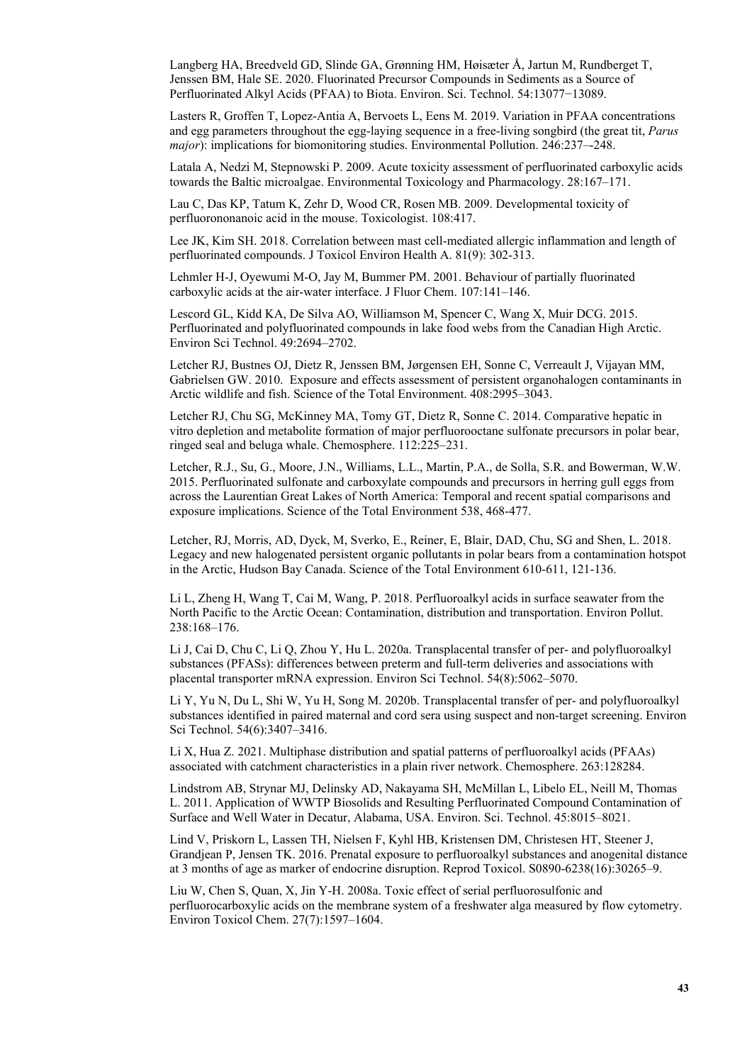Langberg HA, Breedveld GD, Slinde GA, Grønning HM, Høisæter Å, Jartun M, Rundberget T, Jenssen BM, Hale SE. 2020. Fluorinated Precursor Compounds in Sediments as a Source of Perfluorinated Alkyl Acids (PFAA) to Biota. Environ. Sci. Technol. 54:13077−13089.

Lasters R, Groffen T, Lopez-Antia A, Bervoets L, Eens M. 2019. Variation in PFAA concentrations and egg parameters throughout the egg-laying sequence in a free-living songbird (the great tit, *Parus major*): implications for biomonitoring studies. Environmental Pollution. 246:237–-248.

Latala A, Nedzi M, Stepnowski P. 2009. Acute toxicity assessment of perfluorinated carboxylic acids towards the Baltic microalgae. Environmental Toxicology and Pharmacology. 28:167–171.

Lau C, Das KP, Tatum K, Zehr D, Wood CR, Rosen MB. 2009. Developmental toxicity of perfluorononanoic acid in the mouse. Toxicologist. 108:417.

Lee JK, Kim SH. 2018. Correlation between mast cell-mediated allergic inflammation and length of perfluorinated compounds. J Toxicol Environ Health A. 81(9): 302-313.

Lehmler H-J, Oyewumi M-O, Jay M, Bummer PM. 2001. Behaviour of partially fluorinated carboxylic acids at the air-water interface. J Fluor Chem. 107:141–146.

Lescord GL, Kidd KA, De Silva AO, Williamson M, Spencer C, Wang X, Muir DCG. 2015. Perfluorinated and polyfluorinated compounds in lake food webs from the Canadian High Arctic. Environ Sci Technol. 49:2694–2702.

Letcher RJ, Bustnes OJ, Dietz R, Jenssen BM, Jørgensen EH, Sonne C, Verreault J, Vijayan MM, Gabrielsen GW. 2010. Exposure and effects assessment of persistent organohalogen contaminants in Arctic wildlife and fish. Science of the Total Environment. 408:2995–3043.

Letcher RJ, Chu SG, McKinney MA, Tomy GT, Dietz R, Sonne C. 2014. Comparative hepatic in vitro depletion and metabolite formation of major perfluorooctane sulfonate precursors in polar bear, ringed seal and beluga whale. Chemosphere. 112:225–231.

Letcher, R.J., Su, G., Moore, J.N., Williams, L.L., Martin, P.A., de Solla, S.R. and Bowerman, W.W. 2015. Perfluorinated sulfonate and carboxylate compounds and precursors in herring gull eggs from across the Laurentian Great Lakes of North America: Temporal and recent spatial comparisons and exposure implications. Science of the Total Environment 538, 468-477.

Letcher, RJ, Morris, AD, Dyck, M, Sverko, E., Reiner, E, Blair, DAD, Chu, SG and Shen, L. 2018. Legacy and new halogenated persistent organic pollutants in polar bears from a contamination hotspot in the Arctic, Hudson Bay Canada. Science of the Total Environment 610-611, 121-136.

Li L, Zheng H, Wang T, Cai M, Wang, P. 2018. Perfluoroalkyl acids in surface seawater from the North Pacific to the Arctic Ocean: Contamination, distribution and transportation. Environ Pollut. 238:168–176.

Li J, Cai D, Chu C, Li Q, Zhou Y, Hu L. 2020a. Transplacental transfer of per- and polyfluoroalkyl substances (PFASs): differences between preterm and full-term deliveries and associations with placental transporter mRNA expression. Environ Sci Technol. 54(8):5062–5070.

Li Y, Yu N, Du L, Shi W, Yu H, Song M. 2020b. Transplacental transfer of per- and polyfluoroalkyl substances identified in paired maternal and cord sera using suspect and non-target screening. Environ Sci Technol. 54(6):3407–3416.

Li X, Hua Z. 2021. Multiphase distribution and spatial patterns of perfluoroalkyl acids (PFAAs) associated with catchment characteristics in a plain river network. Chemosphere. 263:128284.

Lindstrom AB, Strynar MJ, Delinsky AD, Nakayama SH, McMillan L, Libelo EL, Neill M, Thomas L. 2011. Application of WWTP Biosolids and Resulting Perfluorinated Compound Contamination of Surface and Well Water in Decatur, Alabama, USA. Environ. Sci. Technol. 45:8015–8021.

Lind V, Priskorn L, Lassen TH, Nielsen F, Kyhl HB, Kristensen DM, Christesen HT, Steener J, Grandjean P, Jensen TK. 2016. Prenatal exposure to perfluoroalkyl substances and anogenital distance at 3 months of age as marker of endocrine disruption. Reprod Toxicol. S0890-6238(16):30265–9.

Liu W, Chen S, Quan, X, Jin Y-H. 2008a. Toxic effect of serial perfluorosulfonic and perfluorocarboxylic acids on the membrane system of a freshwater alga measured by flow cytometry. Environ Toxicol Chem. 27(7):1597–1604.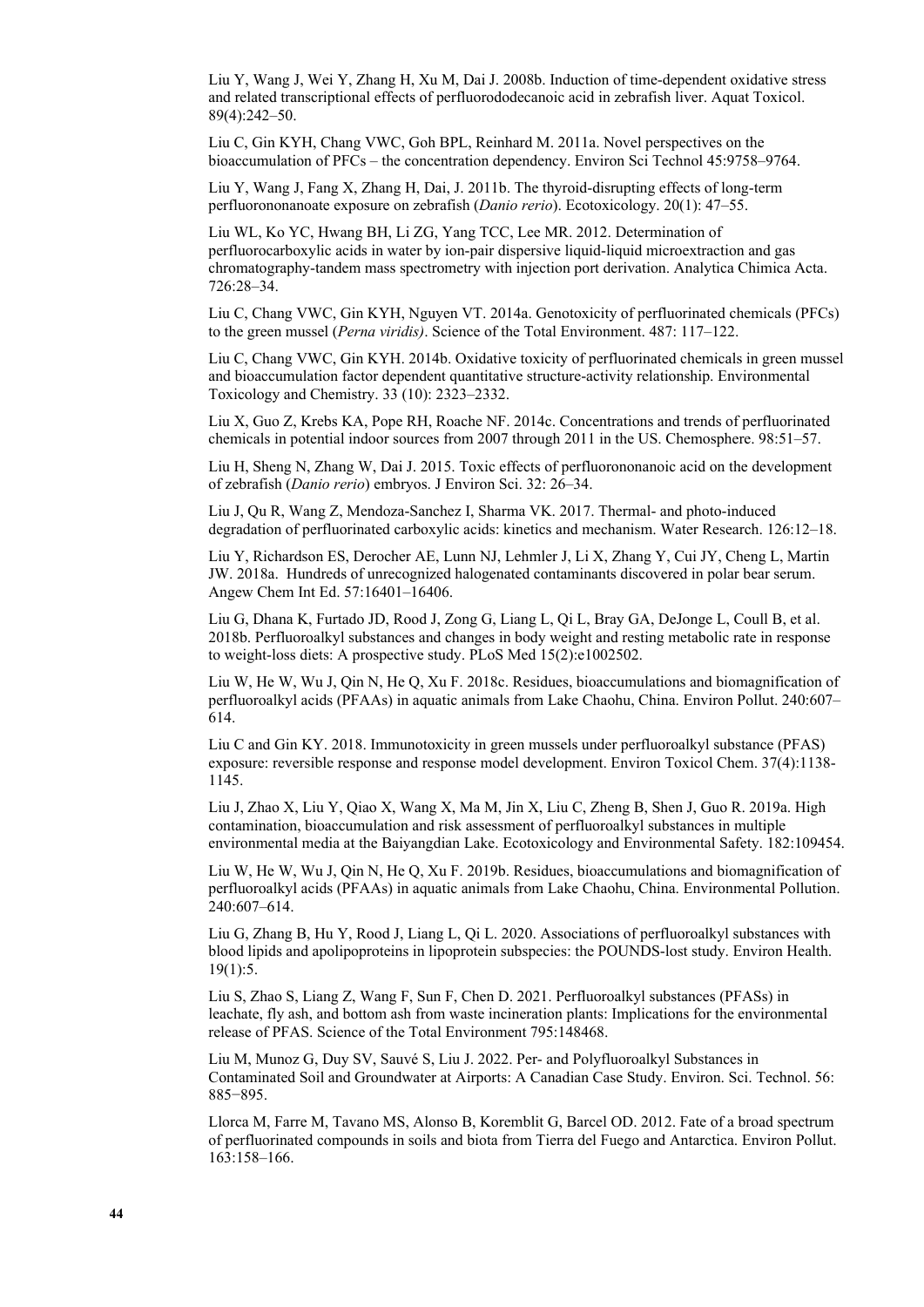Liu Y, Wang J, Wei Y, Zhang H, Xu M, Dai J. 2008b. Induction of time-dependent oxidative stress and related transcriptional effects of perfluorododecanoic acid in zebrafish liver. Aquat Toxicol. 89(4):242–50.

Liu C, Gin KYH, Chang VWC, Goh BPL, Reinhard M. 2011a. Novel perspectives on the bioaccumulation of PFCs – the concentration dependency. Environ Sci Technol 45:9758–9764.

Liu Y, Wang J, Fang X, Zhang H, Dai, J. 2011b. The thyroid-disrupting effects of long-term perfluorononanoate exposure on zebrafish (*Danio rerio*). Ecotoxicology. 20(1): 47–55.

Liu WL, Ko YC, Hwang BH, Li ZG, Yang TCC, Lee MR. 2012. Determination of perfluorocarboxylic acids in water by ion-pair dispersive liquid-liquid microextraction and gas chromatography-tandem mass spectrometry with injection port derivation. Analytica Chimica Acta. 726:28–34.

Liu C, Chang VWC, Gin KYH, Nguyen VT. 2014a. Genotoxicity of perfluorinated chemicals (PFCs) to the green mussel (*Perna viridis)*. Science of the Total Environment. 487: 117–122.

Liu C, Chang VWC, Gin KYH. 2014b. Oxidative toxicity of perfluorinated chemicals in green mussel and bioaccumulation factor dependent quantitative structure-activity relationship. Environmental Toxicology and Chemistry. 33 (10): 2323–2332.

Liu X, Guo Z, Krebs KA, Pope RH, Roache NF. 2014c. Concentrations and trends of perfluorinated chemicals in potential indoor sources from 2007 through 2011 in the US. Chemosphere. 98:51–57.

Liu H, Sheng N, Zhang W, Dai J. 2015. Toxic effects of perfluorononanoic acid on the development of zebrafish (*Danio rerio*) embryos. J Environ Sci. 32: 26–34.

Liu J, Qu R, Wang Z, Mendoza-Sanchez I, Sharma VK. 2017. Thermal- and photo-induced degradation of perfluorinated carboxylic acids: kinetics and mechanism. Water Research. 126:12–18.

Liu Y, Richardson ES, Derocher AE, Lunn NJ, Lehmler J, Li X, Zhang Y, Cui JY, Cheng L, Martin JW. 2018a. Hundreds of unrecognized halogenated contaminants discovered in polar bear serum. Angew Chem Int Ed. 57:16401–16406.

Liu G, Dhana K, Furtado JD, Rood J, Zong G, Liang L, Qi L, Bray GA, DeJonge L, Coull B, et al. 2018b. Perfluoroalkyl substances and changes in body weight and resting metabolic rate in response to weight-loss diets: A prospective study. PLoS Med 15(2):e1002502.

Liu W, He W, Wu J, Qin N, He Q, Xu F. 2018c. Residues, bioaccumulations and biomagnification of perfluoroalkyl acids (PFAAs) in aquatic animals from Lake Chaohu, China. Environ Pollut. 240:607–614.

Liu C and Gin KY. 2018. Immunotoxicity in green mussels under perfluoroalkyl substance (PFAS) exposure: reversible response and response model development. Environ Toxicol Chem. 37(4):1138-1145.

Liu J, Zhao X, Liu Y, Qiao X, Wang X, Ma M, Jin X, Liu C, Zheng B, Shen J, Guo R. 2019a. High contamination, bioaccumulation and risk assessment of perfluoroalkyl substances in multiple environmental media at the Baiyangdian Lake. Ecotoxicology and Environmental Safety. 182:109454.

Liu W, He W, Wu J, Qin N, He Q, Xu F. 2019b. Residues, bioaccumulations and biomagnification of perfluoroalkyl acids (PFAAs) in aquatic animals from Lake Chaohu, China. Environmental Pollution. 240:607–614.

Liu G, Zhang B, Hu Y, Rood J, Liang L, Qi L. 2020. Associations of perfluoroalkyl substances with blood lipids and apolipoproteins in lipoprotein subspecies: the POUNDS-lost study. Environ Health. 19(1):5.

Liu S, Zhao S, Liang Z, Wang F, Sun F, Chen D. 2021. Perfluoroalkyl substances (PFASs) in leachate, fly ash, and bottom ash from waste incineration plants: Implications for the environmental release of PFAS. Science of the Total Environment 795:148468.

Liu M, Munoz G, Duy SV, Sauvé S, Liu J. 2022. Per- and Polyfluoroalkyl Substances in Contaminated Soil and Groundwater at Airports: A Canadian Case Study. Environ. Sci. Technol. 56: 885−895.

Llorca M, Farre M, Tavano MS, Alonso B, Koremblit G, Barcel OD. 2012. Fate of a broad spectrum of perfluorinated compounds in soils and biota from Tierra del Fuego and Antarctica. Environ Pollut. 163:158–166.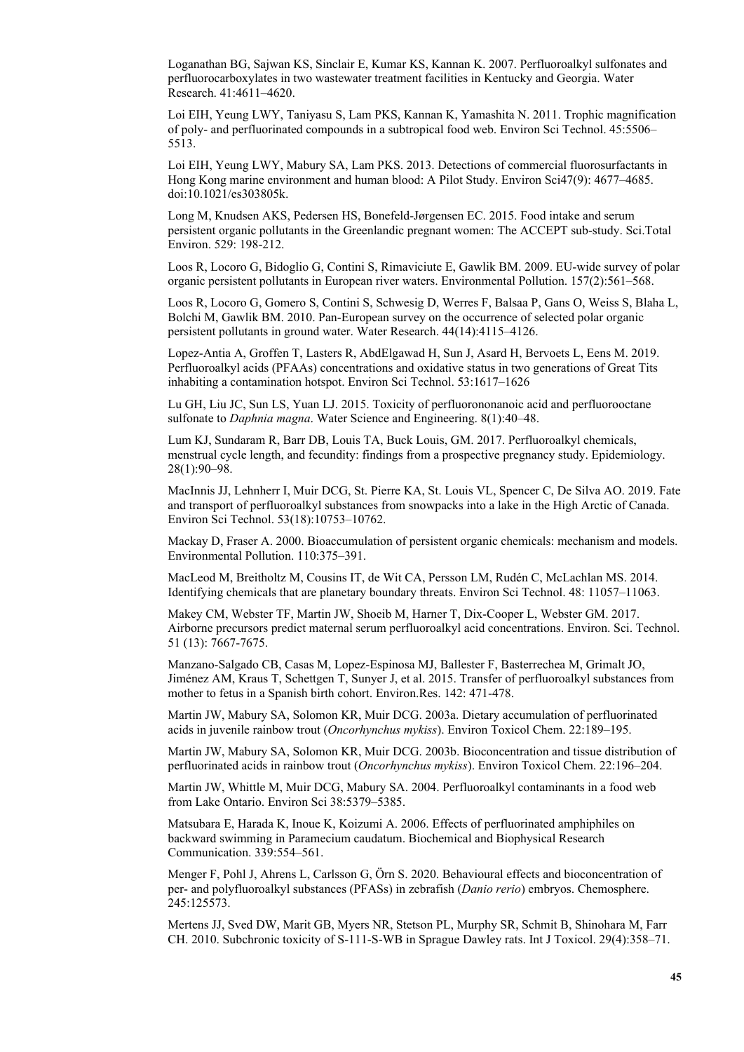Loganathan BG, Sajwan KS, Sinclair E, Kumar KS, Kannan K. 2007. Perfluoroalkyl sulfonates and perfluorocarboxylates in two wastewater treatment facilities in Kentucky and Georgia. Water Research. 41:4611–4620.

Loi EIH, Yeung LWY, Taniyasu S, Lam PKS, Kannan K, Yamashita N. 2011. Trophic magnification of poly- and perfluorinated compounds in a subtropical food web. Environ Sci Technol. 45:5506–5513.

Loi EIH, Yeung LWY, Mabury SA, Lam PKS. 2013. Detections of commercial fluorosurfactants in Hong Kong marine environment and human blood: A Pilot Study. Environ Sci47(9): 4677–4685. doi:10.1021/es303805k.

Long M, Knudsen AKS, Pedersen HS, Bonefeld-Jørgensen EC. 2015. Food intake and serum persistent organic pollutants in the Greenlandic pregnant women: The ACCEPT sub-study. Sci.Total Environ. 529: 198-212.

Loos R, Locoro G, Bidoglio G, Contini S, Rimaviciute E, Gawlik BM. 2009. EU-wide survey of polar organic persistent pollutants in European river waters. Environmental Pollution. 157(2):561–568.

Loos R, Locoro G, Gomero S, Contini S, Schwesig D, Werres F, Balsaa P, Gans O, Weiss S, Blaha L, Bolchi M, Gawlik BM. 2010. Pan-European survey on the occurrence of selected polar organic persistent pollutants in ground water. Water Research. 44(14):4115–4126.

Lopez-Antia A, Groffen T, Lasters R, AbdElgawad H, Sun J, Asard H, Bervoets L, Eens M. 2019. Perfluoroalkyl acids (PFAAs) concentrations and oxidative status in two generations of Great Tits inhabiting a contamination hotspot. Environ Sci Technol. 53:1617–1626

Lu GH, Liu JC, Sun LS, Yuan LJ. 2015. Toxicity of perfluorononanoic acid and perfluorooctane sulfonate to *Daphnia magna*. Water Science and Engineering. 8(1):40–48.

Lum KJ, Sundaram R, Barr DB, Louis TA, Buck Louis, GM. 2017. Perfluoroalkyl chemicals, menstrual cycle length, and fecundity: findings from a prospective pregnancy study. Epidemiology. 28(1):90–98.

MacInnis JJ, Lehnherr I, Muir DCG, St. Pierre KA, St. Louis VL, Spencer C, De Silva AO. 2019. Fate and transport of perfluoroalkyl substances from snowpacks into a lake in the High Arctic of Canada. Environ Sci Technol. 53(18):10753–10762.

Mackay D, Fraser A. 2000. Bioaccumulation of persistent organic chemicals: mechanism and models. Environmental Pollution. 110:375–391.

MacLeod M, Breitholtz M, Cousins IT, de Wit CA, Persson LM, Rudén C, McLachlan MS. 2014. Identifying chemicals that are planetary boundary threats. Environ Sci Technol. 48: 11057–11063.

Makey CM, Webster TF, Martin JW, Shoeib M, Harner T, Dix-Cooper L, Webster GM. 2017. Airborne precursors predict maternal serum perfluoroalkyl acid concentrations. Environ. Sci. Technol. 51 (13): 7667-7675.

Manzano-Salgado CB, Casas M, Lopez-Espinosa MJ, Ballester F, Basterrechea M, Grimalt JO, Jiménez AM, Kraus T, Schettgen T, Sunyer J, et al. 2015. Transfer of perfluoroalkyl substances from mother to fetus in a Spanish birth cohort. Environ.Res. 142: 471-478.

Martin JW, Mabury SA, Solomon KR, Muir DCG. 2003a. Dietary accumulation of perfluorinated acids in juvenile rainbow trout (*Oncorhynchus mykiss*). Environ Toxicol Chem. 22:189–195.

Martin JW, Mabury SA, Solomon KR, Muir DCG. 2003b. Bioconcentration and tissue distribution of perfluorinated acids in rainbow trout (*Oncorhynchus mykiss*). Environ Toxicol Chem. 22:196–204.

Martin JW, Whittle M, Muir DCG, Mabury SA. 2004. Perfluoroalkyl contaminants in a food web from Lake Ontario. Environ Sci 38:5379–5385.

Matsubara E, Harada K, Inoue K, Koizumi A. 2006. Effects of perfluorinated amphiphiles on backward swimming in Paramecium caudatum. Biochemical and Biophysical Research Communication. 339:554–561.

Menger F, Pohl J, Ahrens L, Carlsson G, Örn S. 2020. Behavioural effects and bioconcentration of per- and polyfluoroalkyl substances (PFASs) in zebrafish (*Danio rerio*) embryos. Chemosphere. 245:125573.

Mertens JJ, Sved DW, Marit GB, Myers NR, Stetson PL, Murphy SR, Schmit B, Shinohara M, Farr CH. 2010. Subchronic toxicity of S-111-S-WB in Sprague Dawley rats. Int J Toxicol. 29(4):358–71.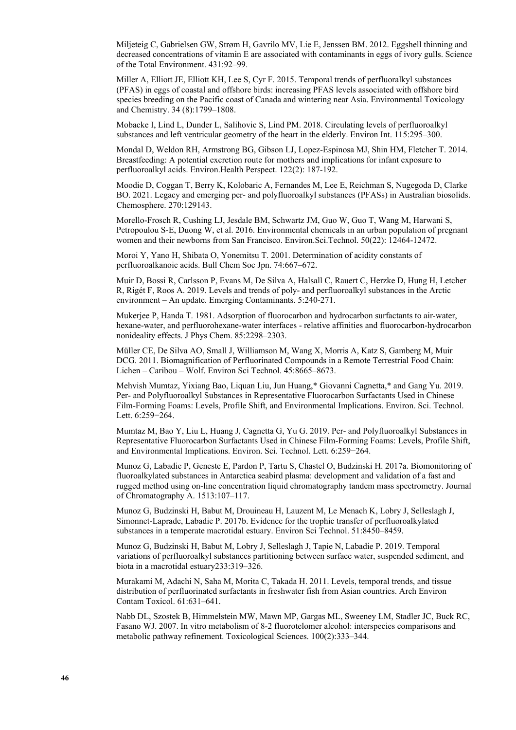Miljeteig C, Gabrielsen GW, Strøm H, Gavrilo MV, Lie E, Jenssen BM. 2012. Eggshell thinning and decreased concentrations of vitamin E are associated with contaminants in eggs of ivory gulls. Science of the Total Environment. 431:92–99.

Miller A, Elliott JE, Elliott KH, Lee S, Cyr F. 2015. Temporal trends of perfluoralkyl substances (PFAS) in eggs of coastal and offshore birds: increasing PFAS levels associated with offshore bird species breeding on the Pacific coast of Canada and wintering near Asia. Environmental Toxicology and Chemistry. 34 (8):1799–1808.

Mobacke I, Lind L, Dunder L, Salihovic S, Lind PM. 2018. Circulating levels of perfluoroalkyl substances and left ventricular geometry of the heart in the elderly. Environ Int. 115:295–300.

Mondal D, Weldon RH, Armstrong BG, Gibson LJ, Lopez-Espinosa MJ, Shin HM, Fletcher T. 2014. Breastfeeding: A potential excretion route for mothers and implications for infant exposure to perfluoroalkyl acids. Environ.Health Perspect. 122(2): 187-192.

Moodie D, Coggan T, Berry K, Kolobaric A, Fernandes M, Lee E, Reichman S, Nugegoda D, Clarke BO. 2021. Legacy and emerging per- and polyfluoroalkyl substances (PFASs) in Australian biosolids. Chemosphere. 270:129143.

Morello-Frosch R, Cushing LJ, Jesdale BM, Schwartz JM, Guo W, Guo T, Wang M, Harwani S, Petropoulou S-E, Duong W, et al. 2016. Environmental chemicals in an urban population of pregnant women and their newborns from San Francisco. Environ.Sci.Technol. 50(22): 12464-12472.

Moroi Y, Yano H, Shibata O, Yonemitsu T. 2001. Determination of acidity constants of perfluoroalkanoic acids. Bull Chem Soc Jpn. 74:667–672.

Muir D, Bossi R, Carlsson P, Evans M, De Silva A, Halsall C, Rauert C, Herzke D, Hung H, Letcher R, Rigét F, Roos A. 2019. Levels and trends of poly- and perfluoroalkyl substances in the Arctic environment – An update. Emerging Contaminants. 5:240-271.

Mukerjee P, Handa T. 1981. Adsorption of fluorocarbon and hydrocarbon surfactants to air-water, hexane-water, and perfluorohexane-water interfaces - relative affinities and fluorocarbon-hydrocarbon nonideality effects. J Phys Chem. 85:2298–2303.

Müller CE, De Silva AO, Small J, Williamson M, Wang X, Morris A, Katz S, Gamberg M, Muir DCG. 2011. Biomagnification of Perfluorinated Compounds in a Remote Terrestrial Food Chain: Lichen – Caribou – Wolf. Environ Sci Technol. 45:8665–8673.

Mehvish Mumtaz, Yixiang Bao, Liquan Liu, Jun Huang,* Giovanni Cagnetta,* and Gang Yu. 2019. Per- and Polyfluoroalkyl Substances in Representative Fluorocarbon Surfactants Used in Chinese Film-Forming Foams: Levels, Profile Shift, and Environmental Implications. Environ. Sci. Technol. Lett. 6:259−264.

Mumtaz M, Bao Y, Liu L, Huang J, Cagnetta G, Yu G. 2019. Per- and Polyfluoroalkyl Substances in Representative Fluorocarbon Surfactants Used in Chinese Film-Forming Foams: Levels, Profile Shift, and Environmental Implications. Environ. Sci. Technol. Lett. 6:259−264.

Munoz G, Labadie P, Geneste E, Pardon P, Tartu S, Chastel O, Budzinski H. 2017a. Biomonitoring of fluoroalkylated substances in Antarctica seabird plasma: development and validation of a fast and rugged method using on-line concentration liquid chromatography tandem mass spectrometry. Journal of Chromatography A. 1513:107–117.

Munoz G, Budzinski H, Babut M, Drouineau H, Lauzent M, Le Menach K, Lobry J, Selleslagh J, Simonnet-Laprade, Labadie P. 2017b. Evidence for the trophic transfer of perfluoroalkylated substances in a temperate macrotidal estuary. Environ Sci Technol. 51:8450–8459.

Munoz G, Budzinski H, Babut M, Lobry J, Selleslagh J, Tapie N, Labadie P. 2019. Temporal variations of perfluoroalkyl substances partitioning between surface water, suspended sediment, and biota in a macrotidal estuary233:319–326.

Murakami M, Adachi N, Saha M, Morita C, Takada H. 2011. Levels, temporal trends, and tissue distribution of perfluorinated surfactants in freshwater fish from Asian countries. Arch Environ Contam Toxicol. 61:631–641.

Nabb DL, Szostek B, Himmelstein MW, Mawn MP, Gargas ML, Sweeney LM, Stadler JC, Buck RC, Fasano WJ. 2007. In vitro metabolism of 8-2 fluorotelomer alcohol: interspecies comparisons and metabolic pathway refinement. Toxicological Sciences. 100(2):333–344.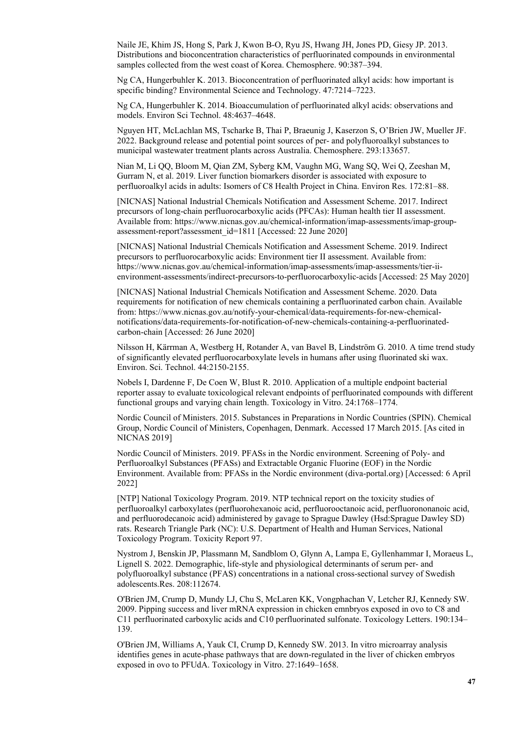Naile JE, Khim JS, Hong S, Park J, Kwon B-O, Ryu JS, Hwang JH, Jones PD, Giesy JP. 2013. Distributions and bioconcentration characteristics of perfluorinated compounds in environmental samples collected from the west coast of Korea. Chemosphere. 90:387–394.

Ng CA, Hungerbuhler K. 2013. Bioconcentration of perfluorinated alkyl acids: how important is specific binding? Environmental Science and Technology. 47:7214–7223.

Ng CA, Hungerbuhler K. 2014. Bioaccumulation of perfluorinated alkyl acids: observations and models. Environ Sci Technol. 48:4637–4648.

Nguyen HT, McLachlan MS, Tscharke B, Thai P, Braeunig J, Kaserzon S, O'Brien JW, Mueller JF. 2022. Background release and potential point sources of per- and polyfluoroalkyl substances to municipal wastewater treatment plants across Australia. Chemosphere. 293:133657.

Nian M, Li QQ, Bloom M, Qian ZM, Syberg KM, Vaughn MG, Wang SQ, Wei Q, Zeeshan M, Gurram N, et al. 2019. Liver function biomarkers disorder is associated with exposure to perfluoroalkyl acids in adults: Isomers of C8 Health Project in China. Environ Res. 172:81–88.

[NICNAS] National Industrial Chemicals Notification and Assessment Scheme. 2017. Indirect precursors of long-chain perfluorocarboxylic acids (PFCAs): Human health tier II assessment. Available from: https://www.nicnas.gov.au/chemical-information/imap-assessments/imap-group-assessment-report?assessment_id=1811 [Accessed: 22 June 2020]

[NICNAS] National Industrial Chemicals Notification and Assessment Scheme. 2019. Indirect precursors to perfluorocarboxylic acids: Environment tier II assessment. Available from: https://www.nicnas.gov.au/chemical-information/imap-assessments/imap-assessments/tier-ii-environment-assessments/indirect-precursors-to-perfluorocarboxylic-acids [Accessed: 25 May 2020]

[NICNAS] National Industrial Chemicals Notification and Assessment Scheme. 2020. Data requirements for notification of new chemicals containing a perfluorinated carbon chain. Available from: https://www.nicnas.gov.au/notify-your-chemical/data-requirements-for-new-chemical-notifications/data-requirements-for-notification-of-new-chemicals-containing-a-perfluorinated-carbon-chain [Accessed: 26 June 2020]

Nilsson H, Kärrman A, Westberg H, Rotander A, van Bavel B, Lindström G. 2010. A time trend study of significantly elevated perfluorocarboxylate levels in humans after using fluorinated ski wax. Environ. Sci. Technol. 44:2150-2155.

Nobels I, Dardenne F, De Coen W, Blust R. 2010. Application of a multiple endpoint bacterial reporter assay to evaluate toxicological relevant endpoints of perfluorinated compounds with different functional groups and varying chain length. Toxicology in Vitro. 24:1768–1774.

Nordic Council of Ministers. 2015. Substances in Preparations in Nordic Countries (SPIN). Chemical Group, Nordic Council of Ministers, Copenhagen, Denmark. Accessed 17 March 2015. [As cited in NICNAS 2019]

Nordic Council of Ministers. 2019. PFASs in the Nordic environment. Screening of Poly- and Perfluoroalkyl Substances (PFASs) and Extractable Organic Fluorine (EOF) in the Nordic Environment. Available from: PFASs in the Nordic environment (diva-portal.org) [Accessed: 6 April 2022]

[NTP] National Toxicology Program. 2019. NTP technical report on the toxicity studies of perfluoroalkyl carboxylates (perfluorohexanoic acid, perfluorooctanoic acid, perfluorononanoic acid, and perfluorodecanoic acid) administered by gavage to Sprague Dawley (Hsd:Sprague Dawley SD) rats. Research Triangle Park (NC): U.S. Department of Health and Human Services, National Toxicology Program. Toxicity Report 97.

Nystrom J, Benskin JP, Plassmann M, Sandblom O, Glynn A, Lampa E, Gyllenhammar I, Moraeus L, Lignell S. 2022. Demographic, life-style and physiological determinants of serum per- and polyfluoroalkyl substance (PFAS) concentrations in a national cross-sectional survey of Swedish adolescents.Res. 208:112674.

O'Brien JM, Crump D, Mundy LJ, Chu S, McLaren KK, Vongphachan V, Letcher RJ, Kennedy SW. 2009. Pipping success and liver mRNA expression in chicken emnbryos exposed in ovo to C8 and C11 perfluorinated carboxylic acids and C10 perfluorinated sulfonate. Toxicology Letters. 190:134–139.

O'Brien JM, Williams A, Yauk CI, Crump D, Kennedy SW. 2013. In vitro microarray analysis identifies genes in acute-phase pathways that are down-regulated in the liver of chicken embryos exposed in ovo to PFUdA. Toxicology in Vitro. 27:1649–1658.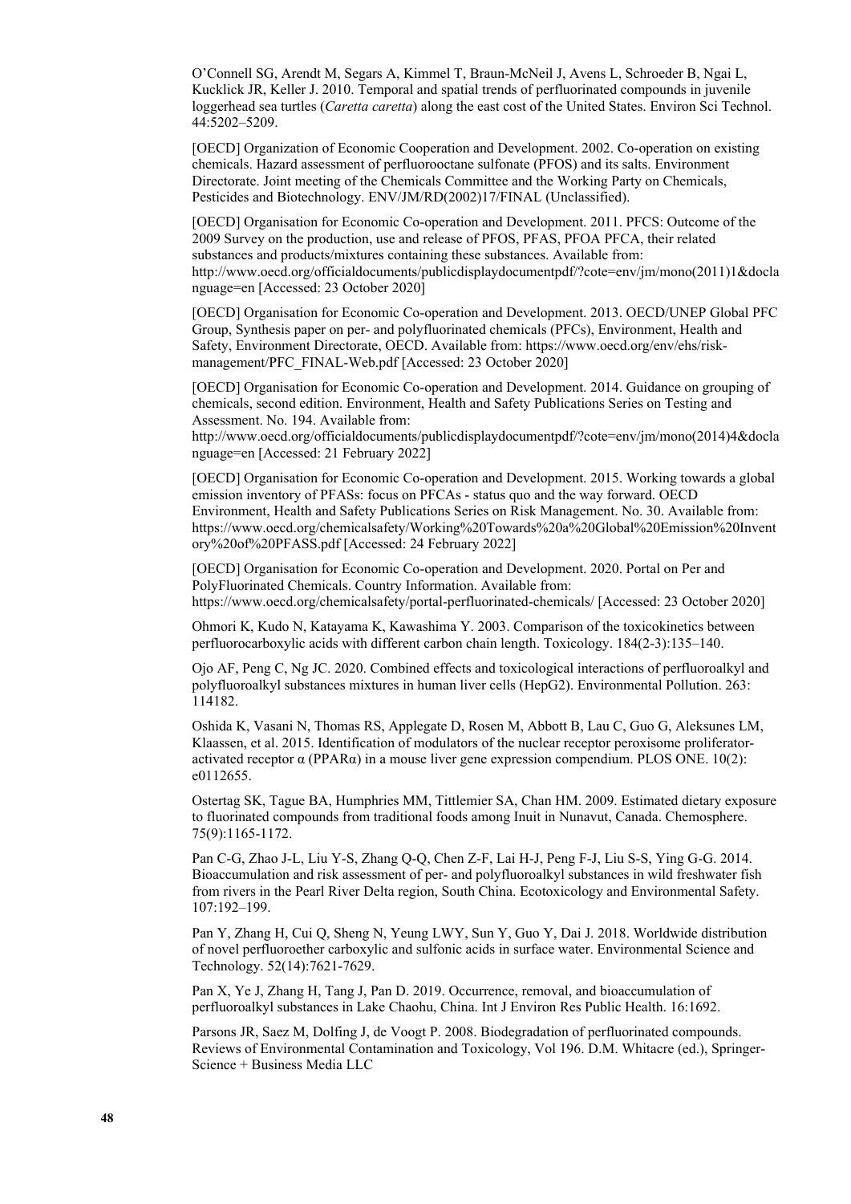O'Connell SG, Arendt M, Segars A, Kimmel T, Braun-McNeil J, Avens L, Schroeder B, Ngai L, Kucklick JR, Keller J. 2010. Temporal and spatial trends of perfluorinated compounds in juvenile loggerhead sea turtles (*Caretta caretta*) along the east cost of the United States. Environ Sci Technol. 44:5202–5209.

[OECD] Organization of Economic Cooperation and Development. 2002. Co-operation on existing chemicals. Hazard assessment of perfluorooctane sulfonate (PFOS) and its salts. Environment Directorate. Joint meeting of the Chemicals Committee and the Working Party on Chemicals, Pesticides and Biotechnology. ENV/JM/RD(2002)17/FINAL (Unclassified).

[OECD] Organisation for Economic Co-operation and Development. 2011. PFCS: Outcome of the 2009 Survey on the production, use and release of PFOS, PFAS, PFOA PFCA, their related substances and products/mixtures containing these substances. Available from: http://www.oecd.org/officialdocuments/publicdisplaydocumentpdf/?cote=env/jm/mono(2011)1&doclanguage=en [Accessed: 23 October 2020]

[OECD] Organisation for Economic Co-operation and Development. 2013. OECD/UNEP Global PFC Group, Synthesis paper on per- and polyfluorinated chemicals (PFCs), Environment, Health and Safety, Environment Directorate, OECD. Available from: https://www.oecd.org/env/ehs/risk-management/PFC_FINAL-Web.pdf [Accessed: 23 October 2020]

[OECD] Organisation for Economic Co-operation and Development. 2014. Guidance on grouping of chemicals, second edition. Environment, Health and Safety Publications Series on Testing and Assessment. No. 194. Available from: http://www.oecd.org/officialdocuments/publicdisplaydocumentpdf/?cote=env/jm/mono(2014)4&doclanguage=en [Accessed: 21 February 2022]

[OECD] Organisation for Economic Co-operation and Development. 2015. Working towards a global emission inventory of PFASs: focus on PFCAs - status quo and the way forward. OECD Environment, Health and Safety Publications Series on Risk Management. No. 30. Available from: https://www.oecd.org/chemicalsafety/Working%20Towards%20a%20Global%20Emission%20Inventory%20of%20PFASS.pdf [Accessed: 24 February 2022]

[OECD] Organisation for Economic Co-operation and Development. 2020. Portal on Per and PolyFluorinated Chemicals. Country Information. Available from: https://www.oecd.org/chemicalsafety/portal-perfluorinated-chemicals/ [Accessed: 23 October 2020]

Ohmori K, Kudo N, Katayama K, Kawashima Y. 2003. Comparison of the toxicokinetics between perfluorocarboxylic acids with different carbon chain length. Toxicology. 184(2-3):135–140.

Ojo AF, Peng C, Ng JC. 2020. Combined effects and toxicological interactions of perfluoroalkyl and polyfluoroalkyl substances mixtures in human liver cells (HepG2). Environmental Pollution. 263: 114182.

Oshida K, Vasani N, Thomas RS, Applegate D, Rosen M, Abbott B, Lau C, Guo G, Aleksunes LM, Klaassen, et al. 2015. Identification of modulators of the nuclear receptor peroxisome proliferator-activated receptor α (PPARα) in a mouse liver gene expression compendium. PLOS ONE. 10(2): e0112655.

Ostertag SK, Tague BA, Humphries MM, Tittlemier SA, Chan HM. 2009. Estimated dietary exposure to fluorinated compounds from traditional foods among Inuit in Nunavut, Canada. Chemosphere. 75(9):1165-1172.

Pan C-G, Zhao J-L, Liu Y-S, Zhang Q-Q, Chen Z-F, Lai H-J, Peng F-J, Liu S-S, Ying G-G. 2014. Bioaccumulation and risk assessment of per- and polyfluoroalkyl substances in wild freshwater fish from rivers in the Pearl River Delta region, South China. Ecotoxicology and Environmental Safety. 107:192–199.

Pan Y, Zhang H, Cui Q, Sheng N, Yeung LWY, Sun Y, Guo Y, Dai J. 2018. Worldwide distribution of novel perfluoroether carboxylic and sulfonic acids in surface water. Environmental Science and Technology. 52(14):7621-7629.

Pan X, Ye J, Zhang H, Tang J, Pan D. 2019. Occurrence, removal, and bioaccumulation of perfluoroalkyl substances in Lake Chaohu, China. Int J Environ Res Public Health. 16:1692.

Parsons JR, Saez M, Dolfing J, de Voogt P. 2008. Biodegradation of perfluorinated compounds. Reviews of Environmental Contamination and Toxicology, Vol 196. D.M. Whitacre (ed.), Springer-Science + Business Media LLC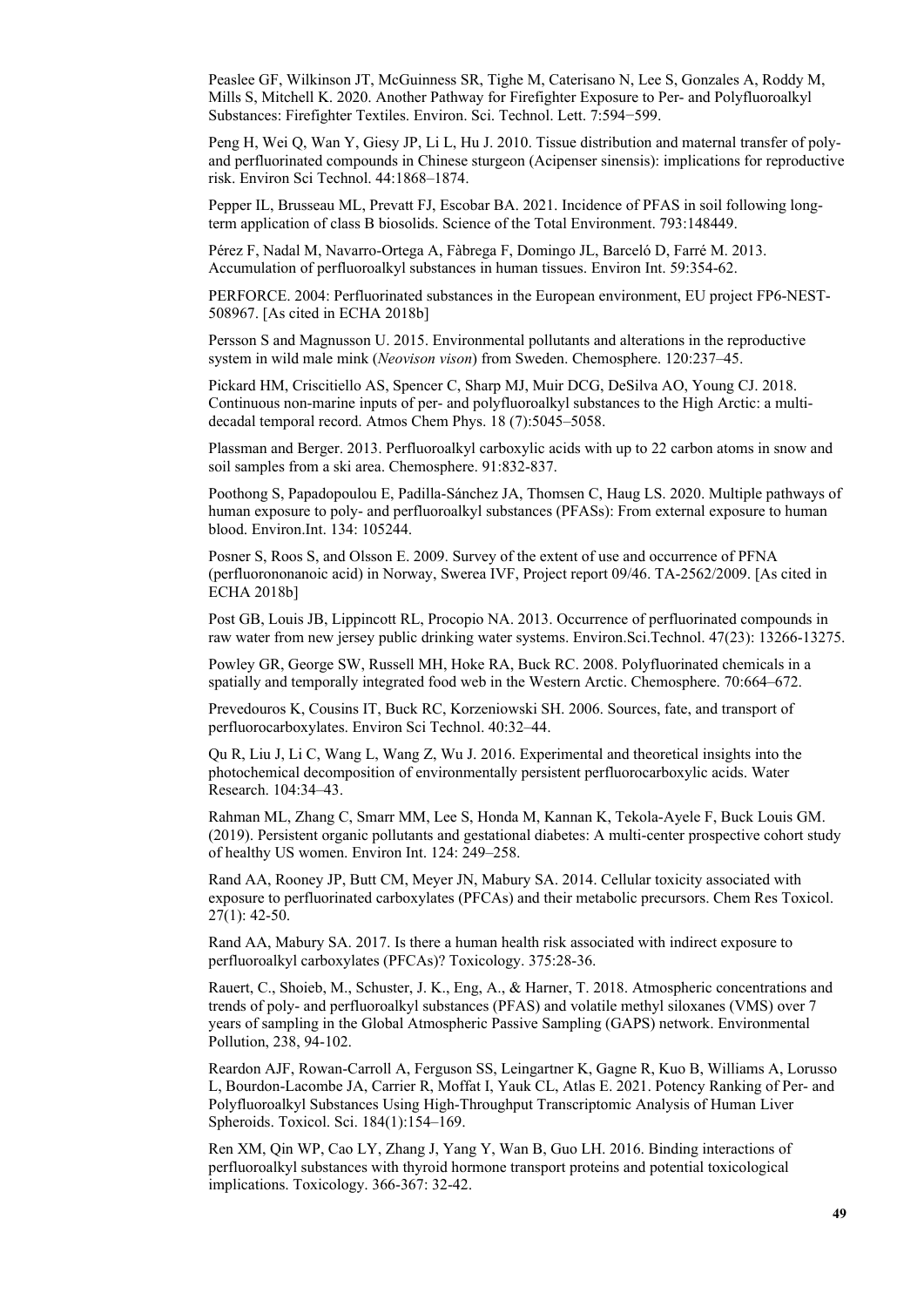Peaslee GF, Wilkinson JT, McGuinness SR, Tighe M, Caterisano N, Lee S, Gonzales A, Roddy M, Mills S, Mitchell K. 2020. Another Pathway for Firefighter Exposure to Per- and Polyfluoroalkyl Substances: Firefighter Textiles. Environ. Sci. Technol. Lett. 7:594−599.

Peng H, Wei Q, Wan Y, Giesy JP, Li L, Hu J. 2010. Tissue distribution and maternal transfer of poly- and perfluorinated compounds in Chinese sturgeon (Acipenser sinensis): implications for reproductive risk. Environ Sci Technol. 44:1868–1874.

Pepper IL, Brusseau ML, Prevatt FJ, Escobar BA. 2021. Incidence of PFAS in soil following long-term application of class B biosolids. Science of the Total Environment. 793:148449.

Pérez F, Nadal M, Navarro-Ortega A, Fàbrega F, Domingo JL, Barceló D, Farré M. 2013. Accumulation of perfluoroalkyl substances in human tissues. Environ Int. 59:354-62.

PERFORCE. 2004: Perfluorinated substances in the European environment, EU project FP6-NEST-508967. [As cited in ECHA 2018b]

Persson S and Magnusson U. 2015. Environmental pollutants and alterations in the reproductive system in wild male mink (*Neovison vison*) from Sweden. Chemosphere. 120:237–45.

Pickard HM, Criscitiello AS, Spencer C, Sharp MJ, Muir DCG, DeSilva AO, Young CJ. 2018. Continuous non-marine inputs of per- and polyfluoroalkyl substances to the High Arctic: a multi-decadal temporal record. Atmos Chem Phys. 18 (7):5045–5058.

Plassman and Berger. 2013. Perfluoroalkyl carboxylic acids with up to 22 carbon atoms in snow and soil samples from a ski area. Chemosphere. 91:832-837.

Poothong S, Papadopoulou E, Padilla-Sánchez JA, Thomsen C, Haug LS. 2020. Multiple pathways of human exposure to poly- and perfluoroalkyl substances (PFASs): From external exposure to human blood. Environ.Int. 134: 105244.

Posner S, Roos S, and Olsson E. 2009. Survey of the extent of use and occurrence of PFNA (perfluorononanoic acid) in Norway, Swerea IVF, Project report 09/46. TA-2562/2009. [As cited in ECHA 2018b]

Post GB, Louis JB, Lippincott RL, Procopio NA. 2013. Occurrence of perfluorinated compounds in raw water from new jersey public drinking water systems. Environ.Sci.Technol. 47(23): 13266-13275.

Powley GR, George SW, Russell MH, Hoke RA, Buck RC. 2008. Polyfluorinated chemicals in a spatially and temporally integrated food web in the Western Arctic. Chemosphere. 70:664–672.

Prevedouros K, Cousins IT, Buck RC, Korzeniowski SH. 2006. Sources, fate, and transport of perfluorocarboxylates. Environ Sci Technol. 40:32–44.

Qu R, Liu J, Li C, Wang L, Wang Z, Wu J. 2016. Experimental and theoretical insights into the photochemical decomposition of environmentally persistent perfluorocarboxylic acids. Water Research. 104:34–43.

Rahman ML, Zhang C, Smarr MM, Lee S, Honda M, Kannan K, Tekola-Ayele F, Buck Louis GM. (2019). Persistent organic pollutants and gestational diabetes: A multi-center prospective cohort study of healthy US women. Environ Int. 124: 249–258.

Rand AA, Rooney JP, Butt CM, Meyer JN, Mabury SA. 2014. Cellular toxicity associated with exposure to perfluorinated carboxylates (PFCAs) and their metabolic precursors. Chem Res Toxicol. 27(1): 42-50.

Rand AA, Mabury SA. 2017. Is there a human health risk associated with indirect exposure to perfluoroalkyl carboxylates (PFCAs)? Toxicology. 375:28-36.

Rauert, C., Shoieb, M., Schuster, J. K., Eng, A., & Harner, T. 2018. Atmospheric concentrations and trends of poly- and perfluoroalkyl substances (PFAS) and volatile methyl siloxanes (VMS) over 7 years of sampling in the Global Atmospheric Passive Sampling (GAPS) network. Environmental Pollution, 238, 94-102.

Reardon AJF, Rowan-Carroll A, Ferguson SS, Leingartner K, Gagne R, Kuo B, Williams A, Lorusso L, Bourdon-Lacombe JA, Carrier R, Moffat I, Yauk CL, Atlas E. 2021. Potency Ranking of Per- and Polyfluoroalkyl Substances Using High-Throughput Transcriptomic Analysis of Human Liver Spheroids. Toxicol. Sci. 184(1):154–169.

Ren XM, Qin WP, Cao LY, Zhang J, Yang Y, Wan B, Guo LH. 2016. Binding interactions of perfluoroalkyl substances with thyroid hormone transport proteins and potential toxicological implications. Toxicology. 366-367: 32-42.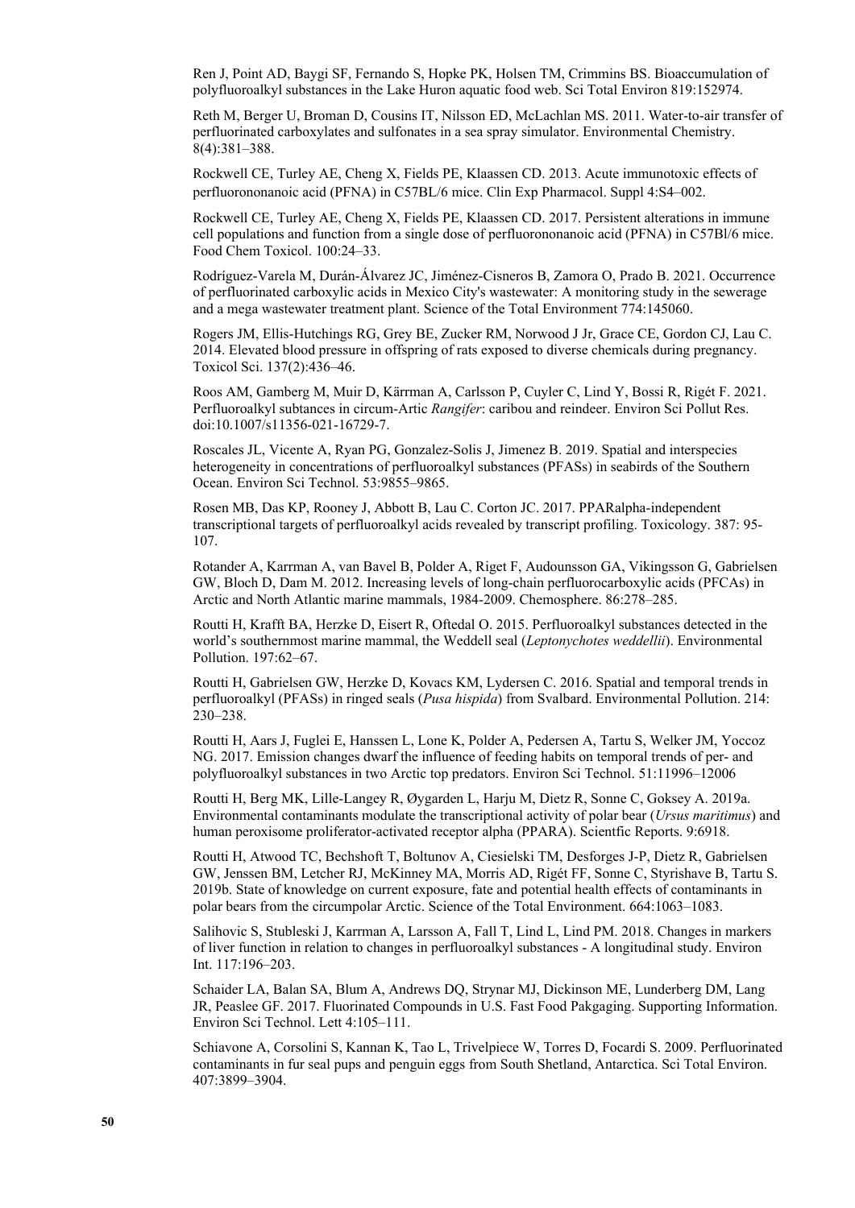Ren J, Point AD, Baygi SF, Fernando S, Hopke PK, Holsen TM, Crimmins BS. Bioaccumulation of polyfluoroalkyl substances in the Lake Huron aquatic food web. Sci Total Environ 819:152974.

Reth M, Berger U, Broman D, Cousins IT, Nilsson ED, McLachlan MS. 2011. Water-to-air transfer of perfluorinated carboxylates and sulfonates in a sea spray simulator. Environmental Chemistry. 8(4):381–388.

Rockwell CE, Turley AE, Cheng X, Fields PE, Klaassen CD. 2013. Acute immunotoxic effects of perfluorononanoic acid (PFNA) in C57BL/6 mice. Clin Exp Pharmacol. Suppl 4:S4–002.

Rockwell CE, Turley AE, Cheng X, Fields PE, Klaassen CD. 2017. Persistent alterations in immune cell populations and function from a single dose of perfluorononanoic acid (PFNA) in C57Bl/6 mice. Food Chem Toxicol. 100:24–33.

Rodríguez-Varela M, Durán-Álvarez JC, Jiménez-Cisneros B, Zamora O, Prado B. 2021. Occurrence of perfluorinated carboxylic acids in Mexico City's wastewater: A monitoring study in the sewerage and a mega wastewater treatment plant. Science of the Total Environment 774:145060.

Rogers JM, Ellis-Hutchings RG, Grey BE, Zucker RM, Norwood J Jr, Grace CE, Gordon CJ, Lau C. 2014. Elevated blood pressure in offspring of rats exposed to diverse chemicals during pregnancy. Toxicol Sci. 137(2):436–46.

Roos AM, Gamberg M, Muir D, Kärrman A, Carlsson P, Cuyler C, Lind Y, Bossi R, Rigét F. 2021. Perfluoroalkyl subtances in circum-Artic *Rangifer*: caribou and reindeer. Environ Sci Pollut Res. doi:10.1007/s11356-021-16729-7.

Roscales JL, Vicente A, Ryan PG, Gonzalez-Solis J, Jimenez B. 2019. Spatial and interspecies heterogeneity in concentrations of perfluoroalkyl substances (PFASs) in seabirds of the Southern Ocean. Environ Sci Technol. 53:9855–9865.

Rosen MB, Das KP, Rooney J, Abbott B, Lau C. Corton JC. 2017. PPARalpha-independent transcriptional targets of perfluoroalkyl acids revealed by transcript profiling. Toxicology. 387: 95-107.

Rotander A, Karrman A, van Bavel B, Polder A, Riget F, Audounsson GA, Vikingsson G, Gabrielsen GW, Bloch D, Dam M. 2012. Increasing levels of long-chain perfluorocarboxylic acids (PFCAs) in Arctic and North Atlantic marine mammals, 1984-2009. Chemosphere. 86:278–285.

Routti H, Krafft BA, Herzke D, Eisert R, Oftedal O. 2015. Perfluoroalkyl substances detected in the world's southernmost marine mammal, the Weddell seal (*Leptonychotes weddellii*). Environmental Pollution. 197:62–67.

Routti H, Gabrielsen GW, Herzke D, Kovacs KM, Lydersen C. 2016. Spatial and temporal trends in perfluoroalkyl (PFASs) in ringed seals (*Pusa hispida*) from Svalbard. Environmental Pollution. 214: 230–238.

Routti H, Aars J, Fuglei E, Hanssen L, Lone K, Polder A, Pedersen A, Tartu S, Welker JM, Yoccoz NG. 2017. Emission changes dwarf the influence of feeding habits on temporal trends of per- and polyfluoroalkyl substances in two Arctic top predators. Environ Sci Technol. 51:11996–12006

Routti H, Berg MK, Lille-Langey R, Øygarden L, Harju M, Dietz R, Sonne C, Goksey A. 2019a. Environmental contaminants modulate the transcriptional activity of polar bear (*Ursus maritimus*) and human peroxisome proliferator-activated receptor alpha (PPARA). Scientfic Reports. 9:6918.

Routti H, Atwood TC, Bechshoft T, Boltunov A, Ciesielski TM, Desforges J-P, Dietz R, Gabrielsen GW, Jenssen BM, Letcher RJ, McKinney MA, Morris AD, Rigét FF, Sonne C, Styrishave B, Tartu S. 2019b. State of knowledge on current exposure, fate and potential health effects of contaminants in polar bears from the circumpolar Arctic. Science of the Total Environment. 664:1063–1083.

Salihovic S, Stubleski J, Karrman A, Larsson A, Fall T, Lind L, Lind PM. 2018. Changes in markers of liver function in relation to changes in perfluoroalkyl substances - A longitudinal study. Environ Int. 117:196–203.

Schaider LA, Balan SA, Blum A, Andrews DQ, Strynar MJ, Dickinson ME, Lunderberg DM, Lang JR, Peaslee GF. 2017. Fluorinated Compounds in U.S. Fast Food Pakgaging. Supporting Information. Environ Sci Technol. Lett 4:105–111.

Schiavone A, Corsolini S, Kannan K, Tao L, Trivelpiece W, Torres D, Focardi S. 2009. Perfluorinated contaminants in fur seal pups and penguin eggs from South Shetland, Antarctica. Sci Total Environ. 407:3899–3904.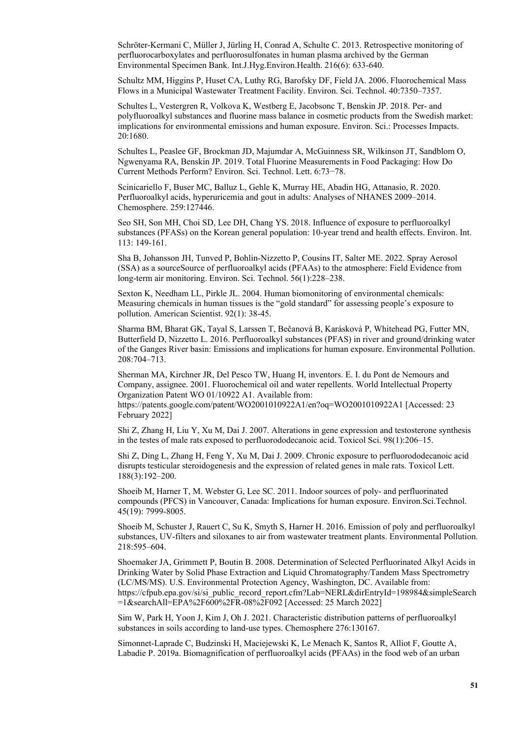Schröter-Kermani C, Müller J, Jürling H, Conrad A, Schulte C. 2013. Retrospective monitoring of perfluorocarboxylates and perfluorosulfonates in human plasma archived by the German Environmental Specimen Bank. Int.J.Hyg.Environ.Health. 216(6): 633-640.

Schultz MM, Higgins P, Huset CA, Luthy RG, Barofsky DF, Field JA. 2006. Fluorochemical Mass Flows in a Municipal Wastewater Treatment Facility. Environ. Sci. Technol. 40:7350–7357.

Schultes L, Vestergren R, Volkova K, Westberg E, Jacobsonc T, Benskin JP. 2018. Per- and polyfluoroalkyl substances and fluorine mass balance in cosmetic products from the Swedish market: implications for environmental emissions and human exposure. Environ. Sci.: Processes Impacts. 20:1680.

Schultes L, Peaslee GF, Brockman JD, Majumdar A, McGuinness SR, Wilkinson JT, Sandblom O, Ngwenyama RA, Benskin JP. 2019. Total Fluorine Measurements in Food Packaging: How Do Current Methods Perform? Environ. Sci. Technol. Lett. 6:73−78.

Scinicariello F, Buser MC, Balluz L, Gehle K, Murray HE, Abadin HG, Attanasio, R. 2020. Perfluoroalkyl acids, hyperuricemia and gout in adults: Analyses of NHANES 2009–2014. Chemosphere. 259:127446.

Seo SH, Son MH, Choi SD, Lee DH, Chang YS. 2018. Influence of exposure to perfluoroalkyl substances (PFASs) on the Korean general population: 10-year trend and health effects. Environ. Int. 113: 149-161.

Sha B, Johansson JH, Tunved P, Bohlin-Nizzetto P, Cousins IT, Salter ME. 2022. Spray Aerosol (SSA) as a sourceSource of perfluoroalkyl acids (PFAAs) to the atmosphere: Field Evidence from long-term air monitoring. Environ. Sci. Technol. 56(1):228–238.

Sexton K, Needham LL, Pirkle JL. 2004. Human biomonitoring of environmental chemicals: Measuring chemicals in human tissues is the "gold standard" for assessing people's exposure to pollution. American Scientist. 92(1): 38-45.

Sharma BM, Bharat GK, Tayal S, Larssen T, Bečanová B, Karásková P, Whitehead PG, Futter MN, Butterfield D, Nizzetto L. 2016. Perfluoroalkyl substances (PFAS) in river and ground/drinking water of the Ganges River basin: Emissions and implications for human exposure. Environmental Pollution. 208:704–713.

Sherman MA, Kirchner JR, Del Pesco TW, Huang H, inventors. E. I. du Pont de Nemours and Company, assignee. 2001. Fluorochemical oil and water repellents. World Intellectual Property Organization Patent WO 01/10922 A1. Available from: https://patents.google.com/patent/WO2001010922A1/en?oq=WO2001010922A1 [Accessed: 23 February 2022]

Shi Z, Zhang H, Liu Y, Xu M, Dai J. 2007. Alterations in gene expression and testosterone synthesis in the testes of male rats exposed to perfluorododecanoic acid. Toxicol Sci. 98(1):206–15.

Shi Z, Ding L, Zhang H, Feng Y, Xu M, Dai J. 2009. Chronic exposure to perfluorododecanoic acid disrupts testicular steroidogenesis and the expression of related genes in male rats. Toxicol Lett. 188(3):192–200.

Shoeib M, Harner T, M. Webster G, Lee SC. 2011. Indoor sources of poly- and perfluorinated compounds (PFCS) in Vancouver, Canada: Implications for human exposure. Environ.Sci.Technol. 45(19): 7999-8005.

Shoeib M, Schuster J, Rauert C, Su K, Smyth S, Harner H. 2016. Emission of poly and perfluoroalkyl substances, UV-filters and siloxanes to air from wastewater treatment plants. Environmental Pollution. 218:595–604.

Shoemaker JA, Grimmett P, Boutin B. 2008. Determination of Selected Perfluorinated Alkyl Acids in Drinking Water by Solid Phase Extraction and Liquid Chromatography/Tandem Mass Spectrometry (LC/MS/MS). U.S. Environmental Protection Agency, Washington, DC. Available from: https://cfpub.epa.gov/si/si_public_record_report.cfm?Lab=NERL&dirEntryId=198984&simpleSearch=1&searchAll=EPA%2F600%2FR-08%2F092 [Accessed: 25 March 2022]

Sim W, Park H, Yoon J, Kim J, Oh J. 2021. Characteristic distribution patterns of perfluoroalkyl substances in soils according to land-use types. Chemosphere 276:130167.

Simonnet-Laprade C, Budzinski H, Maciejewski K, Le Menach K, Santos R, Alliot F, Goutte A, Labadie P. 2019a. Biomagnification of perfluoroalkyl acids (PFAAs) in the food web of an urban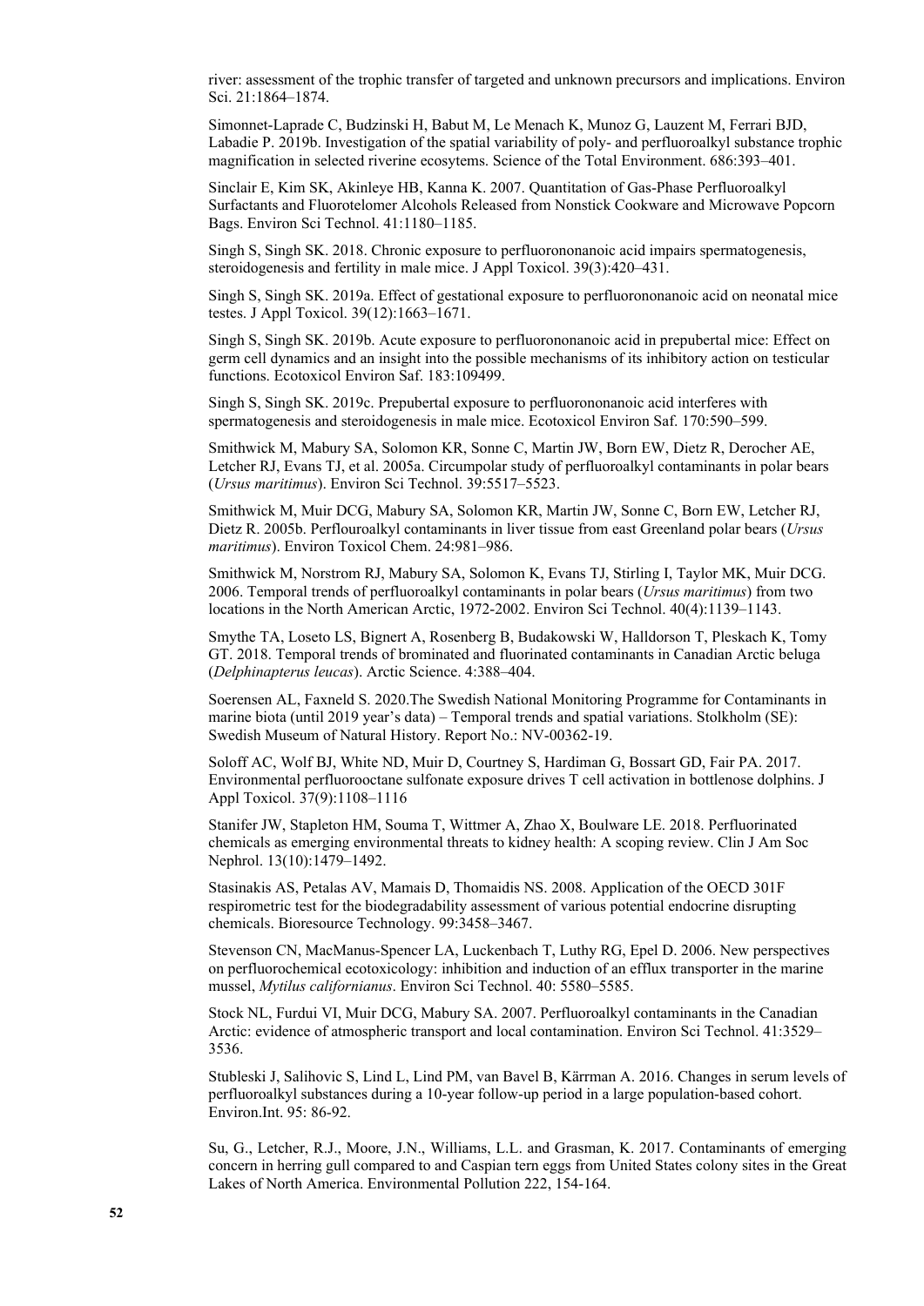river: assessment of the trophic transfer of targeted and unknown precursors and implications. Environ Sci. 21:1864–1874.

Simonnet-Laprade C, Budzinski H, Babut M, Le Menach K, Munoz G, Lauzent M, Ferrari BJD, Labadie P. 2019b. Investigation of the spatial variability of poly- and perfluoroalkyl substance trophic magnification in selected riverine ecosytems. Science of the Total Environment. 686:393–401.

Sinclair E, Kim SK, Akinleye HB, Kanna K. 2007. Quantitation of Gas-Phase Perfluoroalkyl Surfactants and Fluorotelomer Alcohols Released from Nonstick Cookware and Microwave Popcorn Bags. Environ Sci Technol. 41:1180–1185.

Singh S, Singh SK. 2018. Chronic exposure to perfluorononanoic acid impairs spermatogenesis, steroidogenesis and fertility in male mice. J Appl Toxicol. 39(3):420–431.

Singh S, Singh SK. 2019a. Effect of gestational exposure to perfluorononanoic acid on neonatal mice testes. J Appl Toxicol. 39(12):1663–1671.

Singh S, Singh SK. 2019b. Acute exposure to perfluorononanoic acid in prepubertal mice: Effect on germ cell dynamics and an insight into the possible mechanisms of its inhibitory action on testicular functions. Ecotoxicol Environ Saf. 183:109499.

Singh S, Singh SK. 2019c. Prepubertal exposure to perfluorononanoic acid interferes with spermatogenesis and steroidogenesis in male mice. Ecotoxicol Environ Saf. 170:590–599.

Smithwick M, Mabury SA, Solomon KR, Sonne C, Martin JW, Born EW, Dietz R, Derocher AE, Letcher RJ, Evans TJ, et al. 2005a. Circumpolar study of perfluoroalkyl contaminants in polar bears (*Ursus maritimus*). Environ Sci Technol. 39:5517–5523.

Smithwick M, Muir DCG, Mabury SA, Solomon KR, Martin JW, Sonne C, Born EW, Letcher RJ, Dietz R. 2005b. Perflouroalkyl contaminants in liver tissue from east Greenland polar bears (*Ursus maritimus*). Environ Toxicol Chem. 24:981–986.

Smithwick M, Norstrom RJ, Mabury SA, Solomon K, Evans TJ, Stirling I, Taylor MK, Muir DCG. 2006. Temporal trends of perfluoroalkyl contaminants in polar bears (*Ursus maritimus*) from two locations in the North American Arctic, 1972-2002. Environ Sci Technol. 40(4):1139–1143.

Smythe TA, Loseto LS, Bignert A, Rosenberg B, Budakowski W, Halldorson T, Pleskach K, Tomy GT. 2018. Temporal trends of brominated and fluorinated contaminants in Canadian Arctic beluga (*Delphinapterus leucas*). Arctic Science. 4:388–404.

Soerensen AL, Faxneld S. 2020.The Swedish National Monitoring Programme for Contaminants in marine biota (until 2019 year's data) – Temporal trends and spatial variations. Stolkholm (SE): Swedish Museum of Natural History. Report No.: NV-00362-19.

Soloff AC, Wolf BJ, White ND, Muir D, Courtney S, Hardiman G, Bossart GD, Fair PA. 2017. Environmental perfluorooctane sulfonate exposure drives T cell activation in bottlenose dolphins. J Appl Toxicol. 37(9):1108–1116

Stanifer JW, Stapleton HM, Souma T, Wittmer A, Zhao X, Boulware LE. 2018. Perfluorinated chemicals as emerging environmental threats to kidney health: A scoping review. Clin J Am Soc Nephrol. 13(10):1479–1492.

Stasinakis AS, Petalas AV, Mamais D, Thomaidis NS. 2008. Application of the OECD 301F respirometric test for the biodegradability assessment of various potential endocrine disrupting chemicals. Bioresource Technology. 99:3458–3467.

Stevenson CN, MacManus-Spencer LA, Luckenbach T, Luthy RG, Epel D. 2006. New perspectives on perfluorochemical ecotoxicology: inhibition and induction of an efflux transporter in the marine mussel, *Mytilus californianus*. Environ Sci Technol. 40: 5580–5585.

Stock NL, Furdui VI, Muir DCG, Mabury SA. 2007. Perfluoroalkyl contaminants in the Canadian Arctic: evidence of atmospheric transport and local contamination. Environ Sci Technol. 41:3529–3536.

Stubleski J, Salihovic S, Lind L, Lind PM, van Bavel B, Kärrman A. 2016. Changes in serum levels of perfluoroalkyl substances during a 10-year follow-up period in a large population-based cohort. Environ.Int. 95: 86-92.

Su, G., Letcher, R.J., Moore, J.N., Williams, L.L. and Grasman, K. 2017. Contaminants of emerging concern in herring gull compared to and Caspian tern eggs from United States colony sites in the Great Lakes of North America. Environmental Pollution 222, 154-164.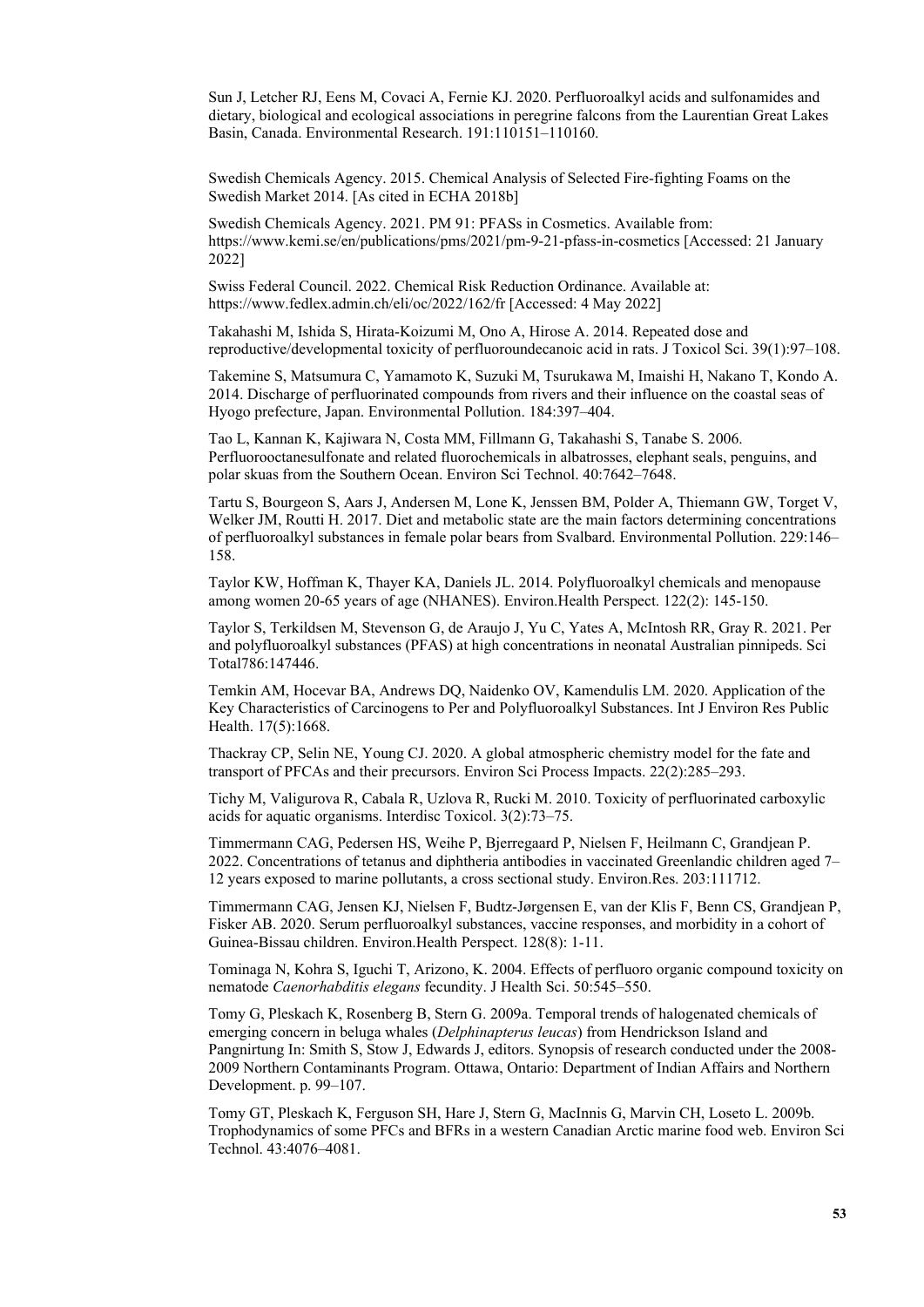Sun J, Letcher RJ, Eens M, Covaci A, Fernie KJ. 2020. Perfluoroalkyl acids and sulfonamides and dietary, biological and ecological associations in peregrine falcons from the Laurentian Great Lakes Basin, Canada. Environmental Research. 191:110151–110160.

Swedish Chemicals Agency. 2015. Chemical Analysis of Selected Fire-fighting Foams on the Swedish Market 2014. [As cited in ECHA 2018b]

Swedish Chemicals Agency. 2021. PM 91: PFASs in Cosmetics. Available from: https://www.kemi.se/en/publications/pms/2021/pm-9-21-pfass-in-cosmetics [Accessed: 21 January 2022]

Swiss Federal Council. 2022. Chemical Risk Reduction Ordinance. Available at: https://www.fedlex.admin.ch/eli/oc/2022/162/fr [Accessed: 4 May 2022]

Takahashi M, Ishida S, Hirata-Koizumi M, Ono A, Hirose A. 2014. Repeated dose and reproductive/developmental toxicity of perfluoroundecanoic acid in rats. J Toxicol Sci. 39(1):97–108.

Takemine S, Matsumura C, Yamamoto K, Suzuki M, Tsurukawa M, Imaishi H, Nakano T, Kondo A. 2014. Discharge of perfluorinated compounds from rivers and their influence on the coastal seas of Hyogo prefecture, Japan. Environmental Pollution. 184:397–404.

Tao L, Kannan K, Kajiwara N, Costa MM, Fillmann G, Takahashi S, Tanabe S. 2006. Perfluorooctanesulfonate and related fluorochemicals in albatrosses, elephant seals, penguins, and polar skuas from the Southern Ocean. Environ Sci Technol. 40:7642–7648.

Tartu S, Bourgeon S, Aars J, Andersen M, Lone K, Jenssen BM, Polder A, Thiemann GW, Torget V, Welker JM, Routti H. 2017. Diet and metabolic state are the main factors determining concentrations of perfluoroalkyl substances in female polar bears from Svalbard. Environmental Pollution. 229:146–158.

Taylor KW, Hoffman K, Thayer KA, Daniels JL. 2014. Polyfluoroalkyl chemicals and menopause among women 20-65 years of age (NHANES). Environ.Health Perspect. 122(2): 145-150.

Taylor S, Terkildsen M, Stevenson G, de Araujo J, Yu C, Yates A, McIntosh RR, Gray R. 2021. Per and polyfluoroalkyl substances (PFAS) at high concentrations in neonatal Australian pinnipeds. Sci Total786:147446.

Temkin AM, Hocevar BA, Andrews DQ, Naidenko OV, Kamendulis LM. 2020. Application of the Key Characteristics of Carcinogens to Per and Polyfluoroalkyl Substances. Int J Environ Res Public Health. 17(5):1668.

Thackray CP, Selin NE, Young CJ. 2020. A global atmospheric chemistry model for the fate and transport of PFCAs and their precursors. Environ Sci Process Impacts. 22(2):285–293.

Tichy M, Valigurova R, Cabala R, Uzlova R, Rucki M. 2010. Toxicity of perfluorinated carboxylic acids for aquatic organisms. Interdisc Toxicol. 3(2):73–75.

Timmermann CAG, Pedersen HS, Weihe P, Bjerregaard P, Nielsen F, Heilmann C, Grandjean P. 2022. Concentrations of tetanus and diphtheria antibodies in vaccinated Greenlandic children aged 7–12 years exposed to marine pollutants, a cross sectional study. Environ.Res. 203:111712.

Timmermann CAG, Jensen KJ, Nielsen F, Budtz-Jørgensen E, van der Klis F, Benn CS, Grandjean P, Fisker AB. 2020. Serum perfluoroalkyl substances, vaccine responses, and morbidity in a cohort of Guinea-Bissau children. Environ.Health Perspect. 128(8): 1-11.

Tominaga N, Kohra S, Iguchi T, Arizono, K. 2004. Effects of perfluoro organic compound toxicity on nematode *Caenorhabditis elegans* fecundity. J Health Sci. 50:545–550.

Tomy G, Pleskach K, Rosenberg B, Stern G. 2009a. Temporal trends of halogenated chemicals of emerging concern in beluga whales (*Delphinapterus leucas*) from Hendrickson Island and Pangnirtung In: Smith S, Stow J, Edwards J, editors. Synopsis of research conducted under the 2008-2009 Northern Contaminants Program. Ottawa, Ontario: Department of Indian Affairs and Northern Development. p. 99–107.

Tomy GT, Pleskach K, Ferguson SH, Hare J, Stern G, MacInnis G, Marvin CH, Loseto L. 2009b. Trophodynamics of some PFCs and BFRs in a western Canadian Arctic marine food web. Environ Sci Technol. 43:4076–4081.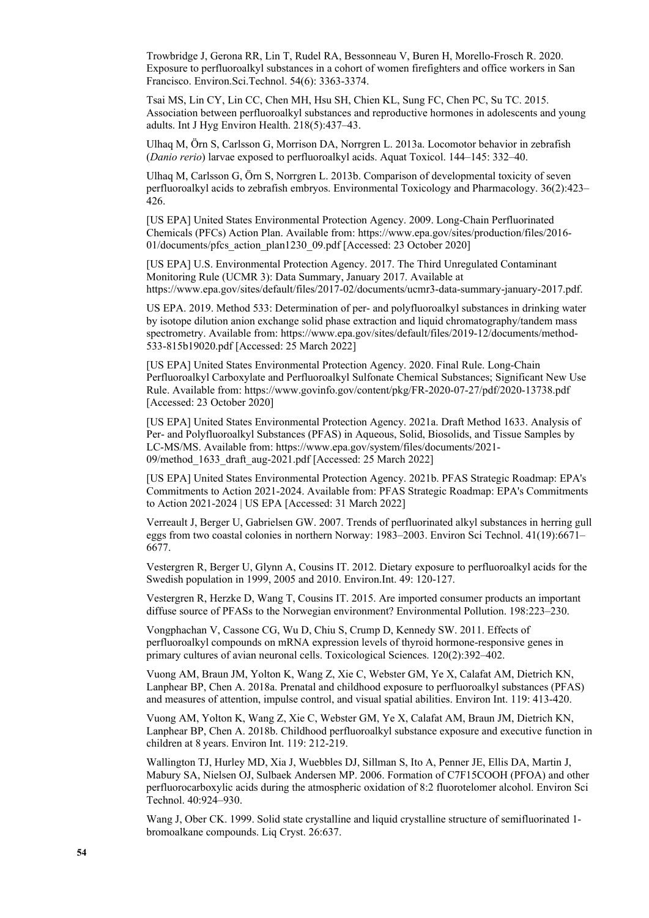Trowbridge J, Gerona RR, Lin T, Rudel RA, Bessonneau V, Buren H, Morello-Frosch R. 2020. Exposure to perfluoroalkyl substances in a cohort of women firefighters and office workers in San Francisco. Environ.Sci.Technol. 54(6): 3363-3374.

Tsai MS, Lin CY, Lin CC, Chen MH, Hsu SH, Chien KL, Sung FC, Chen PC, Su TC. 2015. Association between perfluoroalkyl substances and reproductive hormones in adolescents and young adults. Int J Hyg Environ Health. 218(5):437–43.

Ulhaq M, Örn S, Carlsson G, Morrison DA, Norrgren L. 2013a. Locomotor behavior in zebrafish (*Danio rerio*) larvae exposed to perfluoroalkyl acids. Aquat Toxicol. 144–145: 332–40.

Ulhaq M, Carlsson G, Örn S, Norrgren L. 2013b. Comparison of developmental toxicity of seven perfluoroalkyl acids to zebrafish embryos. Environmental Toxicology and Pharmacology. 36(2):423–426.

[US EPA] United States Environmental Protection Agency. 2009. Long-Chain Perfluorinated Chemicals (PFCs) Action Plan. Available from: https://www.epa.gov/sites/production/files/2016-01/documents/pfcs_action_plan1230_09.pdf [Accessed: 23 October 2020]

[US EPA] U.S. Environmental Protection Agency. 2017. The Third Unregulated Contaminant Monitoring Rule (UCMR 3): Data Summary, January 2017. Available at https://www.epa.gov/sites/default/files/2017-02/documents/ucmr3-data-summary-january-2017.pdf.

US EPA. 2019. Method 533: Determination of per- and polyfluoroalkyl substances in drinking water by isotope dilution anion exchange solid phase extraction and liquid chromatography/tandem mass spectrometry. Available from: https://www.epa.gov/sites/default/files/2019-12/documents/method-533-815b19020.pdf [Accessed: 25 March 2022]

[US EPA] United States Environmental Protection Agency. 2020. Final Rule. Long-Chain Perfluoroalkyl Carboxylate and Perfluoroalkyl Sulfonate Chemical Substances; Significant New Use Rule. Available from: https://www.govinfo.gov/content/pkg/FR-2020-07-27/pdf/2020-13738.pdf [Accessed: 23 October 2020]

[US EPA] United States Environmental Protection Agency. 2021a. Draft Method 1633. Analysis of Per- and Polyfluoroalkyl Substances (PFAS) in Aqueous, Solid, Biosolids, and Tissue Samples by LC-MS/MS. Available from: https://www.epa.gov/system/files/documents/2021-09/method_1633_draft_aug-2021.pdf [Accessed: 25 March 2022]

[US EPA] United States Environmental Protection Agency. 2021b. PFAS Strategic Roadmap: EPA's Commitments to Action 2021-2024. Available from: PFAS Strategic Roadmap: EPA's Commitments to Action 2021-2024 | US EPA [Accessed: 31 March 2022]

Verreault J, Berger U, Gabrielsen GW. 2007. Trends of perfluorinated alkyl substances in herring gull eggs from two coastal colonies in northern Norway: 1983–2003. Environ Sci Technol. 41(19):6671–6677.

Vestergren R, Berger U, Glynn A, Cousins IT. 2012. Dietary exposure to perfluoroalkyl acids for the Swedish population in 1999, 2005 and 2010. Environ.Int. 49: 120-127.

Vestergren R, Herzke D, Wang T, Cousins IT. 2015. Are imported consumer products an important diffuse source of PFASs to the Norwegian environment? Environmental Pollution. 198:223–230.

Vongphachan V, Cassone CG, Wu D, Chiu S, Crump D, Kennedy SW. 2011. Effects of perfluoroalkyl compounds on mRNA expression levels of thyroid hormone-responsive genes in primary cultures of avian neuronal cells. Toxicological Sciences. 120(2):392–402.

Vuong AM, Braun JM, Yolton K, Wang Z, Xie C, Webster GM, Ye X, Calafat AM, Dietrich KN, Lanphear BP, Chen A. 2018a. Prenatal and childhood exposure to perfluoroalkyl substances (PFAS) and measures of attention, impulse control, and visual spatial abilities. Environ Int. 119: 413-420.

Vuong AM, Yolton K, Wang Z, Xie C, Webster GM, Ye X, Calafat AM, Braun JM, Dietrich KN, Lanphear BP, Chen A. 2018b. Childhood perfluoroalkyl substance exposure and executive function in children at 8 years. Environ Int. 119: 212-219.

Wallington TJ, Hurley MD, Xia J, Wuebbles DJ, Sillman S, Ito A, Penner JE, Ellis DA, Martin J, Mabury SA, Nielsen OJ, Sulbaek Andersen MP. 2006. Formation of C7F15COOH (PFOA) and other perfluorocarboxylic acids during the atmospheric oxidation of 8:2 fluorotelomer alcohol. Environ Sci Technol. 40:924–930.

Wang J, Ober CK. 1999. Solid state crystalline and liquid crystalline structure of semifluorinated 1-bromoalkane compounds. Liq Cryst. 26:637.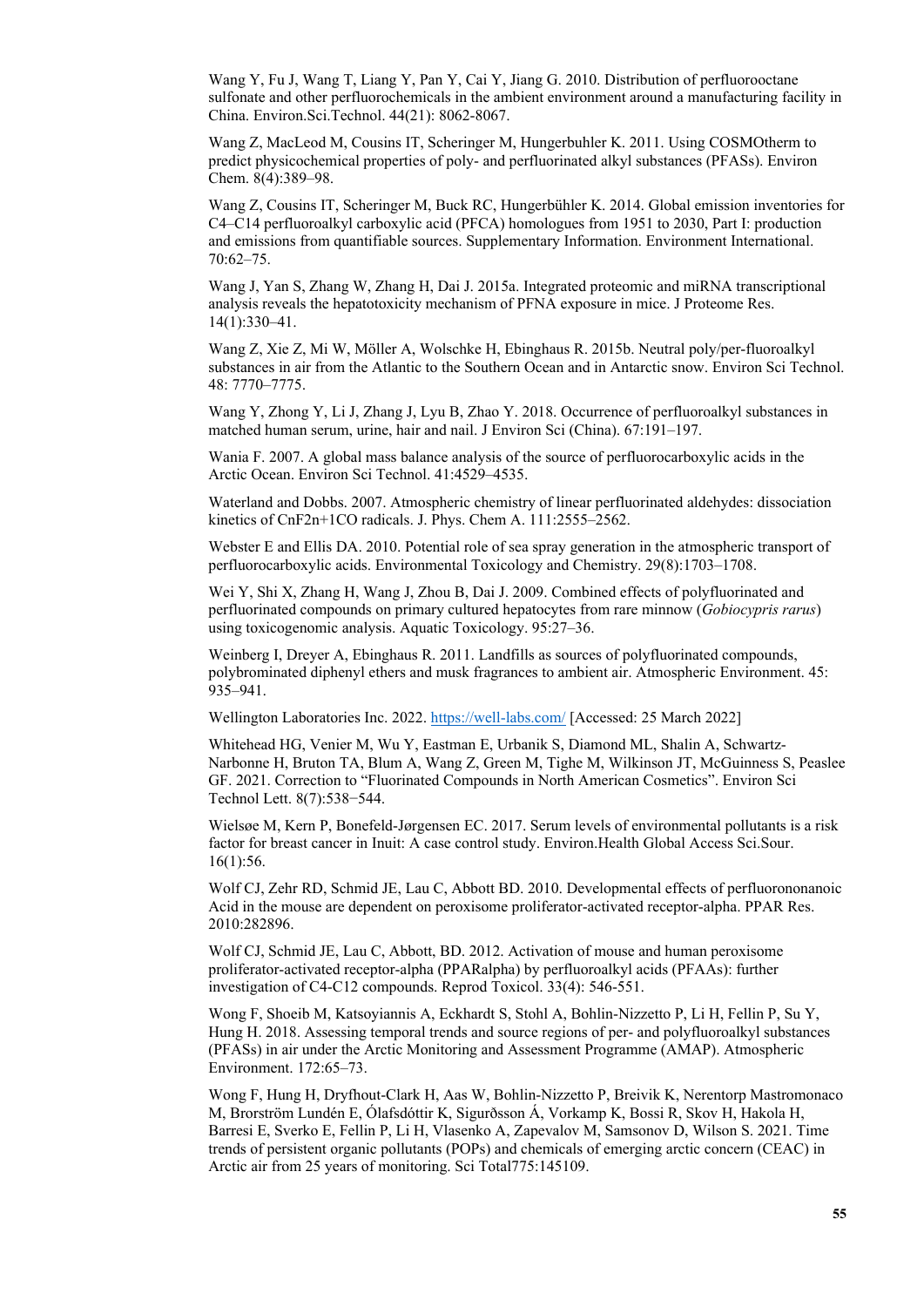Wang Y, Fu J, Wang T, Liang Y, Pan Y, Cai Y, Jiang G. 2010. Distribution of perfluorooctane sulfonate and other perfluorochemicals in the ambient environment around a manufacturing facility in China. Environ.Sci.Technol. 44(21): 8062-8067.

Wang Z, MacLeod M, Cousins IT, Scheringer M, Hungerbuhler K. 2011. Using COSMOtherm to predict physicochemical properties of poly- and perfluorinated alkyl substances (PFASs). Environ Chem. 8(4):389–98.

Wang Z, Cousins IT, Scheringer M, Buck RC, Hungerbühler K. 2014. Global emission inventories for C4–C14 perfluoroalkyl carboxylic acid (PFCA) homologues from 1951 to 2030, Part I: production and emissions from quantifiable sources. Supplementary Information. Environment International. 70:62–75.

Wang J, Yan S, Zhang W, Zhang H, Dai J. 2015a. Integrated proteomic and miRNA transcriptional analysis reveals the hepatotoxicity mechanism of PFNA exposure in mice. J Proteome Res. 14(1):330–41.

Wang Z, Xie Z, Mi W, Möller A, Wolschke H, Ebinghaus R. 2015b. Neutral poly/per-fluoroalkyl substances in air from the Atlantic to the Southern Ocean and in Antarctic snow. Environ Sci Technol. 48: 7770–7775.

Wang Y, Zhong Y, Li J, Zhang J, Lyu B, Zhao Y. 2018. Occurrence of perfluoroalkyl substances in matched human serum, urine, hair and nail. J Environ Sci (China). 67:191–197.

Wania F. 2007. A global mass balance analysis of the source of perfluorocarboxylic acids in the Arctic Ocean. Environ Sci Technol. 41:4529–4535.

Waterland and Dobbs. 2007. Atmospheric chemistry of linear perfluorinated aldehydes: dissociation kinetics of CnF2n+1CO radicals. J. Phys. Chem A. 111:2555–2562.

Webster E and Ellis DA. 2010. Potential role of sea spray generation in the atmospheric transport of perfluorocarboxylic acids. Environmental Toxicology and Chemistry. 29(8):1703–1708.

Wei Y, Shi X, Zhang H, Wang J, Zhou B, Dai J. 2009. Combined effects of polyfluorinated and perfluorinated compounds on primary cultured hepatocytes from rare minnow (*Gobiocypris rarus*) using toxicogenomic analysis. Aquatic Toxicology. 95:27–36.

Weinberg I, Dreyer A, Ebinghaus R. 2011. Landfills as sources of polyfluorinated compounds, polybrominated diphenyl ethers and musk fragrances to ambient air. Atmospheric Environment. 45: 935–941.

Wellington Laboratories Inc. 2022. https://well-labs.com/ [Accessed: 25 March 2022]

Whitehead HG, Venier M, Wu Y, Eastman E, Urbanik S, Diamond ML, Shalin A, Schwartz-Narbonne H, Bruton TA, Blum A, Wang Z, Green M, Tighe M, Wilkinson JT, McGuinness S, Peaslee GF. 2021. Correction to "Fluorinated Compounds in North American Cosmetics". Environ Sci Technol Lett. 8(7):538−544.

Wielsøe M, Kern P, Bonefeld-Jørgensen EC. 2017. Serum levels of environmental pollutants is a risk factor for breast cancer in Inuit: A case control study. Environ.Health Global Access Sci.Sour. 16(1):56.

Wolf CJ, Zehr RD, Schmid JE, Lau C, Abbott BD. 2010. Developmental effects of perfluorononanoic Acid in the mouse are dependent on peroxisome proliferator-activated receptor-alpha. PPAR Res. 2010:282896.

Wolf CJ, Schmid JE, Lau C, Abbott, BD. 2012. Activation of mouse and human peroxisome proliferator-activated receptor-alpha (PPARalpha) by perfluoroalkyl acids (PFAAs): further investigation of C4-C12 compounds. Reprod Toxicol. 33(4): 546-551.

Wong F, Shoeib M, Katsoyiannis A, Eckhardt S, Stohl A, Bohlin-Nizzetto P, Li H, Fellin P, Su Y, Hung H. 2018. Assessing temporal trends and source regions of per- and polyfluoroalkyl substances (PFASs) in air under the Arctic Monitoring and Assessment Programme (AMAP). Atmospheric Environment. 172:65–73.

Wong F, Hung H, Dryfhout-Clark H, Aas W, Bohlin-Nizzetto P, Breivik K, Nerentorp Mastromonaco M, Brorström Lundén E, Ólafsdóttir K, Sigurðsson Á, Vorkamp K, Bossi R, Skov H, Hakola H, Barresi E, Sverko E, Fellin P, Li H, Vlasenko A, Zapevalov M, Samsonov D, Wilson S. 2021. Time trends of persistent organic pollutants (POPs) and chemicals of emerging arctic concern (CEAC) in Arctic air from 25 years of monitoring. Sci Total775:145109.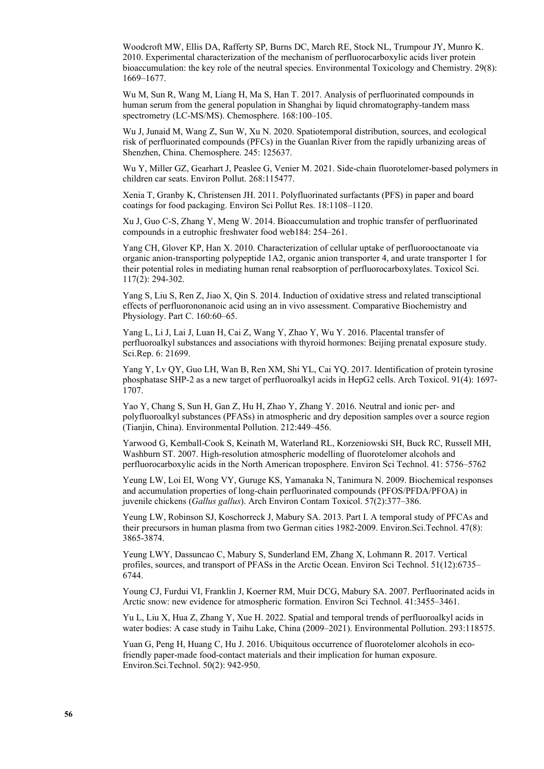Woodcroft MW, Ellis DA, Rafferty SP, Burns DC, March RE, Stock NL, Trumpour JY, Munro K. 2010. Experimental characterization of the mechanism of perfluorocarboxylic acids liver protein bioaccumulation: the key role of the neutral species. Environmental Toxicology and Chemistry. 29(8): 1669–1677.

Wu M, Sun R, Wang M, Liang H, Ma S, Han T. 2017. Analysis of perfluorinated compounds in human serum from the general population in Shanghai by liquid chromatography-tandem mass spectrometry (LC-MS/MS). Chemosphere. 168:100–105.

Wu J, Junaid M, Wang Z, Sun W, Xu N. 2020. Spatiotemporal distribution, sources, and ecological risk of perfluorinated compounds (PFCs) in the Guanlan River from the rapidly urbanizing areas of Shenzhen, China. Chemosphere. 245: 125637.

Wu Y, Miller GZ, Gearhart J, Peaslee G, Venier M. 2021. Side-chain fluorotelomer-based polymers in children car seats. Environ Pollut. 268:115477.

Xenia T, Granby K, Christensen JH. 2011. Polyfluorinated surfactants (PFS) in paper and board coatings for food packaging. Environ Sci Pollut Res. 18:1108–1120.

Xu J, Guo C-S, Zhang Y, Meng W. 2014. Bioaccumulation and trophic transfer of perfluorinated compounds in a eutrophic freshwater food web184: 254–261.

Yang CH, Glover KP, Han X. 2010. Characterization of cellular uptake of perfluorooctanoate via organic anion-transporting polypeptide 1A2, organic anion transporter 4, and urate transporter 1 for their potential roles in mediating human renal reabsorption of perfluorocarboxylates. Toxicol Sci. 117(2): 294-302.

Yang S, Liu S, Ren Z, Jiao X, Qin S. 2014. Induction of oxidative stress and related transciptional effects of perfluorononanoic acid using an in vivo assessment. Comparative Biochemistry and Physiology. Part C. 160:60–65.

Yang L, Li J, Lai J, Luan H, Cai Z, Wang Y, Zhao Y, Wu Y. 2016. Placental transfer of perfluoroalkyl substances and associations with thyroid hormones: Beijing prenatal exposure study. Sci.Rep. 6: 21699.

Yang Y, Lv QY, Guo LH, Wan B, Ren XM, Shi YL, Cai YQ. 2017. Identification of protein tyrosine phosphatase SHP-2 as a new target of perfluoroalkyl acids in HepG2 cells. Arch Toxicol. 91(4): 1697-1707.

Yao Y, Chang S, Sun H, Gan Z, Hu H, Zhao Y, Zhang Y. 2016. Neutral and ionic per- and polyfluoroalkyl substances (PFASs) in atmospheric and dry deposition samples over a source region (Tianjin, China). Environmental Pollution. 212:449–456.

Yarwood G, Kemball-Cook S, Keinath M, Waterland RL, Korzeniowski SH, Buck RC, Russell MH, Washburn ST. 2007. High-resolution atmospheric modelling of fluorotelomer alcohols and perfluorocarboxylic acids in the North American troposphere. Environ Sci Technol. 41: 5756–5762

Yeung LW, Loi EI, Wong VY, Guruge KS, Yamanaka N, Tanimura N. 2009. Biochemical responses and accumulation properties of long-chain perfluorinated compounds (PFOS/PFDA/PFOA) in juvenile chickens (*Gallus gallus*). Arch Environ Contam Toxicol. 57(2):377–386.

Yeung LW, Robinson SJ, Koschorreck J, Mabury SA. 2013. Part I. A temporal study of PFCAs and their precursors in human plasma from two German cities 1982-2009. Environ.Sci.Technol. 47(8): 3865-3874.

Yeung LWY, Dassuncao C, Mabury S, Sunderland EM, Zhang X, Lohmann R. 2017. Vertical profiles, sources, and transport of PFASs in the Arctic Ocean. Environ Sci Technol. 51(12):6735–6744.

Young CJ, Furdui VI, Franklin J, Koerner RM, Muir DCG, Mabury SA. 2007. Perfluorinated acids in Arctic snow: new evidence for atmospheric formation. Environ Sci Technol. 41:3455–3461.

Yu L, Liu X, Hua Z, Zhang Y, Xue H. 2022. Spatial and temporal trends of perfluoroalkyl acids in water bodies: A case study in Taihu Lake, China (2009–2021). Environmental Pollution. 293:118575.

Yuan G, Peng H, Huang C, Hu J. 2016. Ubiquitous occurrence of fluorotelomer alcohols in eco-friendly paper-made food-contact materials and their implication for human exposure. Environ.Sci.Technol. 50(2): 942-950.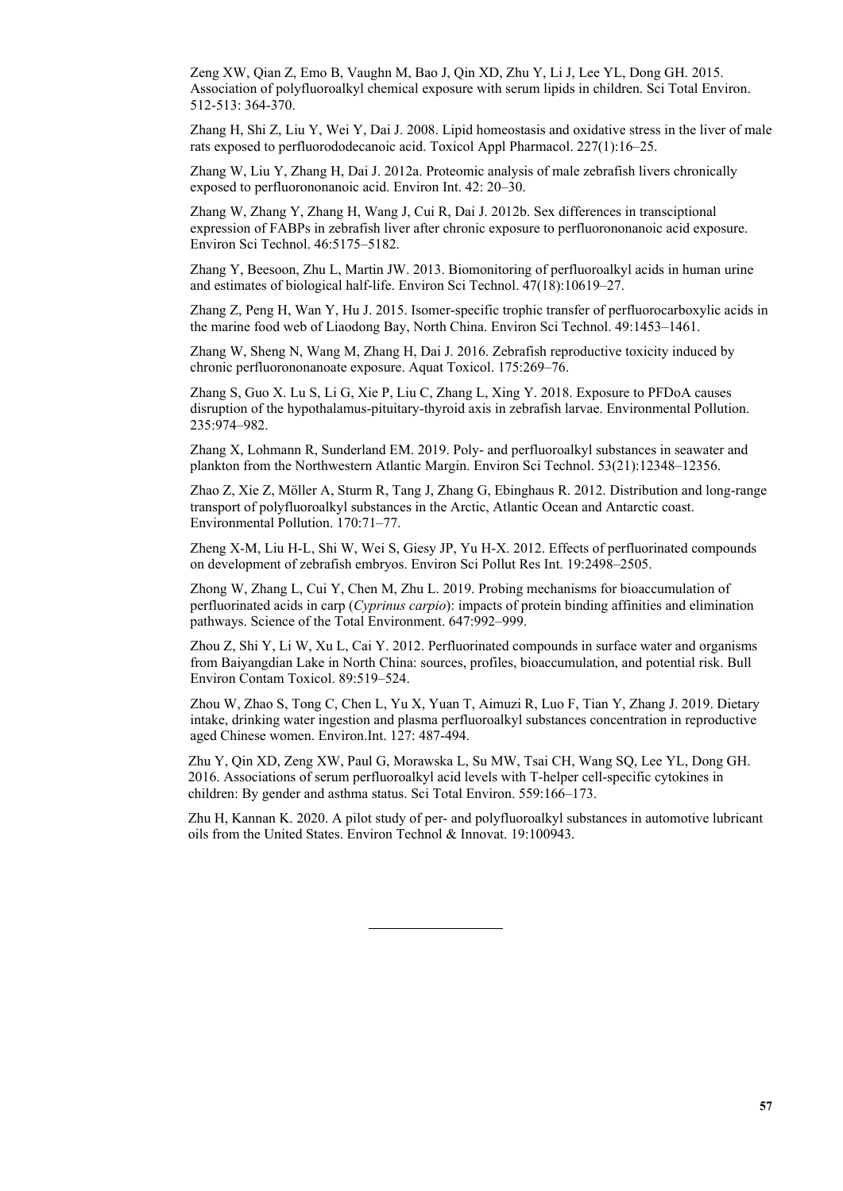Zeng XW, Qian Z, Emo B, Vaughn M, Bao J, Qin XD, Zhu Y, Li J, Lee YL, Dong GH. 2015. Association of polyfluoroalkyl chemical exposure with serum lipids in children. Sci Total Environ. 512-513: 364-370.

Zhang H, Shi Z, Liu Y, Wei Y, Dai J. 2008. Lipid homeostasis and oxidative stress in the liver of male rats exposed to perfluorododecanoic acid. Toxicol Appl Pharmacol. 227(1):16–25.

Zhang W, Liu Y, Zhang H, Dai J. 2012a. Proteomic analysis of male zebrafish livers chronically exposed to perfluorononanoic acid. Environ Int. 42: 20–30.

Zhang W, Zhang Y, Zhang H, Wang J, Cui R, Dai J. 2012b. Sex differences in transciptional expression of FABPs in zebrafish liver after chronic exposure to perfluorononanoic acid exposure. Environ Sci Technol. 46:5175–5182.

Zhang Y, Beesoon, Zhu L, Martin JW. 2013. Biomonitoring of perfluoroalkyl acids in human urine and estimates of biological half-life. Environ Sci Technol. 47(18):10619–27.

Zhang Z, Peng H, Wan Y, Hu J. 2015. Isomer-specific trophic transfer of perfluorocarboxylic acids in the marine food web of Liaodong Bay, North China. Environ Sci Technol. 49:1453–1461.

Zhang W, Sheng N, Wang M, Zhang H, Dai J. 2016. Zebrafish reproductive toxicity induced by chronic perfluorononanoate exposure. Aquat Toxicol. 175:269–76.

Zhang S, Guo X. Lu S, Li G, Xie P, Liu C, Zhang L, Xing Y. 2018. Exposure to PFDoA causes disruption of the hypothalamus-pituitary-thyroid axis in zebrafish larvae. Environmental Pollution. 235:974–982.

Zhang X, Lohmann R, Sunderland EM. 2019. Poly- and perfluoroalkyl substances in seawater and plankton from the Northwestern Atlantic Margin. Environ Sci Technol. 53(21):12348–12356.

Zhao Z, Xie Z, Möller A, Sturm R, Tang J, Zhang G, Ebinghaus R. 2012. Distribution and long-range transport of polyfluoroalkyl substances in the Arctic, Atlantic Ocean and Antarctic coast. Environmental Pollution. 170:71–77.

Zheng X-M, Liu H-L, Shi W, Wei S, Giesy JP, Yu H-X. 2012. Effects of perfluorinated compounds on development of zebrafish embryos. Environ Sci Pollut Res Int. 19:2498–2505.

Zhong W, Zhang L, Cui Y, Chen M, Zhu L. 2019. Probing mechanisms for bioaccumulation of perfluorinated acids in carp (*Cyprinus carpio*): impacts of protein binding affinities and elimination pathways. Science of the Total Environment. 647:992–999.

Zhou Z, Shi Y, Li W, Xu L, Cai Y. 2012. Perfluorinated compounds in surface water and organisms from Baiyangdian Lake in North China: sources, profiles, bioaccumulation, and potential risk. Bull Environ Contam Toxicol. 89:519–524.

Zhou W, Zhao S, Tong C, Chen L, Yu X, Yuan T, Aimuzi R, Luo F, Tian Y, Zhang J. 2019. Dietary intake, drinking water ingestion and plasma perfluoroalkyl substances concentration in reproductive aged Chinese women. Environ.Int. 127: 487-494.

Zhu Y, Qin XD, Zeng XW, Paul G, Morawska L, Su MW, Tsai CH, Wang SQ, Lee YL, Dong GH. 2016. Associations of serum perfluoroalkyl acid levels with T-helper cell-specific cytokines in children: By gender and asthma status. Sci Total Environ. 559:166–173.

Zhu H, Kannan K. 2020. A pilot study of per- and polyfluoroalkyl substances in automotive lubricant oils from the United States. Environ Technol & Innovat. 19:100943.